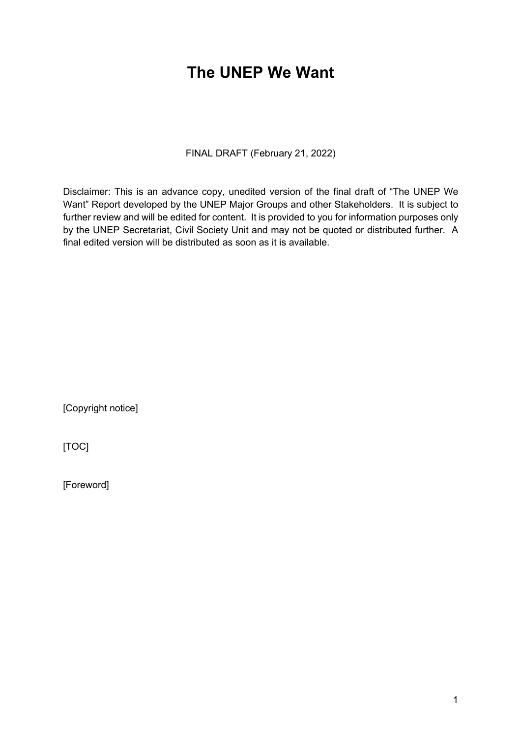# The UNEP We Want

FINAL DRAFT (February 21, 2022)

Disclaimer: This is an advance copy, unedited version of the final draft of "The UNEP We Want" Report developed by the UNEP Major Groups and other Stakeholders. It is subject to further review and will be edited for content. It is provided to you for information purposes only by the UNEP Secretariat, Civil Society Unit and may not be quoted or distributed further. A final edited version will be distributed as soon as it is available.

[Copyright notice]

[TOC]

[Foreword]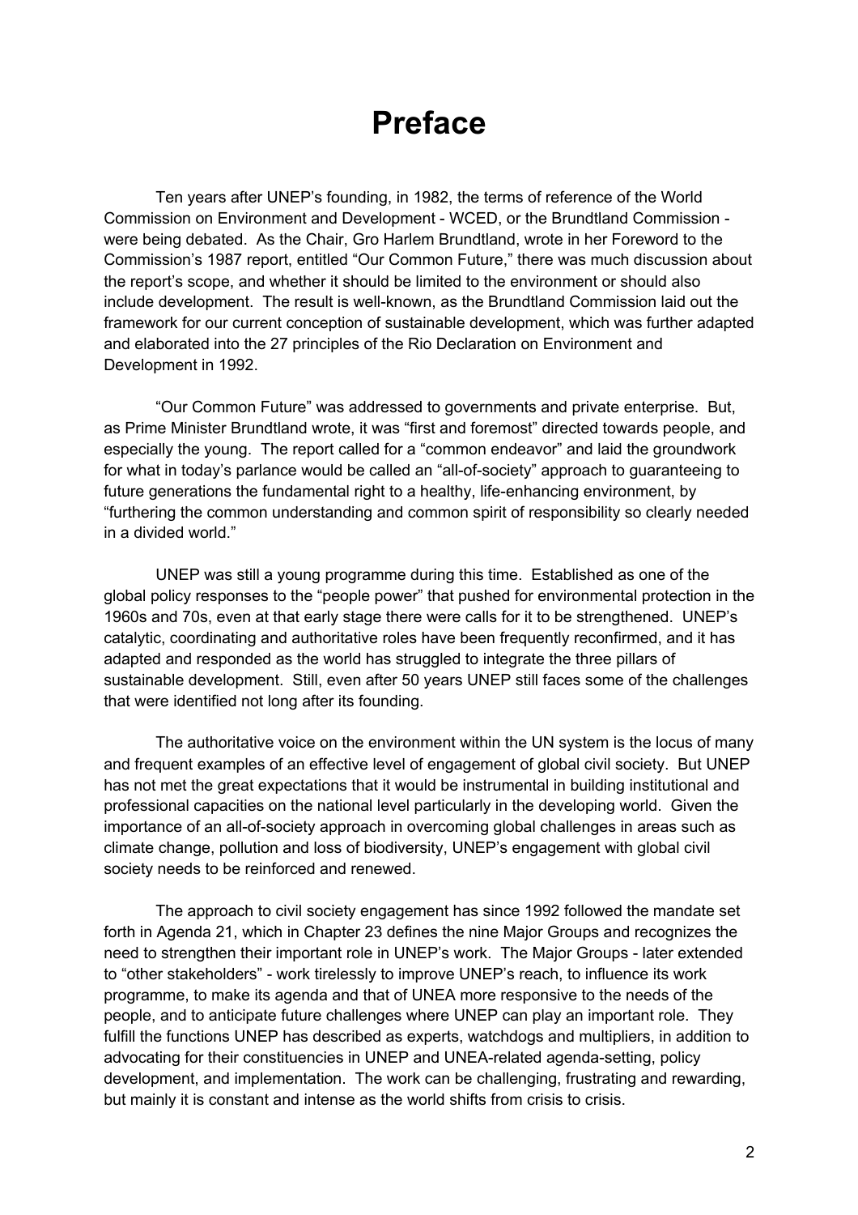# Preface

Ten years after UNEP's founding, in 1982, the terms of reference of the World Commission on Environment and Development - WCED, or the Brundtland Commission - were being debated. As the Chair, Gro Harlem Brundtland, wrote in her Foreword to the Commission's 1987 report, entitled "Our Common Future," there was much discussion about the report's scope, and whether it should be limited to the environment or should also include development. The result is well-known, as the Brundtland Commission laid out the framework for our current conception of sustainable development, which was further adapted and elaborated into the 27 principles of the Rio Declaration on Environment and Development in 1992.

"Our Common Future" was addressed to governments and private enterprise. But, as Prime Minister Brundtland wrote, it was "first and foremost" directed towards people, and especially the young. The report called for a "common endeavor" and laid the groundwork for what in today's parlance would be called an "all-of-society" approach to guaranteeing to future generations the fundamental right to a healthy, life-enhancing environment, by "furthering the common understanding and common spirit of responsibility so clearly needed in a divided world."

UNEP was still a young programme during this time. Established as one of the global policy responses to the "people power" that pushed for environmental protection in the 1960s and 70s, even at that early stage there were calls for it to be strengthened. UNEP's catalytic, coordinating and authoritative roles have been frequently reconfirmed, and it has adapted and responded as the world has struggled to integrate the three pillars of sustainable development. Still, even after 50 years UNEP still faces some of the challenges that were identified not long after its founding.

The authoritative voice on the environment within the UN system is the locus of many and frequent examples of an effective level of engagement of global civil society. But UNEP has not met the great expectations that it would be instrumental in building institutional and professional capacities on the national level particularly in the developing world. Given the importance of an all-of-society approach in overcoming global challenges in areas such as climate change, pollution and loss of biodiversity, UNEP's engagement with global civil society needs to be reinforced and renewed.

The approach to civil society engagement has since 1992 followed the mandate set forth in Agenda 21, which in Chapter 23 defines the nine Major Groups and recognizes the need to strengthen their important role in UNEP's work. The Major Groups - later extended to "other stakeholders" - work tirelessly to improve UNEP's reach, to influence its work programme, to make its agenda and that of UNEA more responsive to the needs of the people, and to anticipate future challenges where UNEP can play an important role. They fulfill the functions UNEP has described as experts, watchdogs and multipliers, in addition to advocating for their constituencies in UNEP and UNEA-related agenda-setting, policy development, and implementation. The work can be challenging, frustrating and rewarding, but mainly it is constant and intense as the world shifts from crisis to crisis.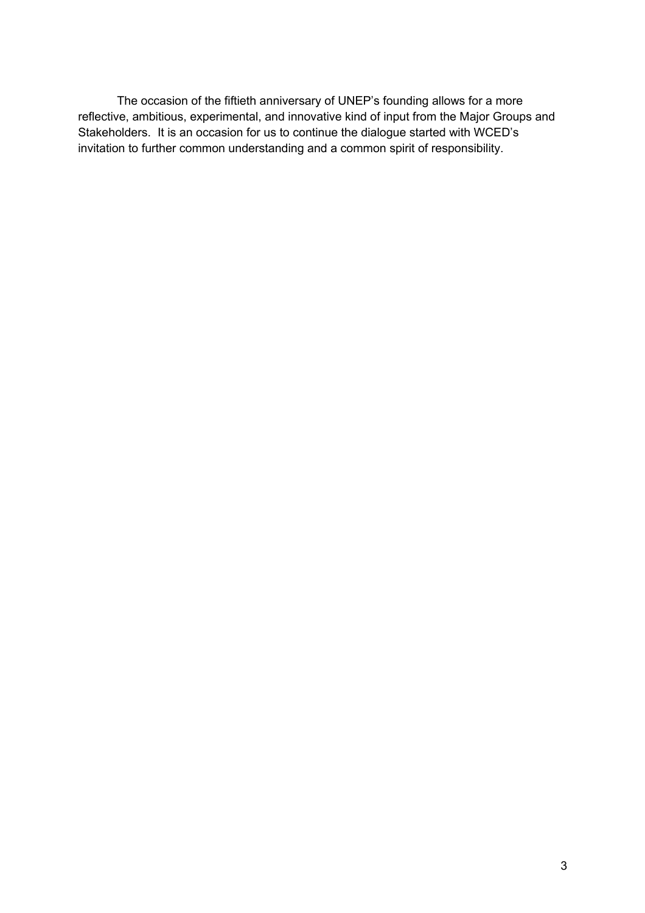The occasion of the fiftieth anniversary of UNEP's founding allows for a more reflective, ambitious, experimental, and innovative kind of input from the Major Groups and Stakeholders. It is an occasion for us to continue the dialogue started with WCED's invitation to further common understanding and a common spirit of responsibility.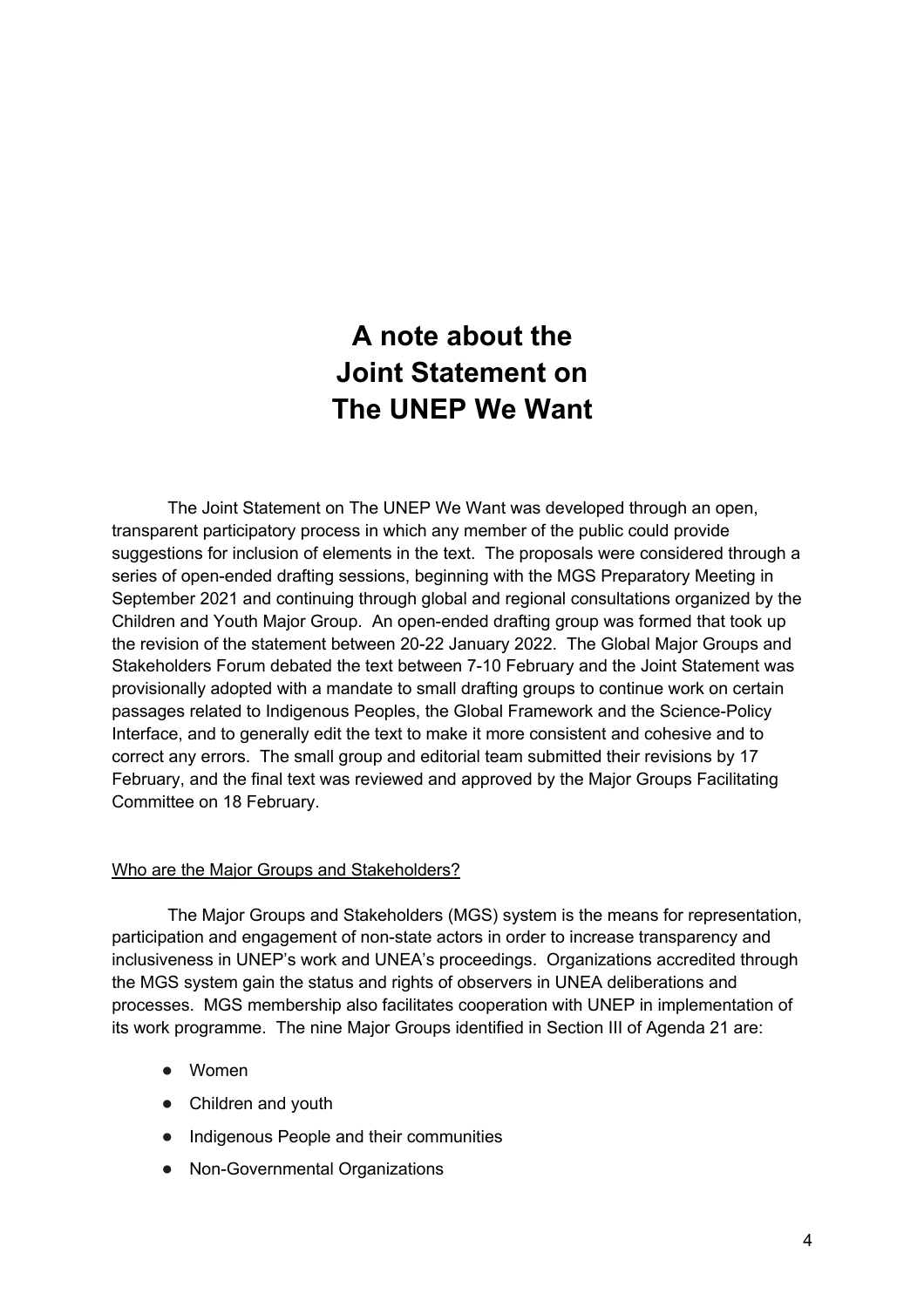# A note about the Joint Statement on The UNEP We Want

The Joint Statement on The UNEP We Want was developed through an open, transparent participatory process in which any member of the public could provide suggestions for inclusion of elements in the text. The proposals were considered through a series of open-ended drafting sessions, beginning with the MGS Preparatory Meeting in September 2021 and continuing through global and regional consultations organized by the Children and Youth Major Group. An open-ended drafting group was formed that took up the revision of the statement between 20-22 January 2022. The Global Major Groups and Stakeholders Forum debated the text between 7-10 February and the Joint Statement was provisionally adopted with a mandate to small drafting groups to continue work on certain passages related to Indigenous Peoples, the Global Framework and the Science-Policy Interface, and to generally edit the text to make it more consistent and cohesive and to correct any errors. The small group and editorial team submitted their revisions by 17 February, and the final text was reviewed and approved by the Major Groups Facilitating Committee on 18 February.

<u>Who are the Major Groups and Stakeholders?</u>

The Major Groups and Stakeholders (MGS) system is the means for representation, participation and engagement of non-state actors in order to increase transparency and inclusiveness in UNEP's work and UNEA's proceedings. Organizations accredited through the MGS system gain the status and rights of observers in UNEA deliberations and processes. MGS membership also facilitates cooperation with UNEP in implementation of its work programme. The nine Major Groups identified in Section III of Agenda 21 are:

- Women
- Children and youth
- Indigenous People and their communities
- Non-Governmental Organizations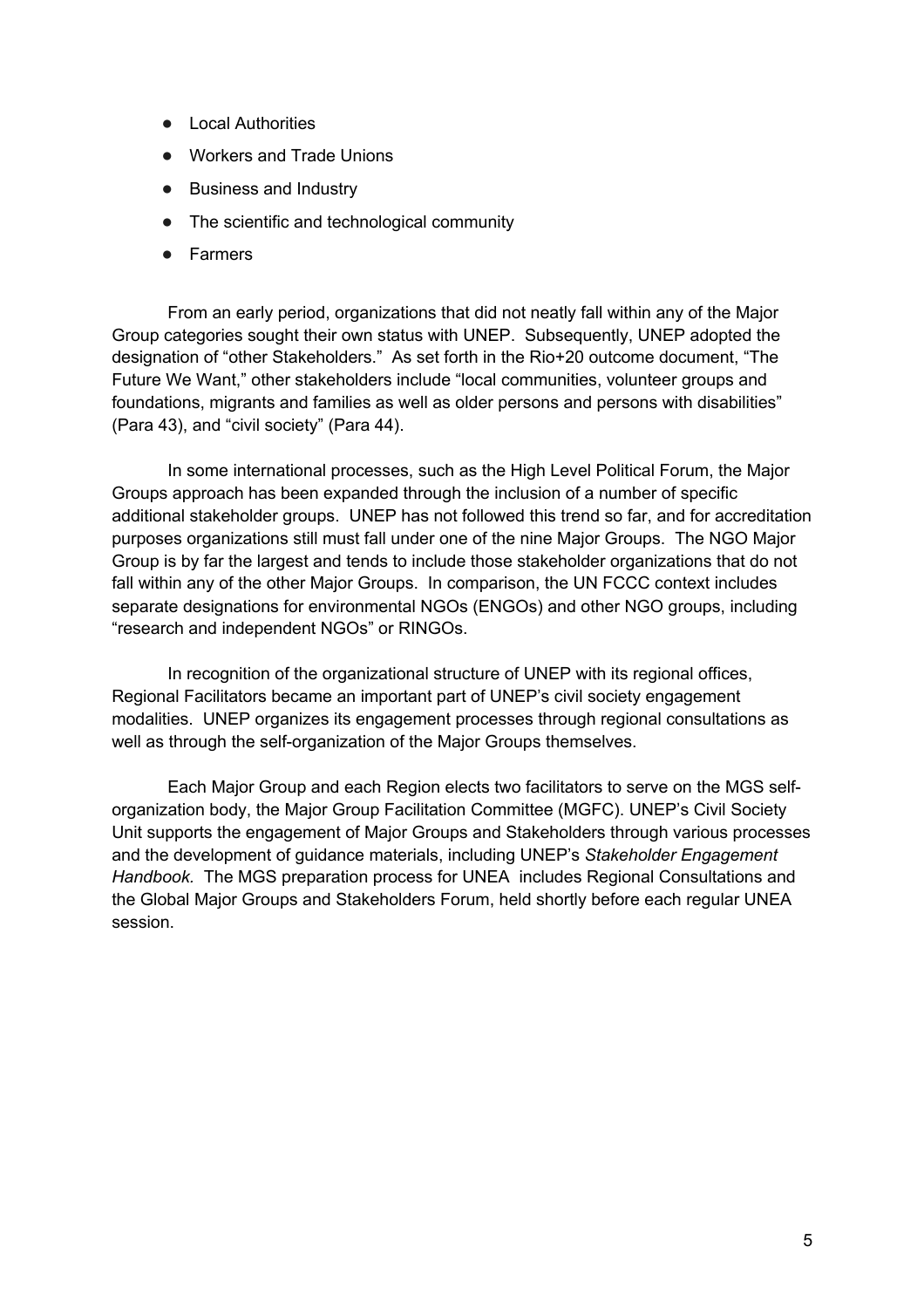- Local Authorities
- Workers and Trade Unions
- Business and Industry
- The scientific and technological community
- Farmers

From an early period, organizations that did not neatly fall within any of the Major Group categories sought their own status with UNEP. Subsequently, UNEP adopted the designation of "other Stakeholders." As set forth in the Rio+20 outcome document, "The Future We Want," other stakeholders include "local communities, volunteer groups and foundations, migrants and families as well as older persons and persons with disabilities" (Para 43), and "civil society" (Para 44).

In some international processes, such as the High Level Political Forum, the Major Groups approach has been expanded through the inclusion of a number of specific additional stakeholder groups. UNEP has not followed this trend so far, and for accreditation purposes organizations still must fall under one of the nine Major Groups. The NGO Major Group is by far the largest and tends to include those stakeholder organizations that do not fall within any of the other Major Groups. In comparison, the UN FCCC context includes separate designations for environmental NGOs (ENGOs) and other NGO groups, including "research and independent NGOs" or RINGOs.

In recognition of the organizational structure of UNEP with its regional offices, Regional Facilitators became an important part of UNEP's civil society engagement modalities. UNEP organizes its engagement processes through regional consultations as well as through the self-organization of the Major Groups themselves.

Each Major Group and each Region elects two facilitators to serve on the MGS self-organization body, the Major Group Facilitation Committee (MGFC). UNEP's Civil Society Unit supports the engagement of Major Groups and Stakeholders through various processes and the development of guidance materials, including UNEP's *Stakeholder Engagement Handbook.* The MGS preparation process for UNEA includes Regional Consultations and the Global Major Groups and Stakeholders Forum, held shortly before each regular UNEA session.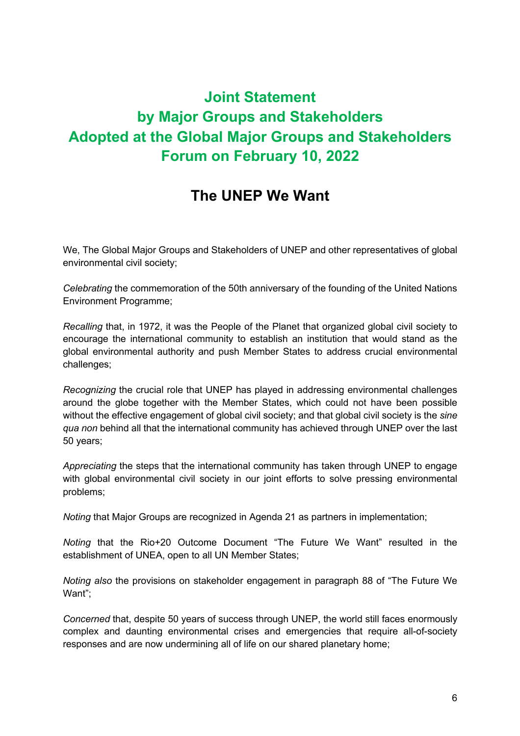# Joint Statement by Major Groups and Stakeholders Adopted at the Global Major Groups and Stakeholders Forum on February 10, 2022

## The UNEP We Want

We, The Global Major Groups and Stakeholders of UNEP and other representatives of global environmental civil society;

*Celebrating* the commemoration of the 50th anniversary of the founding of the United Nations Environment Programme;

*Recalling* that, in 1972, it was the People of the Planet that organized global civil society to encourage the international community to establish an institution that would stand as the global environmental authority and push Member States to address crucial environmental challenges;

*Recognizing* the crucial role that UNEP has played in addressing environmental challenges around the globe together with the Member States, which could not have been possible without the effective engagement of global civil society; and that global civil society is the *sine qua non* behind all that the international community has achieved through UNEP over the last 50 years;

*Appreciating* the steps that the international community has taken through UNEP to engage with global environmental civil society in our joint efforts to solve pressing environmental problems;

*Noting* that Major Groups are recognized in Agenda 21 as partners in implementation;

*Noting* that the Rio+20 Outcome Document "The Future We Want" resulted in the establishment of UNEA, open to all UN Member States;

*Noting also* the provisions on stakeholder engagement in paragraph 88 of "The Future We Want";

*Concerned* that, despite 50 years of success through UNEP, the world still faces enormously complex and daunting environmental crises and emergencies that require all-of-society responses and are now undermining all of life on our shared planetary home;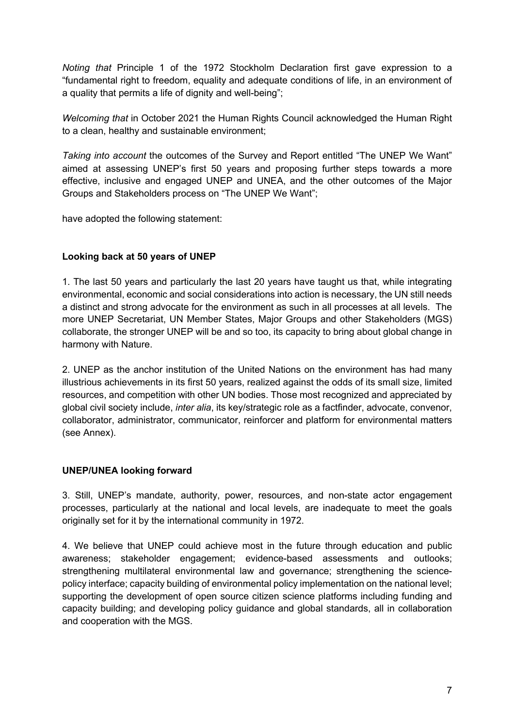*Noting that* Principle 1 of the 1972 Stockholm Declaration first gave expression to a "fundamental right to freedom, equality and adequate conditions of life, in an environment of a quality that permits a life of dignity and well-being";

*Welcoming that* in October 2021 the Human Rights Council acknowledged the Human Right to a clean, healthy and sustainable environment;

*Taking into account* the outcomes of the Survey and Report entitled "The UNEP We Want" aimed at assessing UNEP's first 50 years and proposing further steps towards a more effective, inclusive and engaged UNEP and UNEA, and the other outcomes of the Major Groups and Stakeholders process on "The UNEP We Want";

have adopted the following statement:

**Looking back at 50 years of UNEP**

1. The last 50 years and particularly the last 20 years have taught us that, while integrating environmental, economic and social considerations into action is necessary, the UN still needs a distinct and strong advocate for the environment as such in all processes at all levels. The more UNEP Secretariat, UN Member States, Major Groups and other Stakeholders (MGS) collaborate, the stronger UNEP will be and so too, its capacity to bring about global change in harmony with Nature.

2. UNEP as the anchor institution of the United Nations on the environment has had many illustrious achievements in its first 50 years, realized against the odds of its small size, limited resources, and competition with other UN bodies. Those most recognized and appreciated by global civil society include, *inter alia*, its key/strategic role as a factfinder, advocate, convenor, collaborator, administrator, communicator, reinforcer and platform for environmental matters (see Annex).

**UNEP/UNEA looking forward**

3. Still, UNEP's mandate, authority, power, resources, and non-state actor engagement processes, particularly at the national and local levels, are inadequate to meet the goals originally set for it by the international community in 1972.

4. We believe that UNEP could achieve most in the future through education and public awareness; stakeholder engagement; evidence-based assessments and outlooks; strengthening multilateral environmental law and governance; strengthening the science-policy interface; capacity building of environmental policy implementation on the national level; supporting the development of open source citizen science platforms including funding and capacity building; and developing policy guidance and global standards, all in collaboration and cooperation with the MGS.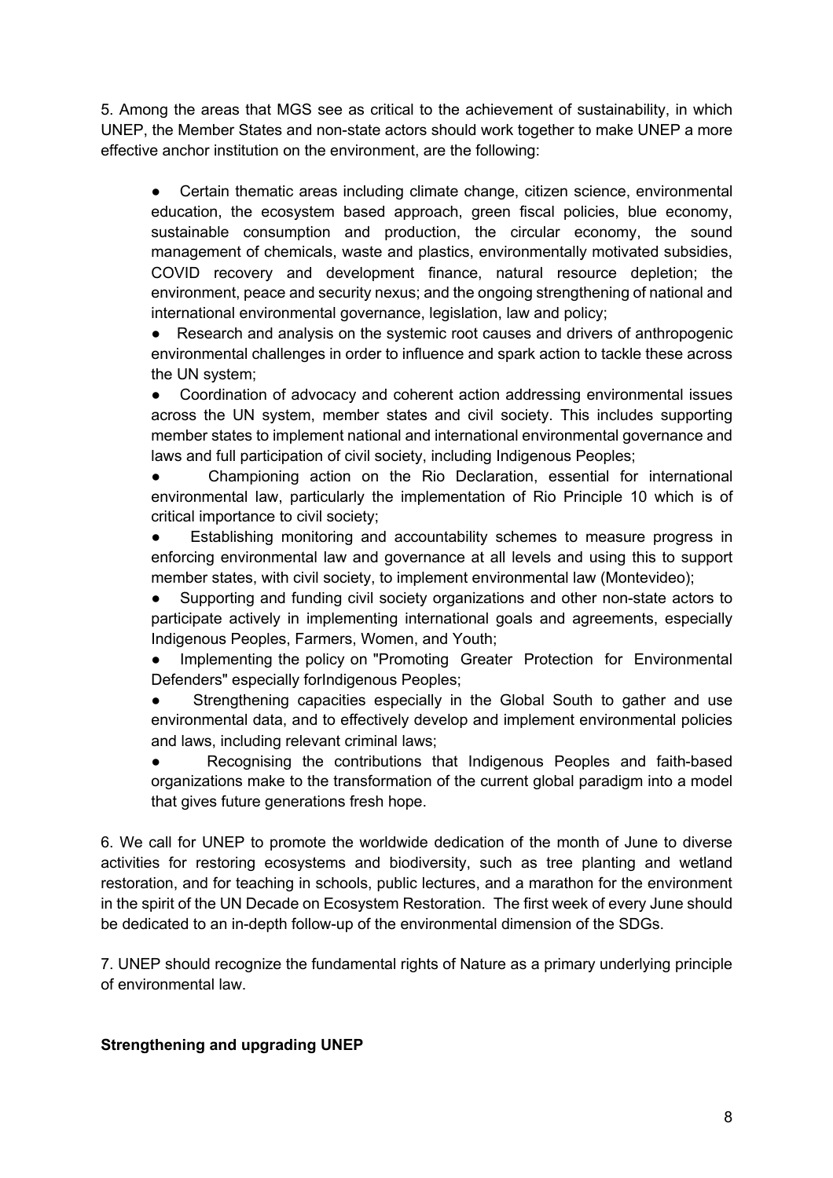5. Among the areas that MGS see as critical to the achievement of sustainability, in which UNEP, the Member States and non-state actors should work together to make UNEP a more effective anchor institution on the environment, are the following:

- Certain thematic areas including climate change, citizen science, environmental education, the ecosystem based approach, green fiscal policies, blue economy, sustainable consumption and production, the circular economy, the sound management of chemicals, waste and plastics, environmentally motivated subsidies, COVID recovery and development finance, natural resource depletion; the environment, peace and security nexus; and the ongoing strengthening of national and international environmental governance, legislation, law and policy;
- Research and analysis on the systemic root causes and drivers of anthropogenic environmental challenges in order to influence and spark action to tackle these across the UN system;
- Coordination of advocacy and coherent action addressing environmental issues across the UN system, member states and civil society. This includes supporting member states to implement national and international environmental governance and laws and full participation of civil society, including Indigenous Peoples;
- Championing action on the Rio Declaration, essential for international environmental law, particularly the implementation of Rio Principle 10 which is of critical importance to civil society;
- Establishing monitoring and accountability schemes to measure progress in enforcing environmental law and governance at all levels and using this to support member states, with civil society, to implement environmental law (Montevideo);
- Supporting and funding civil society organizations and other non-state actors to participate actively in implementing international goals and agreements, especially Indigenous Peoples, Farmers, Women, and Youth;
- Implementing the policy on "Promoting Greater Protection for Environmental Defenders" especially forIndigenous Peoples;
- Strengthening capacities especially in the Global South to gather and use environmental data, and to effectively develop and implement environmental policies and laws, including relevant criminal laws;
- Recognising the contributions that Indigenous Peoples and faith-based organizations make to the transformation of the current global paradigm into a model that gives future generations fresh hope.

6. We call for UNEP to promote the worldwide dedication of the month of June to diverse activities for restoring ecosystems and biodiversity, such as tree planting and wetland restoration, and for teaching in schools, public lectures, and a marathon for the environment in the spirit of the UN Decade on Ecosystem Restoration. The first week of every June should be dedicated to an in-depth follow-up of the environmental dimension of the SDGs.

7. UNEP should recognize the fundamental rights of Nature as a primary underlying principle of environmental law.

**Strengthening and upgrading UNEP**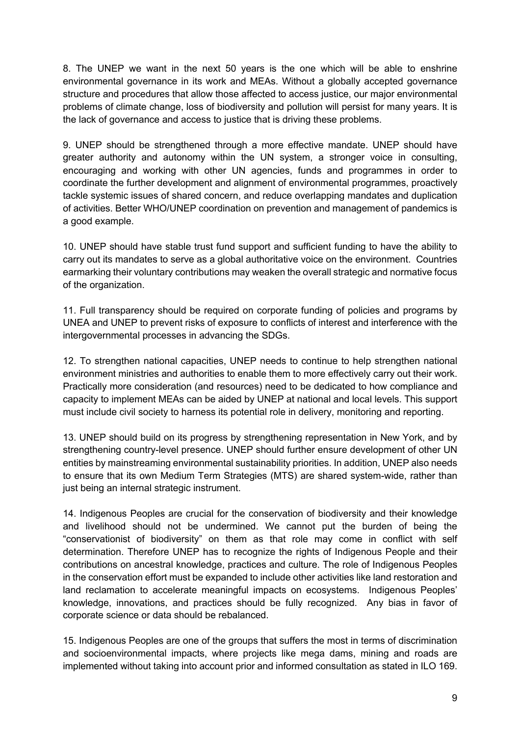8. The UNEP we want in the next 50 years is the one which will be able to enshrine environmental governance in its work and MEAs. Without a globally accepted governance structure and procedures that allow those affected to access justice, our major environmental problems of climate change, loss of biodiversity and pollution will persist for many years. It is the lack of governance and access to justice that is driving these problems.

9. UNEP should be strengthened through a more effective mandate. UNEP should have greater authority and autonomy within the UN system, a stronger voice in consulting, encouraging and working with other UN agencies, funds and programmes in order to coordinate the further development and alignment of environmental programmes, proactively tackle systemic issues of shared concern, and reduce overlapping mandates and duplication of activities. Better WHO/UNEP coordination on prevention and management of pandemics is a good example.

10. UNEP should have stable trust fund support and sufficient funding to have the ability to carry out its mandates to serve as a global authoritative voice on the environment. Countries earmarking their voluntary contributions may weaken the overall strategic and normative focus of the organization.

11. Full transparency should be required on corporate funding of policies and programs by UNEA and UNEP to prevent risks of exposure to conflicts of interest and interference with the intergovernmental processes in advancing the SDGs.

12. To strengthen national capacities, UNEP needs to continue to help strengthen national environment ministries and authorities to enable them to more effectively carry out their work. Practically more consideration (and resources) need to be dedicated to how compliance and capacity to implement MEAs can be aided by UNEP at national and local levels. This support must include civil society to harness its potential role in delivery, monitoring and reporting.

13. UNEP should build on its progress by strengthening representation in New York, and by strengthening country-level presence. UNEP should further ensure development of other UN entities by mainstreaming environmental sustainability priorities. In addition, UNEP also needs to ensure that its own Medium Term Strategies (MTS) are shared system-wide, rather than just being an internal strategic instrument.

14. Indigenous Peoples are crucial for the conservation of biodiversity and their knowledge and livelihood should not be undermined. We cannot put the burden of being the "conservationist of biodiversity" on them as that role may come in conflict with self determination. Therefore UNEP has to recognize the rights of Indigenous People and their contributions on ancestral knowledge, practices and culture. The role of Indigenous Peoples in the conservation effort must be expanded to include other activities like land restoration and land reclamation to accelerate meaningful impacts on ecosystems. Indigenous Peoples' knowledge, innovations, and practices should be fully recognized. Any bias in favor of corporate science or data should be rebalanced.

15. Indigenous Peoples are one of the groups that suffers the most in terms of discrimination and socioenvironmental impacts, where projects like mega dams, mining and roads are implemented without taking into account prior and informed consultation as stated in ILO 169.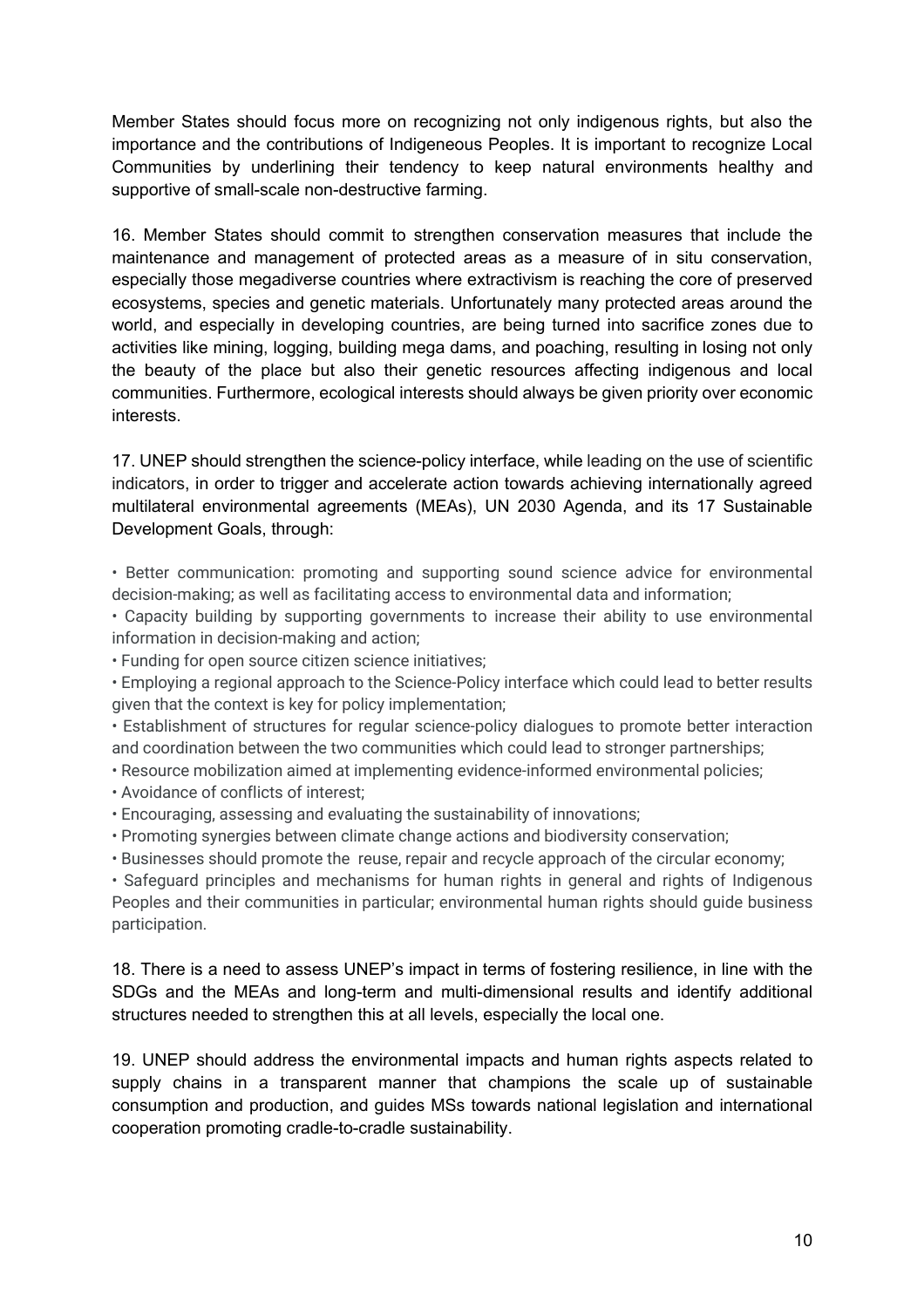Member States should focus more on recognizing not only indigenous rights, but also the importance and the contributions of Indigeneous Peoples. It is important to recognize Local Communities by underlining their tendency to keep natural environments healthy and supportive of small-scale non-destructive farming.

16. Member States should commit to strengthen conservation measures that include the maintenance and management of protected areas as a measure of in situ conservation, especially those megadiverse countries where extractivism is reaching the core of preserved ecosystems, species and genetic materials. Unfortunately many protected areas around the world, and especially in developing countries, are being turned into sacrifice zones due to activities like mining, logging, building mega dams, and poaching, resulting in losing not only the beauty of the place but also their genetic resources affecting indigenous and local communities. Furthermore, ecological interests should always be given priority over economic interests.

17. UNEP should strengthen the science-policy interface, while leading on the use of scientific indicators, in order to trigger and accelerate action towards achieving internationally agreed multilateral environmental agreements (MEAs), UN 2030 Agenda, and its 17 Sustainable Development Goals, through:

- Better communication: promoting and supporting sound science advice for environmental decision-making; as well as facilitating access to environmental data and information;
- Capacity building by supporting governments to increase their ability to use environmental information in decision-making and action;
- Funding for open source citizen science initiatives;
- Employing a regional approach to the Science-Policy interface which could lead to better results given that the context is key for policy implementation;
- Establishment of structures for regular science-policy dialogues to promote better interaction and coordination between the two communities which could lead to stronger partnerships;
- Resource mobilization aimed at implementing evidence-informed environmental policies;
- Avoidance of conflicts of interest;
- Encouraging, assessing and evaluating the sustainability of innovations;
- Promoting synergies between climate change actions and biodiversity conservation;
- Businesses should promote the reuse, repair and recycle approach of the circular economy;
- Safeguard principles and mechanisms for human rights in general and rights of Indigenous Peoples and their communities in particular; environmental human rights should guide business participation.

18. There is a need to assess UNEP's impact in terms of fostering resilience, in line with the SDGs and the MEAs and long-term and multi-dimensional results and identify additional structures needed to strengthen this at all levels, especially the local one.

19. UNEP should address the environmental impacts and human rights aspects related to supply chains in a transparent manner that champions the scale up of sustainable consumption and production, and guides MSs towards national legislation and international cooperation promoting cradle-to-cradle sustainability.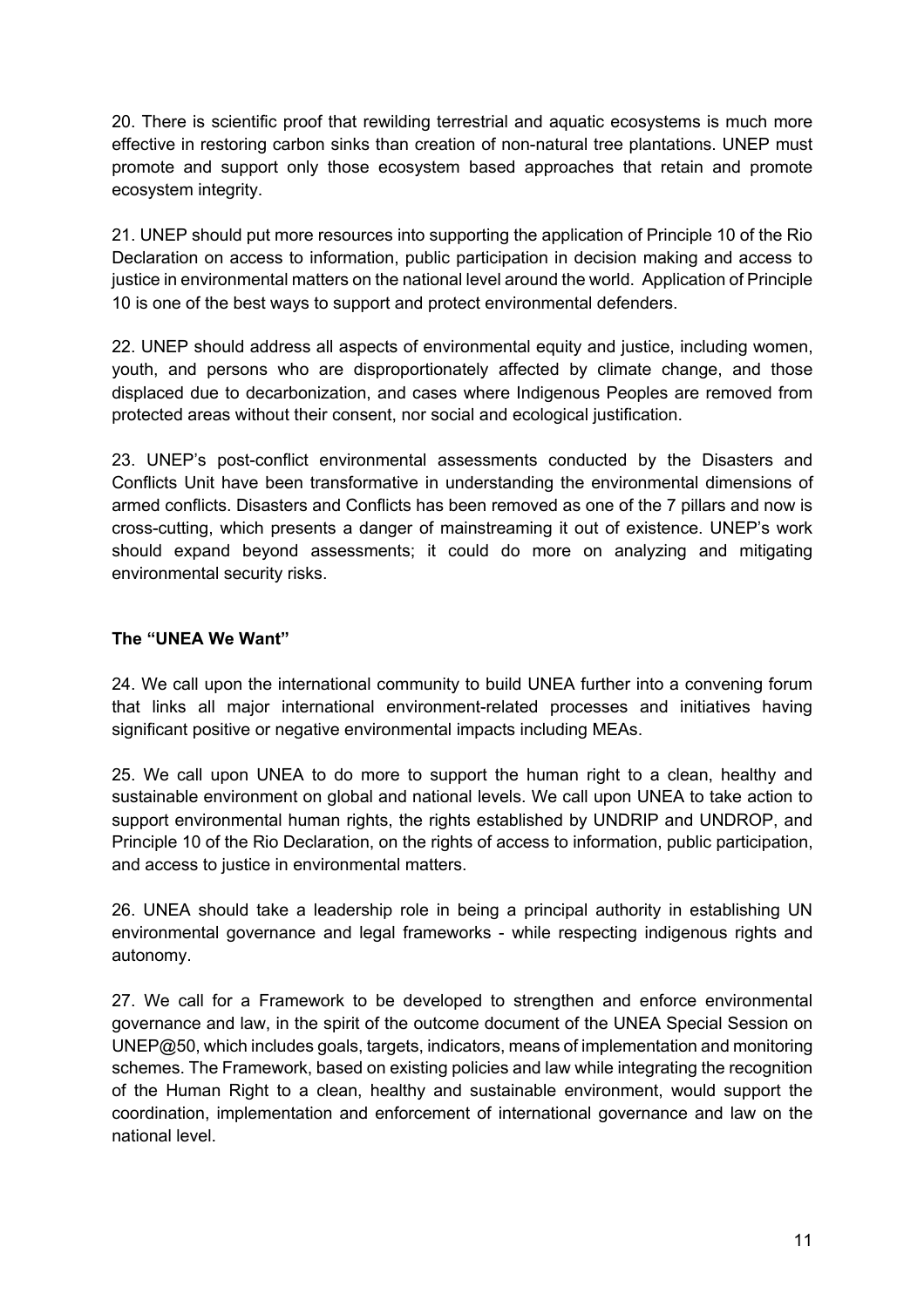20. There is scientific proof that rewilding terrestrial and aquatic ecosystems is much more effective in restoring carbon sinks than creation of non-natural tree plantations. UNEP must promote and support only those ecosystem based approaches that retain and promote ecosystem integrity.

21. UNEP should put more resources into supporting the application of Principle 10 of the Rio Declaration on access to information, public participation in decision making and access to justice in environmental matters on the national level around the world. Application of Principle 10 is one of the best ways to support and protect environmental defenders.

22. UNEP should address all aspects of environmental equity and justice, including women, youth, and persons who are disproportionately affected by climate change, and those displaced due to decarbonization, and cases where Indigenous Peoples are removed from protected areas without their consent, nor social and ecological justification.

23. UNEP's post-conflict environmental assessments conducted by the Disasters and Conflicts Unit have been transformative in understanding the environmental dimensions of armed conflicts. Disasters and Conflicts has been removed as one of the 7 pillars and now is cross-cutting, which presents a danger of mainstreaming it out of existence. UNEP's work should expand beyond assessments; it could do more on analyzing and mitigating environmental security risks.

**The "UNEA We Want"**

24. We call upon the international community to build UNEA further into a convening forum that links all major international environment-related processes and initiatives having significant positive or negative environmental impacts including MEAs.

25. We call upon UNEA to do more to support the human right to a clean, healthy and sustainable environment on global and national levels. We call upon UNEA to take action to support environmental human rights, the rights established by UNDRIP and UNDROP, and Principle 10 of the Rio Declaration, on the rights of access to information, public participation, and access to justice in environmental matters.

26. UNEA should take a leadership role in being a principal authority in establishing UN environmental governance and legal frameworks - while respecting indigenous rights and autonomy.

27. We call for a Framework to be developed to strengthen and enforce environmental governance and law, in the spirit of the outcome document of the UNEA Special Session on UNEP@50, which includes goals, targets, indicators, means of implementation and monitoring schemes. The Framework, based on existing policies and law while integrating the recognition of the Human Right to a clean, healthy and sustainable environment, would support the coordination, implementation and enforcement of international governance and law on the national level.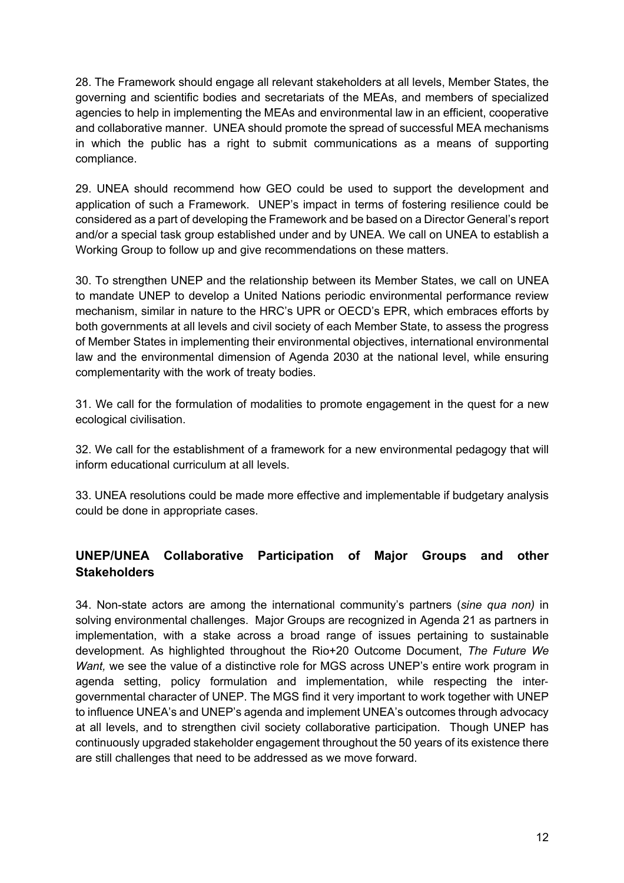28. The Framework should engage all relevant stakeholders at all levels, Member States, the governing and scientific bodies and secretariats of the MEAs, and members of specialized agencies to help in implementing the MEAs and environmental law in an efficient, cooperative and collaborative manner. UNEA should promote the spread of successful MEA mechanisms in which the public has a right to submit communications as a means of supporting compliance.

29. UNEA should recommend how GEO could be used to support the development and application of such a Framework. UNEP's impact in terms of fostering resilience could be considered as a part of developing the Framework and be based on a Director General's report and/or a special task group established under and by UNEA. We call on UNEA to establish a Working Group to follow up and give recommendations on these matters.

30. To strengthen UNEP and the relationship between its Member States, we call on UNEA to mandate UNEP to develop a United Nations periodic environmental performance review mechanism, similar in nature to the HRC's UPR or OECD's EPR, which embraces efforts by both governments at all levels and civil society of each Member State, to assess the progress of Member States in implementing their environmental objectives, international environmental law and the environmental dimension of Agenda 2030 at the national level, while ensuring complementarity with the work of treaty bodies.

31. We call for the formulation of modalities to promote engagement in the quest for a new ecological civilisation.

32. We call for the establishment of a framework for a new environmental pedagogy that will inform educational curriculum at all levels.

33. UNEA resolutions could be made more effective and implementable if budgetary analysis could be done in appropriate cases.

## UNEP/UNEA Collaborative Participation of Major Groups and other Stakeholders

34. Non-state actors are among the international community's partners (*sine qua non)* in solving environmental challenges. Major Groups are recognized in Agenda 21 as partners in implementation, with a stake across a broad range of issues pertaining to sustainable development. As highlighted throughout the Rio+20 Outcome Document, *The Future We Want,* we see the value of a distinctive role for MGS across UNEP's entire work program in agenda setting, policy formulation and implementation, while respecting the inter-governmental character of UNEP. The MGS find it very important to work together with UNEP to influence UNEA's and UNEP's agenda and implement UNEA's outcomes through advocacy at all levels, and to strengthen civil society collaborative participation. Though UNEP has continuously upgraded stakeholder engagement throughout the 50 years of its existence there are still challenges that need to be addressed as we move forward.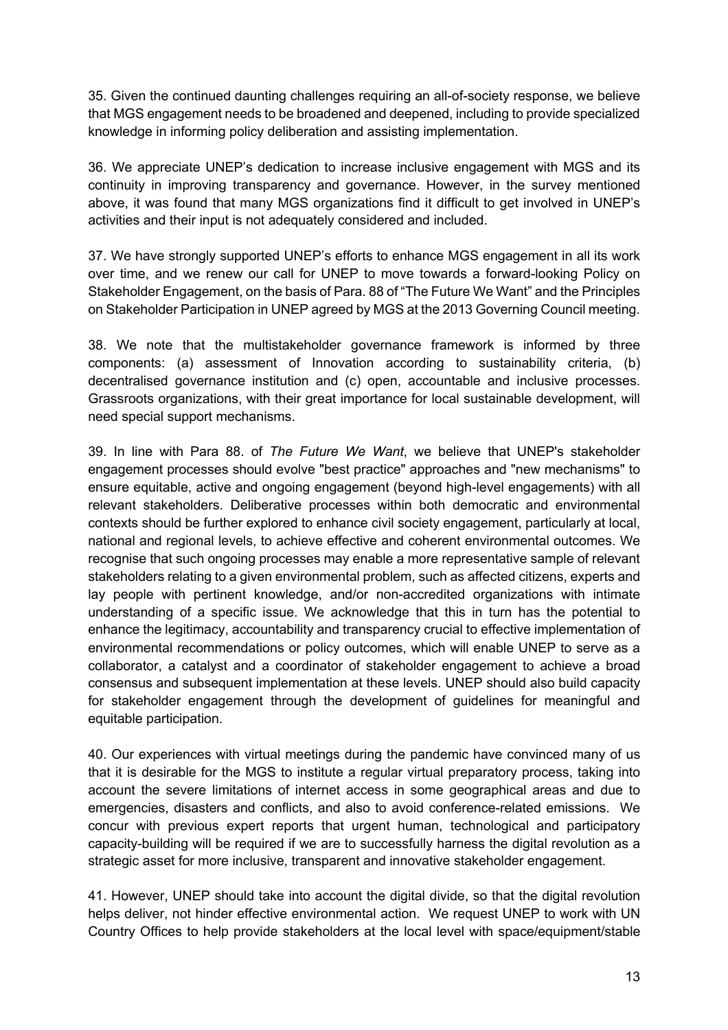35. Given the continued daunting challenges requiring an all-of-society response, we believe that MGS engagement needs to be broadened and deepened, including to provide specialized knowledge in informing policy deliberation and assisting implementation.

36. We appreciate UNEP's dedication to increase inclusive engagement with MGS and its continuity in improving transparency and governance. However, in the survey mentioned above, it was found that many MGS organizations find it difficult to get involved in UNEP's activities and their input is not adequately considered and included.

37. We have strongly supported UNEP's efforts to enhance MGS engagement in all its work over time, and we renew our call for UNEP to move towards a forward-looking Policy on Stakeholder Engagement, on the basis of Para. 88 of "The Future We Want" and the Principles on Stakeholder Participation in UNEP agreed by MGS at the 2013 Governing Council meeting.

38. We note that the multistakeholder governance framework is informed by three components: (a) assessment of Innovation according to sustainability criteria, (b) decentralised governance institution and (c) open, accountable and inclusive processes. Grassroots organizations, with their great importance for local sustainable development, will need special support mechanisms.

39. In line with Para 88. of *The Future We Want*, we believe that UNEP's stakeholder engagement processes should evolve "best practice" approaches and "new mechanisms" to ensure equitable, active and ongoing engagement (beyond high-level engagements) with all relevant stakeholders. Deliberative processes within both democratic and environmental contexts should be further explored to enhance civil society engagement, particularly at local, national and regional levels, to achieve effective and coherent environmental outcomes. We recognise that such ongoing processes may enable a more representative sample of relevant stakeholders relating to a given environmental problem, such as affected citizens, experts and lay people with pertinent knowledge, and/or non-accredited organizations with intimate understanding of a specific issue. We acknowledge that this in turn has the potential to enhance the legitimacy, accountability and transparency crucial to effective implementation of environmental recommendations or policy outcomes, which will enable UNEP to serve as a collaborator, a catalyst and a coordinator of stakeholder engagement to achieve a broad consensus and subsequent implementation at these levels. UNEP should also build capacity for stakeholder engagement through the development of guidelines for meaningful and equitable participation.

40. Our experiences with virtual meetings during the pandemic have convinced many of us that it is desirable for the MGS to institute a regular virtual preparatory process, taking into account the severe limitations of internet access in some geographical areas and due to emergencies, disasters and conflicts, and also to avoid conference-related emissions. We concur with previous expert reports that urgent human, technological and participatory capacity-building will be required if we are to successfully harness the digital revolution as a strategic asset for more inclusive, transparent and innovative stakeholder engagement.

41. However, UNEP should take into account the digital divide, so that the digital revolution helps deliver, not hinder effective environmental action. We request UNEP to work with UN Country Offices to help provide stakeholders at the local level with space/equipment/stable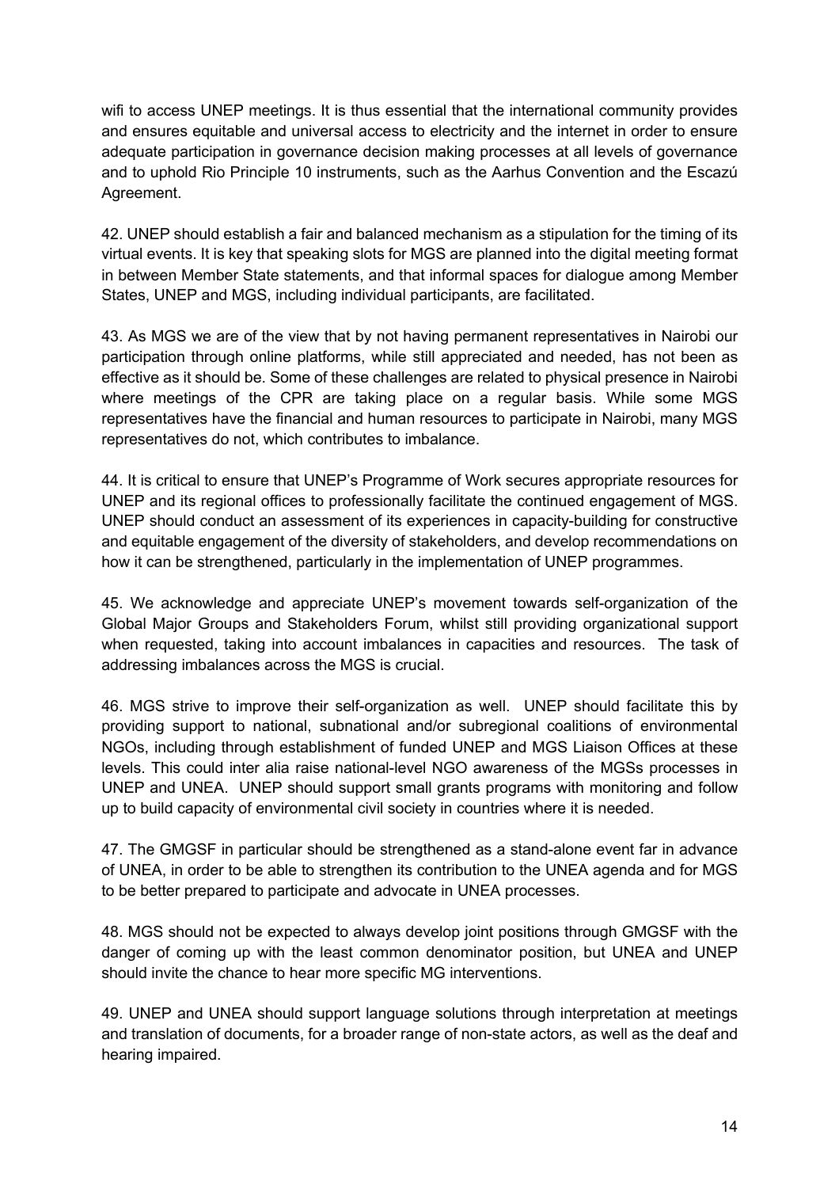wifi to access UNEP meetings. It is thus essential that the international community provides and ensures equitable and universal access to electricity and the internet in order to ensure adequate participation in governance decision making processes at all levels of governance and to uphold Rio Principle 10 instruments, such as the Aarhus Convention and the Escazú Agreement.

42. UNEP should establish a fair and balanced mechanism as a stipulation for the timing of its virtual events. It is key that speaking slots for MGS are planned into the digital meeting format in between Member State statements, and that informal spaces for dialogue among Member States, UNEP and MGS, including individual participants, are facilitated.

43. As MGS we are of the view that by not having permanent representatives in Nairobi our participation through online platforms, while still appreciated and needed, has not been as effective as it should be. Some of these challenges are related to physical presence in Nairobi where meetings of the CPR are taking place on a regular basis. While some MGS representatives have the financial and human resources to participate in Nairobi, many MGS representatives do not, which contributes to imbalance.

44. It is critical to ensure that UNEP's Programme of Work secures appropriate resources for UNEP and its regional offices to professionally facilitate the continued engagement of MGS. UNEP should conduct an assessment of its experiences in capacity-building for constructive and equitable engagement of the diversity of stakeholders, and develop recommendations on how it can be strengthened, particularly in the implementation of UNEP programmes.

45. We acknowledge and appreciate UNEP's movement towards self-organization of the Global Major Groups and Stakeholders Forum, whilst still providing organizational support when requested, taking into account imbalances in capacities and resources. The task of addressing imbalances across the MGS is crucial.

46. MGS strive to improve their self-organization as well. UNEP should facilitate this by providing support to national, subnational and/or subregional coalitions of environmental NGOs, including through establishment of funded UNEP and MGS Liaison Offices at these levels. This could inter alia raise national-level NGO awareness of the MGSs processes in UNEP and UNEA. UNEP should support small grants programs with monitoring and follow up to build capacity of environmental civil society in countries where it is needed.

47. The GMGSF in particular should be strengthened as a stand-alone event far in advance of UNEA, in order to be able to strengthen its contribution to the UNEA agenda and for MGS to be better prepared to participate and advocate in UNEA processes.

48. MGS should not be expected to always develop joint positions through GMGSF with the danger of coming up with the least common denominator position, but UNEA and UNEP should invite the chance to hear more specific MG interventions.

49. UNEP and UNEA should support language solutions through interpretation at meetings and translation of documents, for a broader range of non-state actors, as well as the deaf and hearing impaired.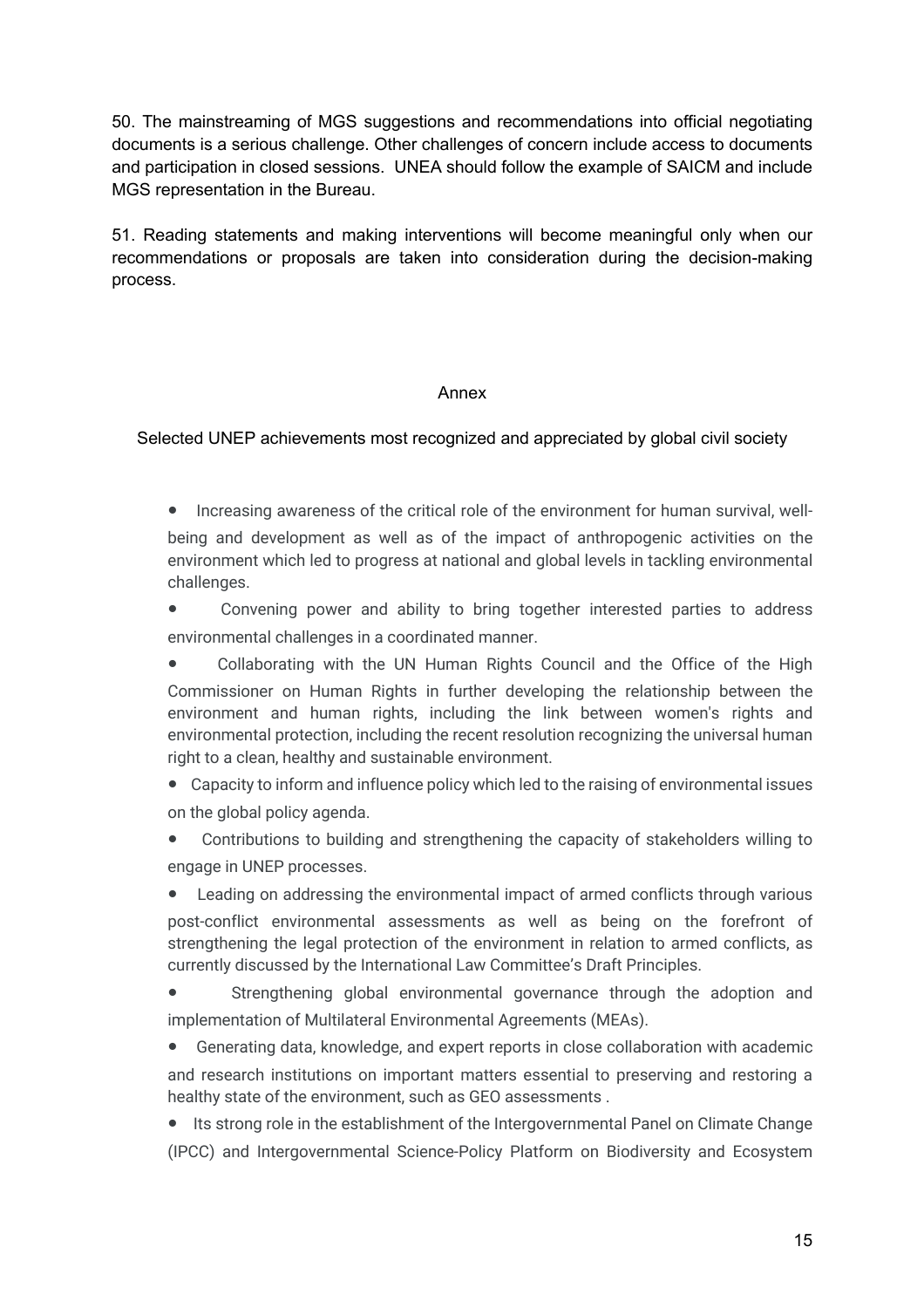50. The mainstreaming of MGS suggestions and recommendations into official negotiating documents is a serious challenge. Other challenges of concern include access to documents and participation in closed sessions. UNEA should follow the example of SAICM and include MGS representation in the Bureau.

51. Reading statements and making interventions will become meaningful only when our recommendations or proposals are taken into consideration during the decision-making process.

## Annex

### Selected UNEP achievements most recognized and appreciated by global civil society

- Increasing awareness of the critical role of the environment for human survival, well-being and development as well as of the impact of anthropogenic activities on the environment which led to progress at national and global levels in tackling environmental challenges.
- Convening power and ability to bring together interested parties to address environmental challenges in a coordinated manner.
- Collaborating with the UN Human Rights Council and the Office of the High Commissioner on Human Rights in further developing the relationship between the environment and human rights, including the link between women's rights and environmental protection, including the recent resolution recognizing the universal human right to a clean, healthy and sustainable environment.
- Capacity to inform and influence policy which led to the raising of environmental issues on the global policy agenda.
- Contributions to building and strengthening the capacity of stakeholders willing to engage in UNEP processes.
- Leading on addressing the environmental impact of armed conflicts through various post-conflict environmental assessments as well as being on the forefront of strengthening the legal protection of the environment in relation to armed conflicts, as currently discussed by the International Law Committee's Draft Principles.
- Strengthening global environmental governance through the adoption and implementation of Multilateral Environmental Agreements (MEAs).
- Generating data, knowledge, and expert reports in close collaboration with academic and research institutions on important matters essential to preserving and restoring a healthy state of the environment, such as GEO assessments .
- Its strong role in the establishment of the Intergovernmental Panel on Climate Change (IPCC) and Intergovernmental Science-Policy Platform on Biodiversity and Ecosystem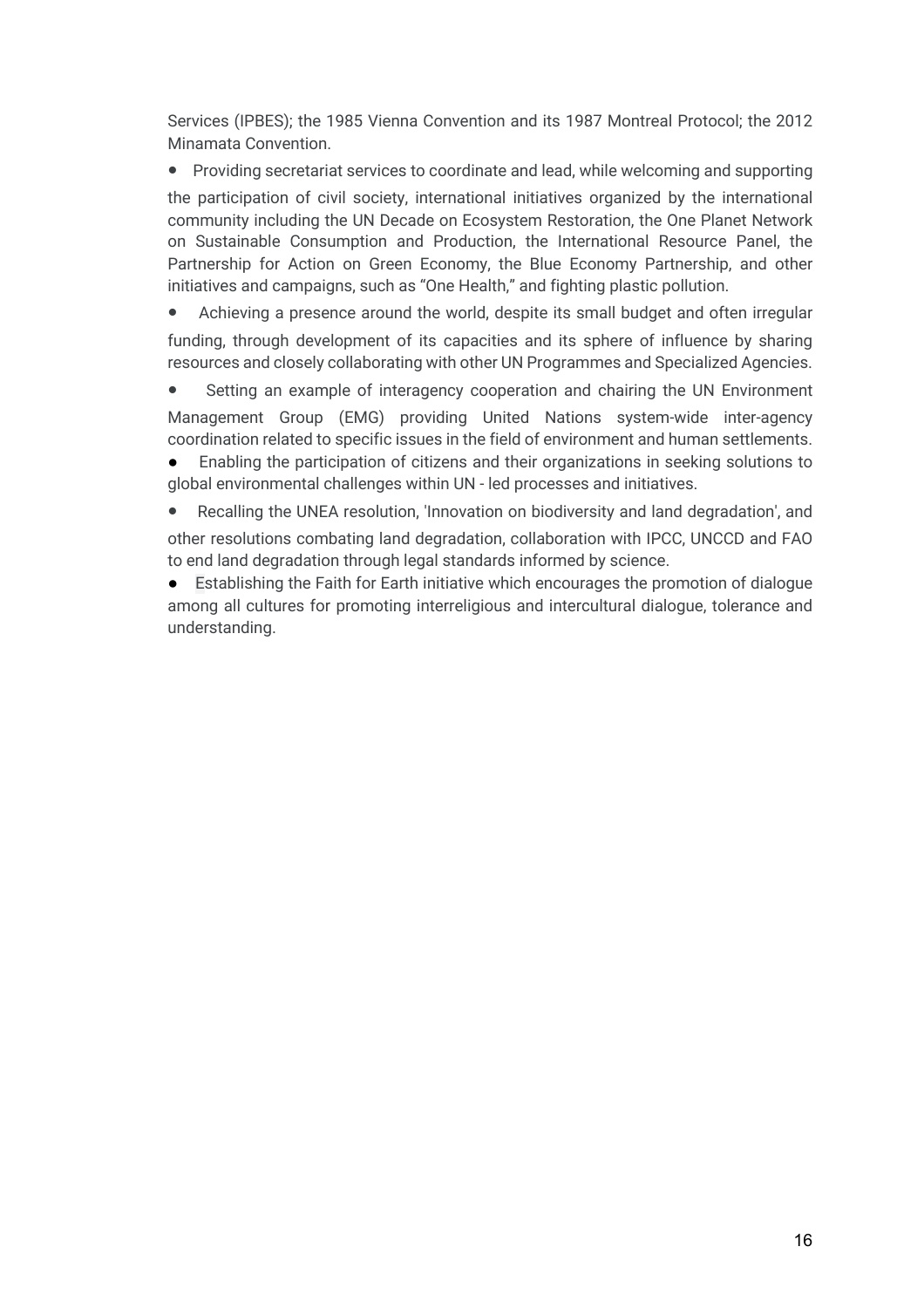Services (IPBES); the 1985 Vienna Convention and its 1987 Montreal Protocol; the 2012 Minamata Convention.

- Providing secretariat services to coordinate and lead, while welcoming and supporting the participation of civil society, international initiatives organized by the international community including the UN Decade on Ecosystem Restoration, the One Planet Network on Sustainable Consumption and Production, the International Resource Panel, the Partnership for Action on Green Economy, the Blue Economy Partnership, and other initiatives and campaigns, such as "One Health," and fighting plastic pollution.
- Achieving a presence around the world, despite its small budget and often irregular funding, through development of its capacities and its sphere of influence by sharing resources and closely collaborating with other UN Programmes and Specialized Agencies.
- Setting an example of interagency cooperation and chairing the UN Environment Management Group (EMG) providing United Nations system-wide inter-agency coordination related to specific issues in the field of environment and human settlements.
- Enabling the participation of citizens and their organizations in seeking solutions to global environmental challenges within UN - led processes and initiatives.
- Recalling the UNEA resolution, 'Innovation on biodiversity and land degradation', and other resolutions combating land degradation, collaboration with IPCC, UNCCD and FAO to end land degradation through legal standards informed by science.
- Establishing the Faith for Earth initiative which encourages the promotion of dialogue among all cultures for promoting interreligious and intercultural dialogue, tolerance and understanding.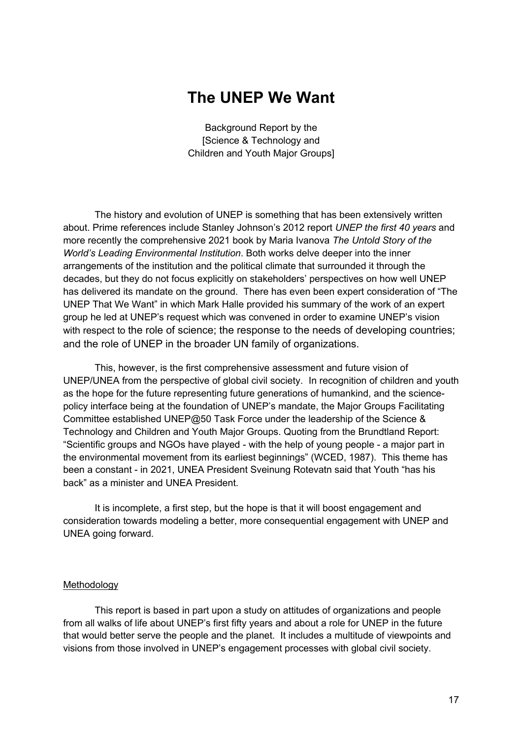# The UNEP We Want

Background Report by the
[Science & Technology and
Children and Youth Major Groups]

The history and evolution of UNEP is something that has been extensively written about. Prime references include Stanley Johnson's 2012 report *UNEP the first 40 years* and more recently the comprehensive 2021 book by Maria Ivanova *The Untold Story of the World's Leading Environmental Institution*. Both works delve deeper into the inner arrangements of the institution and the political climate that surrounded it through the decades, but they do not focus explicitly on stakeholders' perspectives on how well UNEP has delivered its mandate on the ground. There has even been expert consideration of "The UNEP That We Want" in which Mark Halle provided his summary of the work of an expert group he led at UNEP's request which was convened in order to examine UNEP's vision with respect to the role of science; the response to the needs of developing countries; and the role of UNEP in the broader UN family of organizations.

This, however, is the first comprehensive assessment and future vision of UNEP/UNEA from the perspective of global civil society. In recognition of children and youth as the hope for the future representing future generations of humankind, and the science-policy interface being at the foundation of UNEP's mandate, the Major Groups Facilitating Committee established UNEP@50 Task Force under the leadership of the Science & Technology and Children and Youth Major Groups. Quoting from the Brundtland Report: "Scientific groups and NGOs have played - with the help of young people - a major part in the environmental movement from its earliest beginnings" (WCED, 1987). This theme has been a constant - in 2021, UNEA President Sveinung Rotevatn said that Youth "has his back" as a minister and UNEA President.

It is incomplete, a first step, but the hope is that it will boost engagement and consideration towards modeling a better, more consequential engagement with UNEP and UNEA going forward.

## Methodology

This report is based in part upon a study on attitudes of organizations and people from all walks of life about UNEP's first fifty years and about a role for UNEP in the future that would better serve the people and the planet. It includes a multitude of viewpoints and visions from those involved in UNEP's engagement processes with global civil society.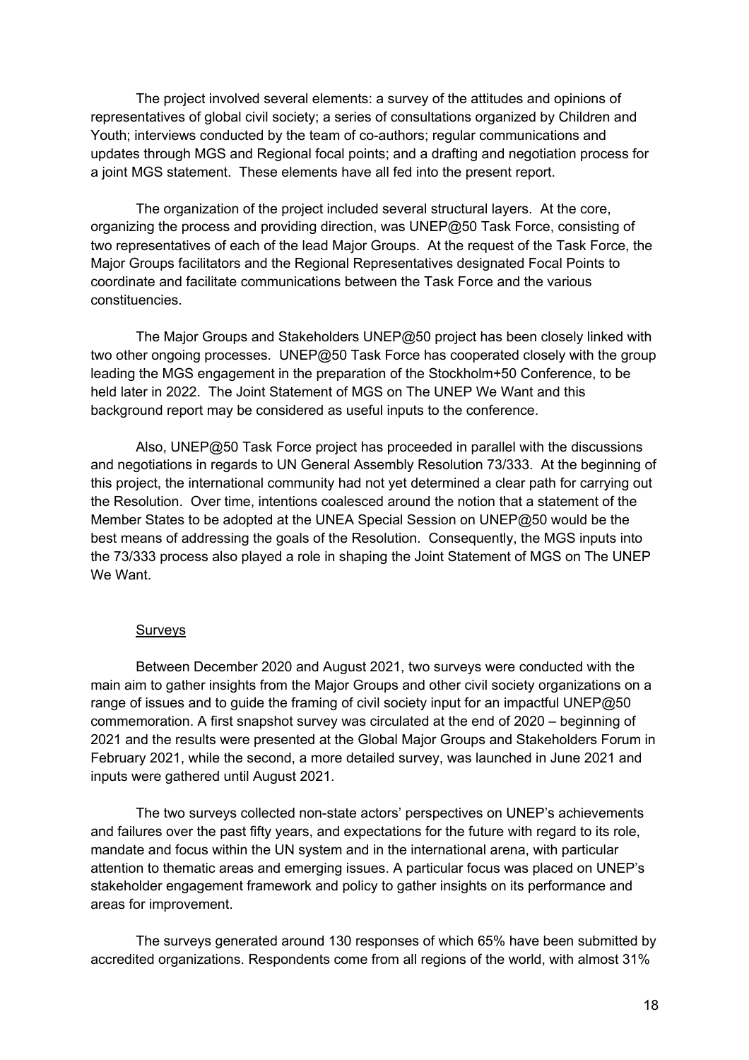The project involved several elements: a survey of the attitudes and opinions of representatives of global civil society; a series of consultations organized by Children and Youth; interviews conducted by the team of co-authors; regular communications and updates through MGS and Regional focal points; and a drafting and negotiation process for a joint MGS statement. These elements have all fed into the present report.

The organization of the project included several structural layers. At the core, organizing the process and providing direction, was UNEP@50 Task Force, consisting of two representatives of each of the lead Major Groups. At the request of the Task Force, the Major Groups facilitators and the Regional Representatives designated Focal Points to coordinate and facilitate communications between the Task Force and the various constituencies.

The Major Groups and Stakeholders UNEP@50 project has been closely linked with two other ongoing processes. UNEP@50 Task Force has cooperated closely with the group leading the MGS engagement in the preparation of the Stockholm+50 Conference, to be held later in 2022. The Joint Statement of MGS on The UNEP We Want and this background report may be considered as useful inputs to the conference.

Also, UNEP@50 Task Force project has proceeded in parallel with the discussions and negotiations in regards to UN General Assembly Resolution 73/333. At the beginning of this project, the international community had not yet determined a clear path for carrying out the Resolution. Over time, intentions coalesced around the notion that a statement of the Member States to be adopted at the UNEA Special Session on UNEP@50 would be the best means of addressing the goals of the Resolution. Consequently, the MGS inputs into the 73/333 process also played a role in shaping the Joint Statement of MGS on The UNEP We Want.

<u>Surveys</u>

Between December 2020 and August 2021, two surveys were conducted with the main aim to gather insights from the Major Groups and other civil society organizations on a range of issues and to guide the framing of civil society input for an impactful UNEP@50 commemoration. A first snapshot survey was circulated at the end of 2020 – beginning of 2021 and the results were presented at the Global Major Groups and Stakeholders Forum in February 2021, while the second, a more detailed survey, was launched in June 2021 and inputs were gathered until August 2021.

The two surveys collected non-state actors' perspectives on UNEP's achievements and failures over the past fifty years, and expectations for the future with regard to its role, mandate and focus within the UN system and in the international arena, with particular attention to thematic areas and emerging issues. A particular focus was placed on UNEP's stakeholder engagement framework and policy to gather insights on its performance and areas for improvement.

The surveys generated around 130 responses of which 65% have been submitted by accredited organizations. Respondents come from all regions of the world, with almost 31%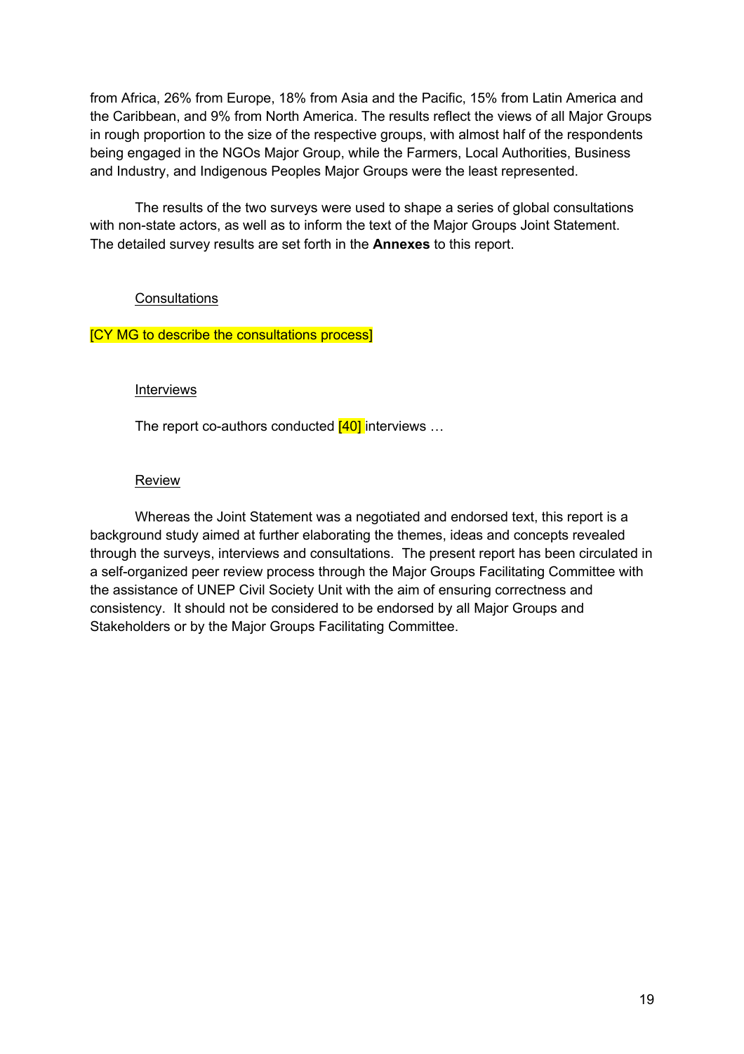from Africa, 26% from Europe, 18% from Asia and the Pacific, 15% from Latin America and the Caribbean, and 9% from North America. The results reflect the views of all Major Groups in rough proportion to the size of the respective groups, with almost half of the respondents being engaged in the NGOs Major Group, while the Farmers, Local Authorities, Business and Industry, and Indigenous Peoples Major Groups were the least represented.

The results of the two surveys were used to shape a series of global consultations with non-state actors, as well as to inform the text of the Major Groups Joint Statement. The detailed survey results are set forth in the **Annexes** to this report.

Consultations

[CY MG to describe the consultations process]

Interviews

The report co-authors conducted [40] interviews …

Review

Whereas the Joint Statement was a negotiated and endorsed text, this report is a background study aimed at further elaborating the themes, ideas and concepts revealed through the surveys, interviews and consultations. The present report has been circulated in a self-organized peer review process through the Major Groups Facilitating Committee with the assistance of UNEP Civil Society Unit with the aim of ensuring correctness and consistency. It should not be considered to be endorsed by all Major Groups and Stakeholders or by the Major Groups Facilitating Committee.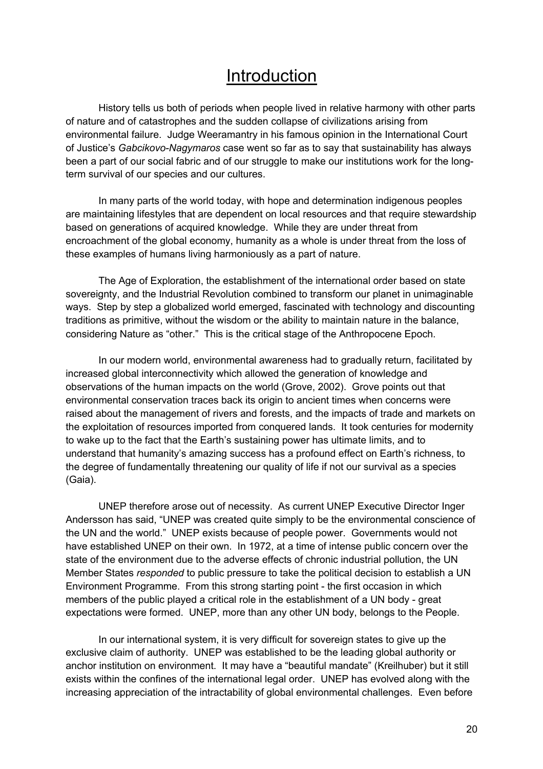# Introduction

History tells us both of periods when people lived in relative harmony with other parts of nature and of catastrophes and the sudden collapse of civilizations arising from environmental failure. Judge Weeramantry in his famous opinion in the International Court of Justice's *Gabcikovo-Nagymaros* case went so far as to say that sustainability has always been a part of our social fabric and of our struggle to make our institutions work for the long-term survival of our species and our cultures.

In many parts of the world today, with hope and determination indigenous peoples are maintaining lifestyles that are dependent on local resources and that require stewardship based on generations of acquired knowledge. While they are under threat from encroachment of the global economy, humanity as a whole is under threat from the loss of these examples of humans living harmoniously as a part of nature.

The Age of Exploration, the establishment of the international order based on state sovereignty, and the Industrial Revolution combined to transform our planet in unimaginable ways. Step by step a globalized world emerged, fascinated with technology and discounting traditions as primitive, without the wisdom or the ability to maintain nature in the balance, considering Nature as "other." This is the critical stage of the Anthropocene Epoch.

In our modern world, environmental awareness had to gradually return, facilitated by increased global interconnectivity which allowed the generation of knowledge and observations of the human impacts on the world (Grove, 2002). Grove points out that environmental conservation traces back its origin to ancient times when concerns were raised about the management of rivers and forests, and the impacts of trade and markets on the exploitation of resources imported from conquered lands. It took centuries for modernity to wake up to the fact that the Earth's sustaining power has ultimate limits, and to understand that humanity's amazing success has a profound effect on Earth's richness, to the degree of fundamentally threatening our quality of life if not our survival as a species (Gaia).

UNEP therefore arose out of necessity. As current UNEP Executive Director Inger Andersson has said, "UNEP was created quite simply to be the environmental conscience of the UN and the world." UNEP exists because of people power. Governments would not have established UNEP on their own. In 1972, at a time of intense public concern over the state of the environment due to the adverse effects of chronic industrial pollution, the UN Member States *responded* to public pressure to take the political decision to establish a UN Environment Programme. From this strong starting point - the first occasion in which members of the public played a critical role in the establishment of a UN body - great expectations were formed. UNEP, more than any other UN body, belongs to the People.

In our international system, it is very difficult for sovereign states to give up the exclusive claim of authority. UNEP was established to be the leading global authority or anchor institution on environment. It may have a "beautiful mandate" (Kreilhuber) but it still exists within the confines of the international legal order. UNEP has evolved along with the increasing appreciation of the intractability of global environmental challenges. Even before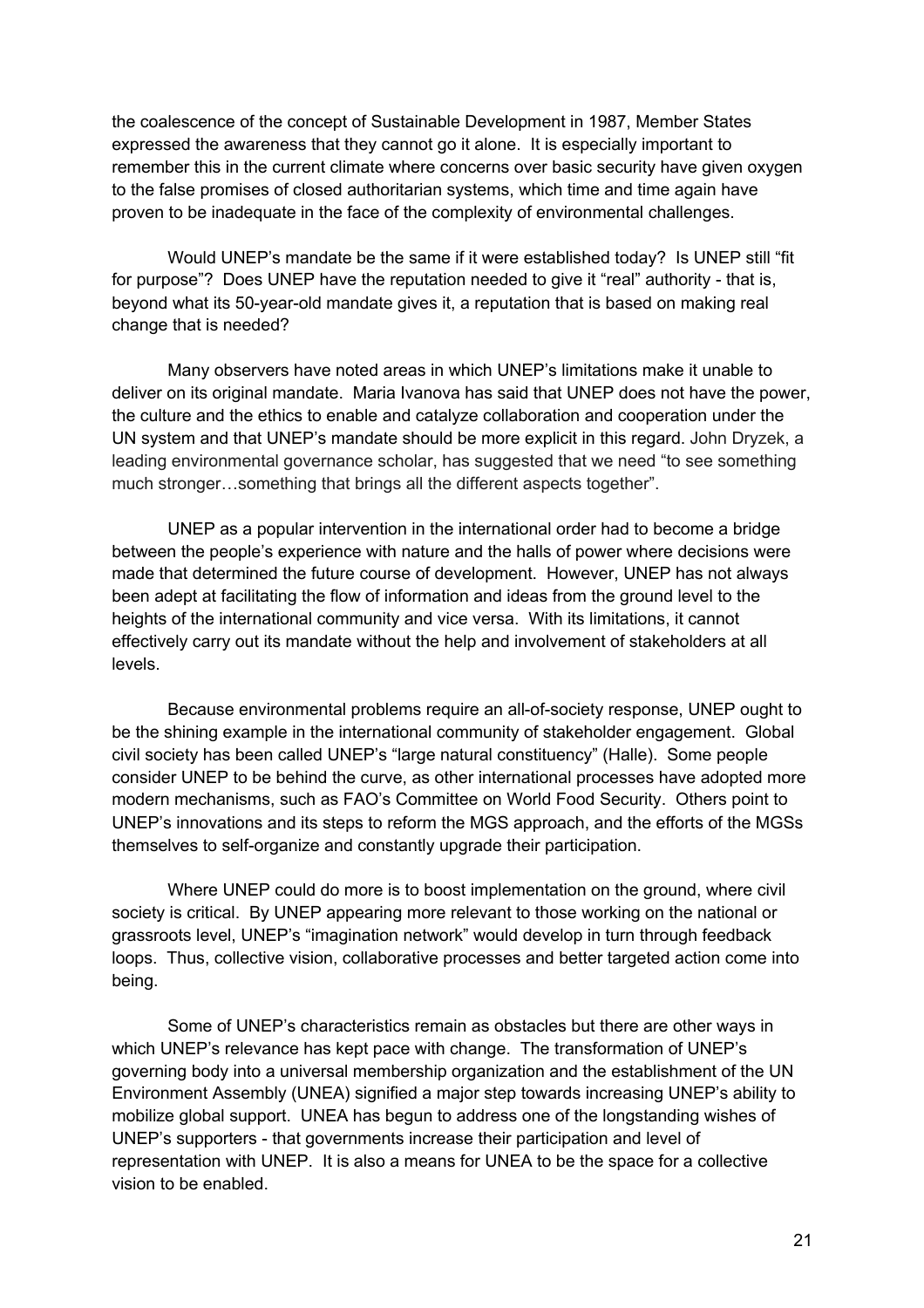the coalescence of the concept of Sustainable Development in 1987, Member States expressed the awareness that they cannot go it alone. It is especially important to remember this in the current climate where concerns over basic security have given oxygen to the false promises of closed authoritarian systems, which time and time again have proven to be inadequate in the face of the complexity of environmental challenges.

Would UNEP's mandate be the same if it were established today? Is UNEP still "fit for purpose"? Does UNEP have the reputation needed to give it "real" authority - that is, beyond what its 50-year-old mandate gives it, a reputation that is based on making real change that is needed?

Many observers have noted areas in which UNEP's limitations make it unable to deliver on its original mandate. Maria Ivanova has said that UNEP does not have the power, the culture and the ethics to enable and catalyze collaboration and cooperation under the UN system and that UNEP's mandate should be more explicit in this regard. John Dryzek, a leading environmental governance scholar, has suggested that we need "to see something much stronger…something that brings all the different aspects together".

UNEP as a popular intervention in the international order had to become a bridge between the people's experience with nature and the halls of power where decisions were made that determined the future course of development. However, UNEP has not always been adept at facilitating the flow of information and ideas from the ground level to the heights of the international community and vice versa. With its limitations, it cannot effectively carry out its mandate without the help and involvement of stakeholders at all levels.

Because environmental problems require an all-of-society response, UNEP ought to be the shining example in the international community of stakeholder engagement. Global civil society has been called UNEP's "large natural constituency" (Halle). Some people consider UNEP to be behind the curve, as other international processes have adopted more modern mechanisms, such as FAO's Committee on World Food Security. Others point to UNEP's innovations and its steps to reform the MGS approach, and the efforts of the MGSs themselves to self-organize and constantly upgrade their participation.

Where UNEP could do more is to boost implementation on the ground, where civil society is critical. By UNEP appearing more relevant to those working on the national or grassroots level, UNEP's "imagination network" would develop in turn through feedback loops. Thus, collective vision, collaborative processes and better targeted action come into being.

Some of UNEP's characteristics remain as obstacles but there are other ways in which UNEP's relevance has kept pace with change. The transformation of UNEP's governing body into a universal membership organization and the establishment of the UN Environment Assembly (UNEA) signified a major step towards increasing UNEP's ability to mobilize global support. UNEA has begun to address one of the longstanding wishes of UNEP's supporters - that governments increase their participation and level of representation with UNEP. It is also a means for UNEA to be the space for a collective vision to be enabled.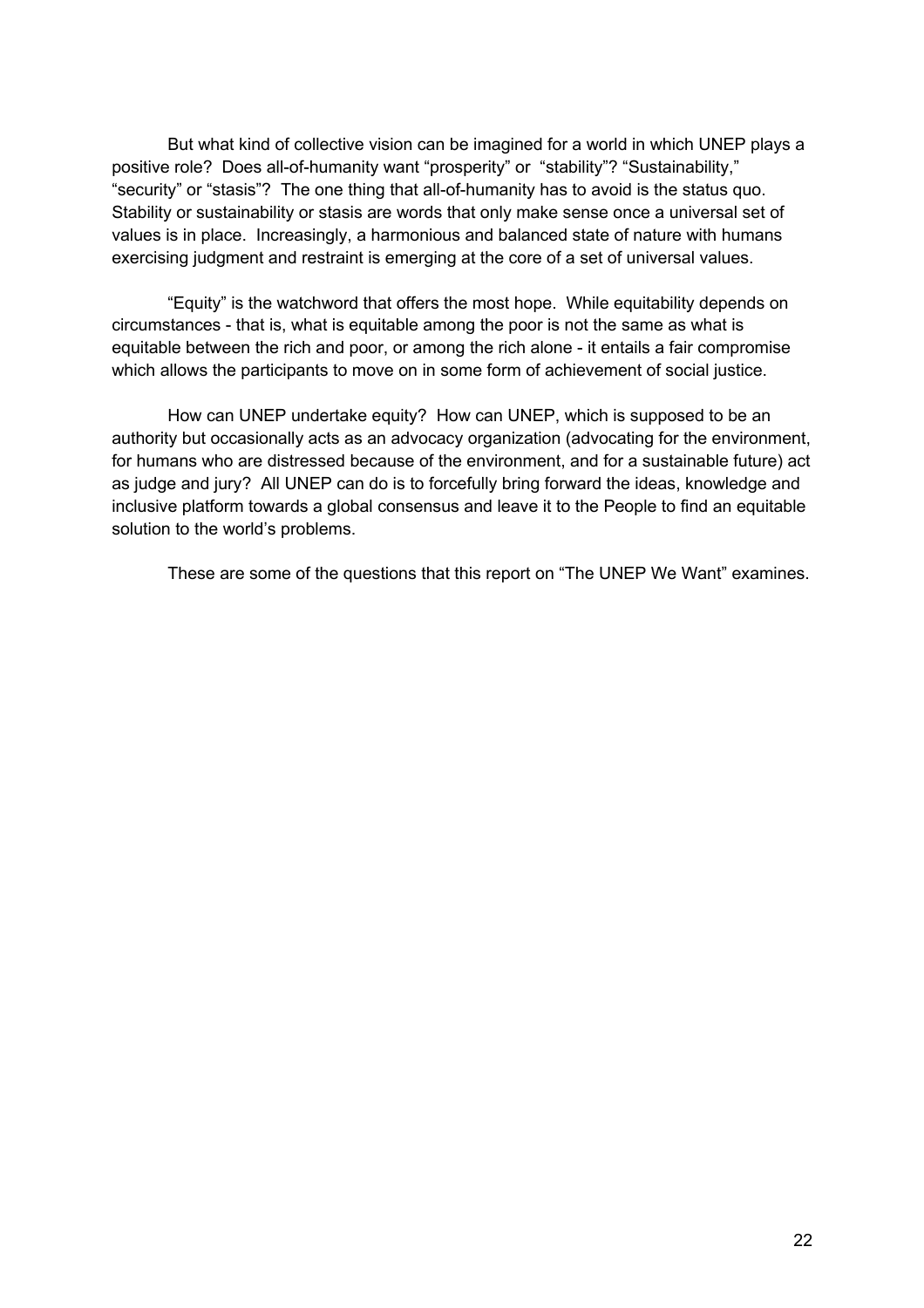But what kind of collective vision can be imagined for a world in which UNEP plays a positive role? Does all-of-humanity want "prosperity" or "stability"? "Sustainability," "security" or "stasis"? The one thing that all-of-humanity has to avoid is the status quo. Stability or sustainability or stasis are words that only make sense once a universal set of values is in place. Increasingly, a harmonious and balanced state of nature with humans exercising judgment and restraint is emerging at the core of a set of universal values.

"Equity" is the watchword that offers the most hope. While equitability depends on circumstances - that is, what is equitable among the poor is not the same as what is equitable between the rich and poor, or among the rich alone - it entails a fair compromise which allows the participants to move on in some form of achievement of social justice.

How can UNEP undertake equity? How can UNEP, which is supposed to be an authority but occasionally acts as an advocacy organization (advocating for the environment, for humans who are distressed because of the environment, and for a sustainable future) act as judge and jury? All UNEP can do is to forcefully bring forward the ideas, knowledge and inclusive platform towards a global consensus and leave it to the People to find an equitable solution to the world's problems.

These are some of the questions that this report on "The UNEP We Want" examines.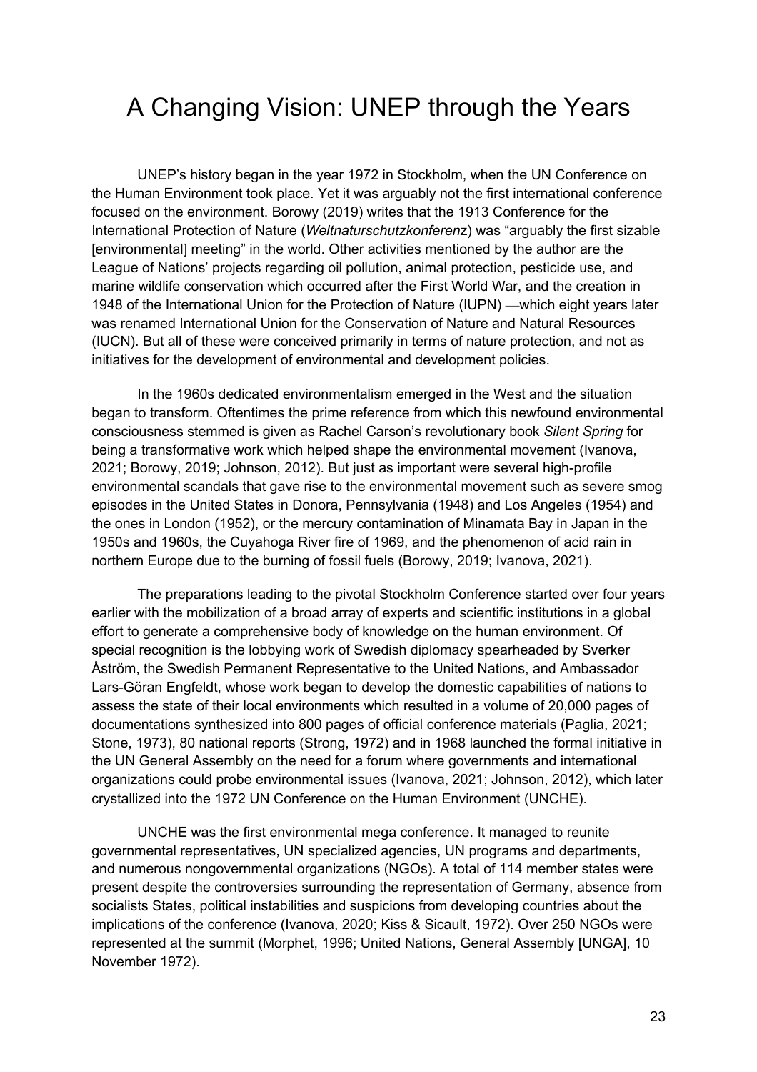# A Changing Vision: UNEP through the Years

UNEP's history began in the year 1972 in Stockholm, when the UN Conference on the Human Environment took place. Yet it was arguably not the first international conference focused on the environment. Borowy (2019) writes that the 1913 Conference for the International Protection of Nature (*Weltnaturschutzkonferenz*) was "arguably the first sizable [environmental] meeting" in the world. Other activities mentioned by the author are the League of Nations' projects regarding oil pollution, animal protection, pesticide use, and marine wildlife conservation which occurred after the First World War, and the creation in 1948 of the International Union for the Protection of Nature (IUPN) —which eight years later was renamed International Union for the Conservation of Nature and Natural Resources (IUCN). But all of these were conceived primarily in terms of nature protection, and not as initiatives for the development of environmental and development policies.

In the 1960s dedicated environmentalism emerged in the West and the situation began to transform. Oftentimes the prime reference from which this newfound environmental consciousness stemmed is given as Rachel Carson's revolutionary book *Silent Spring* for being a transformative work which helped shape the environmental movement (Ivanova, 2021; Borowy, 2019; Johnson, 2012). But just as important were several high-profile environmental scandals that gave rise to the environmental movement such as severe smog episodes in the United States in Donora, Pennsylvania (1948) and Los Angeles (1954) and the ones in London (1952), or the mercury contamination of Minamata Bay in Japan in the 1950s and 1960s, the Cuyahoga River fire of 1969, and the phenomenon of acid rain in northern Europe due to the burning of fossil fuels (Borowy, 2019; Ivanova, 2021).

The preparations leading to the pivotal Stockholm Conference started over four years earlier with the mobilization of a broad array of experts and scientific institutions in a global effort to generate a comprehensive body of knowledge on the human environment. Of special recognition is the lobbying work of Swedish diplomacy spearheaded by Sverker Åström, the Swedish Permanent Representative to the United Nations, and Ambassador Lars-Göran Engfeldt, whose work began to develop the domestic capabilities of nations to assess the state of their local environments which resulted in a volume of 20,000 pages of documentations synthesized into 800 pages of official conference materials (Paglia, 2021; Stone, 1973), 80 national reports (Strong, 1972) and in 1968 launched the formal initiative in the UN General Assembly on the need for a forum where governments and international organizations could probe environmental issues (Ivanova, 2021; Johnson, 2012), which later crystallized into the 1972 UN Conference on the Human Environment (UNCHE).

UNCHE was the first environmental mega conference. It managed to reunite governmental representatives, UN specialized agencies, UN programs and departments, and numerous nongovernmental organizations (NGOs). A total of 114 member states were present despite the controversies surrounding the representation of Germany, absence from socialists States, political instabilities and suspicions from developing countries about the implications of the conference (Ivanova, 2020; Kiss & Sicault, 1972). Over 250 NGOs were represented at the summit (Morphet, 1996; United Nations, General Assembly [UNGA], 10 November 1972).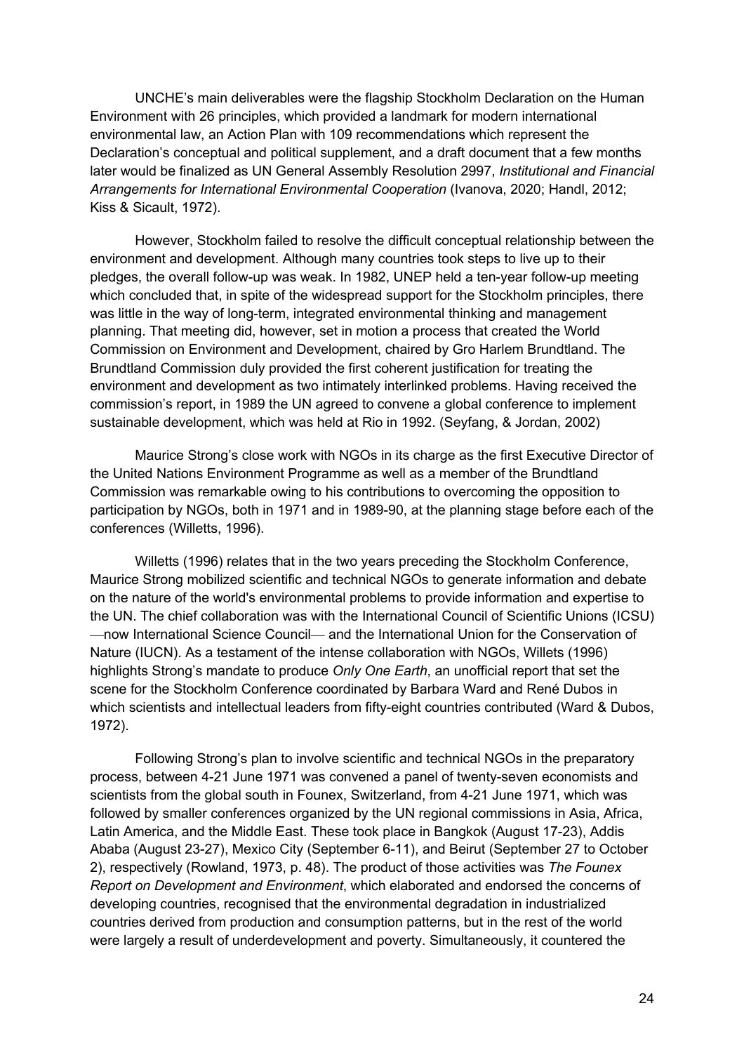UNCHE's main deliverables were the flagship Stockholm Declaration on the Human Environment with 26 principles, which provided a landmark for modern international environmental law, an Action Plan with 109 recommendations which represent the Declaration's conceptual and political supplement, and a draft document that a few months later would be finalized as UN General Assembly Resolution 2997, *Institutional and Financial Arrangements for International Environmental Cooperation* (Ivanova, 2020; Handl, 2012; Kiss & Sicault, 1972).

However, Stockholm failed to resolve the difficult conceptual relationship between the environment and development. Although many countries took steps to live up to their pledges, the overall follow-up was weak. In 1982, UNEP held a ten-year follow-up meeting which concluded that, in spite of the widespread support for the Stockholm principles, there was little in the way of long-term, integrated environmental thinking and management planning. That meeting did, however, set in motion a process that created the World Commission on Environment and Development, chaired by Gro Harlem Brundtland. The Brundtland Commission duly provided the first coherent justification for treating the environment and development as two intimately interlinked problems. Having received the commission's report, in 1989 the UN agreed to convene a global conference to implement sustainable development, which was held at Rio in 1992. (Seyfang, & Jordan, 2002)

Maurice Strong's close work with NGOs in its charge as the first Executive Director of the United Nations Environment Programme as well as a member of the Brundtland Commission was remarkable owing to his contributions to overcoming the opposition to participation by NGOs, both in 1971 and in 1989-90, at the planning stage before each of the conferences (Willetts, 1996).

Willetts (1996) relates that in the two years preceding the Stockholm Conference, Maurice Strong mobilized scientific and technical NGOs to generate information and debate on the nature of the world's environmental problems to provide information and expertise to the UN. The chief collaboration was with the International Council of Scientific Unions (ICSU) —now International Science Council— and the International Union for the Conservation of Nature (IUCN). As a testament of the intense collaboration with NGOs, Willets (1996) highlights Strong's mandate to produce *Only One Earth*, an unofficial report that set the scene for the Stockholm Conference coordinated by Barbara Ward and René Dubos in which scientists and intellectual leaders from fifty-eight countries contributed (Ward & Dubos, 1972).

Following Strong's plan to involve scientific and technical NGOs in the preparatory process, between 4-21 June 1971 was convened a panel of twenty-seven economists and scientists from the global south in Founex, Switzerland, from 4-21 June 1971, which was followed by smaller conferences organized by the UN regional commissions in Asia, Africa, Latin America, and the Middle East. These took place in Bangkok (August 17-23), Addis Ababa (August 23-27), Mexico City (September 6-11), and Beirut (September 27 to October 2), respectively (Rowland, 1973, p. 48). The product of those activities was *The Founex Report on Development and Environment*, which elaborated and endorsed the concerns of developing countries, recognised that the environmental degradation in industrialized countries derived from production and consumption patterns, but in the rest of the world were largely a result of underdevelopment and poverty. Simultaneously, it countered the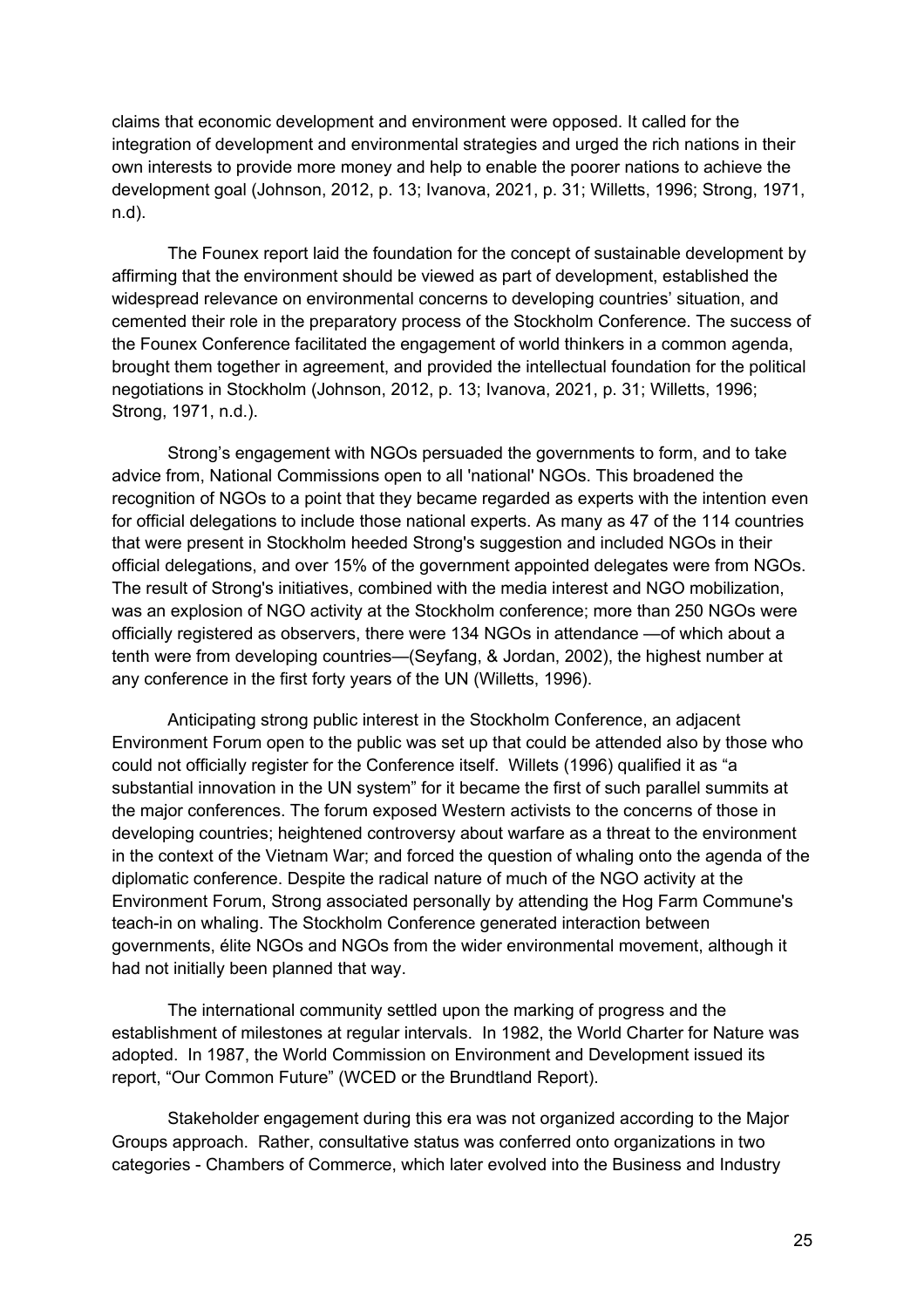claims that economic development and environment were opposed. It called for the integration of development and environmental strategies and urged the rich nations in their own interests to provide more money and help to enable the poorer nations to achieve the development goal (Johnson, 2012, p. 13; Ivanova, 2021, p. 31; Willetts, 1996; Strong, 1971, n.d).

The Founex report laid the foundation for the concept of sustainable development by affirming that the environment should be viewed as part of development, established the widespread relevance on environmental concerns to developing countries' situation, and cemented their role in the preparatory process of the Stockholm Conference. The success of the Founex Conference facilitated the engagement of world thinkers in a common agenda, brought them together in agreement, and provided the intellectual foundation for the political negotiations in Stockholm (Johnson, 2012, p. 13; Ivanova, 2021, p. 31; Willetts, 1996; Strong, 1971, n.d.).

Strong's engagement with NGOs persuaded the governments to form, and to take advice from, National Commissions open to all 'national' NGOs. This broadened the recognition of NGOs to a point that they became regarded as experts with the intention even for official delegations to include those national experts. As many as 47 of the 114 countries that were present in Stockholm heeded Strong's suggestion and included NGOs in their official delegations, and over 15% of the government appointed delegates were from NGOs. The result of Strong's initiatives, combined with the media interest and NGO mobilization, was an explosion of NGO activity at the Stockholm conference; more than 250 NGOs were officially registered as observers, there were 134 NGOs in attendance —of which about a tenth were from developing countries—(Seyfang, & Jordan, 2002), the highest number at any conference in the first forty years of the UN (Willetts, 1996).

Anticipating strong public interest in the Stockholm Conference, an adjacent Environment Forum open to the public was set up that could be attended also by those who could not officially register for the Conference itself. Willets (1996) qualified it as "a substantial innovation in the UN system" for it became the first of such parallel summits at the major conferences. The forum exposed Western activists to the concerns of those in developing countries; heightened controversy about warfare as a threat to the environment in the context of the Vietnam War; and forced the question of whaling onto the agenda of the diplomatic conference. Despite the radical nature of much of the NGO activity at the Environment Forum, Strong associated personally by attending the Hog Farm Commune's teach-in on whaling. The Stockholm Conference generated interaction between governments, élite NGOs and NGOs from the wider environmental movement, although it had not initially been planned that way.

The international community settled upon the marking of progress and the establishment of milestones at regular intervals. In 1982, the World Charter for Nature was adopted. In 1987, the World Commission on Environment and Development issued its report, "Our Common Future" (WCED or the Brundtland Report).

Stakeholder engagement during this era was not organized according to the Major Groups approach. Rather, consultative status was conferred onto organizations in two categories - Chambers of Commerce, which later evolved into the Business and Industry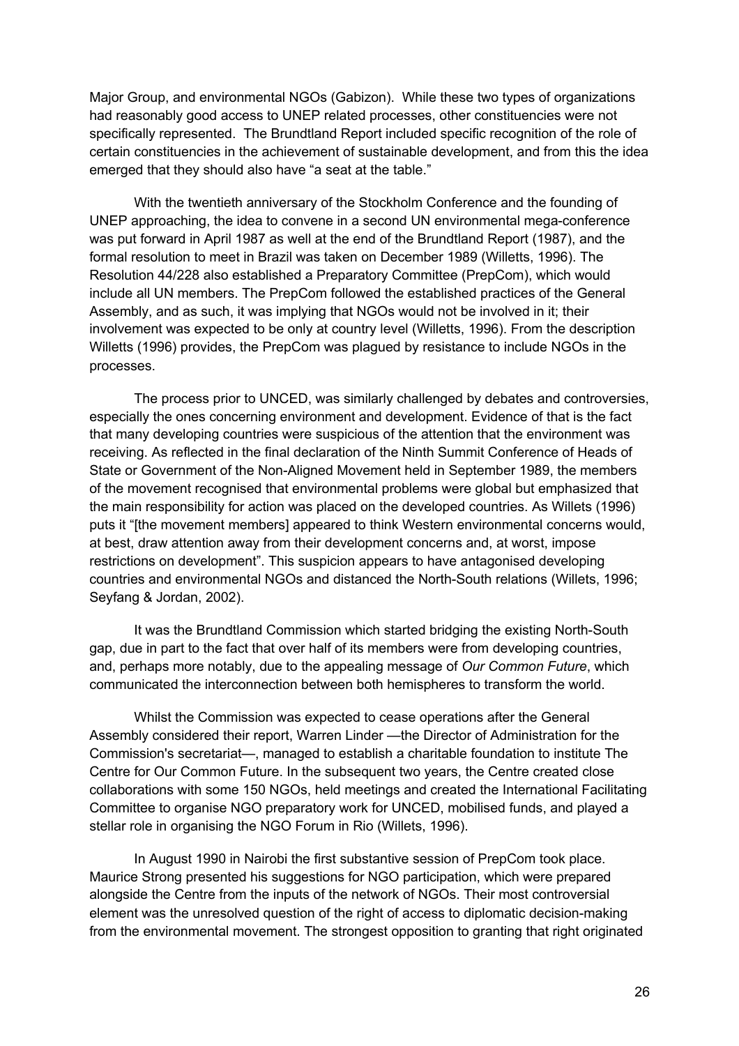Major Group, and environmental NGOs (Gabizon). While these two types of organizations had reasonably good access to UNEP related processes, other constituencies were not specifically represented. The Brundtland Report included specific recognition of the role of certain constituencies in the achievement of sustainable development, and from this the idea emerged that they should also have "a seat at the table."

With the twentieth anniversary of the Stockholm Conference and the founding of UNEP approaching, the idea to convene in a second UN environmental mega-conference was put forward in April 1987 as well at the end of the Brundtland Report (1987), and the formal resolution to meet in Brazil was taken on December 1989 (Willetts, 1996). The Resolution 44/228 also established a Preparatory Committee (PrepCom), which would include all UN members. The PrepCom followed the established practices of the General Assembly, and as such, it was implying that NGOs would not be involved in it; their involvement was expected to be only at country level (Willetts, 1996). From the description Willetts (1996) provides, the PrepCom was plagued by resistance to include NGOs in the processes.

The process prior to UNCED, was similarly challenged by debates and controversies, especially the ones concerning environment and development. Evidence of that is the fact that many developing countries were suspicious of the attention that the environment was receiving. As reflected in the final declaration of the Ninth Summit Conference of Heads of State or Government of the Non-Aligned Movement held in September 1989, the members of the movement recognised that environmental problems were global but emphasized that the main responsibility for action was placed on the developed countries. As Willets (1996) puts it "[the movement members] appeared to think Western environmental concerns would, at best, draw attention away from their development concerns and, at worst, impose restrictions on development". This suspicion appears to have antagonised developing countries and environmental NGOs and distanced the North-South relations (Willets, 1996; Seyfang & Jordan, 2002).

It was the Brundtland Commission which started bridging the existing North-South gap, due in part to the fact that over half of its members were from developing countries, and, perhaps more notably, due to the appealing message of *Our Common Future*, which communicated the interconnection between both hemispheres to transform the world.

Whilst the Commission was expected to cease operations after the General Assembly considered their report, Warren Linder —the Director of Administration for the Commission's secretariat—, managed to establish a charitable foundation to institute The Centre for Our Common Future. In the subsequent two years, the Centre created close collaborations with some 150 NGOs, held meetings and created the International Facilitating Committee to organise NGO preparatory work for UNCED, mobilised funds, and played a stellar role in organising the NGO Forum in Rio (Willets, 1996).

In August 1990 in Nairobi the first substantive session of PrepCom took place. Maurice Strong presented his suggestions for NGO participation, which were prepared alongside the Centre from the inputs of the network of NGOs. Their most controversial element was the unresolved question of the right of access to diplomatic decision-making from the environmental movement. The strongest opposition to granting that right originated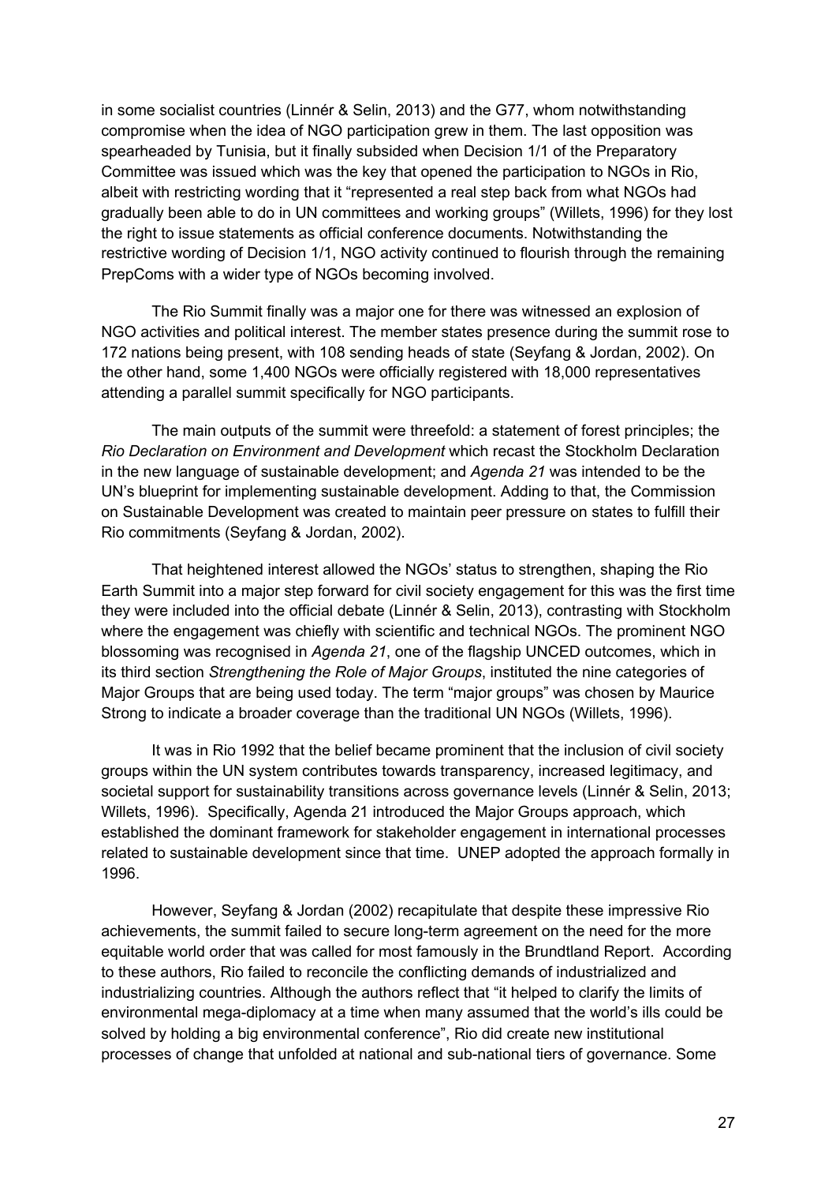in some socialist countries (Linnér & Selin, 2013) and the G77, whom notwithstanding compromise when the idea of NGO participation grew in them. The last opposition was spearheaded by Tunisia, but it finally subsided when Decision 1/1 of the Preparatory Committee was issued which was the key that opened the participation to NGOs in Rio, albeit with restricting wording that it "represented a real step back from what NGOs had gradually been able to do in UN committees and working groups" (Willets, 1996) for they lost the right to issue statements as official conference documents. Notwithstanding the restrictive wording of Decision 1/1, NGO activity continued to flourish through the remaining PrepComs with a wider type of NGOs becoming involved.

The Rio Summit finally was a major one for there was witnessed an explosion of NGO activities and political interest. The member states presence during the summit rose to 172 nations being present, with 108 sending heads of state (Seyfang & Jordan, 2002). On the other hand, some 1,400 NGOs were officially registered with 18,000 representatives attending a parallel summit specifically for NGO participants.

The main outputs of the summit were threefold: a statement of forest principles; the *Rio Declaration on Environment and Development* which recast the Stockholm Declaration in the new language of sustainable development; and *Agenda 21* was intended to be the UN's blueprint for implementing sustainable development. Adding to that, the Commission on Sustainable Development was created to maintain peer pressure on states to fulfill their Rio commitments (Seyfang & Jordan, 2002).

That heightened interest allowed the NGOs' status to strengthen, shaping the Rio Earth Summit into a major step forward for civil society engagement for this was the first time they were included into the official debate (Linnér & Selin, 2013), contrasting with Stockholm where the engagement was chiefly with scientific and technical NGOs. The prominent NGO blossoming was recognised in *Agenda 21*, one of the flagship UNCED outcomes, which in its third section *Strengthening the Role of Major Groups*, instituted the nine categories of Major Groups that are being used today. The term "major groups" was chosen by Maurice Strong to indicate a broader coverage than the traditional UN NGOs (Willets, 1996).

It was in Rio 1992 that the belief became prominent that the inclusion of civil society groups within the UN system contributes towards transparency, increased legitimacy, and societal support for sustainability transitions across governance levels (Linnér & Selin, 2013; Willets, 1996). Specifically, Agenda 21 introduced the Major Groups approach, which established the dominant framework for stakeholder engagement in international processes related to sustainable development since that time. UNEP adopted the approach formally in 1996.

However, Seyfang & Jordan (2002) recapitulate that despite these impressive Rio achievements, the summit failed to secure long-term agreement on the need for the more equitable world order that was called for most famously in the Brundtland Report. According to these authors, Rio failed to reconcile the conflicting demands of industrialized and industrializing countries. Although the authors reflect that "it helped to clarify the limits of environmental mega-diplomacy at a time when many assumed that the world's ills could be solved by holding a big environmental conference", Rio did create new institutional processes of change that unfolded at national and sub-national tiers of governance. Some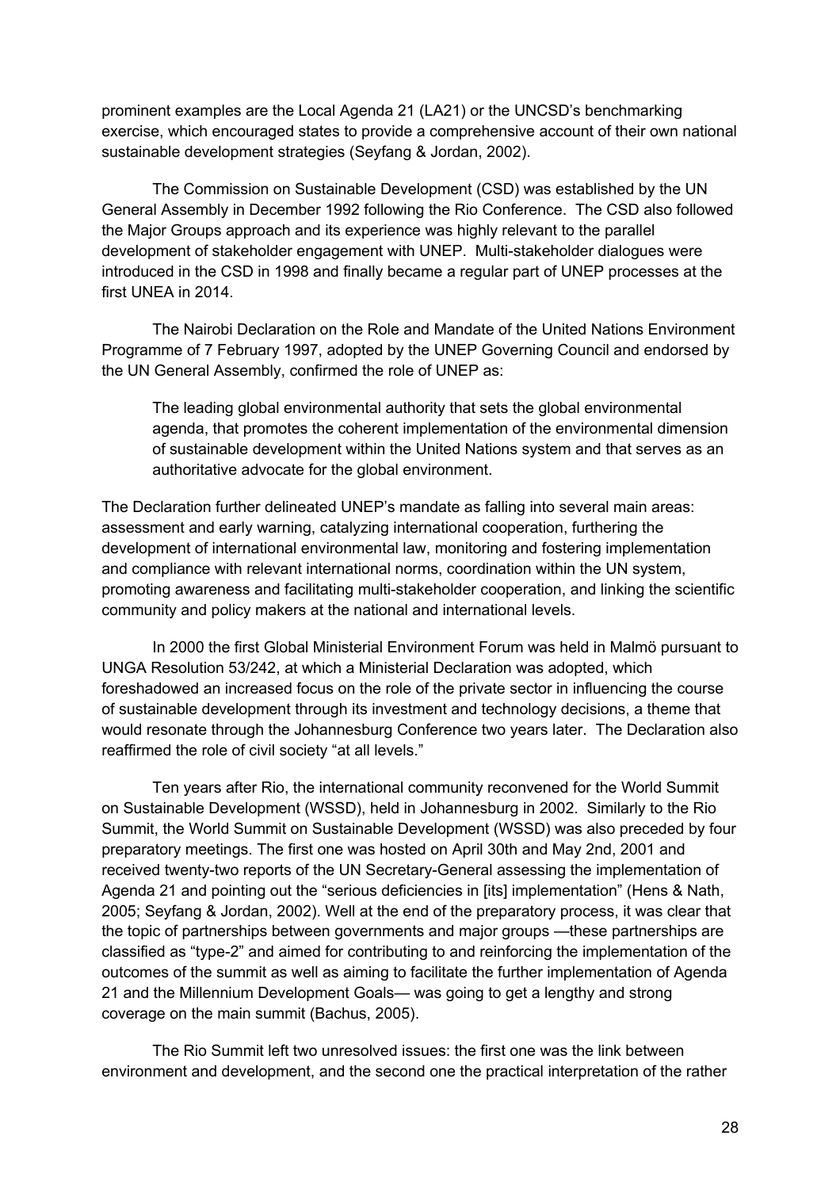prominent examples are the Local Agenda 21 (LA21) or the UNCSD's benchmarking exercise, which encouraged states to provide a comprehensive account of their own national sustainable development strategies (Seyfang & Jordan, 2002).

The Commission on Sustainable Development (CSD) was established by the UN General Assembly in December 1992 following the Rio Conference. The CSD also followed the Major Groups approach and its experience was highly relevant to the parallel development of stakeholder engagement with UNEP. Multi-stakeholder dialogues were introduced in the CSD in 1998 and finally became a regular part of UNEP processes at the first UNEA in 2014.

The Nairobi Declaration on the Role and Mandate of the United Nations Environment Programme of 7 February 1997, adopted by the UNEP Governing Council and endorsed by the UN General Assembly, confirmed the role of UNEP as:

> The leading global environmental authority that sets the global environmental agenda, that promotes the coherent implementation of the environmental dimension of sustainable development within the United Nations system and that serves as an authoritative advocate for the global environment.

The Declaration further delineated UNEP's mandate as falling into several main areas: assessment and early warning, catalyzing international cooperation, furthering the development of international environmental law, monitoring and fostering implementation and compliance with relevant international norms, coordination within the UN system, promoting awareness and facilitating multi-stakeholder cooperation, and linking the scientific community and policy makers at the national and international levels.

In 2000 the first Global Ministerial Environment Forum was held in Malmö pursuant to UNGA Resolution 53/242, at which a Ministerial Declaration was adopted, which foreshadowed an increased focus on the role of the private sector in influencing the course of sustainable development through its investment and technology decisions, a theme that would resonate through the Johannesburg Conference two years later. The Declaration also reaffirmed the role of civil society "at all levels."

Ten years after Rio, the international community reconvened for the World Summit on Sustainable Development (WSSD), held in Johannesburg in 2002. Similarly to the Rio Summit, the World Summit on Sustainable Development (WSSD) was also preceded by four preparatory meetings. The first one was hosted on April 30th and May 2nd, 2001 and received twenty-two reports of the UN Secretary-General assessing the implementation of Agenda 21 and pointing out the "serious deficiencies in [its] implementation" (Hens & Nath, 2005; Seyfang & Jordan, 2002). Well at the end of the preparatory process, it was clear that the topic of partnerships between governments and major groups —these partnerships are classified as "type-2" and aimed for contributing to and reinforcing the implementation of the outcomes of the summit as well as aiming to facilitate the further implementation of Agenda 21 and the Millennium Development Goals— was going to get a lengthy and strong coverage on the main summit (Bachus, 2005).

The Rio Summit left two unresolved issues: the first one was the link between environment and development, and the second one the practical interpretation of the rather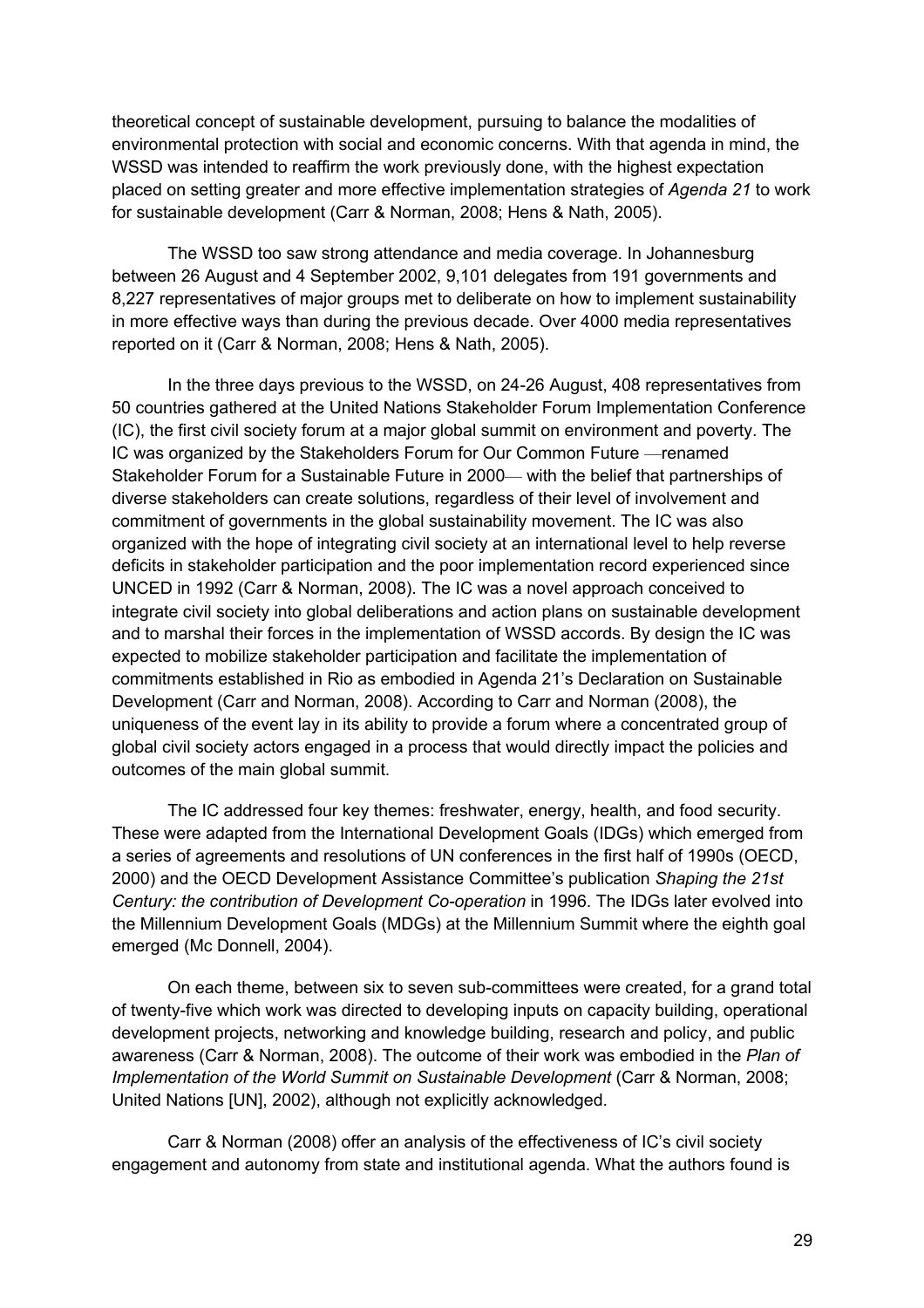theoretical concept of sustainable development, pursuing to balance the modalities of environmental protection with social and economic concerns. With that agenda in mind, the WSSD was intended to reaffirm the work previously done, with the highest expectation placed on setting greater and more effective implementation strategies of *Agenda 21* to work for sustainable development (Carr & Norman, 2008; Hens & Nath, 2005).

The WSSD too saw strong attendance and media coverage. In Johannesburg between 26 August and 4 September 2002, 9,101 delegates from 191 governments and 8,227 representatives of major groups met to deliberate on how to implement sustainability in more effective ways than during the previous decade. Over 4000 media representatives reported on it (Carr & Norman, 2008; Hens & Nath, 2005).

In the three days previous to the WSSD, on 24-26 August, 408 representatives from 50 countries gathered at the United Nations Stakeholder Forum Implementation Conference (IC), the first civil society forum at a major global summit on environment and poverty. The IC was organized by the Stakeholders Forum for Our Common Future —renamed Stakeholder Forum for a Sustainable Future in 2000— with the belief that partnerships of diverse stakeholders can create solutions, regardless of their level of involvement and commitment of governments in the global sustainability movement. The IC was also organized with the hope of integrating civil society at an international level to help reverse deficits in stakeholder participation and the poor implementation record experienced since UNCED in 1992 (Carr & Norman, 2008). The IC was a novel approach conceived to integrate civil society into global deliberations and action plans on sustainable development and to marshal their forces in the implementation of WSSD accords. By design the IC was expected to mobilize stakeholder participation and facilitate the implementation of commitments established in Rio as embodied in Agenda 21's Declaration on Sustainable Development (Carr and Norman, 2008). According to Carr and Norman (2008), the uniqueness of the event lay in its ability to provide a forum where a concentrated group of global civil society actors engaged in a process that would directly impact the policies and outcomes of the main global summit.

The IC addressed four key themes: freshwater, energy, health, and food security. These were adapted from the International Development Goals (IDGs) which emerged from a series of agreements and resolutions of UN conferences in the first half of 1990s (OECD, 2000) and the OECD Development Assistance Committee's publication *Shaping the 21st Century: the contribution of Development Co-operation* in 1996. The IDGs later evolved into the Millennium Development Goals (MDGs) at the Millennium Summit where the eighth goal emerged (Mc Donnell, 2004).

On each theme, between six to seven sub-committees were created, for a grand total of twenty-five which work was directed to developing inputs on capacity building, operational development projects, networking and knowledge building, research and policy, and public awareness (Carr & Norman, 2008). The outcome of their work was embodied in the *Plan of Implementation of the World Summit on Sustainable Development* (Carr & Norman, 2008; United Nations [UN], 2002), although not explicitly acknowledged.

Carr & Norman (2008) offer an analysis of the effectiveness of IC's civil society engagement and autonomy from state and institutional agenda. What the authors found is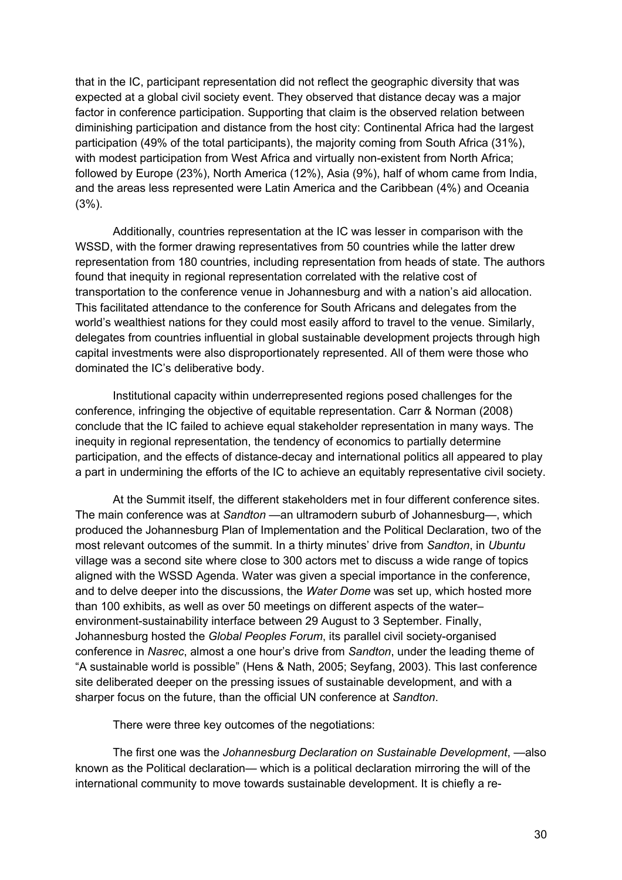that in the IC, participant representation did not reflect the geographic diversity that was expected at a global civil society event. They observed that distance decay was a major factor in conference participation. Supporting that claim is the observed relation between diminishing participation and distance from the host city: Continental Africa had the largest participation (49% of the total participants), the majority coming from South Africa (31%), with modest participation from West Africa and virtually non-existent from North Africa; followed by Europe (23%), North America (12%), Asia (9%), half of whom came from India, and the areas less represented were Latin America and the Caribbean (4%) and Oceania (3%).

Additionally, countries representation at the IC was lesser in comparison with the WSSD, with the former drawing representatives from 50 countries while the latter drew representation from 180 countries, including representation from heads of state. The authors found that inequity in regional representation correlated with the relative cost of transportation to the conference venue in Johannesburg and with a nation's aid allocation. This facilitated attendance to the conference for South Africans and delegates from the world's wealthiest nations for they could most easily afford to travel to the venue. Similarly, delegates from countries influential in global sustainable development projects through high capital investments were also disproportionately represented. All of them were those who dominated the IC's deliberative body.

Institutional capacity within underrepresented regions posed challenges for the conference, infringing the objective of equitable representation. Carr & Norman (2008) conclude that the IC failed to achieve equal stakeholder representation in many ways. The inequity in regional representation, the tendency of economics to partially determine participation, and the effects of distance-decay and international politics all appeared to play a part in undermining the efforts of the IC to achieve an equitably representative civil society.

At the Summit itself, the different stakeholders met in four different conference sites. The main conference was at *Sandton* —an ultramodern suburb of Johannesburg—, which produced the Johannesburg Plan of Implementation and the Political Declaration, two of the most relevant outcomes of the summit. In a thirty minutes' drive from *Sandton*, in *Ubuntu* village was a second site where close to 300 actors met to discuss a wide range of topics aligned with the WSSD Agenda. Water was given a special importance in the conference, and to delve deeper into the discussions, the *Water Dome* was set up, which hosted more than 100 exhibits, as well as over 50 meetings on different aspects of the water–environment-sustainability interface between 29 August to 3 September. Finally, Johannesburg hosted the *Global Peoples Forum*, its parallel civil society-organised conference in *Nasrec*, almost a one hour's drive from *Sandton*, under the leading theme of "A sustainable world is possible" (Hens & Nath, 2005; Seyfang, 2003). This last conference site deliberated deeper on the pressing issues of sustainable development, and with a sharper focus on the future, than the official UN conference at *Sandton*.

There were three key outcomes of the negotiations:

The first one was the *Johannesburg Declaration on Sustainable Development*, —also known as the Political declaration— which is a political declaration mirroring the will of the international community to move towards sustainable development. It is chiefly a re-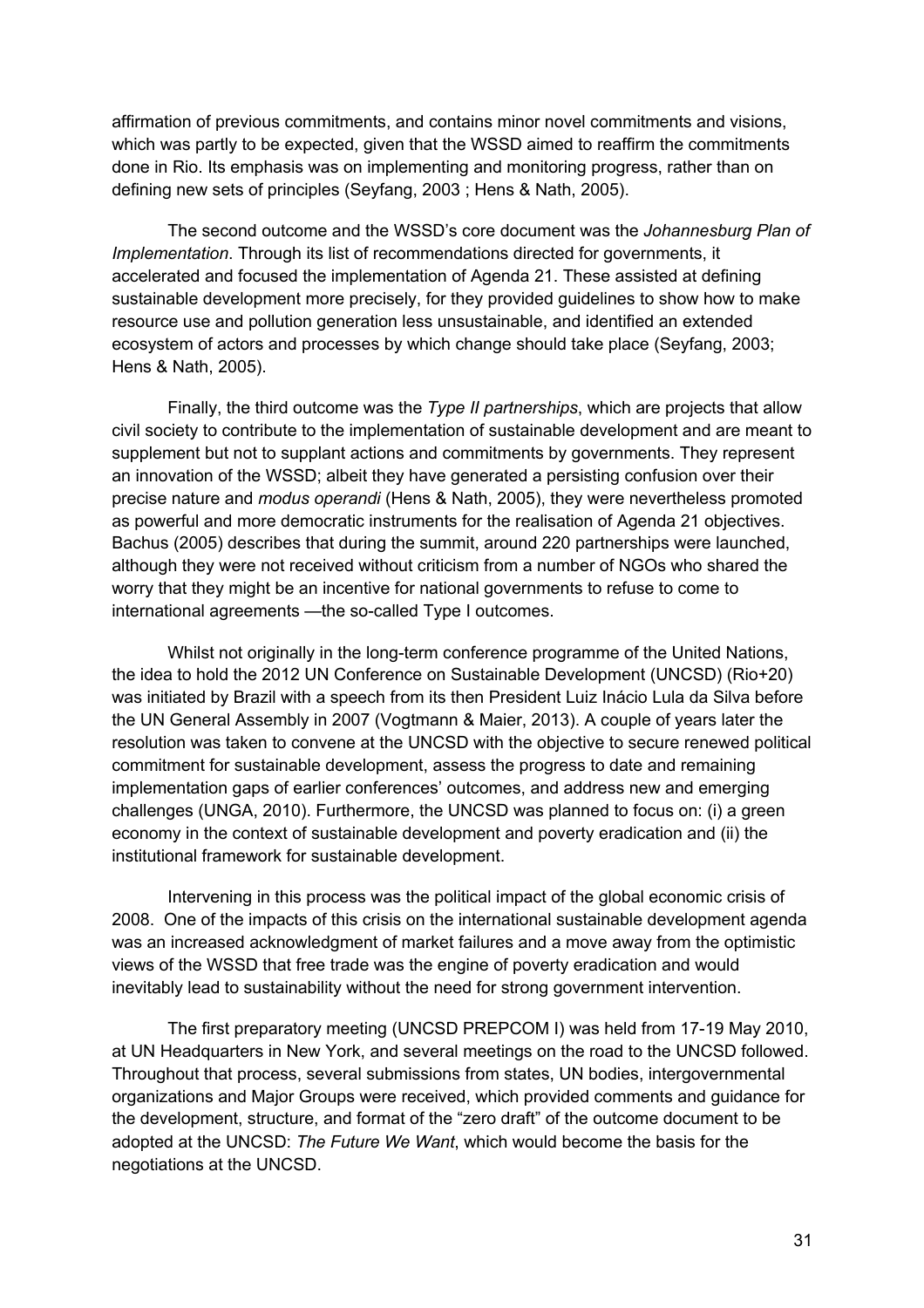affirmation of previous commitments, and contains minor novel commitments and visions, which was partly to be expected, given that the WSSD aimed to reaffirm the commitments done in Rio. Its emphasis was on implementing and monitoring progress, rather than on defining new sets of principles (Seyfang, 2003 ; Hens & Nath, 2005).

The second outcome and the WSSD's core document was the *Johannesburg Plan of Implementation*. Through its list of recommendations directed for governments, it accelerated and focused the implementation of Agenda 21. These assisted at defining sustainable development more precisely, for they provided guidelines to show how to make resource use and pollution generation less unsustainable, and identified an extended ecosystem of actors and processes by which change should take place (Seyfang, 2003; Hens & Nath, 2005).

Finally, the third outcome was the *Type II partnerships*, which are projects that allow civil society to contribute to the implementation of sustainable development and are meant to supplement but not to supplant actions and commitments by governments. They represent an innovation of the WSSD; albeit they have generated a persisting confusion over their precise nature and *modus operandi* (Hens & Nath, 2005), they were nevertheless promoted as powerful and more democratic instruments for the realisation of Agenda 21 objectives. Bachus (2005) describes that during the summit, around 220 partnerships were launched, although they were not received without criticism from a number of NGOs who shared the worry that they might be an incentive for national governments to refuse to come to international agreements —the so-called Type I outcomes.

Whilst not originally in the long-term conference programme of the United Nations, the idea to hold the 2012 UN Conference on Sustainable Development (UNCSD) (Rio+20) was initiated by Brazil with a speech from its then President Luiz Inácio Lula da Silva before the UN General Assembly in 2007 (Vogtmann & Maier, 2013). A couple of years later the resolution was taken to convene at the UNCSD with the objective to secure renewed political commitment for sustainable development, assess the progress to date and remaining implementation gaps of earlier conferences' outcomes, and address new and emerging challenges (UNGA, 2010). Furthermore, the UNCSD was planned to focus on: (i) a green economy in the context of sustainable development and poverty eradication and (ii) the institutional framework for sustainable development.

Intervening in this process was the political impact of the global economic crisis of 2008. One of the impacts of this crisis on the international sustainable development agenda was an increased acknowledgment of market failures and a move away from the optimistic views of the WSSD that free trade was the engine of poverty eradication and would inevitably lead to sustainability without the need for strong government intervention.

The first preparatory meeting (UNCSD PREPCOM I) was held from 17-19 May 2010, at UN Headquarters in New York, and several meetings on the road to the UNCSD followed. Throughout that process, several submissions from states, UN bodies, intergovernmental organizations and Major Groups were received, which provided comments and guidance for the development, structure, and format of the "zero draft" of the outcome document to be adopted at the UNCSD: *The Future We Want*, which would become the basis for the negotiations at the UNCSD.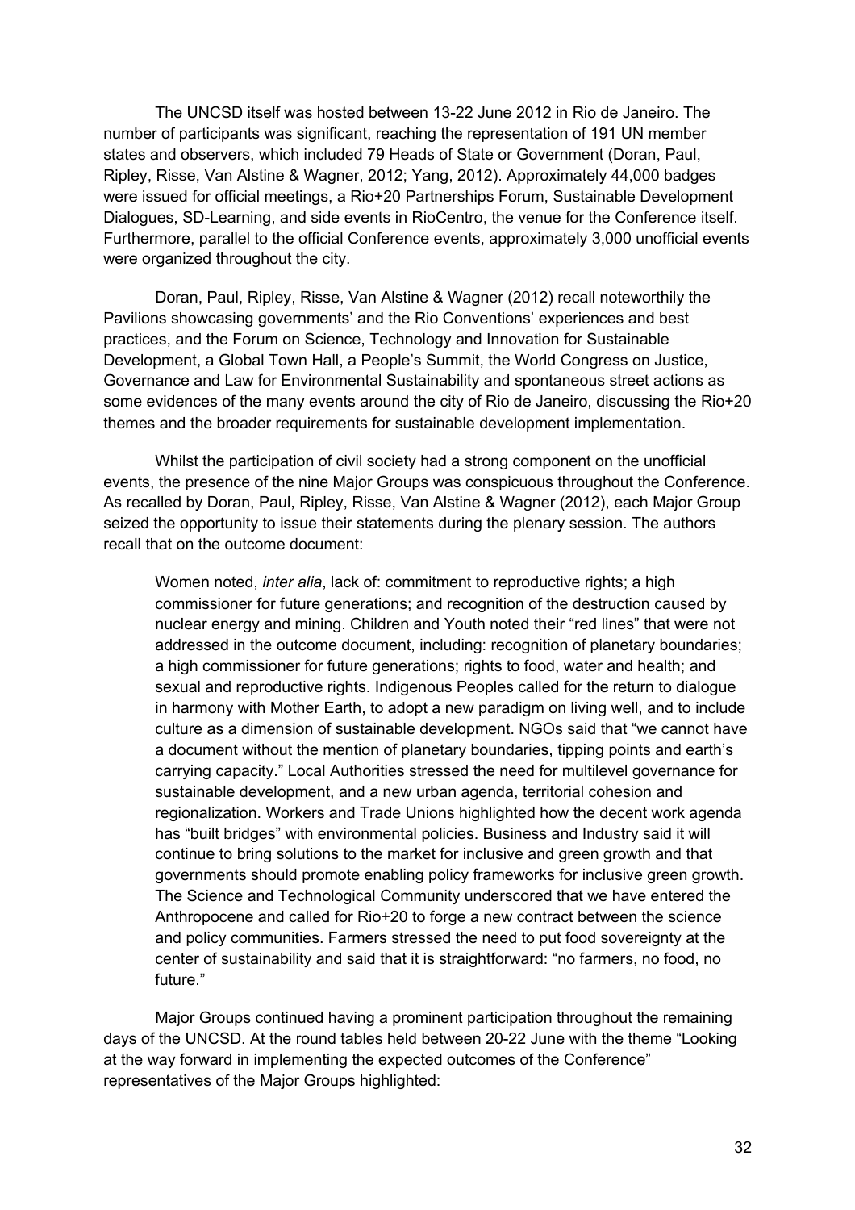The UNCSD itself was hosted between 13-22 June 2012 in Rio de Janeiro. The number of participants was significant, reaching the representation of 191 UN member states and observers, which included 79 Heads of State or Government (Doran, Paul, Ripley, Risse, Van Alstine & Wagner, 2012; Yang, 2012). Approximately 44,000 badges were issued for official meetings, a Rio+20 Partnerships Forum, Sustainable Development Dialogues, SD-Learning, and side events in RioCentro, the venue for the Conference itself. Furthermore, parallel to the official Conference events, approximately 3,000 unofficial events were organized throughout the city.

Doran, Paul, Ripley, Risse, Van Alstine & Wagner (2012) recall noteworthily the Pavilions showcasing governments' and the Rio Conventions' experiences and best practices, and the Forum on Science, Technology and Innovation for Sustainable Development, a Global Town Hall, a People's Summit, the World Congress on Justice, Governance and Law for Environmental Sustainability and spontaneous street actions as some evidences of the many events around the city of Rio de Janeiro, discussing the Rio+20 themes and the broader requirements for sustainable development implementation.

Whilst the participation of civil society had a strong component on the unofficial events, the presence of the nine Major Groups was conspicuous throughout the Conference. As recalled by Doran, Paul, Ripley, Risse, Van Alstine & Wagner (2012), each Major Group seized the opportunity to issue their statements during the plenary session. The authors recall that on the outcome document:

> Women noted, *inter alia*, lack of: commitment to reproductive rights; a high commissioner for future generations; and recognition of the destruction caused by nuclear energy and mining. Children and Youth noted their "red lines" that were not addressed in the outcome document, including: recognition of planetary boundaries; a high commissioner for future generations; rights to food, water and health; and sexual and reproductive rights. Indigenous Peoples called for the return to dialogue in harmony with Mother Earth, to adopt a new paradigm on living well, and to include culture as a dimension of sustainable development. NGOs said that "we cannot have a document without the mention of planetary boundaries, tipping points and earth's carrying capacity." Local Authorities stressed the need for multilevel governance for sustainable development, and a new urban agenda, territorial cohesion and regionalization. Workers and Trade Unions highlighted how the decent work agenda has "built bridges" with environmental policies. Business and Industry said it will continue to bring solutions to the market for inclusive and green growth and that governments should promote enabling policy frameworks for inclusive green growth. The Science and Technological Community underscored that we have entered the Anthropocene and called for Rio+20 to forge a new contract between the science and policy communities. Farmers stressed the need to put food sovereignty at the center of sustainability and said that it is straightforward: "no farmers, no food, no future."

Major Groups continued having a prominent participation throughout the remaining days of the UNCSD. At the round tables held between 20-22 June with the theme "Looking at the way forward in implementing the expected outcomes of the Conference" representatives of the Major Groups highlighted: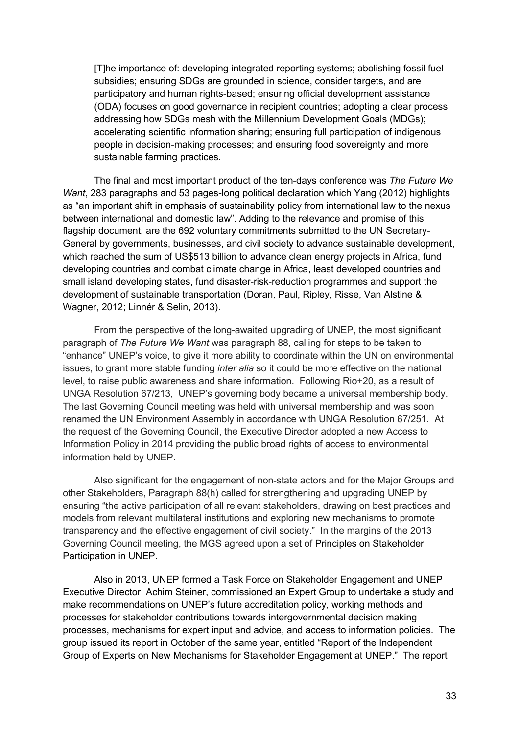> [T]he importance of: developing integrated reporting systems; abolishing fossil fuel subsidies; ensuring SDGs are grounded in science, consider targets, and are participatory and human rights-based; ensuring official development assistance (ODA) focuses on good governance in recipient countries; adopting a clear process addressing how SDGs mesh with the Millennium Development Goals (MDGs); accelerating scientific information sharing; ensuring full participation of indigenous people in decision-making processes; and ensuring food sovereignty and more sustainable farming practices.

The final and most important product of the ten-days conference was *The Future We Want*, 283 paragraphs and 53 pages-long political declaration which Yang (2012) highlights as "an important shift in emphasis of sustainability policy from international law to the nexus between international and domestic law". Adding to the relevance and promise of this flagship document, are the 692 voluntary commitments submitted to the UN Secretary-General by governments, businesses, and civil society to advance sustainable development, which reached the sum of US$513 billion to advance clean energy projects in Africa, fund developing countries and combat climate change in Africa, least developed countries and small island developing states, fund disaster-risk-reduction programmes and support the development of sustainable transportation (Doran, Paul, Ripley, Risse, Van Alstine & Wagner, 2012; Linnér & Selin, 2013).

From the perspective of the long-awaited upgrading of UNEP, the most significant paragraph of *The Future We Want* was paragraph 88, calling for steps to be taken to "enhance" UNEP's voice, to give it more ability to coordinate within the UN on environmental issues, to grant more stable funding *inter alia* so it could be more effective on the national level, to raise public awareness and share information. Following Rio+20, as a result of UNGA Resolution 67/213, UNEP's governing body became a universal membership body. The last Governing Council meeting was held with universal membership and was soon renamed the UN Environment Assembly in accordance with UNGA Resolution 67/251. At the request of the Governing Council, the Executive Director adopted a new Access to Information Policy in 2014 providing the public broad rights of access to environmental information held by UNEP.

Also significant for the engagement of non-state actors and for the Major Groups and other Stakeholders, Paragraph 88(h) called for strengthening and upgrading UNEP by ensuring "the active participation of all relevant stakeholders, drawing on best practices and models from relevant multilateral institutions and exploring new mechanisms to promote transparency and the effective engagement of civil society." In the margins of the 2013 Governing Council meeting, the MGS agreed upon a set of Principles on Stakeholder Participation in UNEP.

Also in 2013, UNEP formed a Task Force on Stakeholder Engagement and UNEP Executive Director, Achim Steiner, commissioned an Expert Group to undertake a study and make recommendations on UNEP's future accreditation policy, working methods and processes for stakeholder contributions towards intergovernmental decision making processes, mechanisms for expert input and advice, and access to information policies. The group issued its report in October of the same year, entitled "Report of the Independent Group of Experts on New Mechanisms for Stakeholder Engagement at UNEP." The report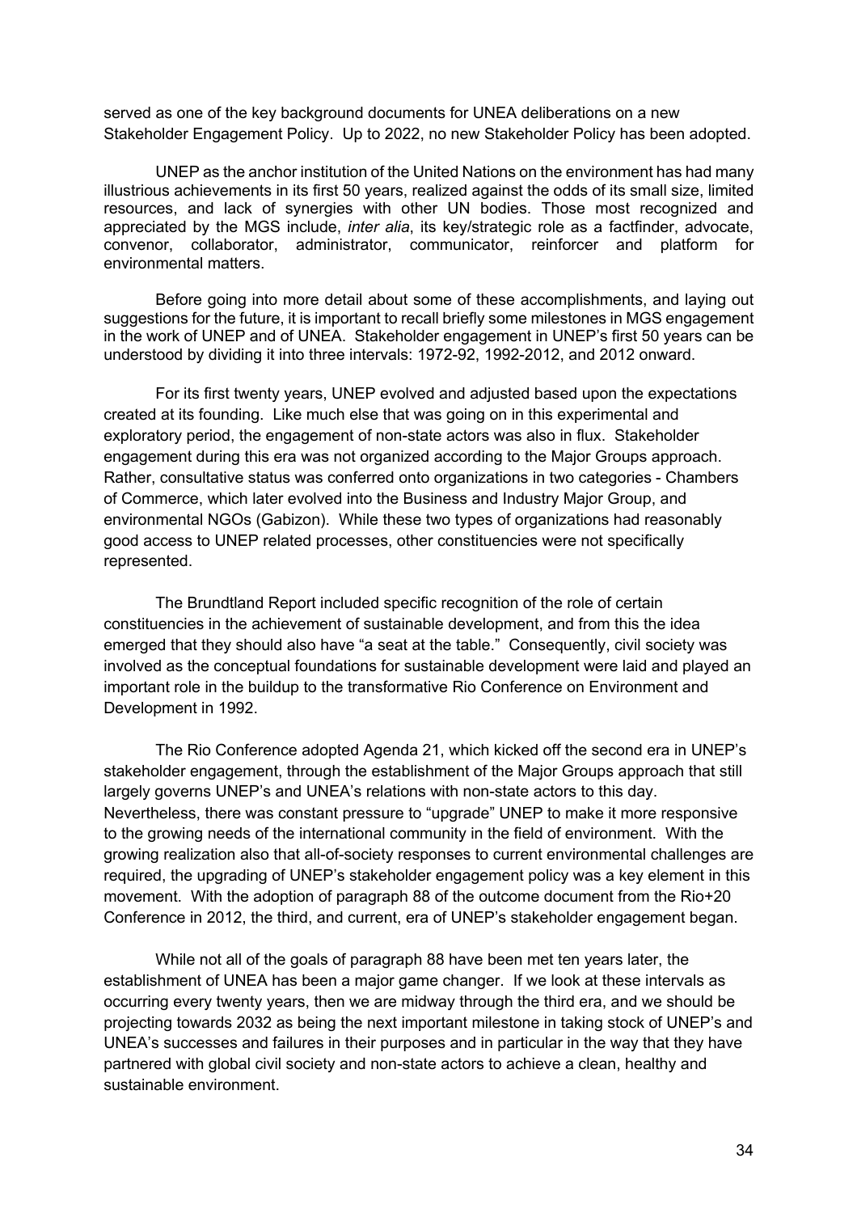served as one of the key background documents for UNEA deliberations on a new Stakeholder Engagement Policy. Up to 2022, no new Stakeholder Policy has been adopted.

UNEP as the anchor institution of the United Nations on the environment has had many illustrious achievements in its first 50 years, realized against the odds of its small size, limited resources, and lack of synergies with other UN bodies. Those most recognized and appreciated by the MGS include, *inter alia*, its key/strategic role as a factfinder, advocate, convenor, collaborator, administrator, communicator, reinforcer and platform for environmental matters.

Before going into more detail about some of these accomplishments, and laying out suggestions for the future, it is important to recall briefly some milestones in MGS engagement in the work of UNEP and of UNEA. Stakeholder engagement in UNEP's first 50 years can be understood by dividing it into three intervals: 1972-92, 1992-2012, and 2012 onward.

For its first twenty years, UNEP evolved and adjusted based upon the expectations created at its founding. Like much else that was going on in this experimental and exploratory period, the engagement of non-state actors was also in flux. Stakeholder engagement during this era was not organized according to the Major Groups approach. Rather, consultative status was conferred onto organizations in two categories - Chambers of Commerce, which later evolved into the Business and Industry Major Group, and environmental NGOs (Gabizon). While these two types of organizations had reasonably good access to UNEP related processes, other constituencies were not specifically represented.

The Brundtland Report included specific recognition of the role of certain constituencies in the achievement of sustainable development, and from this the idea emerged that they should also have "a seat at the table." Consequently, civil society was involved as the conceptual foundations for sustainable development were laid and played an important role in the buildup to the transformative Rio Conference on Environment and Development in 1992.

The Rio Conference adopted Agenda 21, which kicked off the second era in UNEP's stakeholder engagement, through the establishment of the Major Groups approach that still largely governs UNEP's and UNEA's relations with non-state actors to this day. Nevertheless, there was constant pressure to "upgrade" UNEP to make it more responsive to the growing needs of the international community in the field of environment. With the growing realization also that all-of-society responses to current environmental challenges are required, the upgrading of UNEP's stakeholder engagement policy was a key element in this movement. With the adoption of paragraph 88 of the outcome document from the Rio+20 Conference in 2012, the third, and current, era of UNEP's stakeholder engagement began.

While not all of the goals of paragraph 88 have been met ten years later, the establishment of UNEA has been a major game changer. If we look at these intervals as occurring every twenty years, then we are midway through the third era, and we should be projecting towards 2032 as being the next important milestone in taking stock of UNEP's and UNEA's successes and failures in their purposes and in particular in the way that they have partnered with global civil society and non-state actors to achieve a clean, healthy and sustainable environment.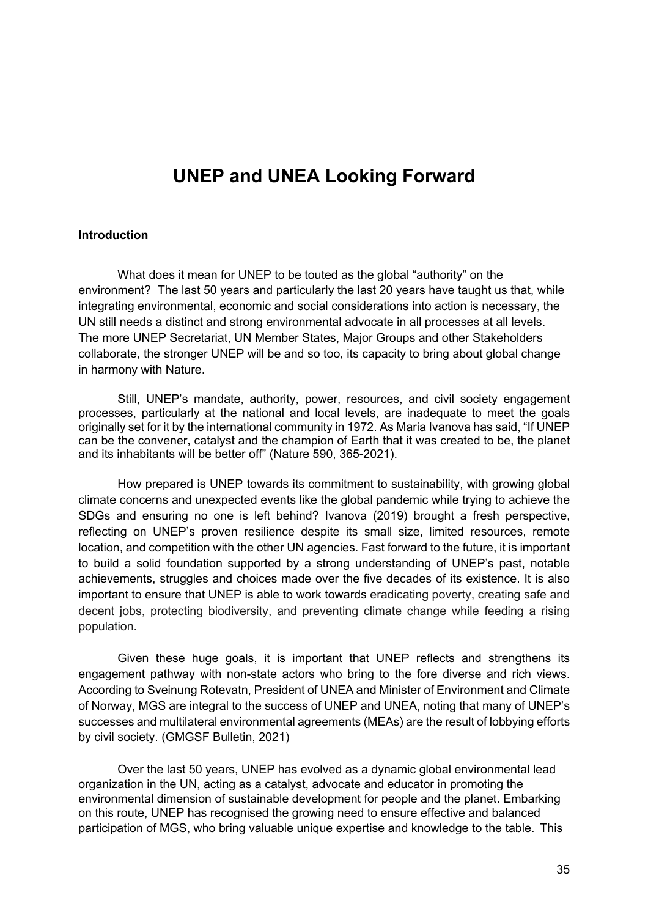# UNEP and UNEA Looking Forward

**Introduction**

What does it mean for UNEP to be touted as the global "authority" on the environment? The last 50 years and particularly the last 20 years have taught us that, while integrating environmental, economic and social considerations into action is necessary, the UN still needs a distinct and strong environmental advocate in all processes at all levels. The more UNEP Secretariat, UN Member States, Major Groups and other Stakeholders collaborate, the stronger UNEP will be and so too, its capacity to bring about global change in harmony with Nature.

Still, UNEP's mandate, authority, power, resources, and civil society engagement processes, particularly at the national and local levels, are inadequate to meet the goals originally set for it by the international community in 1972. As Maria Ivanova has said, "If UNEP can be the convener, catalyst and the champion of Earth that it was created to be, the planet and its inhabitants will be better off" (Nature 590, 365-2021).

How prepared is UNEP towards its commitment to sustainability, with growing global climate concerns and unexpected events like the global pandemic while trying to achieve the SDGs and ensuring no one is left behind? Ivanova (2019) brought a fresh perspective, reflecting on UNEP's proven resilience despite its small size, limited resources, remote location, and competition with the other UN agencies. Fast forward to the future, it is important to build a solid foundation supported by a strong understanding of UNEP's past, notable achievements, struggles and choices made over the five decades of its existence. It is also important to ensure that UNEP is able to work towards eradicating poverty, creating safe and decent jobs, protecting biodiversity, and preventing climate change while feeding a rising population.

Given these huge goals, it is important that UNEP reflects and strengthens its engagement pathway with non-state actors who bring to the fore diverse and rich views. According to Sveinung Rotevatn, President of UNEA and Minister of Environment and Climate of Norway, MGS are integral to the success of UNEP and UNEA, noting that many of UNEP's successes and multilateral environmental agreements (MEAs) are the result of lobbying efforts by civil society. (GMGSF Bulletin, 2021)

Over the last 50 years, UNEP has evolved as a dynamic global environmental lead organization in the UN, acting as a catalyst, advocate and educator in promoting the environmental dimension of sustainable development for people and the planet. Embarking on this route, UNEP has recognised the growing need to ensure effective and balanced participation of MGS, who bring valuable unique expertise and knowledge to the table. This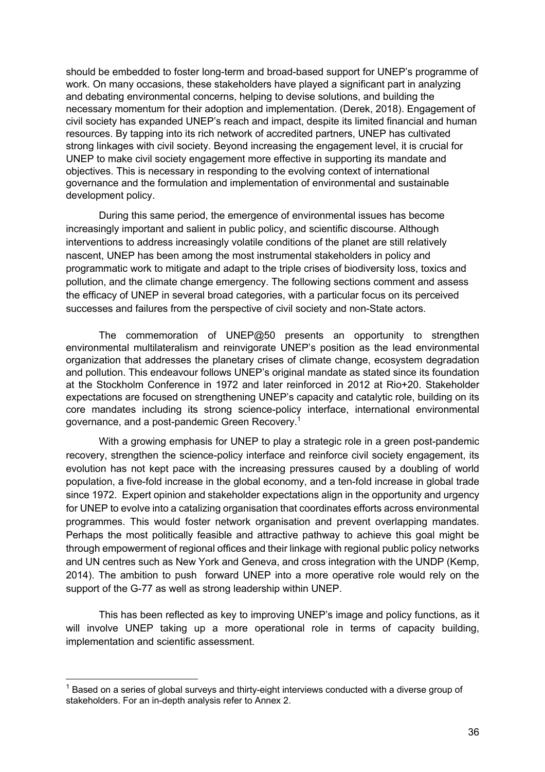should be embedded to foster long-term and broad-based support for UNEP's programme of work. On many occasions, these stakeholders have played a significant part in analyzing and debating environmental concerns, helping to devise solutions, and building the necessary momentum for their adoption and implementation. (Derek, 2018). Engagement of civil society has expanded UNEP's reach and impact, despite its limited financial and human resources. By tapping into its rich network of accredited partners, UNEP has cultivated strong linkages with civil society. Beyond increasing the engagement level, it is crucial for UNEP to make civil society engagement more effective in supporting its mandate and objectives. This is necessary in responding to the evolving context of international governance and the formulation and implementation of environmental and sustainable development policy.

During this same period, the emergence of environmental issues has become increasingly important and salient in public policy, and scientific discourse. Although interventions to address increasingly volatile conditions of the planet are still relatively nascent, UNEP has been among the most instrumental stakeholders in policy and programmatic work to mitigate and adapt to the triple crises of biodiversity loss, toxics and pollution, and the climate change emergency. The following sections comment and assess the efficacy of UNEP in several broad categories, with a particular focus on its perceived successes and failures from the perspective of civil society and non-State actors.

The commemoration of UNEP@50 presents an opportunity to strengthen environmental multilateralism and reinvigorate UNEP's position as the lead environmental organization that addresses the planetary crises of climate change, ecosystem degradation and pollution. This endeavour follows UNEP's original mandate as stated since its foundation at the Stockholm Conference in 1972 and later reinforced in 2012 at Rio+20. Stakeholder expectations are focused on strengthening UNEP's capacity and catalytic role, building on its core mandates including its strong science-policy interface, international environmental governance, and a post-pandemic Green Recovery.[1]

With a growing emphasis for UNEP to play a strategic role in a green post-pandemic recovery, strengthen the science-policy interface and reinforce civil society engagement, its evolution has not kept pace with the increasing pressures caused by a doubling of world population, a five-fold increase in the global economy, and a ten-fold increase in global trade since 1972. Expert opinion and stakeholder expectations align in the opportunity and urgency for UNEP to evolve into a catalizing organisation that coordinates efforts across environmental programmes. This would foster network organisation and prevent overlapping mandates. Perhaps the most politically feasible and attractive pathway to achieve this goal might be through empowerment of regional offices and their linkage with regional public policy networks and UN centres such as New York and Geneva, and cross integration with the UNDP (Kemp, 2014). The ambition to push forward UNEP into a more operative role would rely on the support of the G-77 as well as strong leadership within UNEP.

This has been reflected as key to improving UNEP's image and policy functions, as it will involve UNEP taking up a more operational role in terms of capacity building, implementation and scientific assessment.

[1] Based on a series of global surveys and thirty-eight interviews conducted with a diverse group of stakeholders. For an in-depth analysis refer to Annex 2.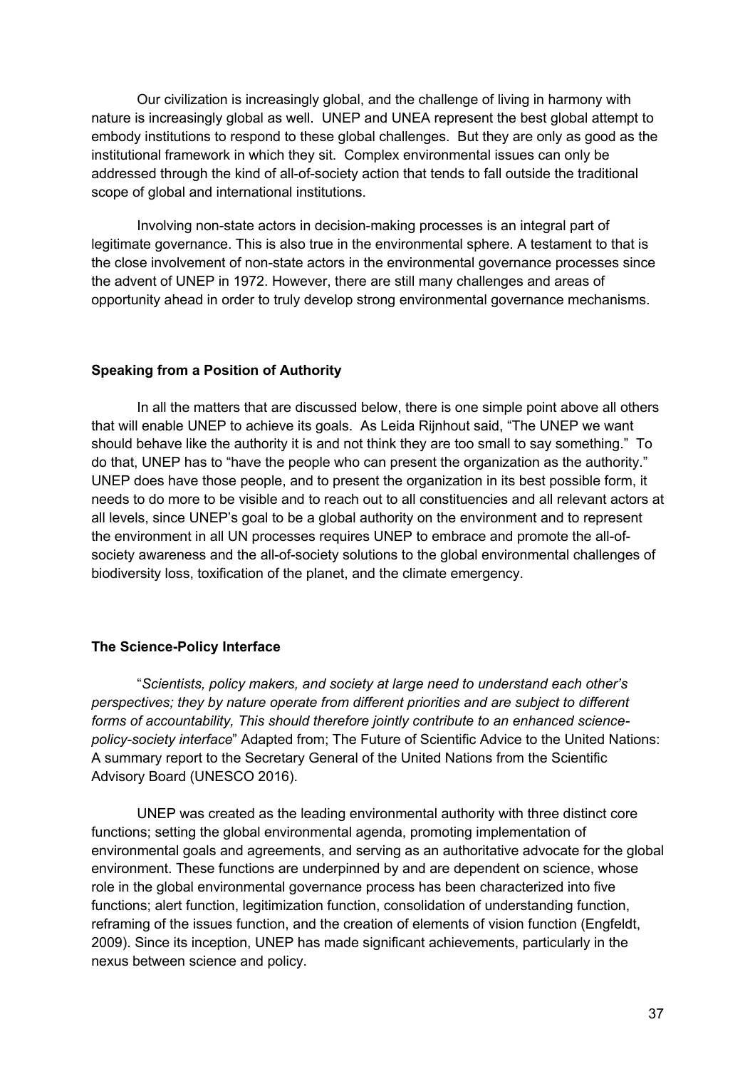Our civilization is increasingly global, and the challenge of living in harmony with nature is increasingly global as well. UNEP and UNEA represent the best global attempt to embody institutions to respond to these global challenges. But they are only as good as the institutional framework in which they sit. Complex environmental issues can only be addressed through the kind of all-of-society action that tends to fall outside the traditional scope of global and international institutions.

Involving non-state actors in decision-making processes is an integral part of legitimate governance. This is also true in the environmental sphere. A testament to that is the close involvement of non-state actors in the environmental governance processes since the advent of UNEP in 1972. However, there are still many challenges and areas of opportunity ahead in order to truly develop strong environmental governance mechanisms.

**Speaking from a Position of Authority**

In all the matters that are discussed below, there is one simple point above all others that will enable UNEP to achieve its goals. As Leida Rijnhout said, "The UNEP we want should behave like the authority it is and not think they are too small to say something." To do that, UNEP has to "have the people who can present the organization as the authority." UNEP does have those people, and to present the organization in its best possible form, it needs to do more to be visible and to reach out to all constituencies and all relevant actors at all levels, since UNEP's goal to be a global authority on the environment and to represent the environment in all UN processes requires UNEP to embrace and promote the all-of-society awareness and the all-of-society solutions to the global environmental challenges of biodiversity loss, toxification of the planet, and the climate emergency.

**The Science-Policy Interface**

"*Scientists, policy makers, and society at large need to understand each other's perspectives; they by nature operate from different priorities and are subject to different forms of accountability, This should therefore jointly contribute to an enhanced science-policy-society interface*" Adapted from; The Future of Scientific Advice to the United Nations: A summary report to the Secretary General of the United Nations from the Scientific Advisory Board (UNESCO 2016).

UNEP was created as the leading environmental authority with three distinct core functions; setting the global environmental agenda, promoting implementation of environmental goals and agreements, and serving as an authoritative advocate for the global environment. These functions are underpinned by and are dependent on science, whose role in the global environmental governance process has been characterized into five functions; alert function, legitimization function, consolidation of understanding function, reframing of the issues function, and the creation of elements of vision function (Engfeldt, 2009). Since its inception, UNEP has made significant achievements, particularly in the nexus between science and policy.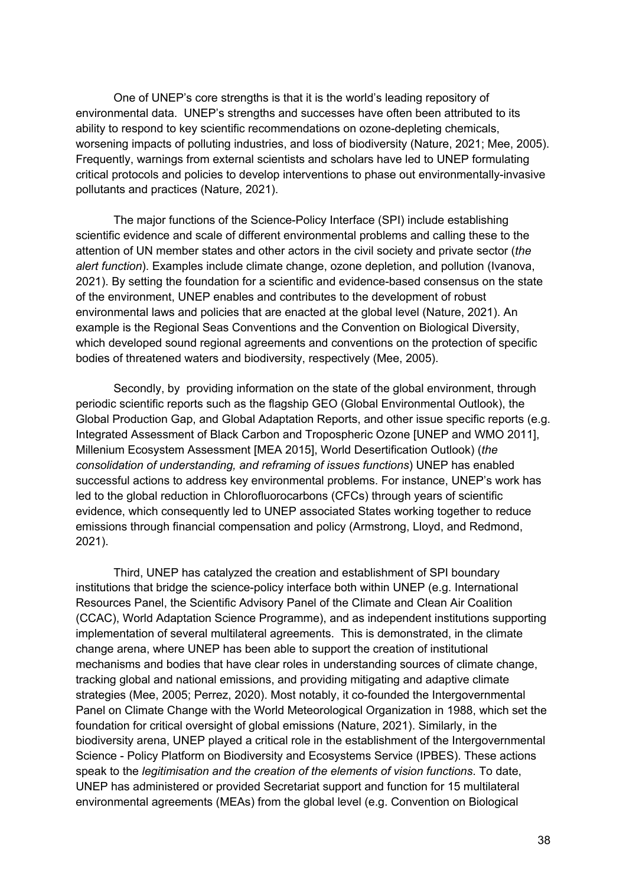One of UNEP's core strengths is that it is the world's leading repository of environmental data. UNEP's strengths and successes have often been attributed to its ability to respond to key scientific recommendations on ozone-depleting chemicals, worsening impacts of polluting industries, and loss of biodiversity (Nature, 2021; Mee, 2005). Frequently, warnings from external scientists and scholars have led to UNEP formulating critical protocols and policies to develop interventions to phase out environmentally-invasive pollutants and practices (Nature, 2021).

The major functions of the Science-Policy Interface (SPI) include establishing scientific evidence and scale of different environmental problems and calling these to the attention of UN member states and other actors in the civil society and private sector (*the alert function*). Examples include climate change, ozone depletion, and pollution (Ivanova, 2021). By setting the foundation for a scientific and evidence-based consensus on the state of the environment, UNEP enables and contributes to the development of robust environmental laws and policies that are enacted at the global level (Nature, 2021). An example is the Regional Seas Conventions and the Convention on Biological Diversity, which developed sound regional agreements and conventions on the protection of specific bodies of threatened waters and biodiversity, respectively (Mee, 2005).

Secondly, by providing information on the state of the global environment, through periodic scientific reports such as the flagship GEO (Global Environmental Outlook), the Global Production Gap, and Global Adaptation Reports, and other issue specific reports (e.g. Integrated Assessment of Black Carbon and Tropospheric Ozone [UNEP and WMO 2011], Millenium Ecosystem Assessment [MEA 2015], World Desertification Outlook) (*the consolidation of understanding, and reframing of issues functions*) UNEP has enabled successful actions to address key environmental problems. For instance, UNEP's work has led to the global reduction in Chlorofluorocarbons (CFCs) through years of scientific evidence, which consequently led to UNEP associated States working together to reduce emissions through financial compensation and policy (Armstrong, Lloyd, and Redmond, 2021).

Third, UNEP has catalyzed the creation and establishment of SPI boundary institutions that bridge the science-policy interface both within UNEP (e.g. International Resources Panel, the Scientific Advisory Panel of the Climate and Clean Air Coalition (CCAC), World Adaptation Science Programme), and as independent institutions supporting implementation of several multilateral agreements. This is demonstrated, in the climate change arena, where UNEP has been able to support the creation of institutional mechanisms and bodies that have clear roles in understanding sources of climate change, tracking global and national emissions, and providing mitigating and adaptive climate strategies (Mee, 2005; Perrez, 2020). Most notably, it co-founded the Intergovernmental Panel on Climate Change with the World Meteorological Organization in 1988, which set the foundation for critical oversight of global emissions (Nature, 2021). Similarly, in the biodiversity arena, UNEP played a critical role in the establishment of the Intergovernmental Science - Policy Platform on Biodiversity and Ecosystems Service (IPBES). These actions speak to the *legitimisation and the creation of the elements of vision functions*. To date, UNEP has administered or provided Secretariat support and function for 15 multilateral environmental agreements (MEAs) from the global level (e.g. Convention on Biological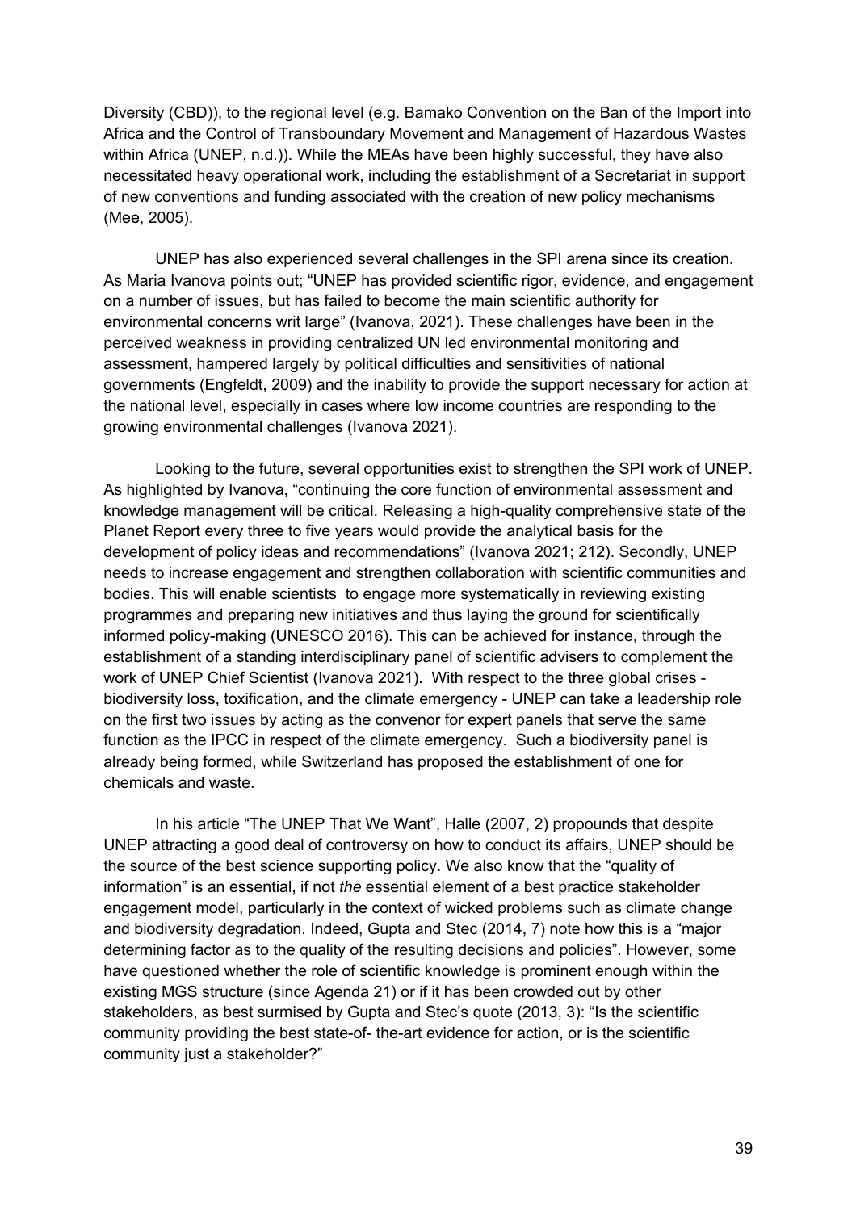Diversity (CBD)), to the regional level (e.g. Bamako Convention on the Ban of the Import into Africa and the Control of Transboundary Movement and Management of Hazardous Wastes within Africa (UNEP, n.d.)). While the MEAs have been highly successful, they have also necessitated heavy operational work, including the establishment of a Secretariat in support of new conventions and funding associated with the creation of new policy mechanisms (Mee, 2005).

UNEP has also experienced several challenges in the SPI arena since its creation. As Maria Ivanova points out; "UNEP has provided scientific rigor, evidence, and engagement on a number of issues, but has failed to become the main scientific authority for environmental concerns writ large" (Ivanova, 2021). These challenges have been in the perceived weakness in providing centralized UN led environmental monitoring and assessment, hampered largely by political difficulties and sensitivities of national governments (Engfeldt, 2009) and the inability to provide the support necessary for action at the national level, especially in cases where low income countries are responding to the growing environmental challenges (Ivanova 2021).

Looking to the future, several opportunities exist to strengthen the SPI work of UNEP. As highlighted by Ivanova, "continuing the core function of environmental assessment and knowledge management will be critical. Releasing a high-quality comprehensive state of the Planet Report every three to five years would provide the analytical basis for the development of policy ideas and recommendations" (Ivanova 2021; 212). Secondly, UNEP needs to increase engagement and strengthen collaboration with scientific communities and bodies. This will enable scientists to engage more systematically in reviewing existing programmes and preparing new initiatives and thus laying the ground for scientifically informed policy-making (UNESCO 2016). This can be achieved for instance, through the establishment of a standing interdisciplinary panel of scientific advisers to complement the work of UNEP Chief Scientist (Ivanova 2021). With respect to the three global crises - biodiversity loss, toxification, and the climate emergency - UNEP can take a leadership role on the first two issues by acting as the convenor for expert panels that serve the same function as the IPCC in respect of the climate emergency. Such a biodiversity panel is already being formed, while Switzerland has proposed the establishment of one for chemicals and waste.

In his article "The UNEP That We Want", Halle (2007, 2) propounds that despite UNEP attracting a good deal of controversy on how to conduct its affairs, UNEP should be the source of the best science supporting policy. We also know that the "quality of information" is an essential, if not *the* essential element of a best practice stakeholder engagement model, particularly in the context of wicked problems such as climate change and biodiversity degradation. Indeed, Gupta and Stec (2014, 7) note how this is a "major determining factor as to the quality of the resulting decisions and policies". However, some have questioned whether the role of scientific knowledge is prominent enough within the existing MGS structure (since Agenda 21) or if it has been crowded out by other stakeholders, as best surmised by Gupta and Stec's quote (2013, 3): "Is the scientific community providing the best state-of- the-art evidence for action, or is the scientific community just a stakeholder?"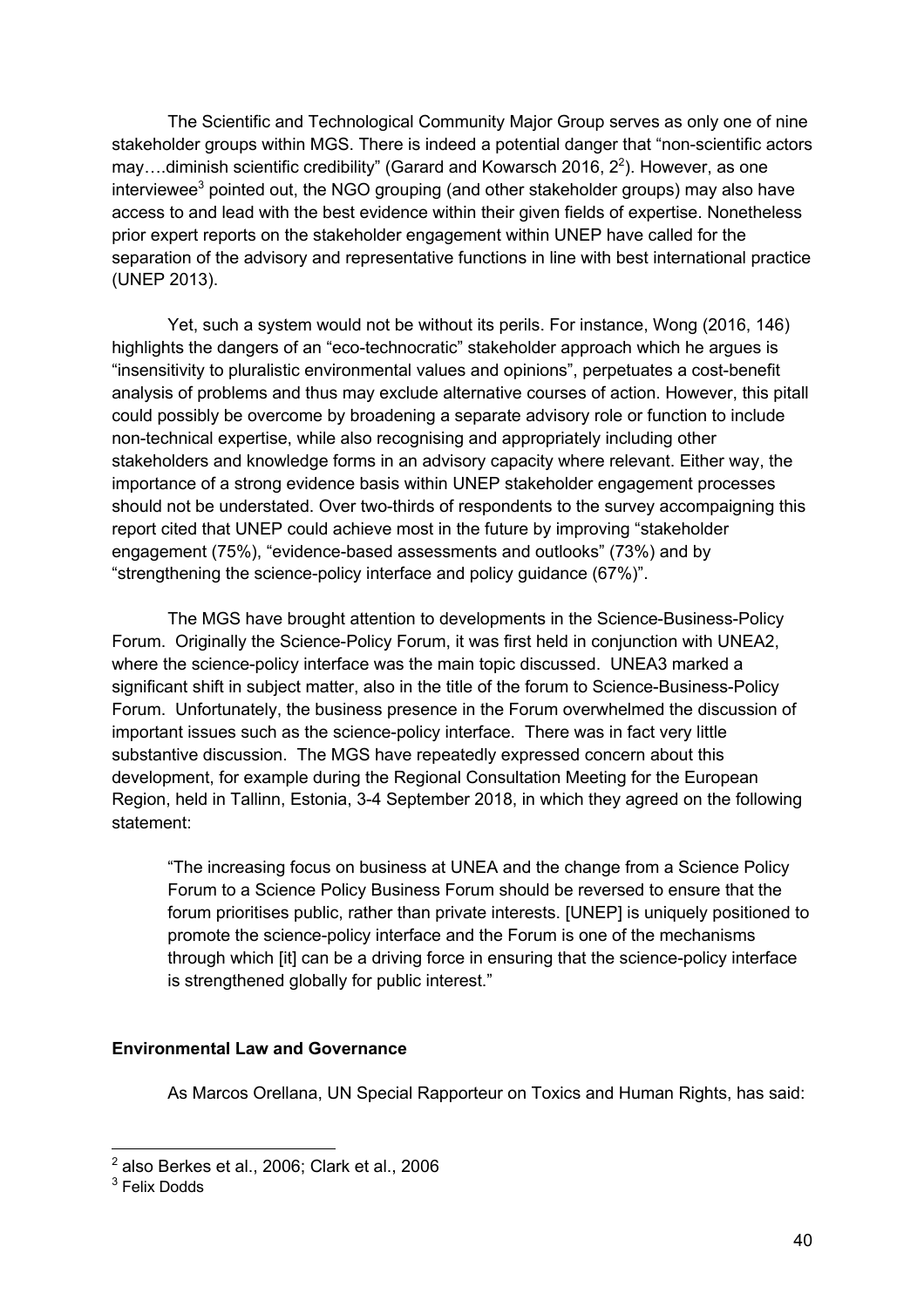The Scientific and Technological Community Major Group serves as only one of nine stakeholder groups within MGS. There is indeed a potential danger that "non-scientific actors may….diminish scientific credibility" (Garard and Kowarsch 2016, 2[2]). However, as one interviewee[3] pointed out, the NGO grouping (and other stakeholder groups) may also have access to and lead with the best evidence within their given fields of expertise. Nonetheless prior expert reports on the stakeholder engagement within UNEP have called for the separation of the advisory and representative functions in line with best international practice (UNEP 2013).

Yet, such a system would not be without its perils. For instance, Wong (2016, 146) highlights the dangers of an "eco-technocratic" stakeholder approach which he argues is "insensitivity to pluralistic environmental values and opinions", perpetuates a cost-benefit analysis of problems and thus may exclude alternative courses of action. However, this pitall could possibly be overcome by broadening a separate advisory role or function to include non-technical expertise, while also recognising and appropriately including other stakeholders and knowledge forms in an advisory capacity where relevant. Either way, the importance of a strong evidence basis within UNEP stakeholder engagement processes should not be understated. Over two-thirds of respondents to the survey accompaigning this report cited that UNEP could achieve most in the future by improving "stakeholder engagement (75%), "evidence-based assessments and outlooks" (73%) and by "strengthening the science-policy interface and policy guidance (67%)".

The MGS have brought attention to developments in the Science-Business-Policy Forum. Originally the Science-Policy Forum, it was first held in conjunction with UNEA2, where the science-policy interface was the main topic discussed. UNEA3 marked a significant shift in subject matter, also in the title of the forum to Science-Business-Policy Forum. Unfortunately, the business presence in the Forum overwhelmed the discussion of important issues such as the science-policy interface. There was in fact very little substantive discussion. The MGS have repeatedly expressed concern about this development, for example during the Regional Consultation Meeting for the European Region, held in Tallinn, Estonia, 3-4 September 2018, in which they agreed on the following statement:

> "The increasing focus on business at UNEA and the change from a Science Policy Forum to a Science Policy Business Forum should be reversed to ensure that the forum prioritises public, rather than private interests. [UNEP] is uniquely positioned to promote the science-policy interface and the Forum is one of the mechanisms through which [it] can be a driving force in ensuring that the science-policy interface is strengthened globally for public interest."

**Environmental Law and Governance**

As Marcos Orellana, UN Special Rapporteur on Toxics and Human Rights, has said:

---

[2] also Berkes et al., 2006; Clark et al., 2006

[3] Felix Dodds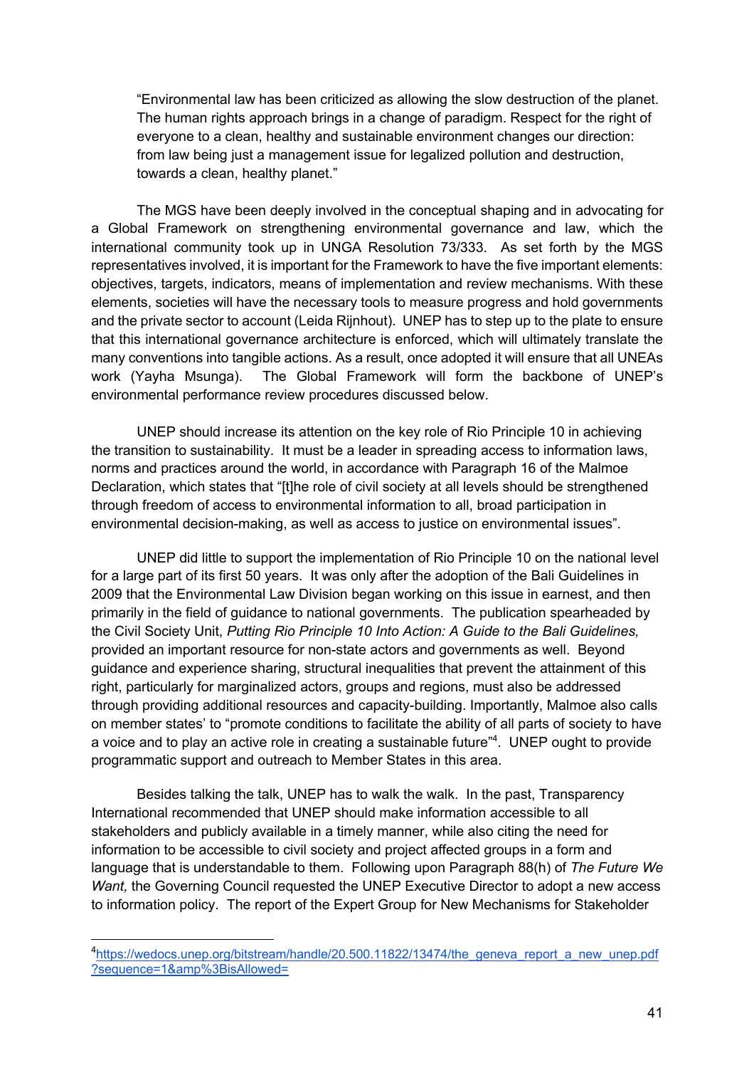> "Environmental law has been criticized as allowing the slow destruction of the planet. The human rights approach brings in a change of paradigm. Respect for the right of everyone to a clean, healthy and sustainable environment changes our direction: from law being just a management issue for legalized pollution and destruction, towards a clean, healthy planet."

The MGS have been deeply involved in the conceptual shaping and in advocating for a Global Framework on strengthening environmental governance and law, which the international community took up in UNGA Resolution 73/333. As set forth by the MGS representatives involved, it is important for the Framework to have the five important elements: objectives, targets, indicators, means of implementation and review mechanisms. With these elements, societies will have the necessary tools to measure progress and hold governments and the private sector to account (Leida Rijnhout). UNEP has to step up to the plate to ensure that this international governance architecture is enforced, which will ultimately translate the many conventions into tangible actions. As a result, once adopted it will ensure that all UNEAs work (Yayha Msunga). The Global Framework will form the backbone of UNEP's environmental performance review procedures discussed below.

UNEP should increase its attention on the key role of Rio Principle 10 in achieving the transition to sustainability. It must be a leader in spreading access to information laws, norms and practices around the world, in accordance with Paragraph 16 of the Malmoe Declaration, which states that "[t]he role of civil society at all levels should be strengthened through freedom of access to environmental information to all, broad participation in environmental decision-making, as well as access to justice on environmental issues".

UNEP did little to support the implementation of Rio Principle 10 on the national level for a large part of its first 50 years. It was only after the adoption of the Bali Guidelines in 2009 that the Environmental Law Division began working on this issue in earnest, and then primarily in the field of guidance to national governments. The publication spearheaded by the Civil Society Unit, *Putting Rio Principle 10 Into Action: A Guide to the Bali Guidelines,* provided an important resource for non-state actors and governments as well. Beyond guidance and experience sharing, structural inequalities that prevent the attainment of this right, particularly for marginalized actors, groups and regions, must also be addressed through providing additional resources and capacity-building. Importantly, Malmoe also calls on member states' to "promote conditions to facilitate the ability of all parts of society to have a voice and to play an active role in creating a sustainable future"[4]. UNEP ought to provide programmatic support and outreach to Member States in this area.

Besides talking the talk, UNEP has to walk the walk. In the past, Transparency International recommended that UNEP should make information accessible to all stakeholders and publicly available in a timely manner, while also citing the need for information to be accessible to civil society and project affected groups in a form and language that is understandable to them. Following upon Paragraph 88(h) of *The Future We Want,* the Governing Council requested the UNEP Executive Director to adopt a new access to information policy. The report of the Expert Group for New Mechanisms for Stakeholder

---

[4] https://wedocs.unep.org/bitstream/handle/20.500.11822/13474/the_geneva_report_a_new_unep.pdf?sequence=1&amp%3BisAllowed=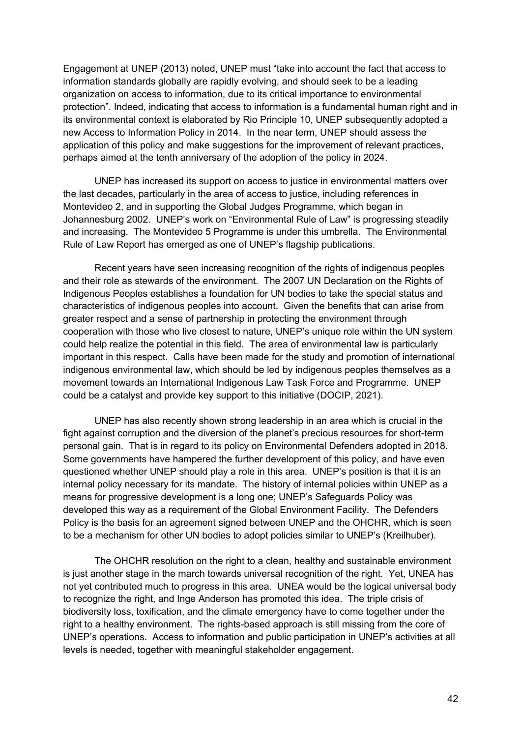Engagement at UNEP (2013) noted, UNEP must "take into account the fact that access to information standards globally are rapidly evolving, and should seek to be a leading organization on access to information, due to its critical importance to environmental protection". Indeed, indicating that access to information is a fundamental human right and in its environmental context is elaborated by Rio Principle 10, UNEP subsequently adopted a new Access to Information Policy in 2014. In the near term, UNEP should assess the application of this policy and make suggestions for the improvement of relevant practices, perhaps aimed at the tenth anniversary of the adoption of the policy in 2024.

UNEP has increased its support on access to justice in environmental matters over the last decades, particularly in the area of access to justice, including references in Montevideo 2, and in supporting the Global Judges Programme, which began in Johannesburg 2002. UNEP's work on "Environmental Rule of Law" is progressing steadily and increasing. The Montevideo 5 Programme is under this umbrella. The Environmental Rule of Law Report has emerged as one of UNEP's flagship publications.

Recent years have seen increasing recognition of the rights of indigenous peoples and their role as stewards of the environment. The 2007 UN Declaration on the Rights of Indigenous Peoples establishes a foundation for UN bodies to take the special status and characteristics of indigenous peoples into account. Given the benefits that can arise from greater respect and a sense of partnership in protecting the environment through cooperation with those who live closest to nature, UNEP's unique role within the UN system could help realize the potential in this field. The area of environmental law is particularly important in this respect. Calls have been made for the study and promotion of international indigenous environmental law, which should be led by indigenous peoples themselves as a movement towards an International Indigenous Law Task Force and Programme. UNEP could be a catalyst and provide key support to this initiative (DOCIP, 2021).

UNEP has also recently shown strong leadership in an area which is crucial in the fight against corruption and the diversion of the planet's precious resources for short-term personal gain. That is in regard to its policy on Environmental Defenders adopted in 2018. Some governments have hampered the further development of this policy, and have even questioned whether UNEP should play a role in this area. UNEP's position is that it is an internal policy necessary for its mandate. The history of internal policies within UNEP as a means for progressive development is a long one; UNEP's Safeguards Policy was developed this way as a requirement of the Global Environment Facility. The Defenders Policy is the basis for an agreement signed between UNEP and the OHCHR, which is seen to be a mechanism for other UN bodies to adopt policies similar to UNEP's (Kreilhuber).

The OHCHR resolution on the right to a clean, healthy and sustainable environment is just another stage in the march towards universal recognition of the right. Yet, UNEA has not yet contributed much to progress in this area. UNEA would be the logical universal body to recognize the right, and Inge Anderson has promoted this idea. The triple crisis of biodiversity loss, toxification, and the climate emergency have to come together under the right to a healthy environment. The rights-based approach is still missing from the core of UNEP's operations. Access to information and public participation in UNEP's activities at all levels is needed, together with meaningful stakeholder engagement.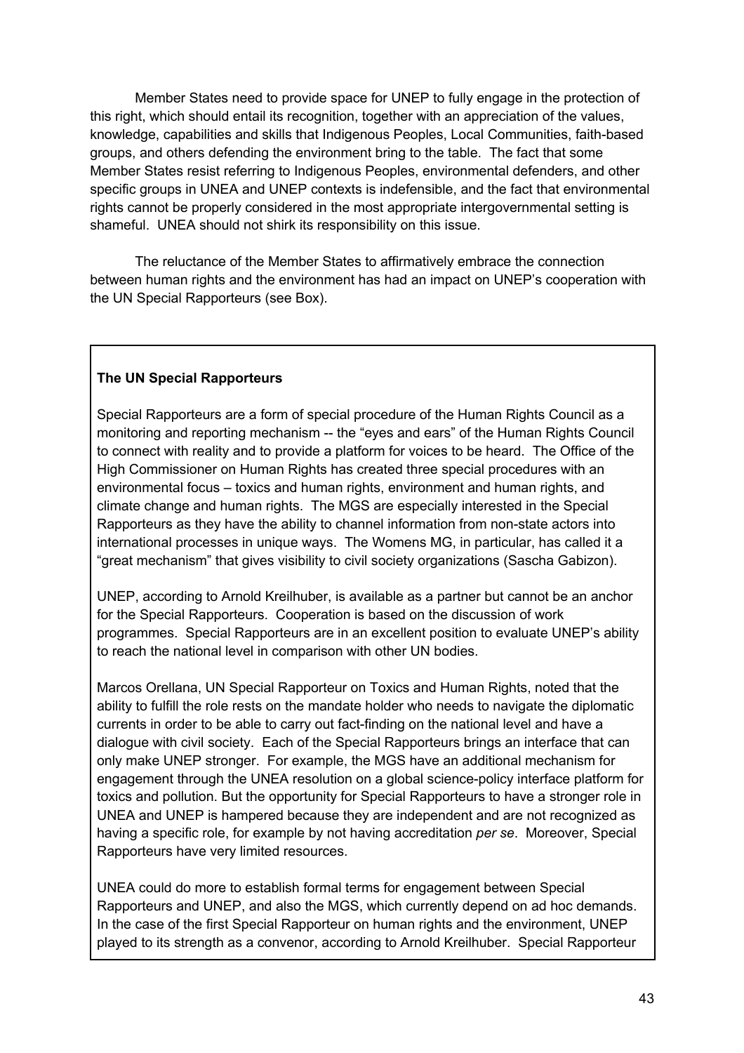Member States need to provide space for UNEP to fully engage in the protection of this right, which should entail its recognition, together with an appreciation of the values, knowledge, capabilities and skills that Indigenous Peoples, Local Communities, faith-based groups, and others defending the environment bring to the table. The fact that some Member States resist referring to Indigenous Peoples, environmental defenders, and other specific groups in UNEA and UNEP contexts is indefensible, and the fact that environmental rights cannot be properly considered in the most appropriate intergovernmental setting is shameful. UNEA should not shirk its responsibility on this issue.

The reluctance of the Member States to affirmatively embrace the connection between human rights and the environment has had an impact on UNEP's cooperation with the UN Special Rapporteurs (see Box).

**The UN Special Rapporteurs**

Special Rapporteurs are a form of special procedure of the Human Rights Council as a monitoring and reporting mechanism -- the "eyes and ears" of the Human Rights Council to connect with reality and to provide a platform for voices to be heard. The Office of the High Commissioner on Human Rights has created three special procedures with an environmental focus – toxics and human rights, environment and human rights, and climate change and human rights. The MGS are especially interested in the Special Rapporteurs as they have the ability to channel information from non-state actors into international processes in unique ways. The Womens MG, in particular, has called it a "great mechanism" that gives visibility to civil society organizations (Sascha Gabizon).

UNEP, according to Arnold Kreilhuber, is available as a partner but cannot be an anchor for the Special Rapporteurs. Cooperation is based on the discussion of work programmes. Special Rapporteurs are in an excellent position to evaluate UNEP's ability to reach the national level in comparison with other UN bodies.

Marcos Orellana, UN Special Rapporteur on Toxics and Human Rights, noted that the ability to fulfill the role rests on the mandate holder who needs to navigate the diplomatic currents in order to be able to carry out fact-finding on the national level and have a dialogue with civil society. Each of the Special Rapporteurs brings an interface that can only make UNEP stronger. For example, the MGS have an additional mechanism for engagement through the UNEA resolution on a global science-policy interface platform for toxics and pollution. But the opportunity for Special Rapporteurs to have a stronger role in UNEA and UNEP is hampered because they are independent and are not recognized as having a specific role, for example by not having accreditation *per se*. Moreover, Special Rapporteurs have very limited resources.

UNEA could do more to establish formal terms for engagement between Special Rapporteurs and UNEP, and also the MGS, which currently depend on ad hoc demands. In the case of the first Special Rapporteur on human rights and the environment, UNEP played to its strength as a convenor, according to Arnold Kreilhuber. Special Rapporteur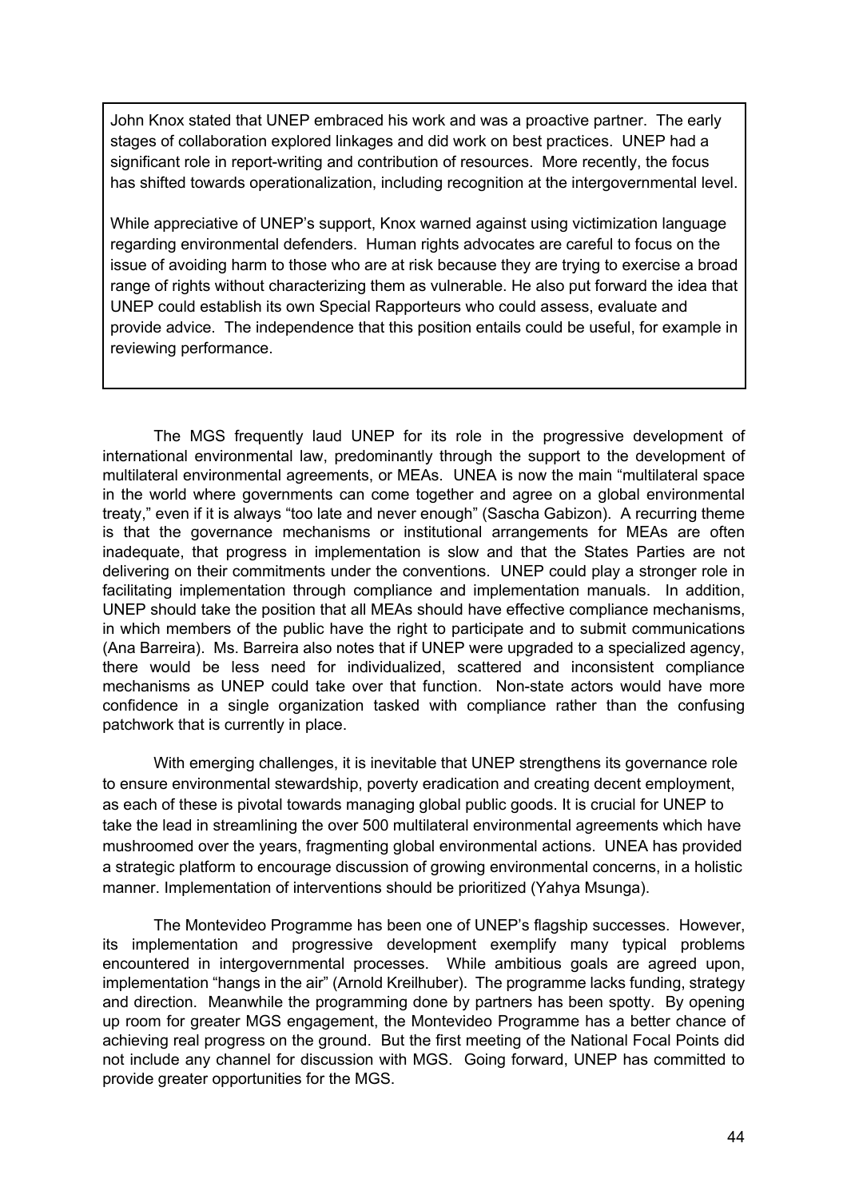> John Knox stated that UNEP embraced his work and was a proactive partner. The early stages of collaboration explored linkages and did work on best practices. UNEP had a significant role in report-writing and contribution of resources. More recently, the focus has shifted towards operationalization, including recognition at the intergovernmental level.
>
> While appreciative of UNEP's support, Knox warned against using victimization language regarding environmental defenders. Human rights advocates are careful to focus on the issue of avoiding harm to those who are at risk because they are trying to exercise a broad range of rights without characterizing them as vulnerable. He also put forward the idea that UNEP could establish its own Special Rapporteurs who could assess, evaluate and provide advice. The independence that this position entails could be useful, for example in reviewing performance.

The MGS frequently laud UNEP for its role in the progressive development of international environmental law, predominantly through the support to the development of multilateral environmental agreements, or MEAs. UNEA is now the main "multilateral space in the world where governments can come together and agree on a global environmental treaty," even if it is always "too late and never enough" (Sascha Gabizon). A recurring theme is that the governance mechanisms or institutional arrangements for MEAs are often inadequate, that progress in implementation is slow and that the States Parties are not delivering on their commitments under the conventions. UNEP could play a stronger role in facilitating implementation through compliance and implementation manuals. In addition, UNEP should take the position that all MEAs should have effective compliance mechanisms, in which members of the public have the right to participate and to submit communications (Ana Barreira). Ms. Barreira also notes that if UNEP were upgraded to a specialized agency, there would be less need for individualized, scattered and inconsistent compliance mechanisms as UNEP could take over that function. Non-state actors would have more confidence in a single organization tasked with compliance rather than the confusing patchwork that is currently in place.

With emerging challenges, it is inevitable that UNEP strengthens its governance role to ensure environmental stewardship, poverty eradication and creating decent employment, as each of these is pivotal towards managing global public goods. It is crucial for UNEP to take the lead in streamlining the over 500 multilateral environmental agreements which have mushroomed over the years, fragmenting global environmental actions. UNEA has provided a strategic platform to encourage discussion of growing environmental concerns, in a holistic manner. Implementation of interventions should be prioritized (Yahya Msunga).

The Montevideo Programme has been one of UNEP's flagship successes. However, its implementation and progressive development exemplify many typical problems encountered in intergovernmental processes. While ambitious goals are agreed upon, implementation "hangs in the air" (Arnold Kreilhuber). The programme lacks funding, strategy and direction. Meanwhile the programming done by partners has been spotty. By opening up room for greater MGS engagement, the Montevideo Programme has a better chance of achieving real progress on the ground. But the first meeting of the National Focal Points did not include any channel for discussion with MGS. Going forward, UNEP has committed to provide greater opportunities for the MGS.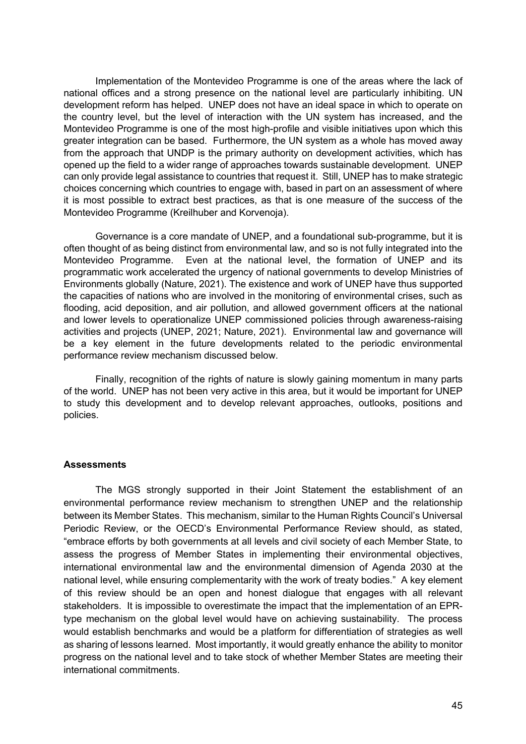Implementation of the Montevideo Programme is one of the areas where the lack of national offices and a strong presence on the national level are particularly inhibiting. UN development reform has helped. UNEP does not have an ideal space in which to operate on the country level, but the level of interaction with the UN system has increased, and the Montevideo Programme is one of the most high-profile and visible initiatives upon which this greater integration can be based. Furthermore, the UN system as a whole has moved away from the approach that UNDP is the primary authority on development activities, which has opened up the field to a wider range of approaches towards sustainable development. UNEP can only provide legal assistance to countries that request it. Still, UNEP has to make strategic choices concerning which countries to engage with, based in part on an assessment of where it is most possible to extract best practices, as that is one measure of the success of the Montevideo Programme (Kreilhuber and Korvenoja).

Governance is a core mandate of UNEP, and a foundational sub-programme, but it is often thought of as being distinct from environmental law, and so is not fully integrated into the Montevideo Programme. Even at the national level, the formation of UNEP and its programmatic work accelerated the urgency of national governments to develop Ministries of Environments globally (Nature, 2021). The existence and work of UNEP have thus supported the capacities of nations who are involved in the monitoring of environmental crises, such as flooding, acid deposition, and air pollution, and allowed government officers at the national and lower levels to operationalize UNEP commissioned policies through awareness-raising activities and projects (UNEP, 2021; Nature, 2021). Environmental law and governance will be a key element in the future developments related to the periodic environmental performance review mechanism discussed below.

Finally, recognition of the rights of nature is slowly gaining momentum in many parts of the world. UNEP has not been very active in this area, but it would be important for UNEP to study this development and to develop relevant approaches, outlooks, positions and policies.

**Assessments**

The MGS strongly supported in their Joint Statement the establishment of an environmental performance review mechanism to strengthen UNEP and the relationship between its Member States. This mechanism, similar to the Human Rights Council's Universal Periodic Review, or the OECD's Environmental Performance Review should, as stated, "embrace efforts by both governments at all levels and civil society of each Member State, to assess the progress of Member States in implementing their environmental objectives, international environmental law and the environmental dimension of Agenda 2030 at the national level, while ensuring complementarity with the work of treaty bodies." A key element of this review should be an open and honest dialogue that engages with all relevant stakeholders. It is impossible to overestimate the impact that the implementation of an EPR-type mechanism on the global level would have on achieving sustainability. The process would establish benchmarks and would be a platform for differentiation of strategies as well as sharing of lessons learned. Most importantly, it would greatly enhance the ability to monitor progress on the national level and to take stock of whether Member States are meeting their international commitments.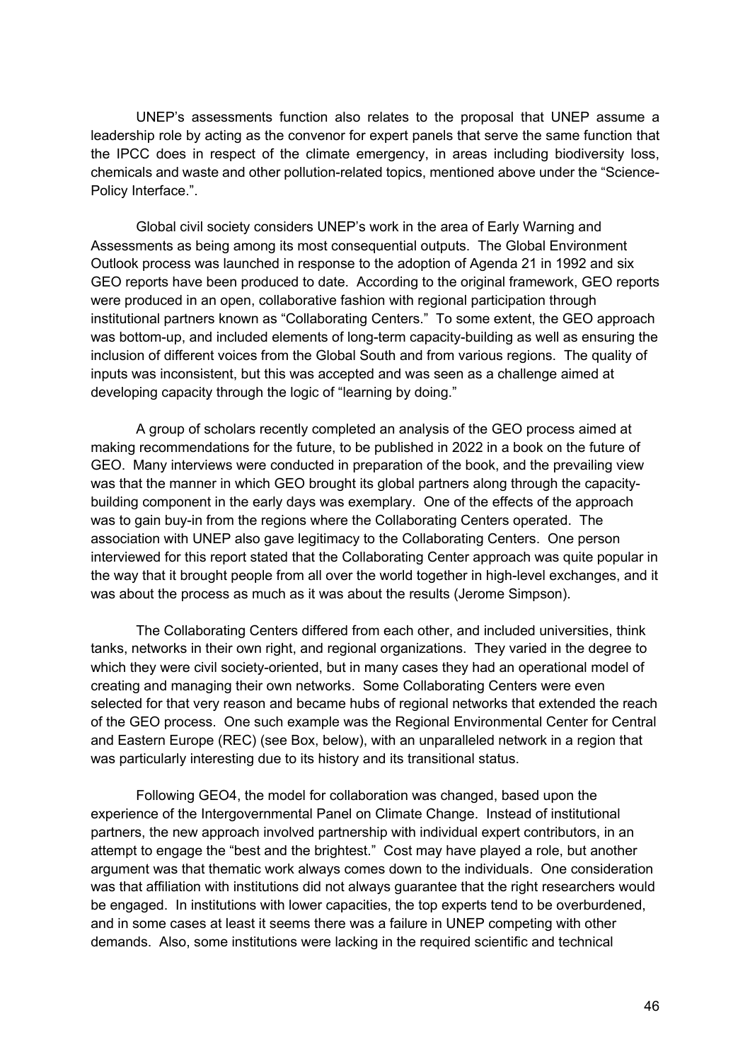UNEP's assessments function also relates to the proposal that UNEP assume a leadership role by acting as the convenor for expert panels that serve the same function that the IPCC does in respect of the climate emergency, in areas including biodiversity loss, chemicals and waste and other pollution-related topics, mentioned above under the "Science-Policy Interface.".

Global civil society considers UNEP's work in the area of Early Warning and Assessments as being among its most consequential outputs. The Global Environment Outlook process was launched in response to the adoption of Agenda 21 in 1992 and six GEO reports have been produced to date. According to the original framework, GEO reports were produced in an open, collaborative fashion with regional participation through institutional partners known as "Collaborating Centers." To some extent, the GEO approach was bottom-up, and included elements of long-term capacity-building as well as ensuring the inclusion of different voices from the Global South and from various regions. The quality of inputs was inconsistent, but this was accepted and was seen as a challenge aimed at developing capacity through the logic of "learning by doing."

A group of scholars recently completed an analysis of the GEO process aimed at making recommendations for the future, to be published in 2022 in a book on the future of GEO. Many interviews were conducted in preparation of the book, and the prevailing view was that the manner in which GEO brought its global partners along through the capacity-building component in the early days was exemplary. One of the effects of the approach was to gain buy-in from the regions where the Collaborating Centers operated. The association with UNEP also gave legitimacy to the Collaborating Centers. One person interviewed for this report stated that the Collaborating Center approach was quite popular in the way that it brought people from all over the world together in high-level exchanges, and it was about the process as much as it was about the results (Jerome Simpson).

The Collaborating Centers differed from each other, and included universities, think tanks, networks in their own right, and regional organizations. They varied in the degree to which they were civil society-oriented, but in many cases they had an operational model of creating and managing their own networks. Some Collaborating Centers were even selected for that very reason and became hubs of regional networks that extended the reach of the GEO process. One such example was the Regional Environmental Center for Central and Eastern Europe (REC) (see Box, below), with an unparalleled network in a region that was particularly interesting due to its history and its transitional status.

Following GEO4, the model for collaboration was changed, based upon the experience of the Intergovernmental Panel on Climate Change. Instead of institutional partners, the new approach involved partnership with individual expert contributors, in an attempt to engage the "best and the brightest." Cost may have played a role, but another argument was that thematic work always comes down to the individuals. One consideration was that affiliation with institutions did not always guarantee that the right researchers would be engaged. In institutions with lower capacities, the top experts tend to be overburdened, and in some cases at least it seems there was a failure in UNEP competing with other demands. Also, some institutions were lacking in the required scientific and technical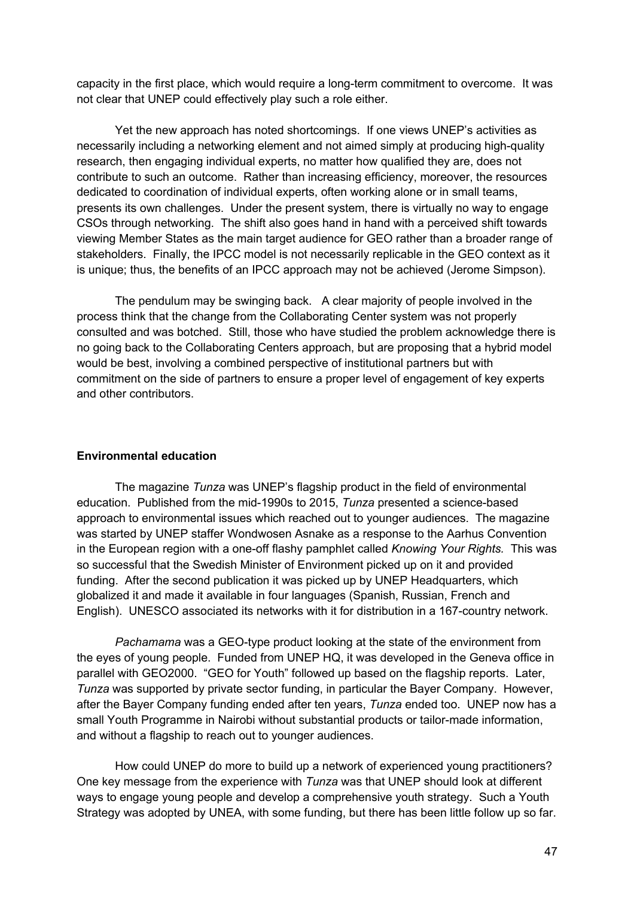capacity in the first place, which would require a long-term commitment to overcome. It was not clear that UNEP could effectively play such a role either.

Yet the new approach has noted shortcomings. If one views UNEP's activities as necessarily including a networking element and not aimed simply at producing high-quality research, then engaging individual experts, no matter how qualified they are, does not contribute to such an outcome. Rather than increasing efficiency, moreover, the resources dedicated to coordination of individual experts, often working alone or in small teams, presents its own challenges. Under the present system, there is virtually no way to engage CSOs through networking. The shift also goes hand in hand with a perceived shift towards viewing Member States as the main target audience for GEO rather than a broader range of stakeholders. Finally, the IPCC model is not necessarily replicable in the GEO context as it is unique; thus, the benefits of an IPCC approach may not be achieved (Jerome Simpson).

The pendulum may be swinging back. A clear majority of people involved in the process think that the change from the Collaborating Center system was not properly consulted and was botched. Still, those who have studied the problem acknowledge there is no going back to the Collaborating Centers approach, but are proposing that a hybrid model would be best, involving a combined perspective of institutional partners but with commitment on the side of partners to ensure a proper level of engagement of key experts and other contributors.

**Environmental education**

The magazine *Tunza* was UNEP's flagship product in the field of environmental education. Published from the mid-1990s to 2015, *Tunza* presented a science-based approach to environmental issues which reached out to younger audiences. The magazine was started by UNEP staffer Wondwosen Asnake as a response to the Aarhus Convention in the European region with a one-off flashy pamphlet called *Knowing Your Rights.* This was so successful that the Swedish Minister of Environment picked up on it and provided funding. After the second publication it was picked up by UNEP Headquarters, which globalized it and made it available in four languages (Spanish, Russian, French and English). UNESCO associated its networks with it for distribution in a 167-country network.

*Pachamama* was a GEO-type product looking at the state of the environment from the eyes of young people. Funded from UNEP HQ, it was developed in the Geneva office in parallel with GEO2000. "GEO for Youth" followed up based on the flagship reports. Later, *Tunza* was supported by private sector funding, in particular the Bayer Company. However, after the Bayer Company funding ended after ten years, *Tunza* ended too. UNEP now has a small Youth Programme in Nairobi without substantial products or tailor-made information, and without a flagship to reach out to younger audiences.

How could UNEP do more to build up a network of experienced young practitioners? One key message from the experience with *Tunza* was that UNEP should look at different ways to engage young people and develop a comprehensive youth strategy. Such a Youth Strategy was adopted by UNEA, with some funding, but there has been little follow up so far.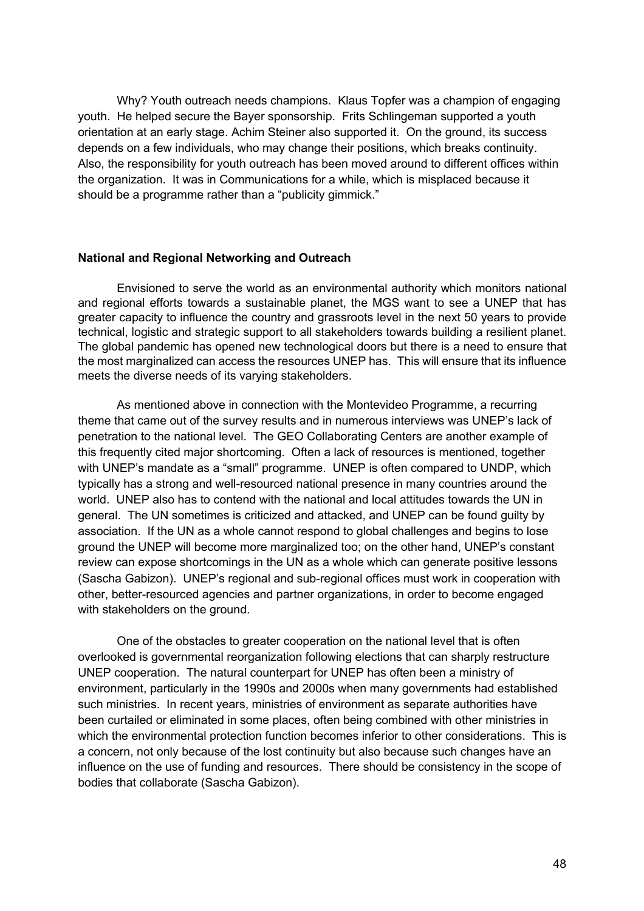Why? Youth outreach needs champions. Klaus Topfer was a champion of engaging youth. He helped secure the Bayer sponsorship. Frits Schlingeman supported a youth orientation at an early stage. Achim Steiner also supported it. On the ground, its success depends on a few individuals, who may change their positions, which breaks continuity. Also, the responsibility for youth outreach has been moved around to different offices within the organization. It was in Communications for a while, which is misplaced because it should be a programme rather than a "publicity gimmick."

**National and Regional Networking and Outreach**

Envisioned to serve the world as an environmental authority which monitors national and regional efforts towards a sustainable planet, the MGS want to see a UNEP that has greater capacity to influence the country and grassroots level in the next 50 years to provide technical, logistic and strategic support to all stakeholders towards building a resilient planet. The global pandemic has opened new technological doors but there is a need to ensure that the most marginalized can access the resources UNEP has. This will ensure that its influence meets the diverse needs of its varying stakeholders.

As mentioned above in connection with the Montevideo Programme, a recurring theme that came out of the survey results and in numerous interviews was UNEP's lack of penetration to the national level. The GEO Collaborating Centers are another example of this frequently cited major shortcoming. Often a lack of resources is mentioned, together with UNEP's mandate as a "small" programme. UNEP is often compared to UNDP, which typically has a strong and well-resourced national presence in many countries around the world. UNEP also has to contend with the national and local attitudes towards the UN in general. The UN sometimes is criticized and attacked, and UNEP can be found guilty by association. If the UN as a whole cannot respond to global challenges and begins to lose ground the UNEP will become more marginalized too; on the other hand, UNEP's constant review can expose shortcomings in the UN as a whole which can generate positive lessons (Sascha Gabizon). UNEP's regional and sub-regional offices must work in cooperation with other, better-resourced agencies and partner organizations, in order to become engaged with stakeholders on the ground.

One of the obstacles to greater cooperation on the national level that is often overlooked is governmental reorganization following elections that can sharply restructure UNEP cooperation. The natural counterpart for UNEP has often been a ministry of environment, particularly in the 1990s and 2000s when many governments had established such ministries. In recent years, ministries of environment as separate authorities have been curtailed or eliminated in some places, often being combined with other ministries in which the environmental protection function becomes inferior to other considerations. This is a concern, not only because of the lost continuity but also because such changes have an influence on the use of funding and resources. There should be consistency in the scope of bodies that collaborate (Sascha Gabizon).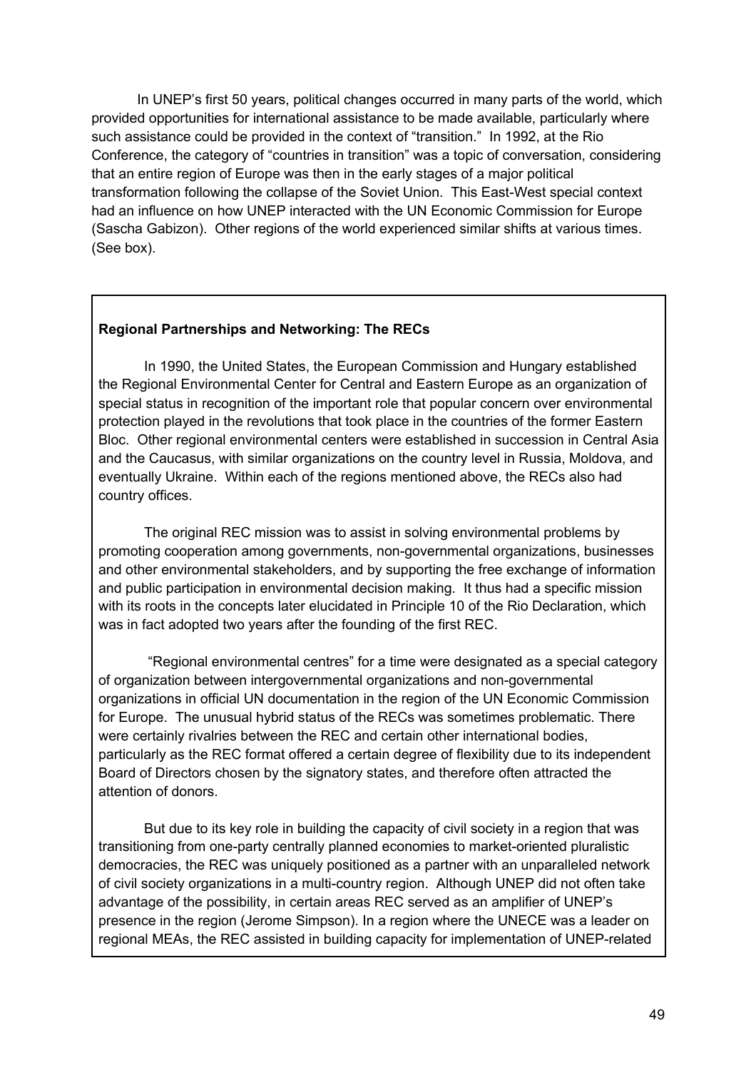In UNEP's first 50 years, political changes occurred in many parts of the world, which provided opportunities for international assistance to be made available, particularly where such assistance could be provided in the context of "transition." In 1992, at the Rio Conference, the category of "countries in transition" was a topic of conversation, considering that an entire region of Europe was then in the early stages of a major political transformation following the collapse of the Soviet Union. This East-West special context had an influence on how UNEP interacted with the UN Economic Commission for Europe (Sascha Gabizon). Other regions of the world experienced similar shifts at various times. (See box).

**Regional Partnerships and Networking: The RECs**

In 1990, the United States, the European Commission and Hungary established the Regional Environmental Center for Central and Eastern Europe as an organization of special status in recognition of the important role that popular concern over environmental protection played in the revolutions that took place in the countries of the former Eastern Bloc. Other regional environmental centers were established in succession in Central Asia and the Caucasus, with similar organizations on the country level in Russia, Moldova, and eventually Ukraine. Within each of the regions mentioned above, the RECs also had country offices.

The original REC mission was to assist in solving environmental problems by promoting cooperation among governments, non-governmental organizations, businesses and other environmental stakeholders, and by supporting the free exchange of information and public participation in environmental decision making. It thus had a specific mission with its roots in the concepts later elucidated in Principle 10 of the Rio Declaration, which was in fact adopted two years after the founding of the first REC.

"Regional environmental centres" for a time were designated as a special category of organization between intergovernmental organizations and non-governmental organizations in official UN documentation in the region of the UN Economic Commission for Europe. The unusual hybrid status of the RECs was sometimes problematic. There were certainly rivalries between the REC and certain other international bodies, particularly as the REC format offered a certain degree of flexibility due to its independent Board of Directors chosen by the signatory states, and therefore often attracted the attention of donors.

But due to its key role in building the capacity of civil society in a region that was transitioning from one-party centrally planned economies to market-oriented pluralistic democracies, the REC was uniquely positioned as a partner with an unparalleled network of civil society organizations in a multi-country region. Although UNEP did not often take advantage of the possibility, in certain areas REC served as an amplifier of UNEP's presence in the region (Jerome Simpson). In a region where the UNECE was a leader on regional MEAs, the REC assisted in building capacity for implementation of UNEP-related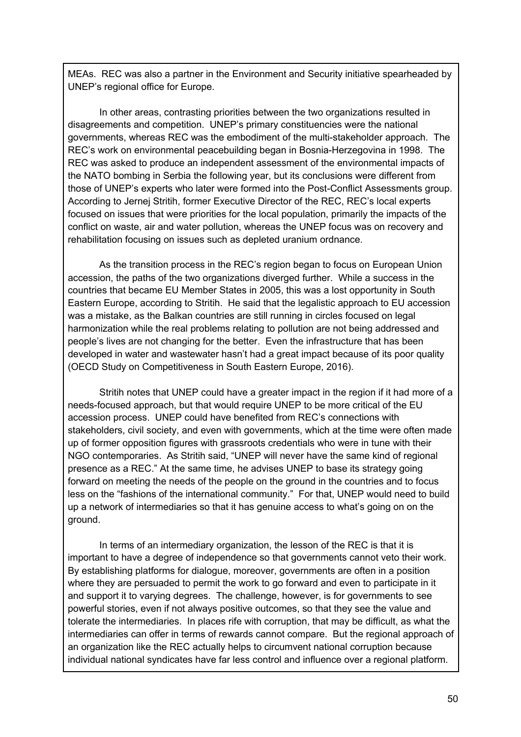MEAs. REC was also a partner in the Environment and Security initiative spearheaded by UNEP's regional office for Europe.

In other areas, contrasting priorities between the two organizations resulted in disagreements and competition. UNEP's primary constituencies were the national governments, whereas REC was the embodiment of the multi-stakeholder approach. The REC's work on environmental peacebuilding began in Bosnia-Herzegovina in 1998. The REC was asked to produce an independent assessment of the environmental impacts of the NATO bombing in Serbia the following year, but its conclusions were different from those of UNEP's experts who later were formed into the Post-Conflict Assessments group. According to Jernej Stritih, former Executive Director of the REC, REC's local experts focused on issues that were priorities for the local population, primarily the impacts of the conflict on waste, air and water pollution, whereas the UNEP focus was on recovery and rehabilitation focusing on issues such as depleted uranium ordnance.

As the transition process in the REC's region began to focus on European Union accession, the paths of the two organizations diverged further. While a success in the countries that became EU Member States in 2005, this was a lost opportunity in South Eastern Europe, according to Stritih. He said that the legalistic approach to EU accession was a mistake, as the Balkan countries are still running in circles focused on legal harmonization while the real problems relating to pollution are not being addressed and people's lives are not changing for the better. Even the infrastructure that has been developed in water and wastewater hasn't had a great impact because of its poor quality (OECD Study on Competitiveness in South Eastern Europe, 2016).

Stritih notes that UNEP could have a greater impact in the region if it had more of a needs-focused approach, but that would require UNEP to be more critical of the EU accession process. UNEP could have benefited from REC's connections with stakeholders, civil society, and even with governments, which at the time were often made up of former opposition figures with grassroots credentials who were in tune with their NGO contemporaries. As Stritih said, "UNEP will never have the same kind of regional presence as a REC." At the same time, he advises UNEP to base its strategy going forward on meeting the needs of the people on the ground in the countries and to focus less on the "fashions of the international community." For that, UNEP would need to build up a network of intermediaries so that it has genuine access to what's going on on the ground.

In terms of an intermediary organization, the lesson of the REC is that it is important to have a degree of independence so that governments cannot veto their work. By establishing platforms for dialogue, moreover, governments are often in a position where they are persuaded to permit the work to go forward and even to participate in it and support it to varying degrees. The challenge, however, is for governments to see powerful stories, even if not always positive outcomes, so that they see the value and tolerate the intermediaries. In places rife with corruption, that may be difficult, as what the intermediaries can offer in terms of rewards cannot compare. But the regional approach of an organization like the REC actually helps to circumvent national corruption because individual national syndicates have far less control and influence over a regional platform.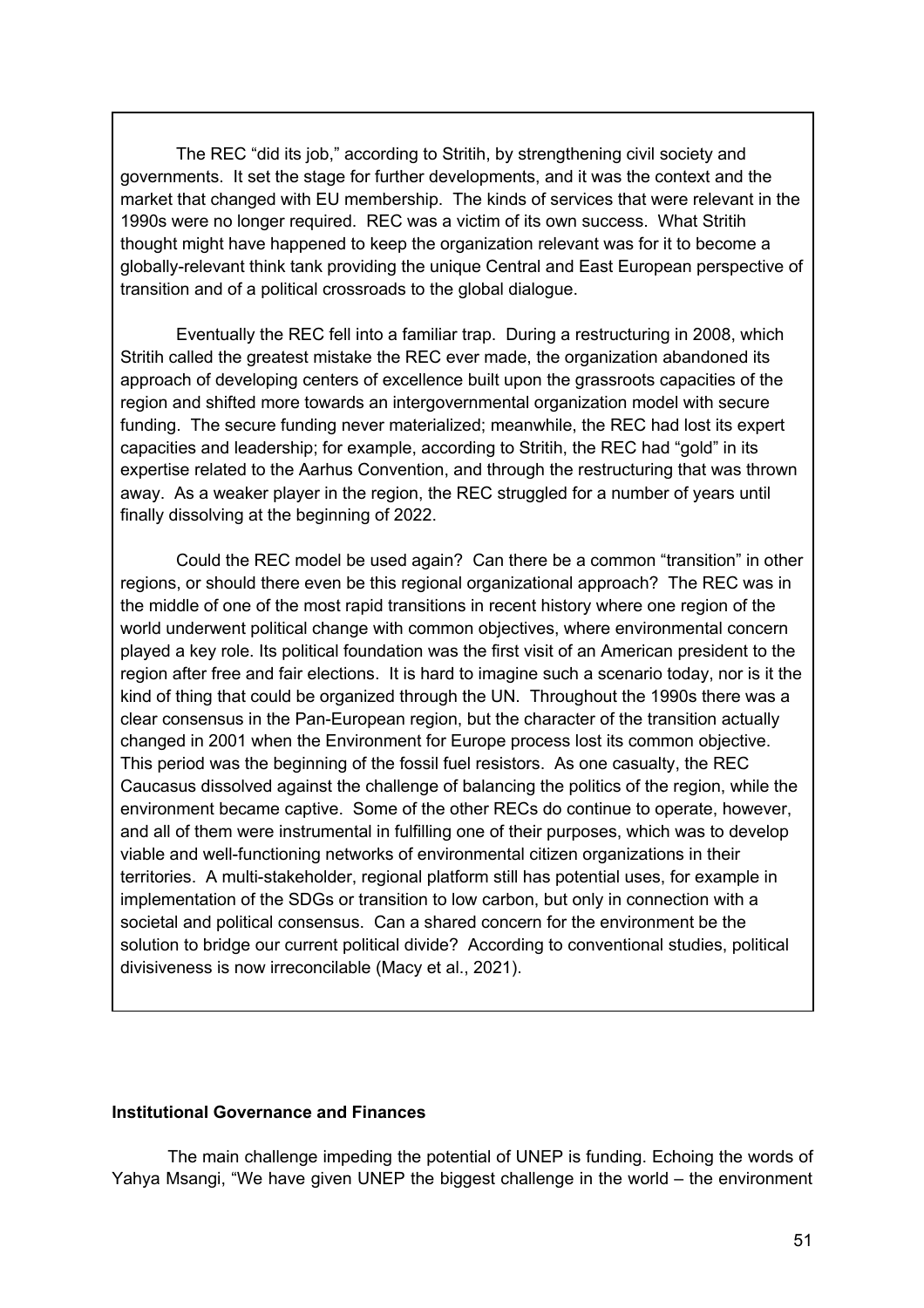The REC "did its job," according to Stritih, by strengthening civil society and governments. It set the stage for further developments, and it was the context and the market that changed with EU membership. The kinds of services that were relevant in the 1990s were no longer required. REC was a victim of its own success. What Stritih thought might have happened to keep the organization relevant was for it to become a globally-relevant think tank providing the unique Central and East European perspective of transition and of a political crossroads to the global dialogue.

Eventually the REC fell into a familiar trap. During a restructuring in 2008, which Stritih called the greatest mistake the REC ever made, the organization abandoned its approach of developing centers of excellence built upon the grassroots capacities of the region and shifted more towards an intergovernmental organization model with secure funding. The secure funding never materialized; meanwhile, the REC had lost its expert capacities and leadership; for example, according to Stritih, the REC had "gold" in its expertise related to the Aarhus Convention, and through the restructuring that was thrown away. As a weaker player in the region, the REC struggled for a number of years until finally dissolving at the beginning of 2022.

Could the REC model be used again? Can there be a common "transition" in other regions, or should there even be this regional organizational approach? The REC was in the middle of one of the most rapid transitions in recent history where one region of the world underwent political change with common objectives, where environmental concern played a key role. Its political foundation was the first visit of an American president to the region after free and fair elections. It is hard to imagine such a scenario today, nor is it the kind of thing that could be organized through the UN. Throughout the 1990s there was a clear consensus in the Pan-European region, but the character of the transition actually changed in 2001 when the Environment for Europe process lost its common objective. This period was the beginning of the fossil fuel resistors. As one casualty, the REC Caucasus dissolved against the challenge of balancing the politics of the region, while the environment became captive. Some of the other RECs do continue to operate, however, and all of them were instrumental in fulfilling one of their purposes, which was to develop viable and well-functioning networks of environmental citizen organizations in their territories. A multi-stakeholder, regional platform still has potential uses, for example in implementation of the SDGs or transition to low carbon, but only in connection with a societal and political consensus. Can a shared concern for the environment be the solution to bridge our current political divide? According to conventional studies, political divisiveness is now irreconcilable (Macy et al., 2021).

#### Institutional Governance and Finances

The main challenge impeding the potential of UNEP is funding. Echoing the words of Yahya Msangi, "We have given UNEP the biggest challenge in the world – the environment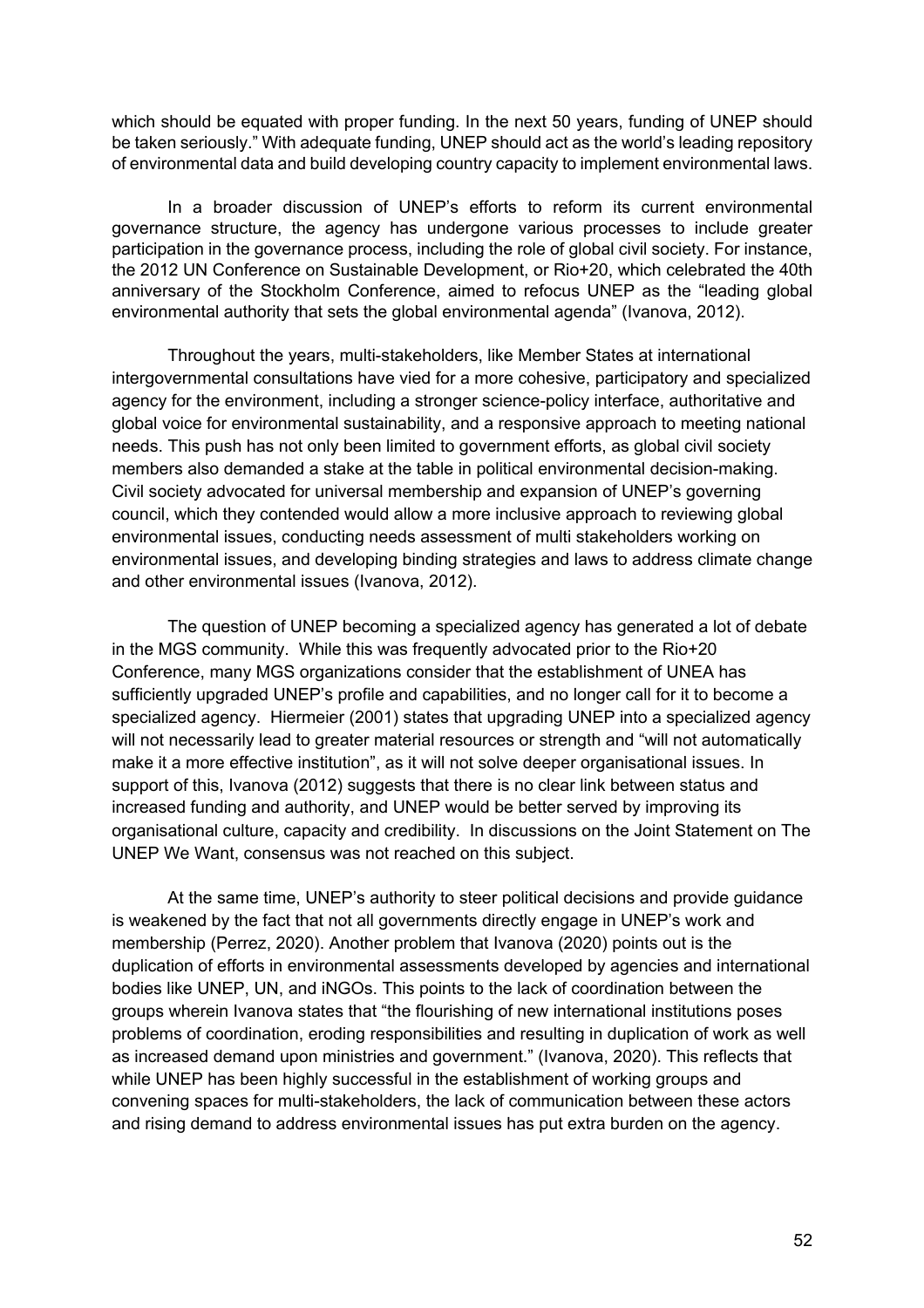which should be equated with proper funding. In the next 50 years, funding of UNEP should be taken seriously." With adequate funding, UNEP should act as the world's leading repository of environmental data and build developing country capacity to implement environmental laws.

In a broader discussion of UNEP's efforts to reform its current environmental governance structure, the agency has undergone various processes to include greater participation in the governance process, including the role of global civil society. For instance, the 2012 UN Conference on Sustainable Development, or Rio+20, which celebrated the 40th anniversary of the Stockholm Conference, aimed to refocus UNEP as the "leading global environmental authority that sets the global environmental agenda" (Ivanova, 2012).

Throughout the years, multi-stakeholders, like Member States at international intergovernmental consultations have vied for a more cohesive, participatory and specialized agency for the environment, including a stronger science-policy interface, authoritative and global voice for environmental sustainability, and a responsive approach to meeting national needs. This push has not only been limited to government efforts, as global civil society members also demanded a stake at the table in political environmental decision-making. Civil society advocated for universal membership and expansion of UNEP's governing council, which they contended would allow a more inclusive approach to reviewing global environmental issues, conducting needs assessment of multi stakeholders working on environmental issues, and developing binding strategies and laws to address climate change and other environmental issues (Ivanova, 2012).

The question of UNEP becoming a specialized agency has generated a lot of debate in the MGS community. While this was frequently advocated prior to the Rio+20 Conference, many MGS organizations consider that the establishment of UNEA has sufficiently upgraded UNEP's profile and capabilities, and no longer call for it to become a specialized agency. Hiermeier (2001) states that upgrading UNEP into a specialized agency will not necessarily lead to greater material resources or strength and "will not automatically make it a more effective institution", as it will not solve deeper organisational issues. In support of this, Ivanova (2012) suggests that there is no clear link between status and increased funding and authority, and UNEP would be better served by improving its organisational culture, capacity and credibility. In discussions on the Joint Statement on The UNEP We Want, consensus was not reached on this subject.

At the same time, UNEP's authority to steer political decisions and provide guidance is weakened by the fact that not all governments directly engage in UNEP's work and membership (Perrez, 2020). Another problem that Ivanova (2020) points out is the duplication of efforts in environmental assessments developed by agencies and international bodies like UNEP, UN, and iNGOs. This points to the lack of coordination between the groups wherein Ivanova states that "the flourishing of new international institutions poses problems of coordination, eroding responsibilities and resulting in duplication of work as well as increased demand upon ministries and government." (Ivanova, 2020). This reflects that while UNEP has been highly successful in the establishment of working groups and convening spaces for multi-stakeholders, the lack of communication between these actors and rising demand to address environmental issues has put extra burden on the agency.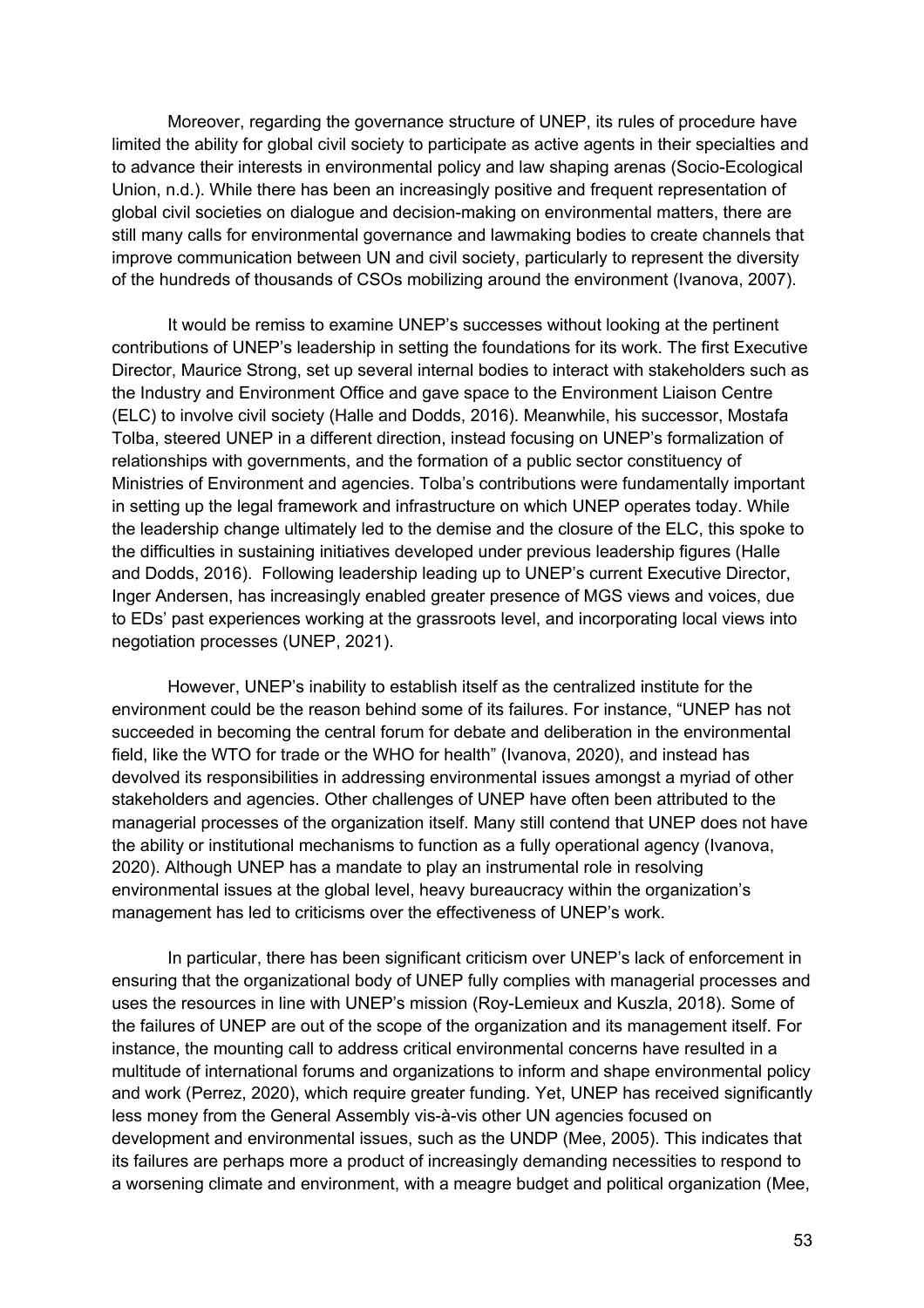Moreover, regarding the governance structure of UNEP, its rules of procedure have limited the ability for global civil society to participate as active agents in their specialties and to advance their interests in environmental policy and law shaping arenas (Socio-Ecological Union, n.d.). While there has been an increasingly positive and frequent representation of global civil societies on dialogue and decision-making on environmental matters, there are still many calls for environmental governance and lawmaking bodies to create channels that improve communication between UN and civil society, particularly to represent the diversity of the hundreds of thousands of CSOs mobilizing around the environment (Ivanova, 2007).

It would be remiss to examine UNEP's successes without looking at the pertinent contributions of UNEP's leadership in setting the foundations for its work. The first Executive Director, Maurice Strong, set up several internal bodies to interact with stakeholders such as the Industry and Environment Office and gave space to the Environment Liaison Centre (ELC) to involve civil society (Halle and Dodds, 2016). Meanwhile, his successor, Mostafa Tolba, steered UNEP in a different direction, instead focusing on UNEP's formalization of relationships with governments, and the formation of a public sector constituency of Ministries of Environment and agencies. Tolba's contributions were fundamentally important in setting up the legal framework and infrastructure on which UNEP operates today. While the leadership change ultimately led to the demise and the closure of the ELC, this spoke to the difficulties in sustaining initiatives developed under previous leadership figures (Halle and Dodds, 2016). Following leadership leading up to UNEP's current Executive Director, Inger Andersen, has increasingly enabled greater presence of MGS views and voices, due to EDs' past experiences working at the grassroots level, and incorporating local views into negotiation processes (UNEP, 2021).

However, UNEP's inability to establish itself as the centralized institute for the environment could be the reason behind some of its failures. For instance, "UNEP has not succeeded in becoming the central forum for debate and deliberation in the environmental field, like the WTO for trade or the WHO for health" (Ivanova, 2020), and instead has devolved its responsibilities in addressing environmental issues amongst a myriad of other stakeholders and agencies. Other challenges of UNEP have often been attributed to the managerial processes of the organization itself. Many still contend that UNEP does not have the ability or institutional mechanisms to function as a fully operational agency (Ivanova, 2020). Although UNEP has a mandate to play an instrumental role in resolving environmental issues at the global level, heavy bureaucracy within the organization's management has led to criticisms over the effectiveness of UNEP's work.

In particular, there has been significant criticism over UNEP's lack of enforcement in ensuring that the organizational body of UNEP fully complies with managerial processes and uses the resources in line with UNEP's mission (Roy-Lemieux and Kuszla, 2018). Some of the failures of UNEP are out of the scope of the organization and its management itself. For instance, the mounting call to address critical environmental concerns have resulted in a multitude of international forums and organizations to inform and shape environmental policy and work (Perrez, 2020), which require greater funding. Yet, UNEP has received significantly less money from the General Assembly vis-à-vis other UN agencies focused on development and environmental issues, such as the UNDP (Mee, 2005). This indicates that its failures are perhaps more a product of increasingly demanding necessities to respond to a worsening climate and environment, with a meagre budget and political organization (Mee,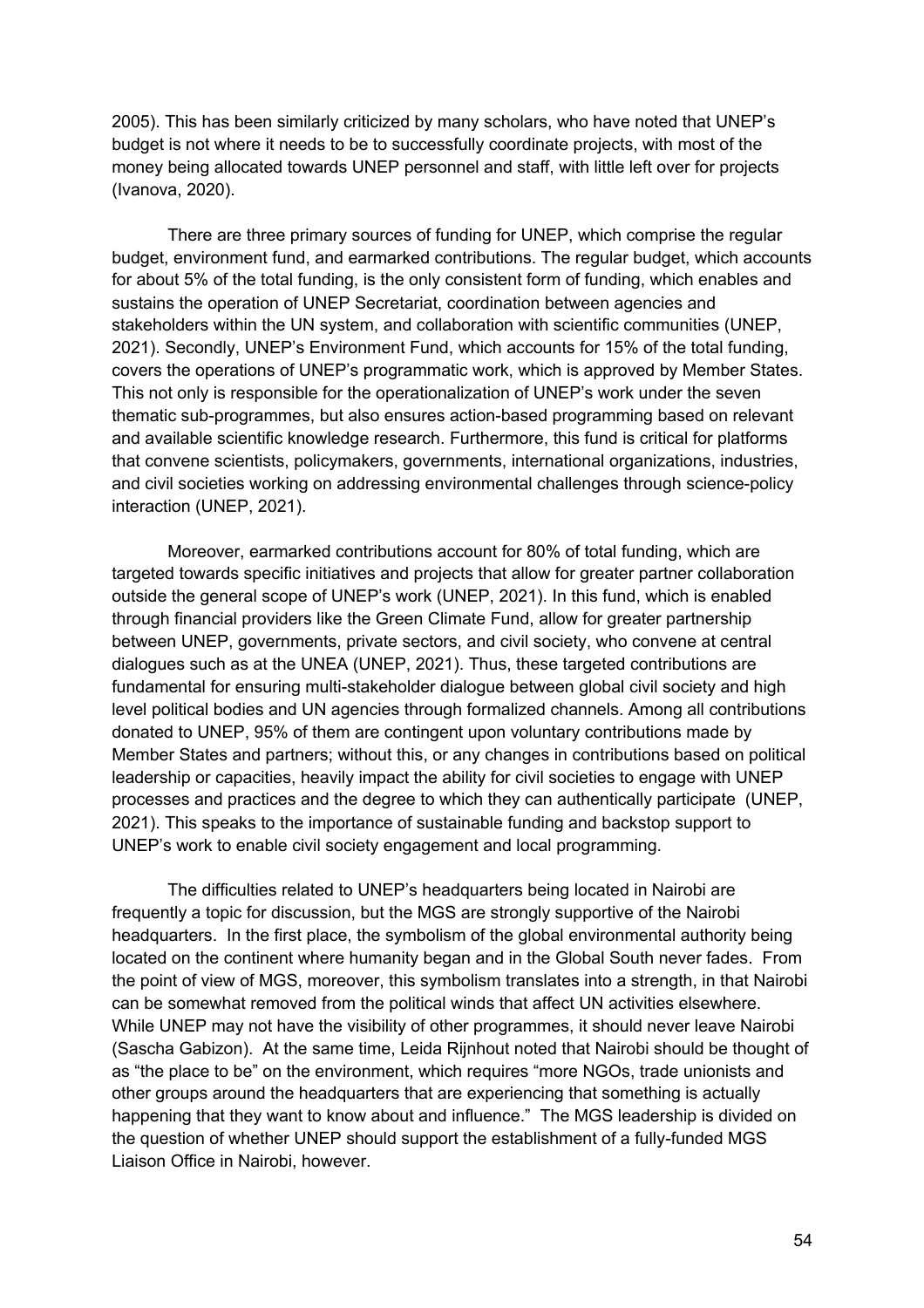2005). This has been similarly criticized by many scholars, who have noted that UNEP's budget is not where it needs to be to successfully coordinate projects, with most of the money being allocated towards UNEP personnel and staff, with little left over for projects (Ivanova, 2020).

There are three primary sources of funding for UNEP, which comprise the regular budget, environment fund, and earmarked contributions. The regular budget, which accounts for about 5% of the total funding, is the only consistent form of funding, which enables and sustains the operation of UNEP Secretariat, coordination between agencies and stakeholders within the UN system, and collaboration with scientific communities (UNEP, 2021). Secondly, UNEP's Environment Fund, which accounts for 15% of the total funding, covers the operations of UNEP's programmatic work, which is approved by Member States. This not only is responsible for the operationalization of UNEP's work under the seven thematic sub-programmes, but also ensures action-based programming based on relevant and available scientific knowledge research. Furthermore, this fund is critical for platforms that convene scientists, policymakers, governments, international organizations, industries, and civil societies working on addressing environmental challenges through science-policy interaction (UNEP, 2021).

Moreover, earmarked contributions account for 80% of total funding, which are targeted towards specific initiatives and projects that allow for greater partner collaboration outside the general scope of UNEP's work (UNEP, 2021). In this fund, which is enabled through financial providers like the Green Climate Fund, allow for greater partnership between UNEP, governments, private sectors, and civil society, who convene at central dialogues such as at the UNEA (UNEP, 2021). Thus, these targeted contributions are fundamental for ensuring multi-stakeholder dialogue between global civil society and high level political bodies and UN agencies through formalized channels. Among all contributions donated to UNEP, 95% of them are contingent upon voluntary contributions made by Member States and partners; without this, or any changes in contributions based on political leadership or capacities, heavily impact the ability for civil societies to engage with UNEP processes and practices and the degree to which they can authentically participate (UNEP, 2021). This speaks to the importance of sustainable funding and backstop support to UNEP's work to enable civil society engagement and local programming.

The difficulties related to UNEP's headquarters being located in Nairobi are frequently a topic for discussion, but the MGS are strongly supportive of the Nairobi headquarters. In the first place, the symbolism of the global environmental authority being located on the continent where humanity began and in the Global South never fades. From the point of view of MGS, moreover, this symbolism translates into a strength, in that Nairobi can be somewhat removed from the political winds that affect UN activities elsewhere. While UNEP may not have the visibility of other programmes, it should never leave Nairobi (Sascha Gabizon). At the same time, Leida Rijnhout noted that Nairobi should be thought of as "the place to be" on the environment, which requires "more NGOs, trade unionists and other groups around the headquarters that are experiencing that something is actually happening that they want to know about and influence." The MGS leadership is divided on the question of whether UNEP should support the establishment of a fully-funded MGS Liaison Office in Nairobi, however.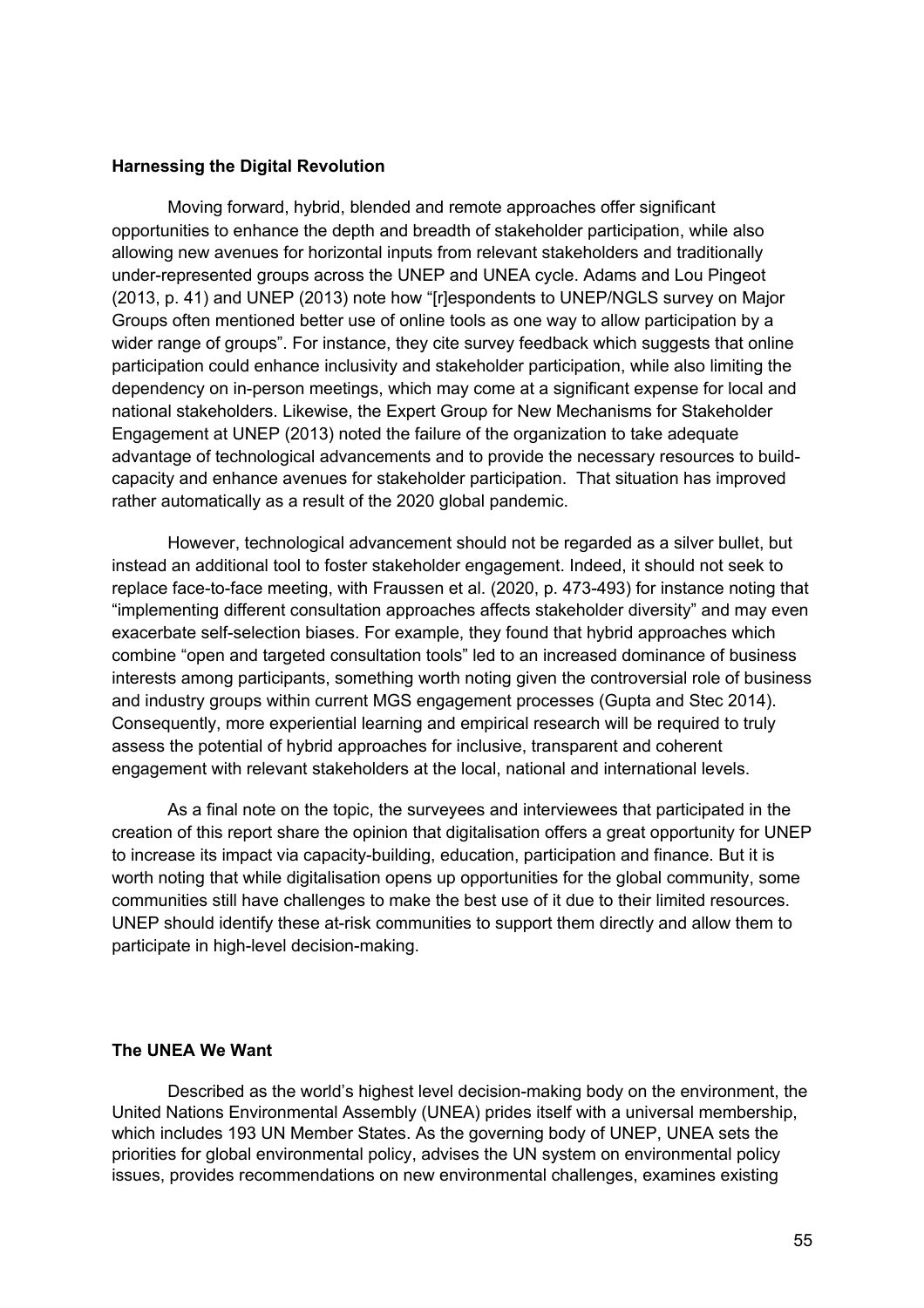**Harnessing the Digital Revolution**

Moving forward, hybrid, blended and remote approaches offer significant opportunities to enhance the depth and breadth of stakeholder participation, while also allowing new avenues for horizontal inputs from relevant stakeholders and traditionally under-represented groups across the UNEP and UNEA cycle. Adams and Lou Pingeot (2013, p. 41) and UNEP (2013) note how "[r]espondents to UNEP/NGLS survey on Major Groups often mentioned better use of online tools as one way to allow participation by a wider range of groups". For instance, they cite survey feedback which suggests that online participation could enhance inclusivity and stakeholder participation, while also limiting the dependency on in-person meetings, which may come at a significant expense for local and national stakeholders. Likewise, the Expert Group for New Mechanisms for Stakeholder Engagement at UNEP (2013) noted the failure of the organization to take adequate advantage of technological advancements and to provide the necessary resources to build-capacity and enhance avenues for stakeholder participation. That situation has improved rather automatically as a result of the 2020 global pandemic.

However, technological advancement should not be regarded as a silver bullet, but instead an additional tool to foster stakeholder engagement. Indeed, it should not seek to replace face-to-face meeting, with Fraussen et al. (2020, p. 473-493) for instance noting that "implementing different consultation approaches affects stakeholder diversity" and may even exacerbate self-selection biases. For example, they found that hybrid approaches which combine "open and targeted consultation tools" led to an increased dominance of business interests among participants, something worth noting given the controversial role of business and industry groups within current MGS engagement processes (Gupta and Stec 2014). Consequently, more experiential learning and empirical research will be required to truly assess the potential of hybrid approaches for inclusive, transparent and coherent engagement with relevant stakeholders at the local, national and international levels.

As a final note on the topic, the surveyees and interviewees that participated in the creation of this report share the opinion that digitalisation offers a great opportunity for UNEP to increase its impact via capacity-building, education, participation and finance. But it is worth noting that while digitalisation opens up opportunities for the global community, some communities still have challenges to make the best use of it due to their limited resources. UNEP should identify these at-risk communities to support them directly and allow them to participate in high-level decision-making.

**The UNEA We Want**

Described as the world's highest level decision-making body on the environment, the United Nations Environmental Assembly (UNEA) prides itself with a universal membership, which includes 193 UN Member States. As the governing body of UNEP, UNEA sets the priorities for global environmental policy, advises the UN system on environmental policy issues, provides recommendations on new environmental challenges, examines existing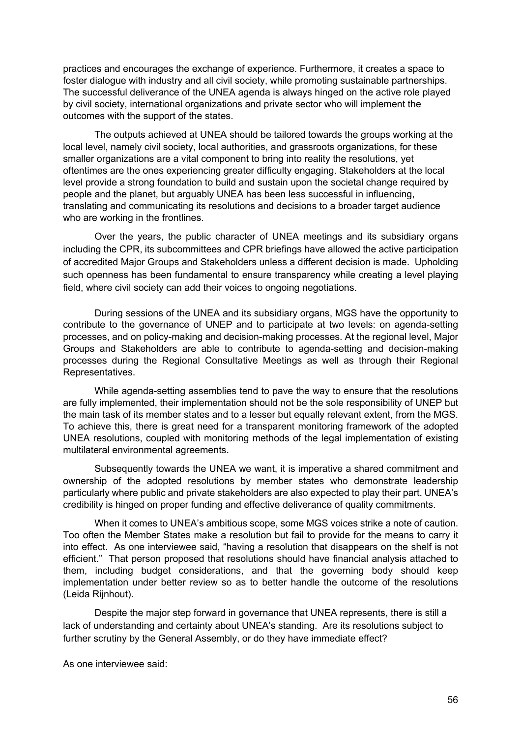practices and encourages the exchange of experience. Furthermore, it creates a space to foster dialogue with industry and all civil society, while promoting sustainable partnerships. The successful deliverance of the UNEA agenda is always hinged on the active role played by civil society, international organizations and private sector who will implement the outcomes with the support of the states.

The outputs achieved at UNEA should be tailored towards the groups working at the local level, namely civil society, local authorities, and grassroots organizations, for these smaller organizations are a vital component to bring into reality the resolutions, yet oftentimes are the ones experiencing greater difficulty engaging. Stakeholders at the local level provide a strong foundation to build and sustain upon the societal change required by people and the planet, but arguably UNEA has been less successful in influencing, translating and communicating its resolutions and decisions to a broader target audience who are working in the frontlines.

Over the years, the public character of UNEA meetings and its subsidiary organs including the CPR, its subcommittees and CPR briefings have allowed the active participation of accredited Major Groups and Stakeholders unless a different decision is made. Upholding such openness has been fundamental to ensure transparency while creating a level playing field, where civil society can add their voices to ongoing negotiations.

During sessions of the UNEA and its subsidiary organs, MGS have the opportunity to contribute to the governance of UNEP and to participate at two levels: on agenda-setting processes, and on policy-making and decision-making processes. At the regional level, Major Groups and Stakeholders are able to contribute to agenda-setting and decision-making processes during the Regional Consultative Meetings as well as through their Regional Representatives.

While agenda-setting assemblies tend to pave the way to ensure that the resolutions are fully implemented, their implementation should not be the sole responsibility of UNEP but the main task of its member states and to a lesser but equally relevant extent, from the MGS. To achieve this, there is great need for a transparent monitoring framework of the adopted UNEA resolutions, coupled with monitoring methods of the legal implementation of existing multilateral environmental agreements.

Subsequently towards the UNEA we want, it is imperative a shared commitment and ownership of the adopted resolutions by member states who demonstrate leadership particularly where public and private stakeholders are also expected to play their part. UNEA's credibility is hinged on proper funding and effective deliverance of quality commitments.

When it comes to UNEA's ambitious scope, some MGS voices strike a note of caution. Too often the Member States make a resolution but fail to provide for the means to carry it into effect. As one interviewee said, "having a resolution that disappears on the shelf is not efficient." That person proposed that resolutions should have financial analysis attached to them, including budget considerations, and that the governing body should keep implementation under better review so as to better handle the outcome of the resolutions (Leida Rijnhout).

Despite the major step forward in governance that UNEA represents, there is still a lack of understanding and certainty about UNEA's standing. Are its resolutions subject to further scrutiny by the General Assembly, or do they have immediate effect?

As one interviewee said: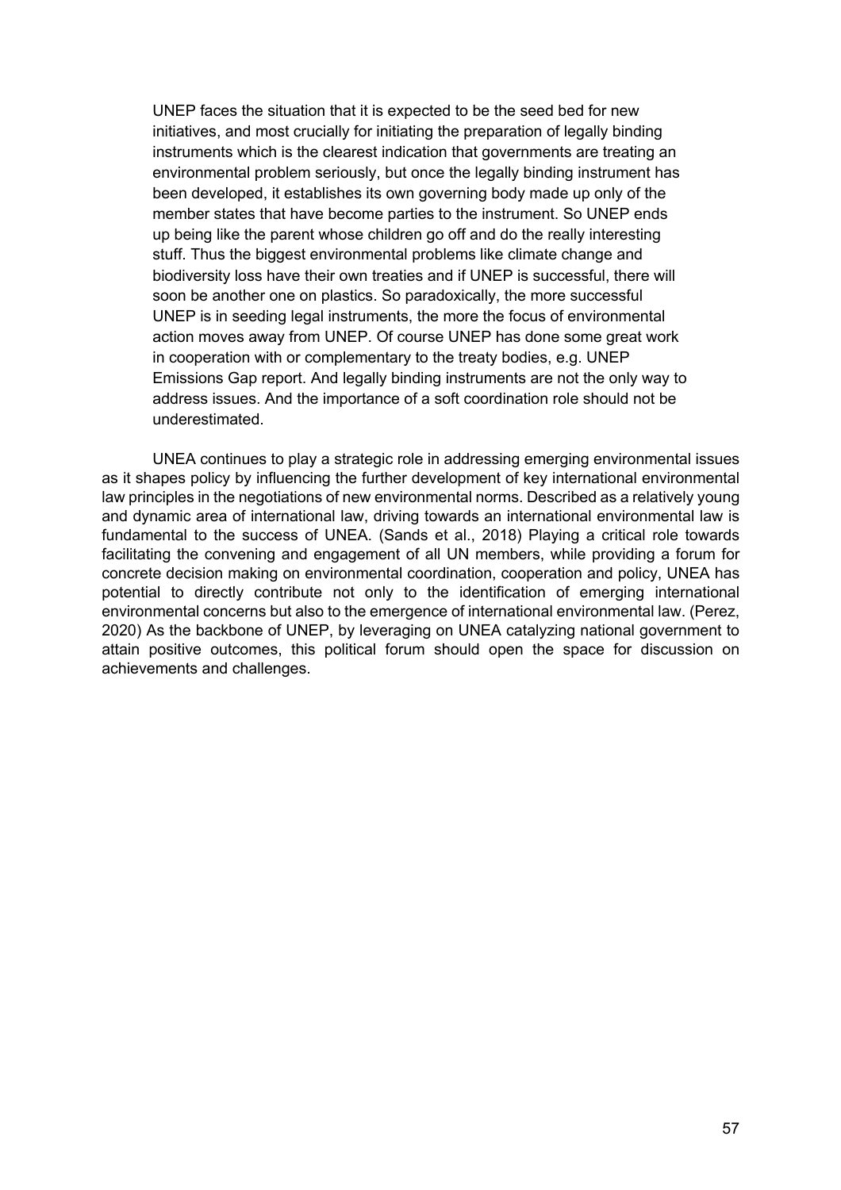> UNEP faces the situation that it is expected to be the seed bed for new initiatives, and most crucially for initiating the preparation of legally binding instruments which is the clearest indication that governments are treating an environmental problem seriously, but once the legally binding instrument has been developed, it establishes its own governing body made up only of the member states that have become parties to the instrument. So UNEP ends up being like the parent whose children go off and do the really interesting stuff. Thus the biggest environmental problems like climate change and biodiversity loss have their own treaties and if UNEP is successful, there will soon be another one on plastics. So paradoxically, the more successful UNEP is in seeding legal instruments, the more the focus of environmental action moves away from UNEP. Of course UNEP has done some great work in cooperation with or complementary to the treaty bodies, e.g. UNEP Emissions Gap report. And legally binding instruments are not the only way to address issues. And the importance of a soft coordination role should not be underestimated.

UNEA continues to play a strategic role in addressing emerging environmental issues as it shapes policy by influencing the further development of key international environmental law principles in the negotiations of new environmental norms. Described as a relatively young and dynamic area of international law, driving towards an international environmental law is fundamental to the success of UNEA. (Sands et al., 2018) Playing a critical role towards facilitating the convening and engagement of all UN members, while providing a forum for concrete decision making on environmental coordination, cooperation and policy, UNEA has potential to directly contribute not only to the identification of emerging international environmental concerns but also to the emergence of international environmental law. (Perez, 2020) As the backbone of UNEP, by leveraging on UNEA catalyzing national government to attain positive outcomes, this political forum should open the space for discussion on achievements and challenges.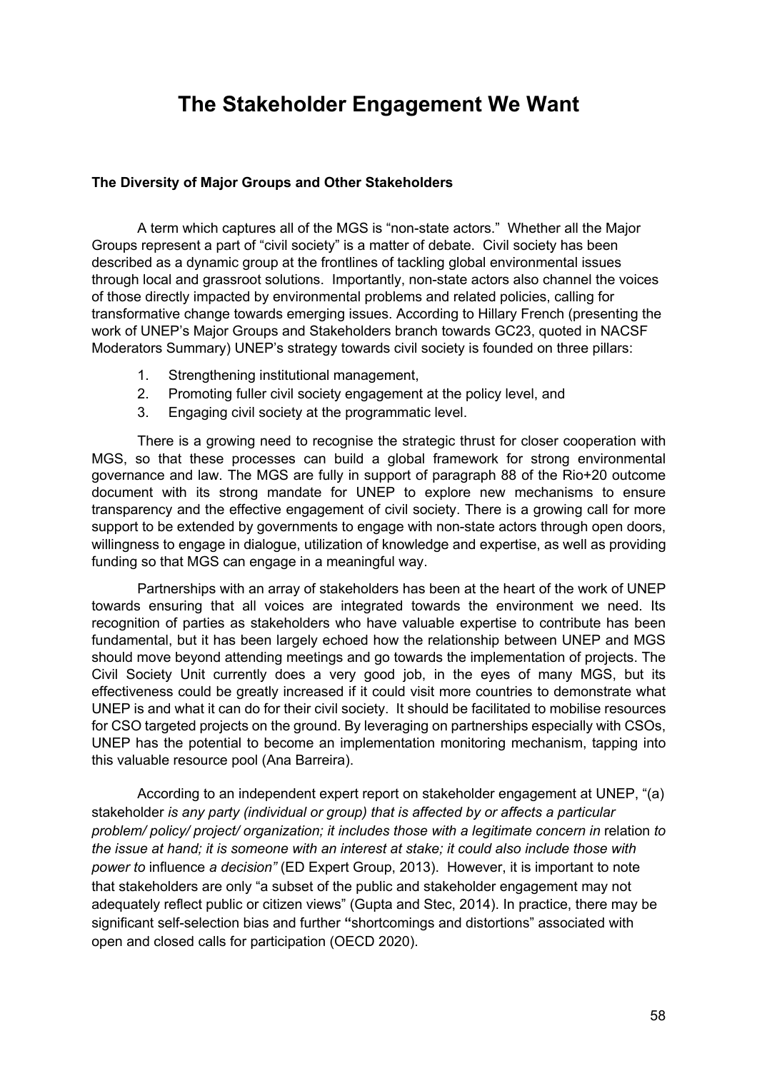# The Stakeholder Engagement We Want

### The Diversity of Major Groups and Other Stakeholders

A term which captures all of the MGS is "non-state actors." Whether all the Major Groups represent a part of "civil society" is a matter of debate. Civil society has been described as a dynamic group at the frontlines of tackling global environmental issues through local and grassroot solutions. Importantly, non-state actors also channel the voices of those directly impacted by environmental problems and related policies, calling for transformative change towards emerging issues. According to Hillary French (presenting the work of UNEP's Major Groups and Stakeholders branch towards GC23, quoted in NACSF Moderators Summary) UNEP's strategy towards civil society is founded on three pillars:

1. Strengthening institutional management,
2. Promoting fuller civil society engagement at the policy level, and
3. Engaging civil society at the programmatic level.

There is a growing need to recognise the strategic thrust for closer cooperation with MGS, so that these processes can build a global framework for strong environmental governance and law. The MGS are fully in support of paragraph 88 of the Rio+20 outcome document with its strong mandate for UNEP to explore new mechanisms to ensure transparency and the effective engagement of civil society. There is a growing call for more support to be extended by governments to engage with non-state actors through open doors, willingness to engage in dialogue, utilization of knowledge and expertise, as well as providing funding so that MGS can engage in a meaningful way.

Partnerships with an array of stakeholders has been at the heart of the work of UNEP towards ensuring that all voices are integrated towards the environment we need. Its recognition of parties as stakeholders who have valuable expertise to contribute has been fundamental, but it has been largely echoed how the relationship between UNEP and MGS should move beyond attending meetings and go towards the implementation of projects. The Civil Society Unit currently does a very good job, in the eyes of many MGS, but its effectiveness could be greatly increased if it could visit more countries to demonstrate what UNEP is and what it can do for their civil society. It should be facilitated to mobilise resources for CSO targeted projects on the ground. By leveraging on partnerships especially with CSOs, UNEP has the potential to become an implementation monitoring mechanism, tapping into this valuable resource pool (Ana Barreira).

According to an independent expert report on stakeholder engagement at UNEP, "(a) stakeholder *is any party (individual or group) that is affected by or affects a particular problem/ policy/ project/ organization; it includes those with a legitimate concern in* relation *to the issue at hand; it is someone with an interest at stake; it could also include those with power to* influence *a decision"* (ED Expert Group, 2013). However, it is important to note that stakeholders are only "a subset of the public and stakeholder engagement may not adequately reflect public or citizen views" (Gupta and Stec, 2014). In practice, there may be significant self-selection bias and further "shortcomings and distortions" associated with open and closed calls for participation (OECD 2020).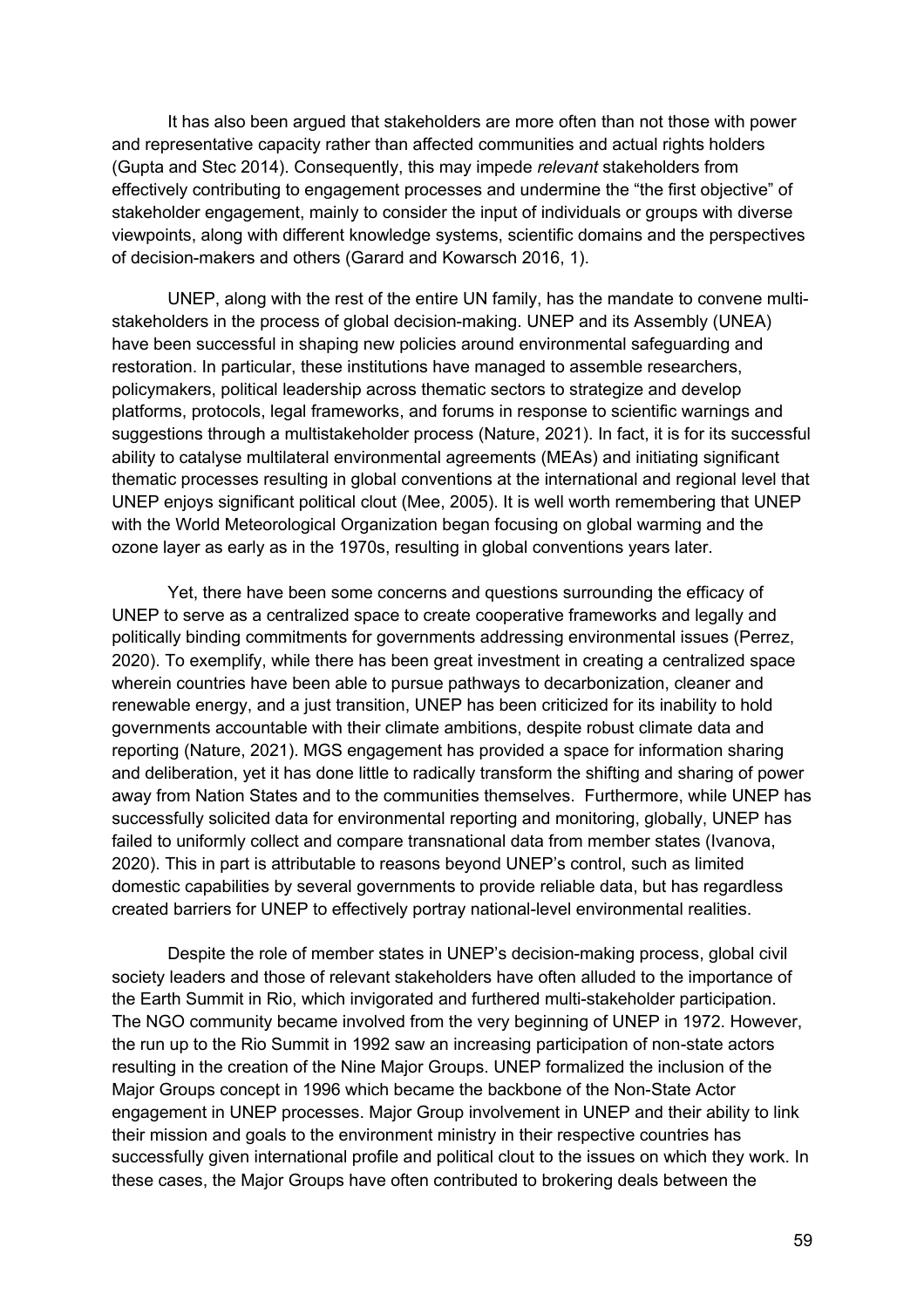It has also been argued that stakeholders are more often than not those with power and representative capacity rather than affected communities and actual rights holders (Gupta and Stec 2014). Consequently, this may impede *relevant* stakeholders from effectively contributing to engagement processes and undermine the "the first objective" of stakeholder engagement, mainly to consider the input of individuals or groups with diverse viewpoints, along with different knowledge systems, scientific domains and the perspectives of decision-makers and others (Garard and Kowarsch 2016, 1).

UNEP, along with the rest of the entire UN family, has the mandate to convene multi-stakeholders in the process of global decision-making. UNEP and its Assembly (UNEA) have been successful in shaping new policies around environmental safeguarding and restoration. In particular, these institutions have managed to assemble researchers, policymakers, political leadership across thematic sectors to strategize and develop platforms, protocols, legal frameworks, and forums in response to scientific warnings and suggestions through a multistakeholder process (Nature, 2021). In fact, it is for its successful ability to catalyse multilateral environmental agreements (MEAs) and initiating significant thematic processes resulting in global conventions at the international and regional level that UNEP enjoys significant political clout (Mee, 2005). It is well worth remembering that UNEP with the World Meteorological Organization began focusing on global warming and the ozone layer as early as in the 1970s, resulting in global conventions years later.

Yet, there have been some concerns and questions surrounding the efficacy of UNEP to serve as a centralized space to create cooperative frameworks and legally and politically binding commitments for governments addressing environmental issues (Perrez, 2020). To exemplify, while there has been great investment in creating a centralized space wherein countries have been able to pursue pathways to decarbonization, cleaner and renewable energy, and a just transition, UNEP has been criticized for its inability to hold governments accountable with their climate ambitions, despite robust climate data and reporting (Nature, 2021). MGS engagement has provided a space for information sharing and deliberation, yet it has done little to radically transform the shifting and sharing of power away from Nation States and to the communities themselves. Furthermore, while UNEP has successfully solicited data for environmental reporting and monitoring, globally, UNEP has failed to uniformly collect and compare transnational data from member states (Ivanova, 2020). This in part is attributable to reasons beyond UNEP's control, such as limited domestic capabilities by several governments to provide reliable data, but has regardless created barriers for UNEP to effectively portray national-level environmental realities.

Despite the role of member states in UNEP's decision-making process, global civil society leaders and those of relevant stakeholders have often alluded to the importance of the Earth Summit in Rio, which invigorated and furthered multi-stakeholder participation. The NGO community became involved from the very beginning of UNEP in 1972. However, the run up to the Rio Summit in 1992 saw an increasing participation of non-state actors resulting in the creation of the Nine Major Groups. UNEP formalized the inclusion of the Major Groups concept in 1996 which became the backbone of the Non-State Actor engagement in UNEP processes. Major Group involvement in UNEP and their ability to link their mission and goals to the environment ministry in their respective countries has successfully given international profile and political clout to the issues on which they work. In these cases, the Major Groups have often contributed to brokering deals between the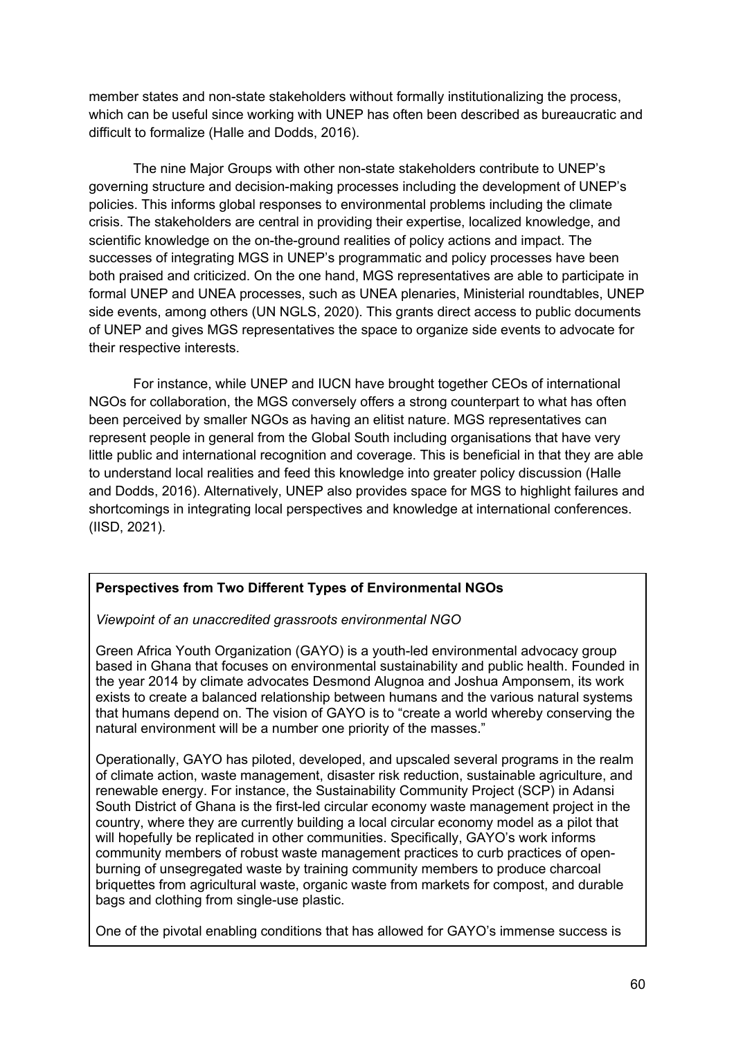member states and non-state stakeholders without formally institutionalizing the process, which can be useful since working with UNEP has often been described as bureaucratic and difficult to formalize (Halle and Dodds, 2016).

The nine Major Groups with other non-state stakeholders contribute to UNEP's governing structure and decision-making processes including the development of UNEP's policies. This informs global responses to environmental problems including the climate crisis. The stakeholders are central in providing their expertise, localized knowledge, and scientific knowledge on the on-the-ground realities of policy actions and impact. The successes of integrating MGS in UNEP's programmatic and policy processes have been both praised and criticized. On the one hand, MGS representatives are able to participate in formal UNEP and UNEA processes, such as UNEA plenaries, Ministerial roundtables, UNEP side events, among others (UN NGLS, 2020). This grants direct access to public documents of UNEP and gives MGS representatives the space to organize side events to advocate for their respective interests.

For instance, while UNEP and IUCN have brought together CEOs of international NGOs for collaboration, the MGS conversely offers a strong counterpart to what has often been perceived by smaller NGOs as having an elitist nature. MGS representatives can represent people in general from the Global South including organisations that have very little public and international recognition and coverage. This is beneficial in that they are able to understand local realities and feed this knowledge into greater policy discussion (Halle and Dodds, 2016). Alternatively, UNEP also provides space for MGS to highlight failures and shortcomings in integrating local perspectives and knowledge at international conferences. (IISD, 2021).

**Perspectives from Two Different Types of Environmental NGOs**

*Viewpoint of an unaccredited grassroots environmental NGO*

Green Africa Youth Organization (GAYO) is a youth-led environmental advocacy group based in Ghana that focuses on environmental sustainability and public health. Founded in the year 2014 by climate advocates Desmond Alugnoa and Joshua Amponsem, its work exists to create a balanced relationship between humans and the various natural systems that humans depend on. The vision of GAYO is to "create a world whereby conserving the natural environment will be a number one priority of the masses."

Operationally, GAYO has piloted, developed, and upscaled several programs in the realm of climate action, waste management, disaster risk reduction, sustainable agriculture, and renewable energy. For instance, the Sustainability Community Project (SCP) in Adansi South District of Ghana is the first-led circular economy waste management project in the country, where they are currently building a local circular economy model as a pilot that will hopefully be replicated in other communities. Specifically, GAYO's work informs community members of robust waste management practices to curb practices of open-burning of unsegregated waste by training community members to produce charcoal briquettes from agricultural waste, organic waste from markets for compost, and durable bags and clothing from single-use plastic.

One of the pivotal enabling conditions that has allowed for GAYO's immense success is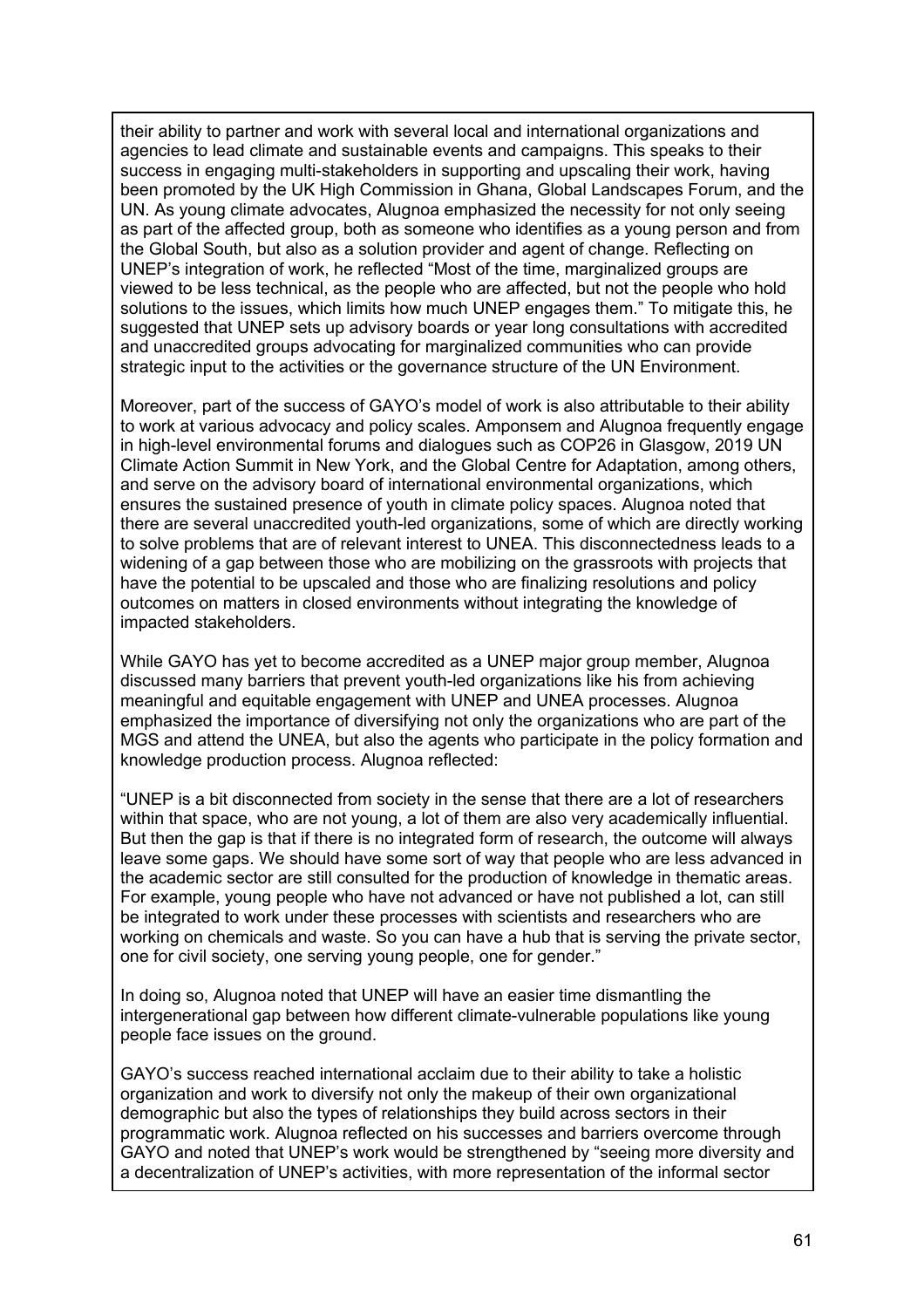their ability to partner and work with several local and international organizations and agencies to lead climate and sustainable events and campaigns. This speaks to their success in engaging multi-stakeholders in supporting and upscaling their work, having been promoted by the UK High Commission in Ghana, Global Landscapes Forum, and the UN. As young climate advocates, Alugnoa emphasized the necessity for not only seeing as part of the affected group, both as someone who identifies as a young person and from the Global South, but also as a solution provider and agent of change. Reflecting on UNEP's integration of work, he reflected "Most of the time, marginalized groups are viewed to be less technical, as the people who are affected, but not the people who hold solutions to the issues, which limits how much UNEP engages them." To mitigate this, he suggested that UNEP sets up advisory boards or year long consultations with accredited and unaccredited groups advocating for marginalized communities who can provide strategic input to the activities or the governance structure of the UN Environment.

Moreover, part of the success of GAYO's model of work is also attributable to their ability to work at various advocacy and policy scales. Amponsem and Alugnoa frequently engage in high-level environmental forums and dialogues such as COP26 in Glasgow, 2019 UN Climate Action Summit in New York, and the Global Centre for Adaptation, among others, and serve on the advisory board of international environmental organizations, which ensures the sustained presence of youth in climate policy spaces. Alugnoa noted that there are several unaccredited youth-led organizations, some of which are directly working to solve problems that are of relevant interest to UNEA. This disconnectedness leads to a widening of a gap between those who are mobilizing on the grassroots with projects that have the potential to be upscaled and those who are finalizing resolutions and policy outcomes on matters in closed environments without integrating the knowledge of impacted stakeholders.

While GAYO has yet to become accredited as a UNEP major group member, Alugnoa discussed many barriers that prevent youth-led organizations like his from achieving meaningful and equitable engagement with UNEP and UNEA processes. Alugnoa emphasized the importance of diversifying not only the organizations who are part of the MGS and attend the UNEA, but also the agents who participate in the policy formation and knowledge production process. Alugnoa reflected:

"UNEP is a bit disconnected from society in the sense that there are a lot of researchers within that space, who are not young, a lot of them are also very academically influential. But then the gap is that if there is no integrated form of research, the outcome will always leave some gaps. We should have some sort of way that people who are less advanced in the academic sector are still consulted for the production of knowledge in thematic areas. For example, young people who have not advanced or have not published a lot, can still be integrated to work under these processes with scientists and researchers who are working on chemicals and waste. So you can have a hub that is serving the private sector, one for civil society, one serving young people, one for gender."

In doing so, Alugnoa noted that UNEP will have an easier time dismantling the intergenerational gap between how different climate-vulnerable populations like young people face issues on the ground.

GAYO's success reached international acclaim due to their ability to take a holistic organization and work to diversify not only the makeup of their own organizational demographic but also the types of relationships they build across sectors in their programmatic work. Alugnoa reflected on his successes and barriers overcome through GAYO and noted that UNEP's work would be strengthened by "seeing more diversity and a decentralization of UNEP's activities, with more representation of the informal sector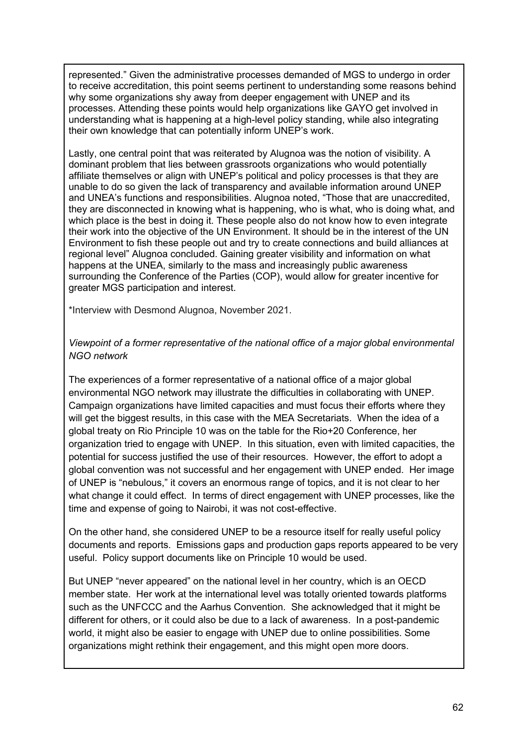represented." Given the administrative processes demanded of MGS to undergo in order to receive accreditation, this point seems pertinent to understanding some reasons behind why some organizations shy away from deeper engagement with UNEP and its processes. Attending these points would help organizations like GAYO get involved in understanding what is happening at a high-level policy standing, while also integrating their own knowledge that can potentially inform UNEP's work.

Lastly, one central point that was reiterated by Alugnoa was the notion of visibility. A dominant problem that lies between grassroots organizations who would potentially affiliate themselves or align with UNEP's political and policy processes is that they are unable to do so given the lack of transparency and available information around UNEP and UNEA's functions and responsibilities. Alugnoa noted, "Those that are unaccredited, they are disconnected in knowing what is happening, who is what, who is doing what, and which place is the best in doing it. These people also do not know how to even integrate their work into the objective of the UN Environment. It should be in the interest of the UN Environment to fish these people out and try to create connections and build alliances at regional level" Alugnoa concluded. Gaining greater visibility and information on what happens at the UNEA, similarly to the mass and increasingly public awareness surrounding the Conference of the Parties (COP), would allow for greater incentive for greater MGS participation and interest.

*Interview with Desmond Alugnoa, November 2021.

*Viewpoint of a former representative of the national office of a major global environmental NGO network*

The experiences of a former representative of a national office of a major global environmental NGO network may illustrate the difficulties in collaborating with UNEP. Campaign organizations have limited capacities and must focus their efforts where they will get the biggest results, in this case with the MEA Secretariats. When the idea of a global treaty on Rio Principle 10 was on the table for the Rio+20 Conference, her organization tried to engage with UNEP. In this situation, even with limited capacities, the potential for success justified the use of their resources. However, the effort to adopt a global convention was not successful and her engagement with UNEP ended. Her image of UNEP is "nebulous," it covers an enormous range of topics, and it is not clear to her what change it could effect. In terms of direct engagement with UNEP processes, like the time and expense of going to Nairobi, it was not cost-effective.

On the other hand, she considered UNEP to be a resource itself for really useful policy documents and reports. Emissions gaps and production gaps reports appeared to be very useful. Policy support documents like on Principle 10 would be used.

But UNEP "never appeared" on the national level in her country, which is an OECD member state. Her work at the international level was totally oriented towards platforms such as the UNFCCC and the Aarhus Convention. She acknowledged that it might be different for others, or it could also be due to a lack of awareness. In a post-pandemic world, it might also be easier to engage with UNEP due to online possibilities. Some organizations might rethink their engagement, and this might open more doors.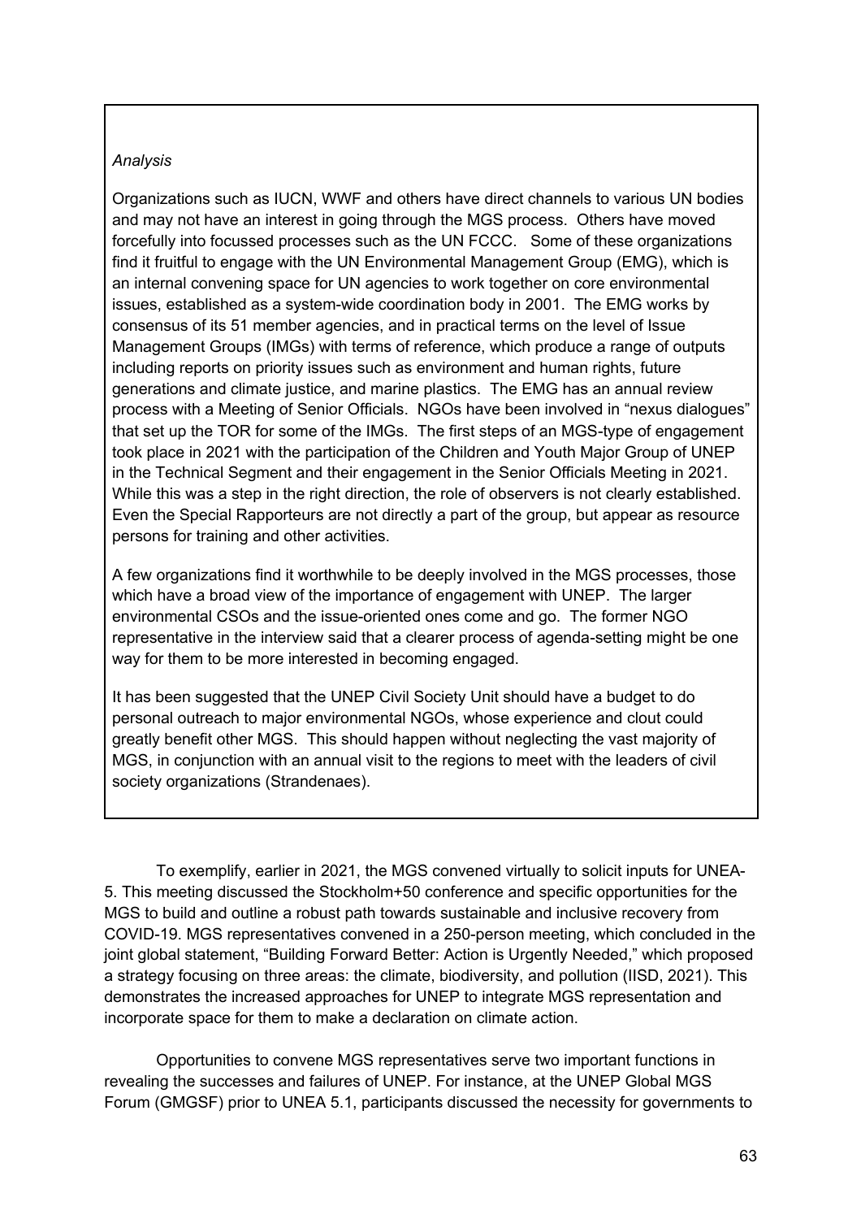*Analysis*

Organizations such as IUCN, WWF and others have direct channels to various UN bodies and may not have an interest in going through the MGS process. Others have moved forcefully into focussed processes such as the UN FCCC. Some of these organizations find it fruitful to engage with the UN Environmental Management Group (EMG), which is an internal convening space for UN agencies to work together on core environmental issues, established as a system-wide coordination body in 2001. The EMG works by consensus of its 51 member agencies, and in practical terms on the level of Issue Management Groups (IMGs) with terms of reference, which produce a range of outputs including reports on priority issues such as environment and human rights, future generations and climate justice, and marine plastics. The EMG has an annual review process with a Meeting of Senior Officials. NGOs have been involved in "nexus dialogues" that set up the TOR for some of the IMGs. The first steps of an MGS-type of engagement took place in 2021 with the participation of the Children and Youth Major Group of UNEP in the Technical Segment and their engagement in the Senior Officials Meeting in 2021. While this was a step in the right direction, the role of observers is not clearly established. Even the Special Rapporteurs are not directly a part of the group, but appear as resource persons for training and other activities.

A few organizations find it worthwhile to be deeply involved in the MGS processes, those which have a broad view of the importance of engagement with UNEP. The larger environmental CSOs and the issue-oriented ones come and go. The former NGO representative in the interview said that a clearer process of agenda-setting might be one way for them to be more interested in becoming engaged.

It has been suggested that the UNEP Civil Society Unit should have a budget to do personal outreach to major environmental NGOs, whose experience and clout could greatly benefit other MGS. This should happen without neglecting the vast majority of MGS, in conjunction with an annual visit to the regions to meet with the leaders of civil society organizations (Strandenaes).

To exemplify, earlier in 2021, the MGS convened virtually to solicit inputs for UNEA-5. This meeting discussed the Stockholm+50 conference and specific opportunities for the MGS to build and outline a robust path towards sustainable and inclusive recovery from COVID-19. MGS representatives convened in a 250-person meeting, which concluded in the joint global statement, "Building Forward Better: Action is Urgently Needed," which proposed a strategy focusing on three areas: the climate, biodiversity, and pollution (IISD, 2021). This demonstrates the increased approaches for UNEP to integrate MGS representation and incorporate space for them to make a declaration on climate action.

Opportunities to convene MGS representatives serve two important functions in revealing the successes and failures of UNEP. For instance, at the UNEP Global MGS Forum (GMGSF) prior to UNEA 5.1, participants discussed the necessity for governments to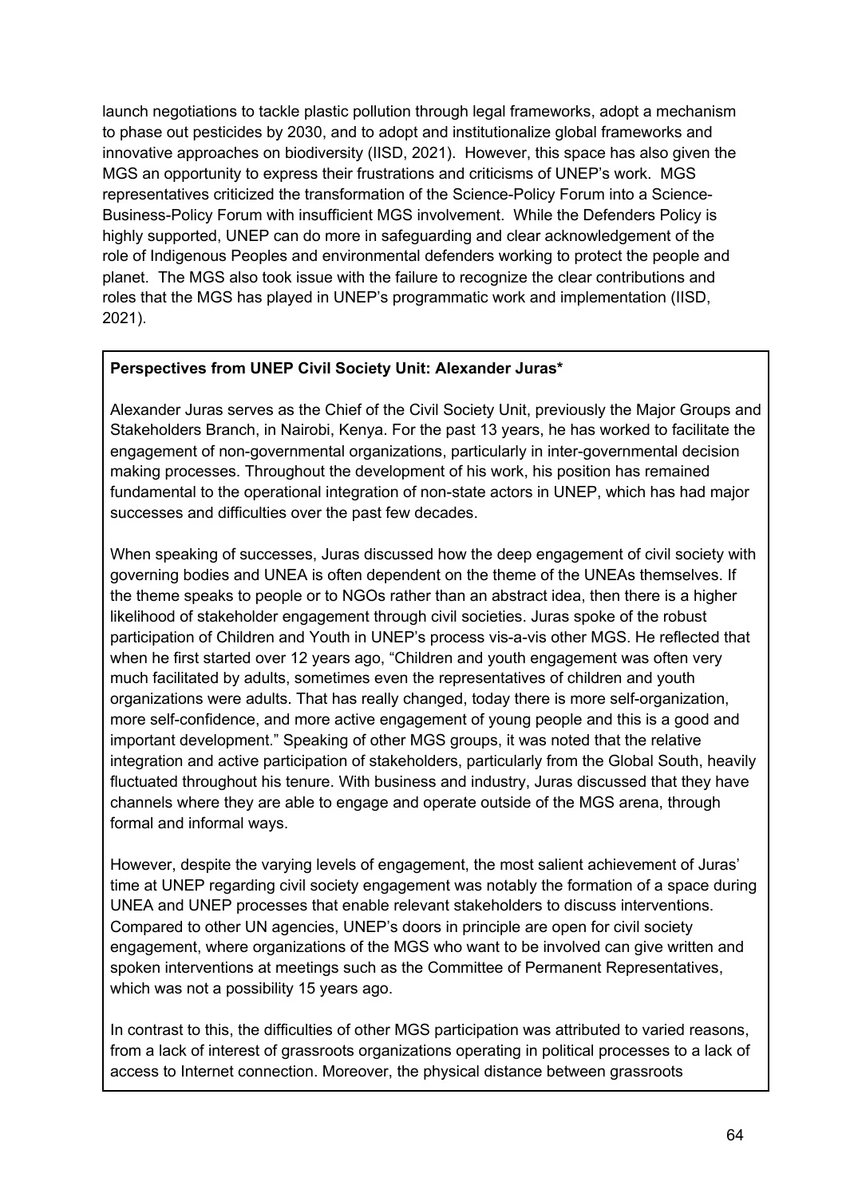launch negotiations to tackle plastic pollution through legal frameworks, adopt a mechanism to phase out pesticides by 2030, and to adopt and institutionalize global frameworks and innovative approaches on biodiversity (IISD, 2021). However, this space has also given the MGS an opportunity to express their frustrations and criticisms of UNEP's work. MGS representatives criticized the transformation of the Science-Policy Forum into a Science-Business-Policy Forum with insufficient MGS involvement. While the Defenders Policy is highly supported, UNEP can do more in safeguarding and clear acknowledgement of the role of Indigenous Peoples and environmental defenders working to protect the people and planet. The MGS also took issue with the failure to recognize the clear contributions and roles that the MGS has played in UNEP's programmatic work and implementation (IISD, 2021).

**Perspectives from UNEP Civil Society Unit: Alexander Juras***

Alexander Juras serves as the Chief of the Civil Society Unit, previously the Major Groups and Stakeholders Branch, in Nairobi, Kenya. For the past 13 years, he has worked to facilitate the engagement of non-governmental organizations, particularly in inter-governmental decision making processes. Throughout the development of his work, his position has remained fundamental to the operational integration of non-state actors in UNEP, which has had major successes and difficulties over the past few decades.

When speaking of successes, Juras discussed how the deep engagement of civil society with governing bodies and UNEA is often dependent on the theme of the UNEAs themselves. If the theme speaks to people or to NGOs rather than an abstract idea, then there is a higher likelihood of stakeholder engagement through civil societies. Juras spoke of the robust participation of Children and Youth in UNEP's process vis-a-vis other MGS. He reflected that when he first started over 12 years ago, "Children and youth engagement was often very much facilitated by adults, sometimes even the representatives of children and youth organizations were adults. That has really changed, today there is more self-organization, more self-confidence, and more active engagement of young people and this is a good and important development." Speaking of other MGS groups, it was noted that the relative integration and active participation of stakeholders, particularly from the Global South, heavily fluctuated throughout his tenure. With business and industry, Juras discussed that they have channels where they are able to engage and operate outside of the MGS arena, through formal and informal ways.

However, despite the varying levels of engagement, the most salient achievement of Juras' time at UNEP regarding civil society engagement was notably the formation of a space during UNEA and UNEP processes that enable relevant stakeholders to discuss interventions. Compared to other UN agencies, UNEP's doors in principle are open for civil society engagement, where organizations of the MGS who want to be involved can give written and spoken interventions at meetings such as the Committee of Permanent Representatives, which was not a possibility 15 years ago.

In contrast to this, the difficulties of other MGS participation was attributed to varied reasons, from a lack of interest of grassroots organizations operating in political processes to a lack of access to Internet connection. Moreover, the physical distance between grassroots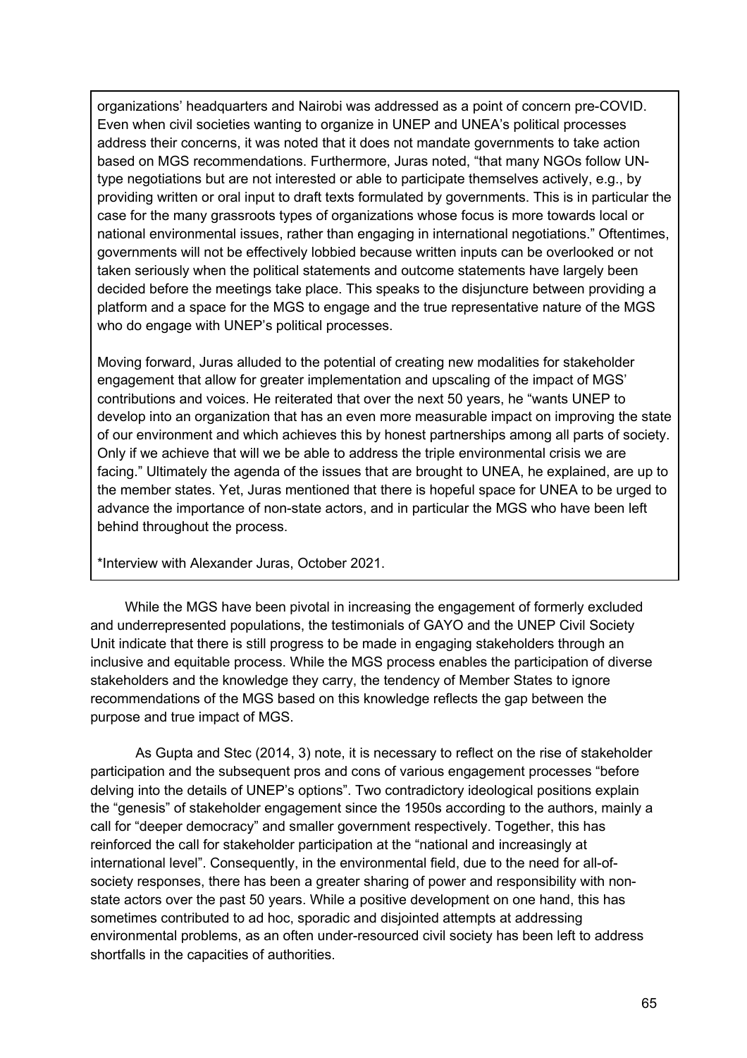organizations' headquarters and Nairobi was addressed as a point of concern pre-COVID. Even when civil societies wanting to organize in UNEP and UNEA's political processes address their concerns, it was noted that it does not mandate governments to take action based on MGS recommendations. Furthermore, Juras noted, "that many NGOs follow UN-type negotiations but are not interested or able to participate themselves actively, e.g., by providing written or oral input to draft texts formulated by governments. This is in particular the case for the many grassroots types of organizations whose focus is more towards local or national environmental issues, rather than engaging in international negotiations." Oftentimes, governments will not be effectively lobbied because written inputs can be overlooked or not taken seriously when the political statements and outcome statements have largely been decided before the meetings take place. This speaks to the disjuncture between providing a platform and a space for the MGS to engage and the true representative nature of the MGS who do engage with UNEP's political processes.

Moving forward, Juras alluded to the potential of creating new modalities for stakeholder engagement that allow for greater implementation and upscaling of the impact of MGS' contributions and voices. He reiterated that over the next 50 years, he "wants UNEP to develop into an organization that has an even more measurable impact on improving the state of our environment and which achieves this by honest partnerships among all parts of society. Only if we achieve that will we be able to address the triple environmental crisis we are facing." Ultimately the agenda of the issues that are brought to UNEA, he explained, are up to the member states. Yet, Juras mentioned that there is hopeful space for UNEA to be urged to advance the importance of non-state actors, and in particular the MGS who have been left behind throughout the process.

*Interview with Alexander Juras, October 2021.

While the MGS have been pivotal in increasing the engagement of formerly excluded and underrepresented populations, the testimonials of GAYO and the UNEP Civil Society Unit indicate that there is still progress to be made in engaging stakeholders through an inclusive and equitable process. While the MGS process enables the participation of diverse stakeholders and the knowledge they carry, the tendency of Member States to ignore recommendations of the MGS based on this knowledge reflects the gap between the purpose and true impact of MGS.

As Gupta and Stec (2014, 3) note, it is necessary to reflect on the rise of stakeholder participation and the subsequent pros and cons of various engagement processes "before delving into the details of UNEP's options". Two contradictory ideological positions explain the "genesis" of stakeholder engagement since the 1950s according to the authors, mainly a call for "deeper democracy" and smaller government respectively. Together, this has reinforced the call for stakeholder participation at the "national and increasingly at international level". Consequently, in the environmental field, due to the need for all-of-society responses, there has been a greater sharing of power and responsibility with non-state actors over the past 50 years. While a positive development on one hand, this has sometimes contributed to ad hoc, sporadic and disjointed attempts at addressing environmental problems, as an often under-resourced civil society has been left to address shortfalls in the capacities of authorities.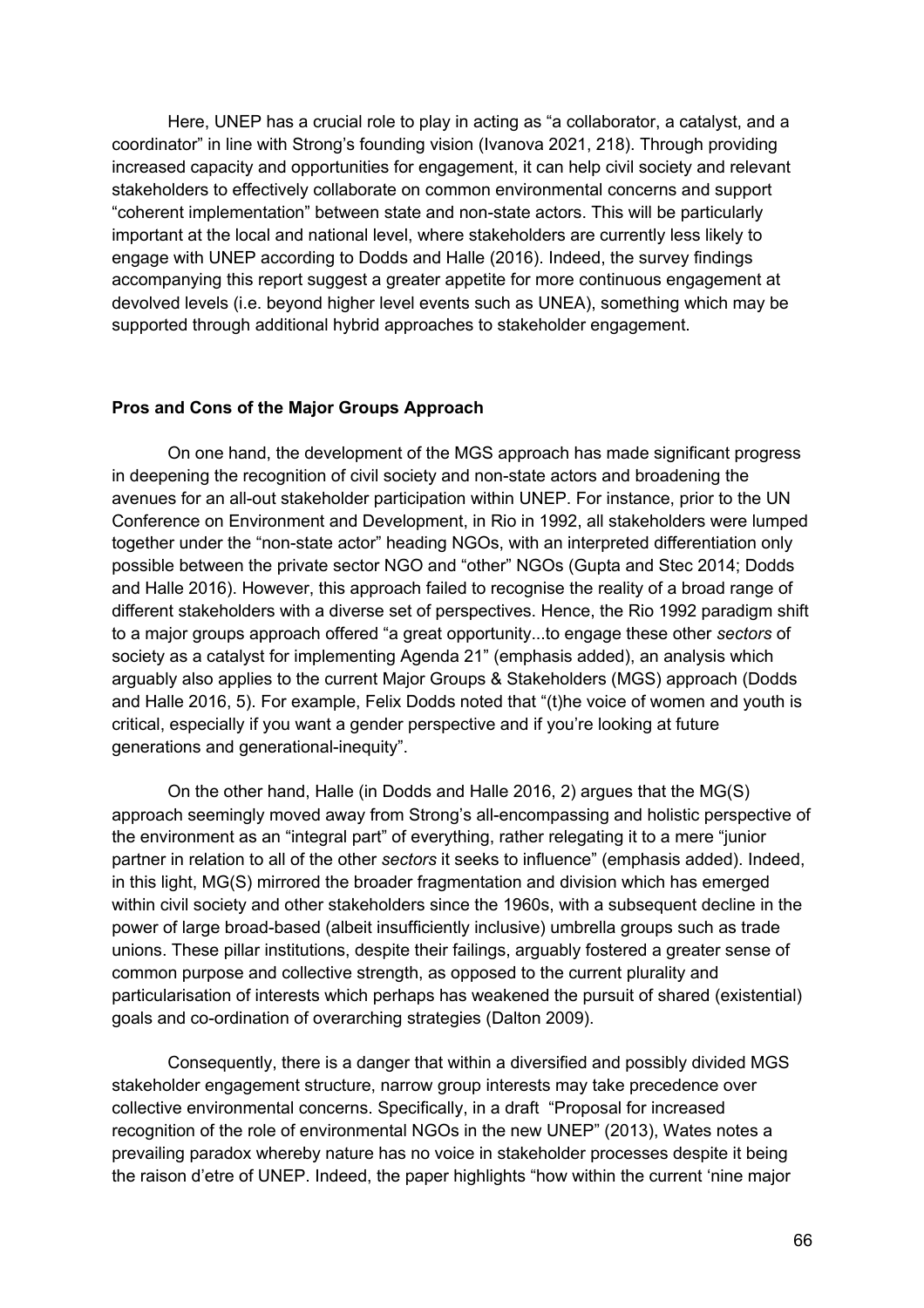Here, UNEP has a crucial role to play in acting as "a collaborator, a catalyst, and a coordinator" in line with Strong's founding vision (Ivanova 2021, 218). Through providing increased capacity and opportunities for engagement, it can help civil society and relevant stakeholders to effectively collaborate on common environmental concerns and support "coherent implementation" between state and non-state actors. This will be particularly important at the local and national level, where stakeholders are currently less likely to engage with UNEP according to Dodds and Halle (2016). Indeed, the survey findings accompanying this report suggest a greater appetite for more continuous engagement at devolved levels (i.e. beyond higher level events such as UNEA), something which may be supported through additional hybrid approaches to stakeholder engagement.

**Pros and Cons of the Major Groups Approach**

On one hand, the development of the MGS approach has made significant progress in deepening the recognition of civil society and non-state actors and broadening the avenues for an all-out stakeholder participation within UNEP. For instance, prior to the UN Conference on Environment and Development, in Rio in 1992, all stakeholders were lumped together under the "non-state actor" heading NGOs, with an interpreted differentiation only possible between the private sector NGO and "other" NGOs (Gupta and Stec 2014; Dodds and Halle 2016). However, this approach failed to recognise the reality of a broad range of different stakeholders with a diverse set of perspectives. Hence, the Rio 1992 paradigm shift to a major groups approach offered "a great opportunity...to engage these other *sectors* of society as a catalyst for implementing Agenda 21" (emphasis added), an analysis which arguably also applies to the current Major Groups & Stakeholders (MGS) approach (Dodds and Halle 2016, 5). For example, Felix Dodds noted that "(t)he voice of women and youth is critical, especially if you want a gender perspective and if you're looking at future generations and generational-inequity".

On the other hand, Halle (in Dodds and Halle 2016, 2) argues that the MG(S) approach seemingly moved away from Strong's all-encompassing and holistic perspective of the environment as an "integral part" of everything, rather relegating it to a mere "junior partner in relation to all of the other *sectors* it seeks to influence" (emphasis added). Indeed, in this light, MG(S) mirrored the broader fragmentation and division which has emerged within civil society and other stakeholders since the 1960s, with a subsequent decline in the power of large broad-based (albeit insufficiently inclusive) umbrella groups such as trade unions. These pillar institutions, despite their failings, arguably fostered a greater sense of common purpose and collective strength, as opposed to the current plurality and particularisation of interests which perhaps has weakened the pursuit of shared (existential) goals and co-ordination of overarching strategies (Dalton 2009).

Consequently, there is a danger that within a diversified and possibly divided MGS stakeholder engagement structure, narrow group interests may take precedence over collective environmental concerns. Specifically, in a draft "Proposal for increased recognition of the role of environmental NGOs in the new UNEP" (2013), Wates notes a prevailing paradox whereby nature has no voice in stakeholder processes despite it being the raison d'etre of UNEP. Indeed, the paper highlights "how within the current 'nine major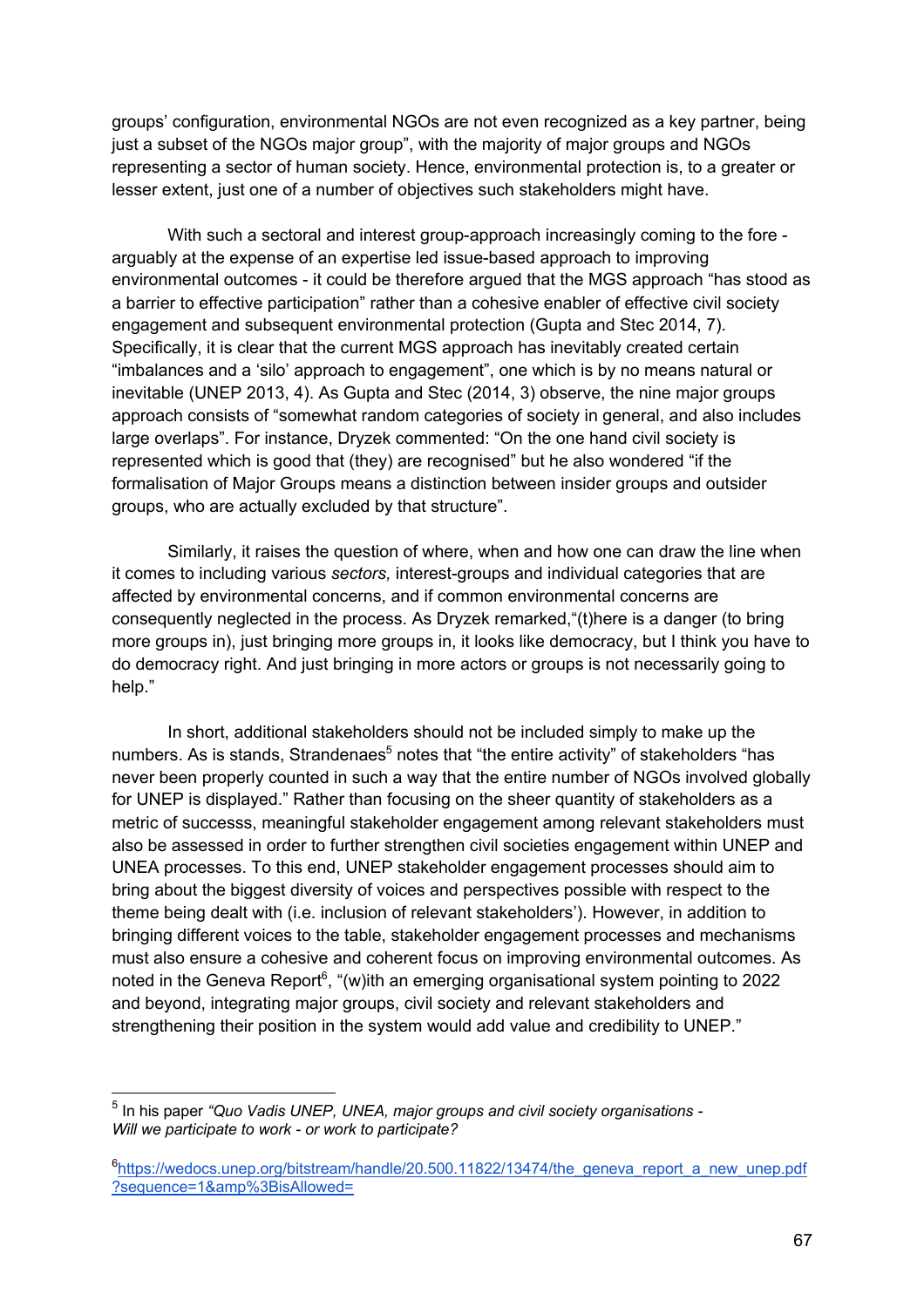groups' configuration, environmental NGOs are not even recognized as a key partner, being just a subset of the NGOs major group", with the majority of major groups and NGOs representing a sector of human society. Hence, environmental protection is, to a greater or lesser extent, just one of a number of objectives such stakeholders might have.

With such a sectoral and interest group-approach increasingly coming to the fore - arguably at the expense of an expertise led issue-based approach to improving environmental outcomes - it could be therefore argued that the MGS approach "has stood as a barrier to effective participation" rather than a cohesive enabler of effective civil society engagement and subsequent environmental protection (Gupta and Stec 2014, 7). Specifically, it is clear that the current MGS approach has inevitably created certain "imbalances and a 'silo' approach to engagement", one which is by no means natural or inevitable (UNEP 2013, 4). As Gupta and Stec (2014, 3) observe, the nine major groups approach consists of "somewhat random categories of society in general, and also includes large overlaps". For instance, Dryzek commented: "On the one hand civil society is represented which is good that (they) are recognised" but he also wondered "if the formalisation of Major Groups means a distinction between insider groups and outsider groups, who are actually excluded by that structure".

Similarly, it raises the question of where, when and how one can draw the line when it comes to including various *sectors,* interest-groups and individual categories that are affected by environmental concerns, and if common environmental concerns are consequently neglected in the process. As Dryzek remarked,"(t)here is a danger (to bring more groups in), just bringing more groups in, it looks like democracy, but I think you have to do democracy right. And just bringing in more actors or groups is not necessarily going to help."

In short, additional stakeholders should not be included simply to make up the numbers. As is stands, Strandenaes[5] notes that "the entire activity" of stakeholders "has never been properly counted in such a way that the entire number of NGOs involved globally for UNEP is displayed." Rather than focusing on the sheer quantity of stakeholders as a metric of successs, meaningful stakeholder engagement among relevant stakeholders must also be assessed in order to further strengthen civil societies engagement within UNEP and UNEA processes. To this end, UNEP stakeholder engagement processes should aim to bring about the biggest diversity of voices and perspectives possible with respect to the theme being dealt with (i.e. inclusion of relevant stakeholders'). However, in addition to bringing different voices to the table, stakeholder engagement processes and mechanisms must also ensure a cohesive and coherent focus on improving environmental outcomes. As noted in the Geneva Report[6], "(w)ith an emerging organisational system pointing to 2022 and beyond, integrating major groups, civil society and relevant stakeholders and strengthening their position in the system would add value and credibility to UNEP."

---

[5] In his paper *"Quo Vadis UNEP, UNEA, major groups and civil society organisations - Will we participate to work - or work to participate?*

[6] https://wedocs.unep.org/bitstream/handle/20.500.11822/13474/the_geneva_report_a_new_unep.pdf?sequence=1&amp%3BisAllowed=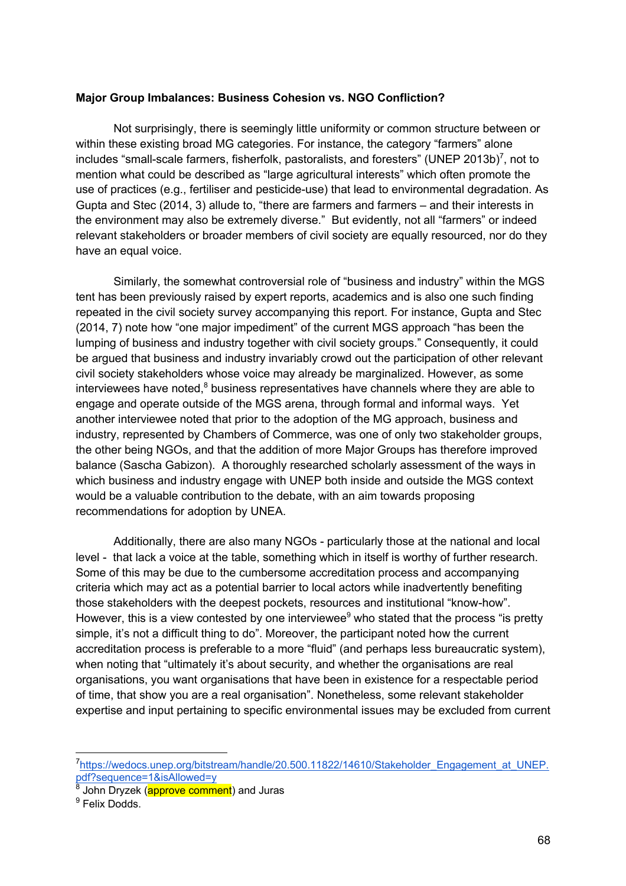**Major Group Imbalances: Business Cohesion vs. NGO Confliction?**

Not surprisingly, there is seemingly little uniformity or common structure between or within these existing broad MG categories. For instance, the category "farmers" alone includes "small-scale farmers, fisherfolk, pastoralists, and foresters" (UNEP 2013b)[7], not to mention what could be described as "large agricultural interests" which often promote the use of practices (e.g., fertiliser and pesticide-use) that lead to environmental degradation. As Gupta and Stec (2014, 3) allude to, "there are farmers and farmers – and their interests in the environment may also be extremely diverse." But evidently, not all "farmers" or indeed relevant stakeholders or broader members of civil society are equally resourced, nor do they have an equal voice.

Similarly, the somewhat controversial role of "business and industry" within the MGS tent has been previously raised by expert reports, academics and is also one such finding repeated in the civil society survey accompanying this report. For instance, Gupta and Stec (2014, 7) note how "one major impediment" of the current MGS approach "has been the lumping of business and industry together with civil society groups." Consequently, it could be argued that business and industry invariably crowd out the participation of other relevant civil society stakeholders whose voice may already be marginalized. However, as some interviewees have noted,[8] business representatives have channels where they are able to engage and operate outside of the MGS arena, through formal and informal ways. Yet another interviewee noted that prior to the adoption of the MG approach, business and industry, represented by Chambers of Commerce, was one of only two stakeholder groups, the other being NGOs, and that the addition of more Major Groups has therefore improved balance (Sascha Gabizon). A thoroughly researched scholarly assessment of the ways in which business and industry engage with UNEP both inside and outside the MGS context would be a valuable contribution to the debate, with an aim towards proposing recommendations for adoption by UNEA.

Additionally, there are also many NGOs - particularly those at the national and local level - that lack a voice at the table, something which in itself is worthy of further research. Some of this may be due to the cumbersome accreditation process and accompanying criteria which may act as a potential barrier to local actors while inadvertently benefiting those stakeholders with the deepest pockets, resources and institutional "know-how". However, this is a view contested by one interviewee[9] who stated that the process "is pretty simple, it's not a difficult thing to do". Moreover, the participant noted how the current accreditation process is preferable to a more "fluid" (and perhaps less bureaucratic system), when noting that "ultimately it's about security, and whether the organisations are real organisations, you want organisations that have been in existence for a respectable period of time, that show you are a real organisation". Nonetheless, some relevant stakeholder expertise and input pertaining to specific environmental issues may be excluded from current

[7] https://wedocs.unep.org/bitstream/handle/20.500.11822/14610/Stakeholder_Engagement_at_UNEP.pdf?sequence=1&isAllowed=y

[8] John Dryzek (approve comment) and Juras

[9] Felix Dodds.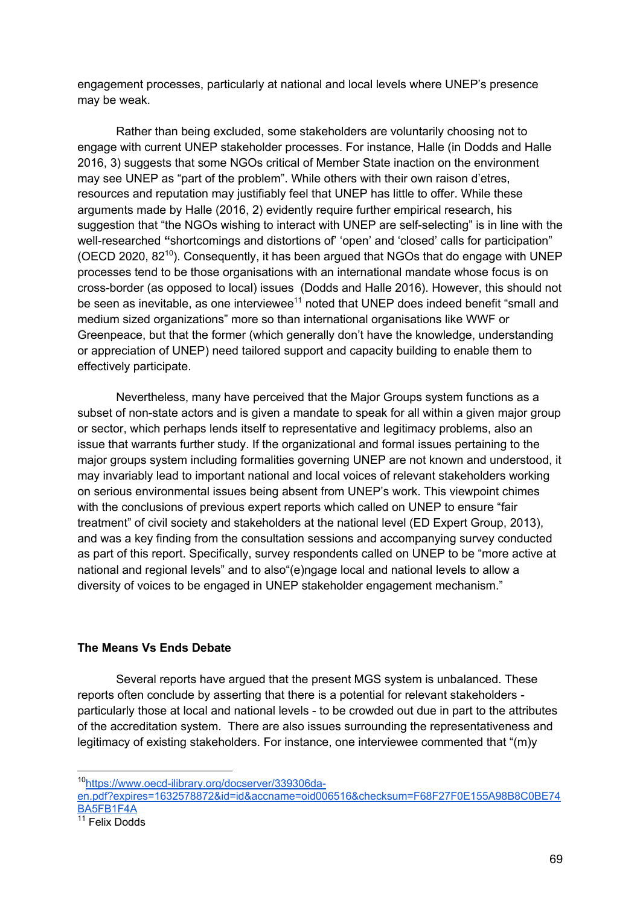engagement processes, particularly at national and local levels where UNEP's presence may be weak.

Rather than being excluded, some stakeholders are voluntarily choosing not to engage with current UNEP stakeholder processes. For instance, Halle (in Dodds and Halle 2016, 3) suggests that some NGOs critical of Member State inaction on the environment may see UNEP as "part of the problem". While others with their own raison d'etres, resources and reputation may justifiably feel that UNEP has little to offer. While these arguments made by Halle (2016, 2) evidently require further empirical research, his suggestion that "the NGOs wishing to interact with UNEP are self-selecting" is in line with the well-researched **"**shortcomings and distortions of' 'open' and 'closed' calls for participation" (OECD 2020, 82[10]). Consequently, it has been argued that NGOs that do engage with UNEP processes tend to be those organisations with an international mandate whose focus is on cross-border (as opposed to local) issues (Dodds and Halle 2016). However, this should not be seen as inevitable, as one interviewee[11] noted that UNEP does indeed benefit "small and medium sized organizations" more so than international organisations like WWF or Greenpeace, but that the former (which generally don't have the knowledge, understanding or appreciation of UNEP) need tailored support and capacity building to enable them to effectively participate.

Nevertheless, many have perceived that the Major Groups system functions as a subset of non-state actors and is given a mandate to speak for all within a given major group or sector, which perhaps lends itself to representative and legitimacy problems, also an issue that warrants further study. If the organizational and formal issues pertaining to the major groups system including formalities governing UNEP are not known and understood, it may invariably lead to important national and local voices of relevant stakeholders working on serious environmental issues being absent from UNEP's work. This viewpoint chimes with the conclusions of previous expert reports which called on UNEP to ensure "fair treatment" of civil society and stakeholders at the national level (ED Expert Group, 2013), and was a key finding from the consultation sessions and accompanying survey conducted as part of this report. Specifically, survey respondents called on UNEP to be "more active at national and regional levels" and to also"(e)ngage local and national levels to allow a diversity of voices to be engaged in UNEP stakeholder engagement mechanism."

**The Means Vs Ends Debate**

Several reports have argued that the present MGS system is unbalanced. These reports often conclude by asserting that there is a potential for relevant stakeholders - particularly those at local and national levels - to be crowded out due in part to the attributes of the accreditation system. There are also issues surrounding the representativeness and legitimacy of existing stakeholders. For instance, one interviewee commented that "(m)y

---

[10] https://www.oecd-ilibrary.org/docserver/339306da-en.pdf?expires=1632578872&id=id&accname=oid006516&checksum=F68F27F0E155A98B8C0BE74BA5FB1F4A

[11] Felix Dodds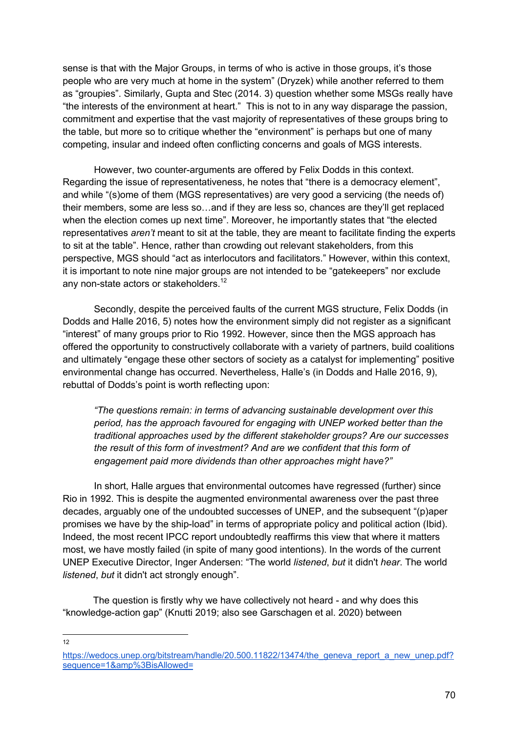sense is that with the Major Groups, in terms of who is active in those groups, it's those people who are very much at home in the system" (Dryzek) while another referred to them as "groupies". Similarly, Gupta and Stec (2014. 3) question whether some MSGs really have "the interests of the environment at heart." This is not to in any way disparage the passion, commitment and expertise that the vast majority of representatives of these groups bring to the table, but more so to critique whether the "environment" is perhaps but one of many competing, insular and indeed often conflicting concerns and goals of MGS interests.

However, two counter-arguments are offered by Felix Dodds in this context. Regarding the issue of representativeness, he notes that "there is a democracy element", and while "(s)ome of them (MGS representatives) are very good a servicing (the needs of) their members, some are less so…and if they are less so, chances are they'll get replaced when the election comes up next time". Moreover, he importantly states that "the elected representatives *aren't* meant to sit at the table, they are meant to facilitate finding the experts to sit at the table". Hence, rather than crowding out relevant stakeholders, from this perspective, MGS should "act as interlocutors and facilitators." However, within this context, it is important to note nine major groups are not intended to be "gatekeepers" nor exclude any non-state actors or stakeholders.[12]

Secondly, despite the perceived faults of the current MGS structure, Felix Dodds (in Dodds and Halle 2016, 5) notes how the environment simply did not register as a significant "interest" of many groups prior to Rio 1992. However, since then the MGS approach has offered the opportunity to constructively collaborate with a variety of partners, build coalitions and ultimately "engage these other sectors of society as a catalyst for implementing" positive environmental change has occurred. Nevertheless, Halle's (in Dodds and Halle 2016, 9), rebuttal of Dodds's point is worth reflecting upon:

> *"The questions remain: in terms of advancing sustainable development over this period, has the approach favoured for engaging with UNEP worked better than the traditional approaches used by the different stakeholder groups? Are our successes the result of this form of investment? And are we confident that this form of engagement paid more dividends than other approaches might have?"*

In short, Halle argues that environmental outcomes have regressed (further) since Rio in 1992. This is despite the augmented environmental awareness over the past three decades, arguably one of the undoubted successes of UNEP, and the subsequent "(p)aper promises we have by the ship-load" in terms of appropriate policy and political action (Ibid). Indeed, the most recent IPCC report undoubtedly reaffirms this view that where it matters most, we have mostly failed (in spite of many good intentions). In the words of the current UNEP Executive Director, Inger Andersen: "The world *listened*, *but* it didn't *hear*. The world *listened*, *but* it didn't act strongly enough".

The question is firstly why we have collectively not heard - and why does this "knowledge-action gap" (Knutti 2019; also see Garschagen et al. 2020) between

---

[12] https://wedocs.unep.org/bitstream/handle/20.500.11822/13474/the_geneva_report_a_new_unep.pdf?sequence=1&amp%3BisAllowed=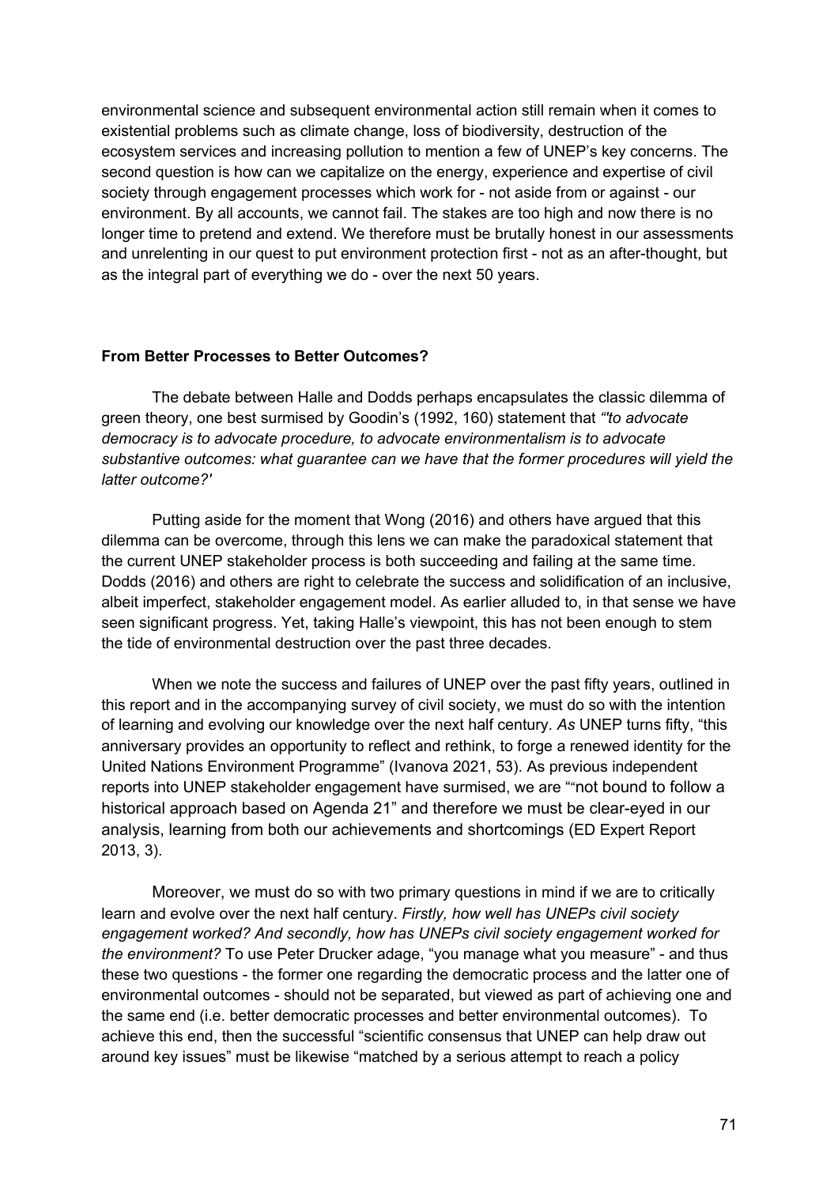environmental science and subsequent environmental action still remain when it comes to existential problems such as climate change, loss of biodiversity, destruction of the ecosystem services and increasing pollution to mention a few of UNEP's key concerns. The second question is how can we capitalize on the energy, experience and expertise of civil society through engagement processes which work for - not aside from or against - our environment. By all accounts, we cannot fail. The stakes are too high and now there is no longer time to pretend and extend. We therefore must be brutally honest in our assessments and unrelenting in our quest to put environment protection first - not as an after-thought, but as the integral part of everything we do - over the next 50 years.

**From Better Processes to Better Outcomes?**

The debate between Halle and Dodds perhaps encapsulates the classic dilemma of green theory, one best surmised by Goodin's (1992, 160) statement that *"'to advocate democracy is to advocate procedure, to advocate environmentalism is to advocate substantive outcomes: what guarantee can we have that the former procedures will yield the latter outcome?'*

Putting aside for the moment that Wong (2016) and others have argued that this dilemma can be overcome, through this lens we can make the paradoxical statement that the current UNEP stakeholder process is both succeeding and failing at the same time. Dodds (2016) and others are right to celebrate the success and solidification of an inclusive, albeit imperfect, stakeholder engagement model. As earlier alluded to, in that sense we have seen significant progress. Yet, taking Halle's viewpoint, this has not been enough to stem the tide of environmental destruction over the past three decades.

When we note the success and failures of UNEP over the past fifty years, outlined in this report and in the accompanying survey of civil society, we must do so with the intention of learning and evolving our knowledge over the next half century. *As* UNEP turns fifty, "this anniversary provides an opportunity to reflect and rethink, to forge a renewed identity for the United Nations Environment Programme" (Ivanova 2021, 53). As previous independent reports into UNEP stakeholder engagement have surmised, we are ""not bound to follow a historical approach based on Agenda 21" and therefore we must be clear-eyed in our analysis, learning from both our achievements and shortcomings (ED Expert Report 2013, 3).

Moreover, we must do so with two primary questions in mind if we are to critically learn and evolve over the next half century. *Firstly, how well has UNEPs civil society engagement worked? And secondly, how has UNEPs civil society engagement worked for the environment?* To use Peter Drucker adage, "you manage what you measure" - and thus these two questions - the former one regarding the democratic process and the latter one of environmental outcomes - should not be separated, but viewed as part of achieving one and the same end (i.e. better democratic processes and better environmental outcomes). To achieve this end, then the successful "scientific consensus that UNEP can help draw out around key issues" must be likewise "matched by a serious attempt to reach a policy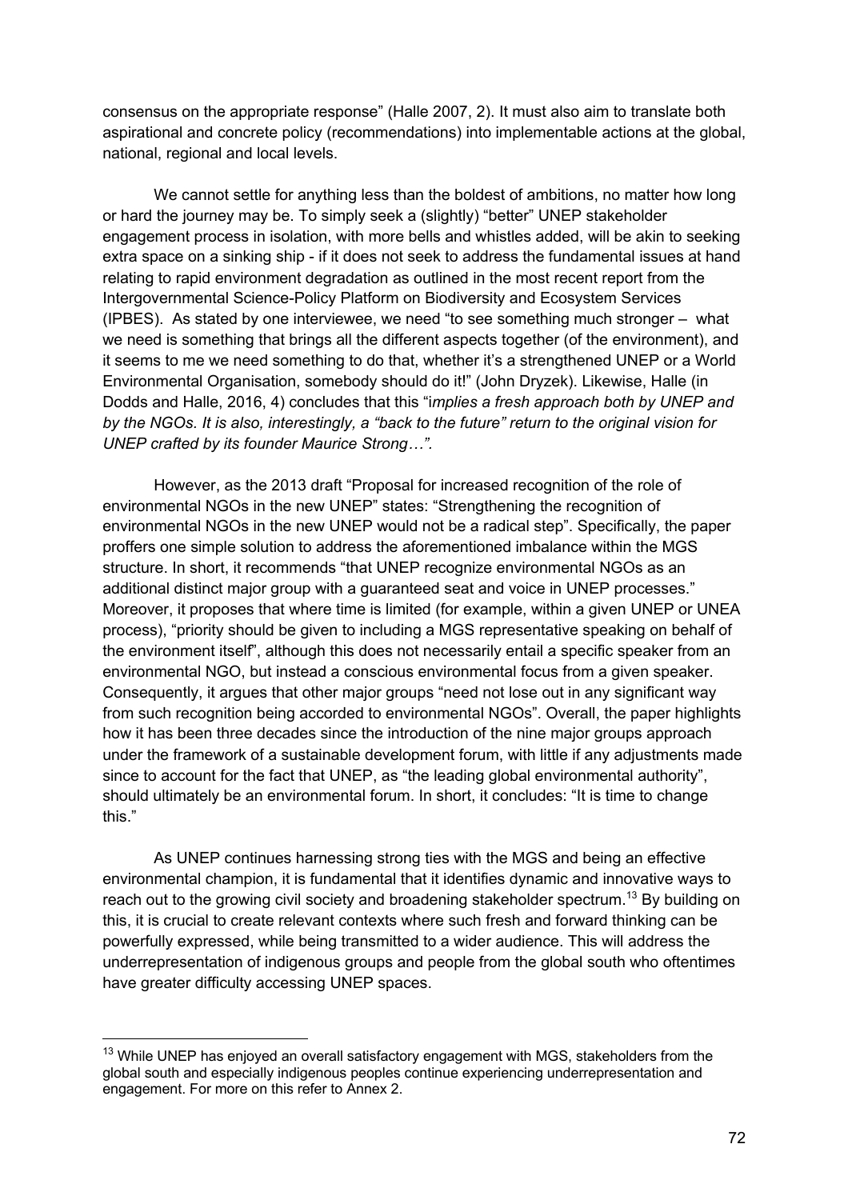consensus on the appropriate response" (Halle 2007, 2). It must also aim to translate both aspirational and concrete policy (recommendations) into implementable actions at the global, national, regional and local levels.

We cannot settle for anything less than the boldest of ambitions, no matter how long or hard the journey may be. To simply seek a (slightly) "better" UNEP stakeholder engagement process in isolation, with more bells and whistles added, will be akin to seeking extra space on a sinking ship - if it does not seek to address the fundamental issues at hand relating to rapid environment degradation as outlined in the most recent report from the Intergovernmental Science-Policy Platform on Biodiversity and Ecosystem Services (IPBES). As stated by one interviewee, we need "to see something much stronger – what we need is something that brings all the different aspects together (of the environment), and it seems to me we need something to do that, whether it's a strengthened UNEP or a World Environmental Organisation, somebody should do it!" (John Dryzek). Likewise, Halle (in Dodds and Halle, 2016, 4) concludes that this "*implies a fresh approach both by UNEP and by the NGOs. It is also, interestingly, a "back to the future" return to the original vision for UNEP crafted by its founder Maurice Strong…".*

However, as the 2013 draft "Proposal for increased recognition of the role of environmental NGOs in the new UNEP" states: "Strengthening the recognition of environmental NGOs in the new UNEP would not be a radical step". Specifically, the paper proffers one simple solution to address the aforementioned imbalance within the MGS structure. In short, it recommends "that UNEP recognize environmental NGOs as an additional distinct major group with a guaranteed seat and voice in UNEP processes." Moreover, it proposes that where time is limited (for example, within a given UNEP or UNEA process), "priority should be given to including a MGS representative speaking on behalf of the environment itself", although this does not necessarily entail a specific speaker from an environmental NGO, but instead a conscious environmental focus from a given speaker. Consequently, it argues that other major groups "need not lose out in any significant way from such recognition being accorded to environmental NGOs". Overall, the paper highlights how it has been three decades since the introduction of the nine major groups approach under the framework of a sustainable development forum, with little if any adjustments made since to account for the fact that UNEP, as "the leading global environmental authority", should ultimately be an environmental forum. In short, it concludes: "It is time to change this."

As UNEP continues harnessing strong ties with the MGS and being an effective environmental champion, it is fundamental that it identifies dynamic and innovative ways to reach out to the growing civil society and broadening stakeholder spectrum.[13] By building on this, it is crucial to create relevant contexts where such fresh and forward thinking can be powerfully expressed, while being transmitted to a wider audience. This will address the underrepresentation of indigenous groups and people from the global south who oftentimes have greater difficulty accessing UNEP spaces.

---

[13] While UNEP has enjoyed an overall satisfactory engagement with MGS, stakeholders from the global south and especially indigenous peoples continue experiencing underrepresentation and engagement. For more on this refer to Annex 2.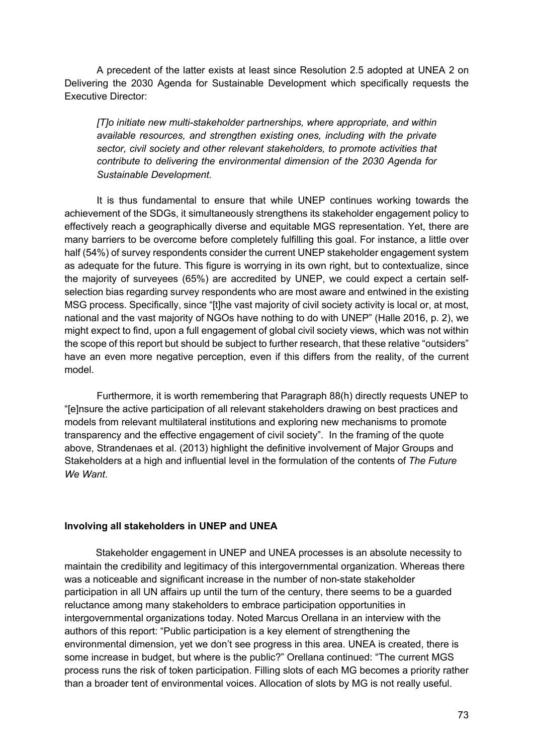A precedent of the latter exists at least since Resolution 2.5 adopted at UNEA 2 on Delivering the 2030 Agenda for Sustainable Development which specifically requests the Executive Director:

> *[T]o initiate new multi-stakeholder partnerships, where appropriate, and within available resources, and strengthen existing ones, including with the private sector, civil society and other relevant stakeholders, to promote activities that contribute to delivering the environmental dimension of the 2030 Agenda for Sustainable Development.*

It is thus fundamental to ensure that while UNEP continues working towards the achievement of the SDGs, it simultaneously strengthens its stakeholder engagement policy to effectively reach a geographically diverse and equitable MGS representation. Yet, there are many barriers to be overcome before completely fulfilling this goal. For instance, a little over half (54%) of survey respondents consider the current UNEP stakeholder engagement system as adequate for the future. This figure is worrying in its own right, but to contextualize, since the majority of surveyees (65%) are accredited by UNEP, we could expect a certain self-selection bias regarding survey respondents who are most aware and entwined in the existing MSG process. Specifically, since "[t]he vast majority of civil society activity is local or, at most, national and the vast majority of NGOs have nothing to do with UNEP" (Halle 2016, p. 2), we might expect to find, upon a full engagement of global civil society views, which was not within the scope of this report but should be subject to further research, that these relative "outsiders" have an even more negative perception, even if this differs from the reality, of the current model.

Furthermore, it is worth remembering that Paragraph 88(h) directly requests UNEP to "[e]nsure the active participation of all relevant stakeholders drawing on best practices and models from relevant multilateral institutions and exploring new mechanisms to promote transparency and the effective engagement of civil society". In the framing of the quote above, Strandenaes et al. (2013) highlight the definitive involvement of Major Groups and Stakeholders at a high and influential level in the formulation of the contents of *The Future We Want*.

**Involving all stakeholders in UNEP and UNEA**

Stakeholder engagement in UNEP and UNEA processes is an absolute necessity to maintain the credibility and legitimacy of this intergovernmental organization. Whereas there was a noticeable and significant increase in the number of non-state stakeholder participation in all UN affairs up until the turn of the century, there seems to be a guarded reluctance among many stakeholders to embrace participation opportunities in intergovernmental organizations today. Noted Marcus Orellana in an interview with the authors of this report: "Public participation is a key element of strengthening the environmental dimension, yet we don't see progress in this area. UNEA is created, there is some increase in budget, but where is the public?" Orellana continued: "The current MGS process runs the risk of token participation. Filling slots of each MG becomes a priority rather than a broader tent of environmental voices. Allocation of slots by MG is not really useful.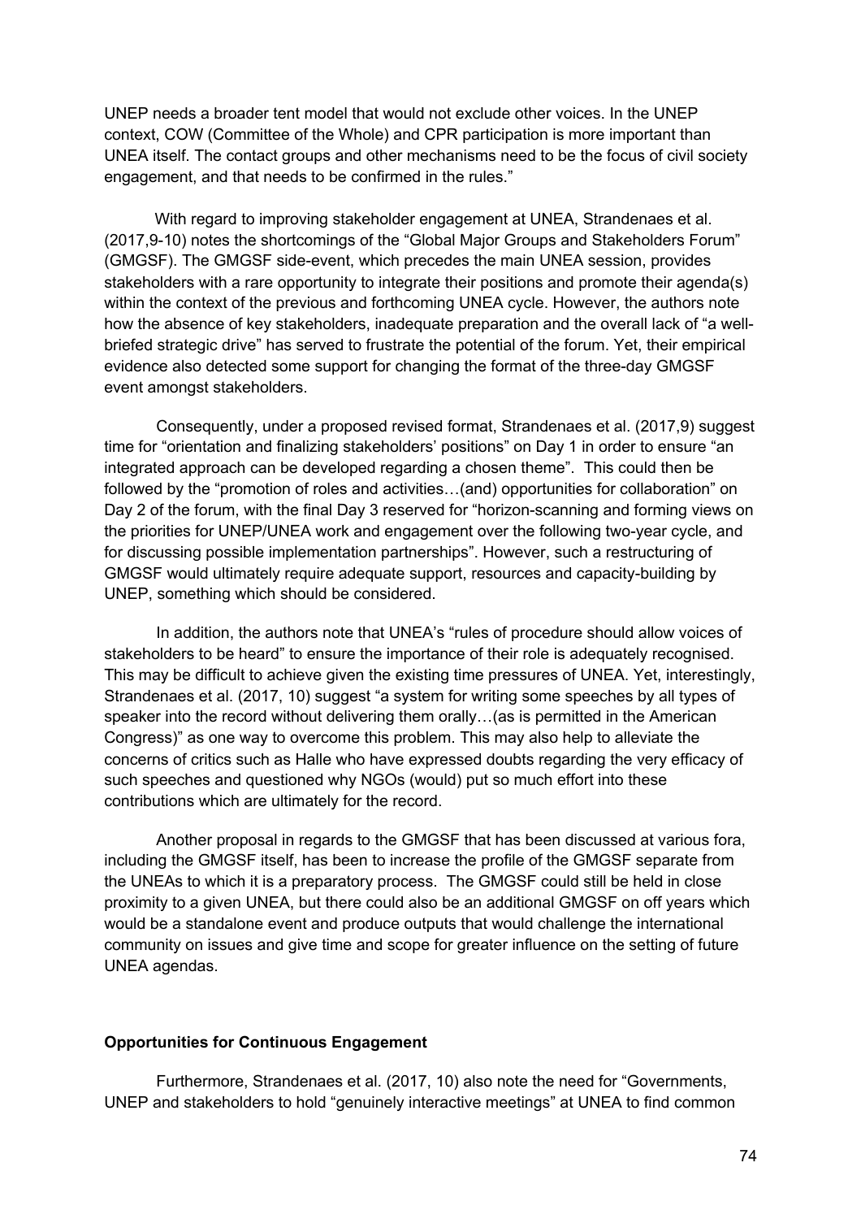UNEP needs a broader tent model that would not exclude other voices. In the UNEP context, COW (Committee of the Whole) and CPR participation is more important than UNEA itself. The contact groups and other mechanisms need to be the focus of civil society engagement, and that needs to be confirmed in the rules."

With regard to improving stakeholder engagement at UNEA, Strandenaes et al. (2017,9-10) notes the shortcomings of the "Global Major Groups and Stakeholders Forum" (GMGSF). The GMGSF side-event, which precedes the main UNEA session, provides stakeholders with a rare opportunity to integrate their positions and promote their agenda(s) within the context of the previous and forthcoming UNEA cycle. However, the authors note how the absence of key stakeholders, inadequate preparation and the overall lack of "a well-briefed strategic drive" has served to frustrate the potential of the forum. Yet, their empirical evidence also detected some support for changing the format of the three-day GMGSF event amongst stakeholders.

Consequently, under a proposed revised format, Strandenaes et al. (2017,9) suggest time for "orientation and finalizing stakeholders' positions" on Day 1 in order to ensure "an integrated approach can be developed regarding a chosen theme". This could then be followed by the "promotion of roles and activities…(and) opportunities for collaboration" on Day 2 of the forum, with the final Day 3 reserved for "horizon-scanning and forming views on the priorities for UNEP/UNEA work and engagement over the following two-year cycle, and for discussing possible implementation partnerships". However, such a restructuring of GMGSF would ultimately require adequate support, resources and capacity-building by UNEP, something which should be considered.

In addition, the authors note that UNEA's "rules of procedure should allow voices of stakeholders to be heard" to ensure the importance of their role is adequately recognised. This may be difficult to achieve given the existing time pressures of UNEA. Yet, interestingly, Strandenaes et al. (2017, 10) suggest "a system for writing some speeches by all types of speaker into the record without delivering them orally…(as is permitted in the American Congress)" as one way to overcome this problem. This may also help to alleviate the concerns of critics such as Halle who have expressed doubts regarding the very efficacy of such speeches and questioned why NGOs (would) put so much effort into these contributions which are ultimately for the record.

Another proposal in regards to the GMGSF that has been discussed at various fora, including the GMGSF itself, has been to increase the profile of the GMGSF separate from the UNEAs to which it is a preparatory process. The GMGSF could still be held in close proximity to a given UNEA, but there could also be an additional GMGSF on off years which would be a standalone event and produce outputs that would challenge the international community on issues and give time and scope for greater influence on the setting of future UNEA agendas.

**Opportunities for Continuous Engagement**

Furthermore, Strandenaes et al. (2017, 10) also note the need for "Governments, UNEP and stakeholders to hold "genuinely interactive meetings" at UNEA to find common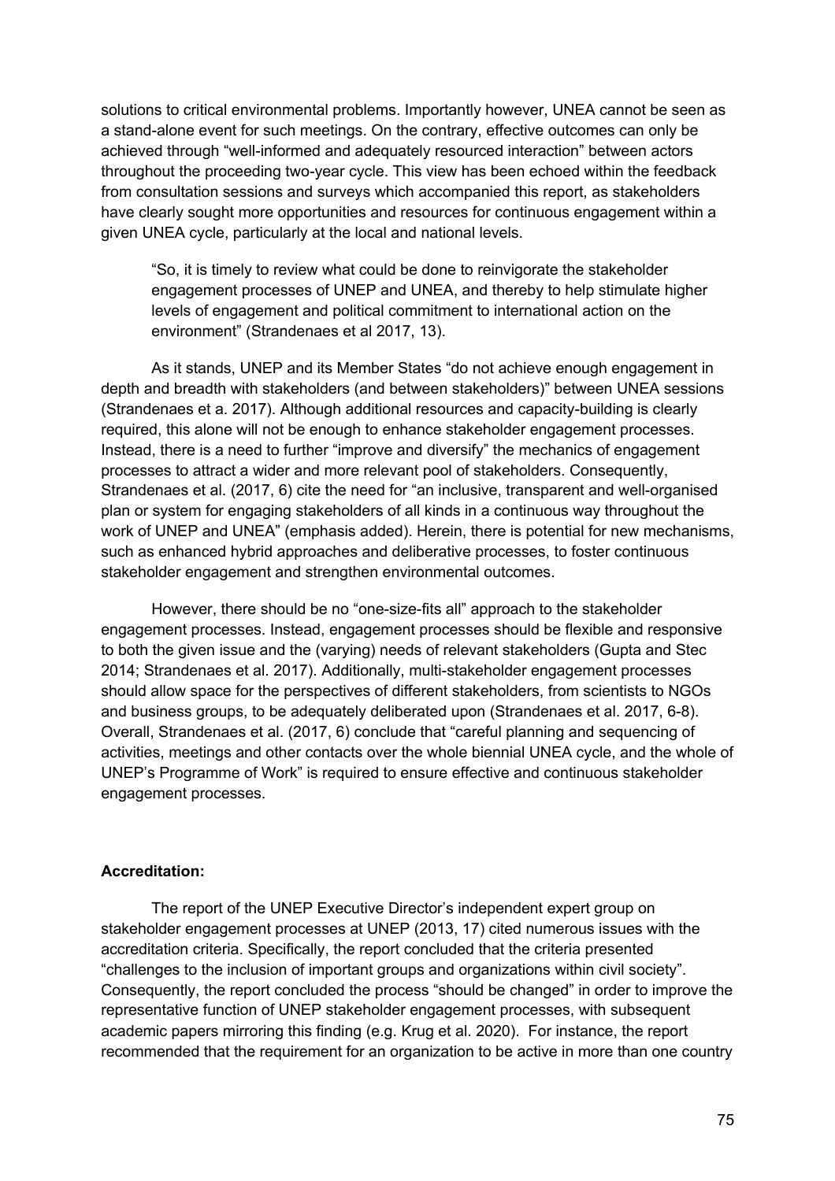solutions to critical environmental problems. Importantly however, UNEA cannot be seen as a stand-alone event for such meetings. On the contrary, effective outcomes can only be achieved through "well-informed and adequately resourced interaction" between actors throughout the proceeding two-year cycle. This view has been echoed within the feedback from consultation sessions and surveys which accompanied this report, as stakeholders have clearly sought more opportunities and resources for continuous engagement within a given UNEA cycle, particularly at the local and national levels.

> "So, it is timely to review what could be done to reinvigorate the stakeholder engagement processes of UNEP and UNEA, and thereby to help stimulate higher levels of engagement and political commitment to international action on the environment" (Strandenaes et al 2017, 13).

As it stands, UNEP and its Member States "do not achieve enough engagement in depth and breadth with stakeholders (and between stakeholders)" between UNEA sessions (Strandenaes et a. 2017). Although additional resources and capacity-building is clearly required, this alone will not be enough to enhance stakeholder engagement processes. Instead, there is a need to further "improve and diversify" the mechanics of engagement processes to attract a wider and more relevant pool of stakeholders. Consequently, Strandenaes et al. (2017, 6) cite the need for "an inclusive, transparent and well-organised plan or system for engaging stakeholders of all kinds in a continuous way throughout the work of UNEP and UNEA" (emphasis added). Herein, there is potential for new mechanisms, such as enhanced hybrid approaches and deliberative processes, to foster continuous stakeholder engagement and strengthen environmental outcomes.

However, there should be no "one-size-fits all" approach to the stakeholder engagement processes. Instead, engagement processes should be flexible and responsive to both the given issue and the (varying) needs of relevant stakeholders (Gupta and Stec 2014; Strandenaes et al. 2017). Additionally, multi-stakeholder engagement processes should allow space for the perspectives of different stakeholders, from scientists to NGOs and business groups, to be adequately deliberated upon (Strandenaes et al. 2017, 6-8). Overall, Strandenaes et al. (2017, 6) conclude that "careful planning and sequencing of activities, meetings and other contacts over the whole biennial UNEA cycle, and the whole of UNEP's Programme of Work" is required to ensure effective and continuous stakeholder engagement processes.

**Accreditation:**

The report of the UNEP Executive Director's independent expert group on stakeholder engagement processes at UNEP (2013, 17) cited numerous issues with the accreditation criteria. Specifically, the report concluded that the criteria presented "challenges to the inclusion of important groups and organizations within civil society". Consequently, the report concluded the process "should be changed" in order to improve the representative function of UNEP stakeholder engagement processes, with subsequent academic papers mirroring this finding (e.g. Krug et al. 2020). For instance, the report recommended that the requirement for an organization to be active in more than one country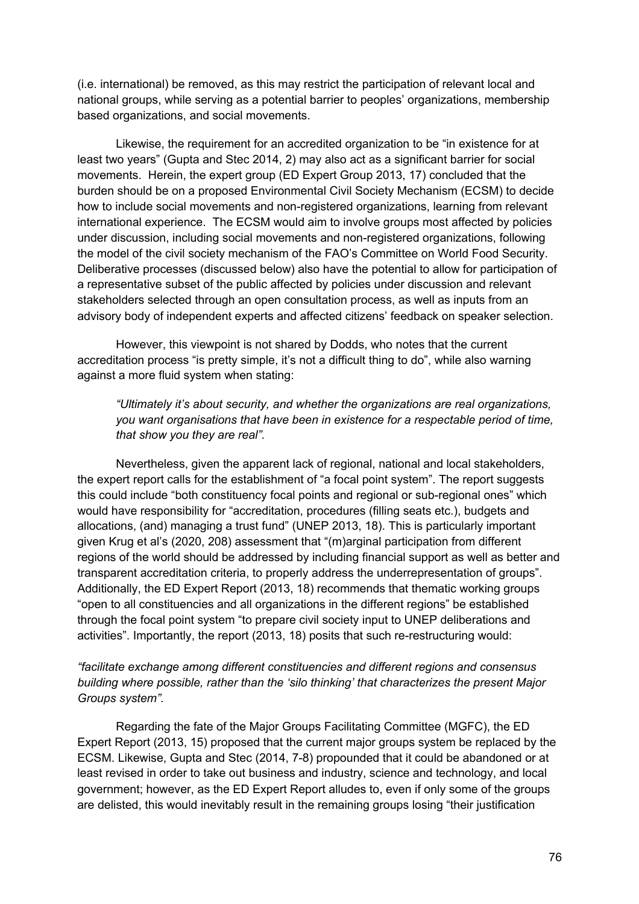(i.e. international) be removed, as this may restrict the participation of relevant local and national groups, while serving as a potential barrier to peoples' organizations, membership based organizations, and social movements.

Likewise, the requirement for an accredited organization to be "in existence for at least two years" (Gupta and Stec 2014, 2) may also act as a significant barrier for social movements. Herein, the expert group (ED Expert Group 2013, 17) concluded that the burden should be on a proposed Environmental Civil Society Mechanism (ECSM) to decide how to include social movements and non-registered organizations, learning from relevant international experience. The ECSM would aim to involve groups most affected by policies under discussion, including social movements and non-registered organizations, following the model of the civil society mechanism of the FAO's Committee on World Food Security. Deliberative processes (discussed below) also have the potential to allow for participation of a representative subset of the public affected by policies under discussion and relevant stakeholders selected through an open consultation process, as well as inputs from an advisory body of independent experts and affected citizens' feedback on speaker selection.

However, this viewpoint is not shared by Dodds, who notes that the current accreditation process "is pretty simple, it's not a difficult thing to do", while also warning against a more fluid system when stating:

> *"Ultimately it's about security, and whether the organizations are real organizations, you want organisations that have been in existence for a respectable period of time, that show you they are real".*

Nevertheless, given the apparent lack of regional, national and local stakeholders, the expert report calls for the establishment of "a focal point system". The report suggests this could include "both constituency focal points and regional or sub-regional ones" which would have responsibility for "accreditation, procedures (filling seats etc.), budgets and allocations, (and) managing a trust fund" (UNEP 2013, 18). This is particularly important given Krug et al's (2020, 208) assessment that "(m)arginal participation from different regions of the world should be addressed by including financial support as well as better and transparent accreditation criteria, to properly address the underrepresentation of groups". Additionally, the ED Expert Report (2013, 18) recommends that thematic working groups "open to all constituencies and all organizations in the different regions" be established through the focal point system "to prepare civil society input to UNEP deliberations and activities". Importantly, the report (2013, 18) posits that such re-restructuring would:

*"facilitate exchange among different constituencies and different regions and consensus building where possible, rather than the 'silo thinking' that characterizes the present Major Groups system".*

Regarding the fate of the Major Groups Facilitating Committee (MGFC), the ED Expert Report (2013, 15) proposed that the current major groups system be replaced by the ECSM. Likewise, Gupta and Stec (2014, 7-8) propounded that it could be abandoned or at least revised in order to take out business and industry, science and technology, and local government; however, as the ED Expert Report alludes to, even if only some of the groups are delisted, this would inevitably result in the remaining groups losing "their justification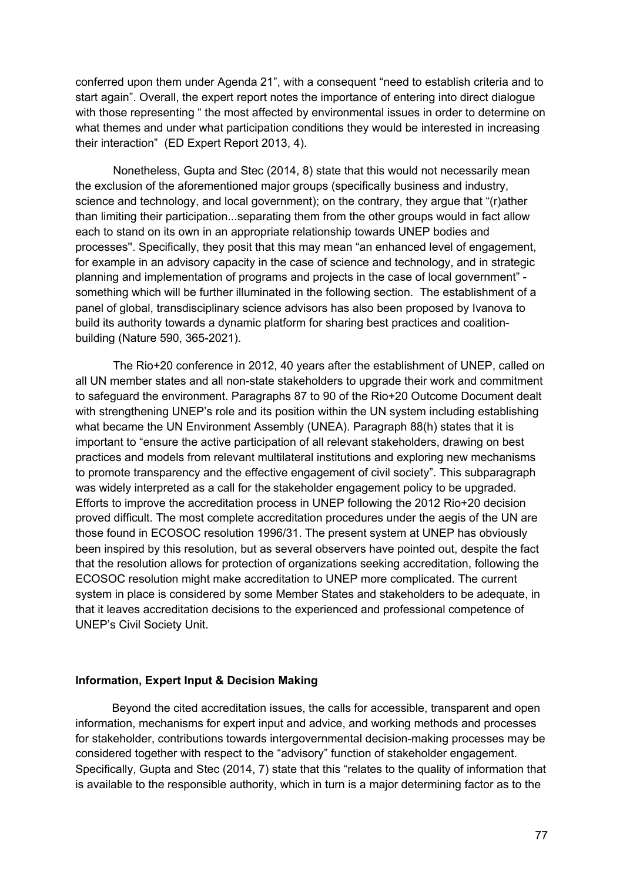conferred upon them under Agenda 21", with a consequent "need to establish criteria and to start again". Overall, the expert report notes the importance of entering into direct dialogue with those representing " the most affected by environmental issues in order to determine on what themes and under what participation conditions they would be interested in increasing their interaction" (ED Expert Report 2013, 4).

Nonetheless, Gupta and Stec (2014, 8) state that this would not necessarily mean the exclusion of the aforementioned major groups (specifically business and industry, science and technology, and local government); on the contrary, they argue that "(r)ather than limiting their participation...separating them from the other groups would in fact allow each to stand on its own in an appropriate relationship towards UNEP bodies and processes". Specifically, they posit that this may mean "an enhanced level of engagement, for example in an advisory capacity in the case of science and technology, and in strategic planning and implementation of programs and projects in the case of local government" - something which will be further illuminated in the following section. The establishment of a panel of global, transdisciplinary science advisors has also been proposed by Ivanova to build its authority towards a dynamic platform for sharing best practices and coalition-building (Nature 590, 365-2021).

The Rio+20 conference in 2012, 40 years after the establishment of UNEP, called on all UN member states and all non-state stakeholders to upgrade their work and commitment to safeguard the environment. Paragraphs 87 to 90 of the Rio+20 Outcome Document dealt with strengthening UNEP's role and its position within the UN system including establishing what became the UN Environment Assembly (UNEA). Paragraph 88(h) states that it is important to "ensure the active participation of all relevant stakeholders, drawing on best practices and models from relevant multilateral institutions and exploring new mechanisms to promote transparency and the effective engagement of civil society". This subparagraph was widely interpreted as a call for the stakeholder engagement policy to be upgraded. Efforts to improve the accreditation process in UNEP following the 2012 Rio+20 decision proved difficult. The most complete accreditation procedures under the aegis of the UN are those found in ECOSOC resolution 1996/31. The present system at UNEP has obviously been inspired by this resolution, but as several observers have pointed out, despite the fact that the resolution allows for protection of organizations seeking accreditation, following the ECOSOC resolution might make accreditation to UNEP more complicated. The current system in place is considered by some Member States and stakeholders to be adequate, in that it leaves accreditation decisions to the experienced and professional competence of UNEP's Civil Society Unit.

**Information, Expert Input & Decision Making**

Beyond the cited accreditation issues, the calls for accessible, transparent and open information, mechanisms for expert input and advice, and working methods and processes for stakeholder, contributions towards intergovernmental decision-making processes may be considered together with respect to the "advisory" function of stakeholder engagement. Specifically, Gupta and Stec (2014, 7) state that this "relates to the quality of information that is available to the responsible authority, which in turn is a major determining factor as to the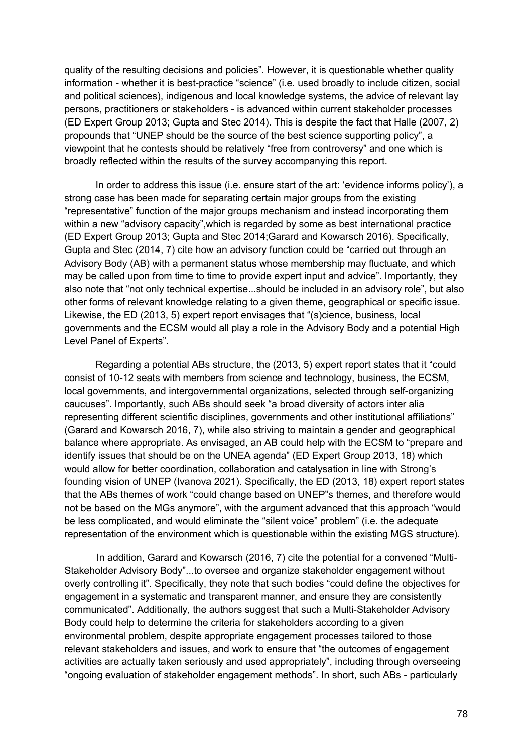quality of the resulting decisions and policies". However, it is questionable whether quality information - whether it is best-practice "science" (i.e. used broadly to include citizen, social and political sciences), indigenous and local knowledge systems, the advice of relevant lay persons, practitioners or stakeholders - is advanced within current stakeholder processes (ED Expert Group 2013; Gupta and Stec 2014). This is despite the fact that Halle (2007, 2) propounds that "UNEP should be the source of the best science supporting policy", a viewpoint that he contests should be relatively "free from controversy" and one which is broadly reflected within the results of the survey accompanying this report.

In order to address this issue (i.e. ensure start of the art: 'evidence informs policy'), a strong case has been made for separating certain major groups from the existing "representative" function of the major groups mechanism and instead incorporating them within a new "advisory capacity",which is regarded by some as best international practice (ED Expert Group 2013; Gupta and Stec 2014;Garard and Kowarsch 2016). Specifically, Gupta and Stec (2014, 7) cite how an advisory function could be "carried out through an Advisory Body (AB) with a permanent status whose membership may fluctuate, and which may be called upon from time to time to provide expert input and advice". Importantly, they also note that "not only technical expertise...should be included in an advisory role", but also other forms of relevant knowledge relating to a given theme, geographical or specific issue. Likewise, the ED (2013, 5) expert report envisages that "(s)cience, business, local governments and the ECSM would all play a role in the Advisory Body and a potential High Level Panel of Experts".

Regarding a potential ABs structure, the (2013, 5) expert report states that it "could consist of 10-12 seats with members from science and technology, business, the ECSM, local governments, and intergovernmental organizations, selected through self-organizing caucuses". Importantly, such ABs should seek "a broad diversity of actors inter alia representing different scientific disciplines, governments and other institutional affiliations" (Garard and Kowarsch 2016, 7), while also striving to maintain a gender and geographical balance where appropriate. As envisaged, an AB could help with the ECSM to "prepare and identify issues that should be on the UNEA agenda" (ED Expert Group 2013, 18) which would allow for better coordination, collaboration and catalysation in line with Strong's founding vision of UNEP (Ivanova 2021). Specifically, the ED (2013, 18) expert report states that the ABs themes of work "could change based on UNEP"s themes, and therefore would not be based on the MGs anymore", with the argument advanced that this approach "would be less complicated, and would eliminate the "silent voice" problem" (i.e. the adequate representation of the environment which is questionable within the existing MGS structure).

In addition, Garard and Kowarsch (2016, 7) cite the potential for a convened "Multi-Stakeholder Advisory Body"...to oversee and organize stakeholder engagement without overly controlling it". Specifically, they note that such bodies "could define the objectives for engagement in a systematic and transparent manner, and ensure they are consistently communicated". Additionally, the authors suggest that such a Multi-Stakeholder Advisory Body could help to determine the criteria for stakeholders according to a given environmental problem, despite appropriate engagement processes tailored to those relevant stakeholders and issues, and work to ensure that "the outcomes of engagement activities are actually taken seriously and used appropriately", including through overseeing "ongoing evaluation of stakeholder engagement methods". In short, such ABs - particularly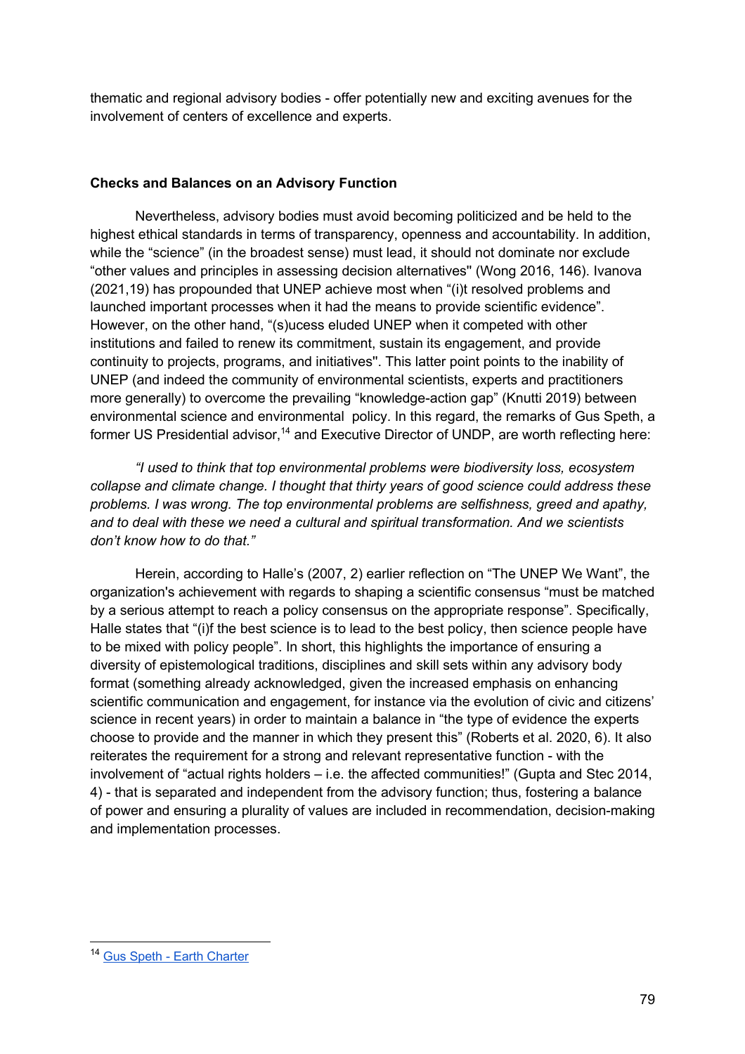thematic and regional advisory bodies - offer potentially new and exciting avenues for the involvement of centers of excellence and experts.

**Checks and Balances on an Advisory Function**

Nevertheless, advisory bodies must avoid becoming politicized and be held to the highest ethical standards in terms of transparency, openness and accountability. In addition, while the "science" (in the broadest sense) must lead, it should not dominate nor exclude "other values and principles in assessing decision alternatives" (Wong 2016, 146). Ivanova (2021,19) has propounded that UNEP achieve most when "(i)t resolved problems and launched important processes when it had the means to provide scientific evidence". However, on the other hand, "(s)ucess eluded UNEP when it competed with other institutions and failed to renew its commitment, sustain its engagement, and provide continuity to projects, programs, and initiatives". This latter point points to the inability of UNEP (and indeed the community of environmental scientists, experts and practitioners more generally) to overcome the prevailing "knowledge-action gap" (Knutti 2019) between environmental science and environmental policy. In this regard, the remarks of Gus Speth, a former US Presidential advisor,[14] and Executive Director of UNDP, are worth reflecting here:

*"I used to think that top environmental problems were biodiversity loss, ecosystem collapse and climate change. I thought that thirty years of good science could address these problems. I was wrong. The top environmental problems are selfishness, greed and apathy, and to deal with these we need a cultural and spiritual transformation. And we scientists don't know how to do that."*

Herein, according to Halle's (2007, 2) earlier reflection on "The UNEP We Want", the organization's achievement with regards to shaping a scientific consensus "must be matched by a serious attempt to reach a policy consensus on the appropriate response". Specifically, Halle states that "(i)f the best science is to lead to the best policy, then science people have to be mixed with policy people". In short, this highlights the importance of ensuring a diversity of epistemological traditions, disciplines and skill sets within any advisory body format (something already acknowledged, given the increased emphasis on enhancing scientific communication and engagement, for instance via the evolution of civic and citizens' science in recent years) in order to maintain a balance in "the type of evidence the experts choose to provide and the manner in which they present this" (Roberts et al. 2020, 6). It also reiterates the requirement for a strong and relevant representative function - with the involvement of "actual rights holders – i.e. the affected communities!" (Gupta and Stec 2014, 4) - that is separated and independent from the advisory function; thus, fostering a balance of power and ensuring a plurality of values are included in recommendation, decision-making and implementation processes.

[14] Gus Speth - Earth Charter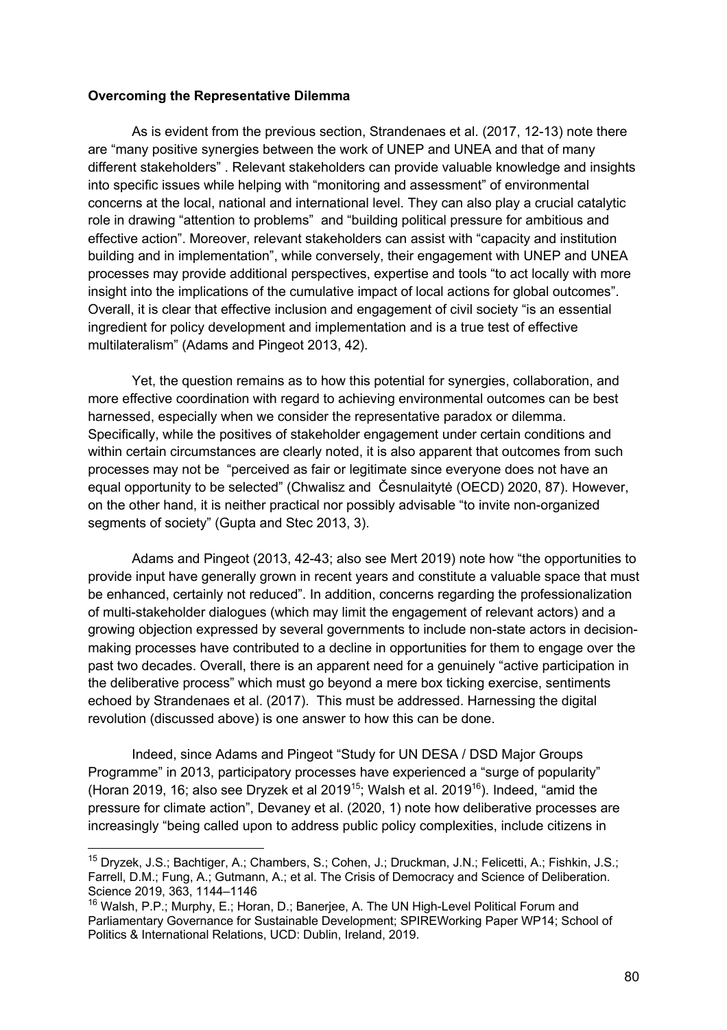**Overcoming the Representative Dilemma**

As is evident from the previous section, Strandenaes et al. (2017, 12-13) note there are "many positive synergies between the work of UNEP and UNEA and that of many different stakeholders" . Relevant stakeholders can provide valuable knowledge and insights into specific issues while helping with "monitoring and assessment" of environmental concerns at the local, national and international level. They can also play a crucial catalytic role in drawing "attention to problems" and "building political pressure for ambitious and effective action". Moreover, relevant stakeholders can assist with "capacity and institution building and in implementation", while conversely, their engagement with UNEP and UNEA processes may provide additional perspectives, expertise and tools "to act locally with more insight into the implications of the cumulative impact of local actions for global outcomes". Overall, it is clear that effective inclusion and engagement of civil society "is an essential ingredient for policy development and implementation and is a true test of effective multilateralism" (Adams and Pingeot 2013, 42).

Yet, the question remains as to how this potential for synergies, collaboration, and more effective coordination with regard to achieving environmental outcomes can be best harnessed, especially when we consider the representative paradox or dilemma. Specifically, while the positives of stakeholder engagement under certain conditions and within certain circumstances are clearly noted, it is also apparent that outcomes from such processes may not be "perceived as fair or legitimate since everyone does not have an equal opportunity to be selected" (Chwalisz and Česnulaitytė (OECD) 2020, 87). However, on the other hand, it is neither practical nor possibly advisable "to invite non-organized segments of society" (Gupta and Stec 2013, 3).

Adams and Pingeot (2013, 42-43; also see Mert 2019) note how "the opportunities to provide input have generally grown in recent years and constitute a valuable space that must be enhanced, certainly not reduced". In addition, concerns regarding the professionalization of multi-stakeholder dialogues (which may limit the engagement of relevant actors) and a growing objection expressed by several governments to include non-state actors in decision-making processes have contributed to a decline in opportunities for them to engage over the past two decades. Overall, there is an apparent need for a genuinely "active participation in the deliberative process" which must go beyond a mere box ticking exercise, sentiments echoed by Strandenaes et al. (2017). This must be addressed. Harnessing the digital revolution (discussed above) is one answer to how this can be done.

Indeed, since Adams and Pingeot "Study for UN DESA / DSD Major Groups Programme" in 2013, participatory processes have experienced a "surge of popularity" (Horan 2019, 16; also see Dryzek et al 2019[15]; Walsh et al. 2019[16]). Indeed, "amid the pressure for climate action", Devaney et al. (2020, 1) note how deliberative processes are increasingly "being called upon to address public policy complexities, include citizens in

---

[15] Dryzek, J.S.; Bachtiger, A.; Chambers, S.; Cohen, J.; Druckman, J.N.; Felicetti, A.; Fishkin, J.S.; Farrell, D.M.; Fung, A.; Gutmann, A.; et al. The Crisis of Democracy and Science of Deliberation. Science 2019, 363, 1144–1146

[16] Walsh, P.P.; Murphy, E.; Horan, D.; Banerjee, A. The UN High-Level Political Forum and Parliamentary Governance for Sustainable Development; SPIREWorking Paper WP14; School of Politics & International Relations, UCD: Dublin, Ireland, 2019.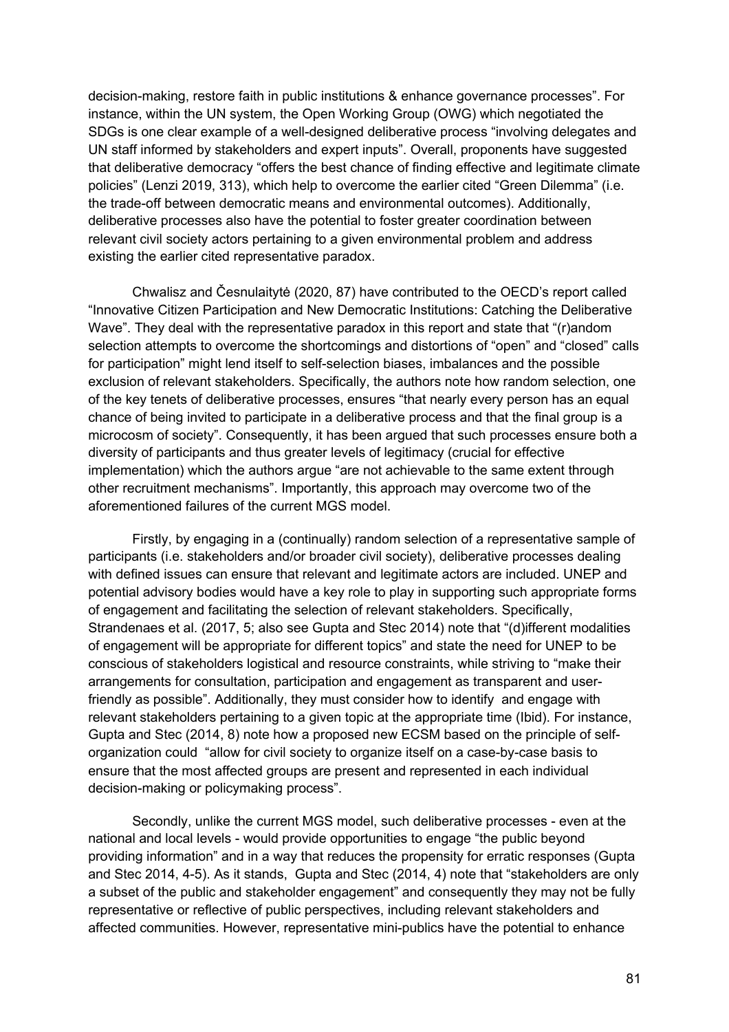decision-making, restore faith in public institutions & enhance governance processes". For instance, within the UN system, the Open Working Group (OWG) which negotiated the SDGs is one clear example of a well-designed deliberative process "involving delegates and UN staff informed by stakeholders and expert inputs". Overall, proponents have suggested that deliberative democracy "offers the best chance of finding effective and legitimate climate policies" (Lenzi 2019, 313), which help to overcome the earlier cited "Green Dilemma" (i.e. the trade-off between democratic means and environmental outcomes). Additionally, deliberative processes also have the potential to foster greater coordination between relevant civil society actors pertaining to a given environmental problem and address existing the earlier cited representative paradox.

Chwalisz and Česnulaitytė (2020, 87) have contributed to the OECD's report called "Innovative Citizen Participation and New Democratic Institutions: Catching the Deliberative Wave". They deal with the representative paradox in this report and state that "(r)andom selection attempts to overcome the shortcomings and distortions of "open" and "closed" calls for participation" might lend itself to self-selection biases, imbalances and the possible exclusion of relevant stakeholders. Specifically, the authors note how random selection, one of the key tenets of deliberative processes, ensures "that nearly every person has an equal chance of being invited to participate in a deliberative process and that the final group is a microcosm of society". Consequently, it has been argued that such processes ensure both a diversity of participants and thus greater levels of legitimacy (crucial for effective implementation) which the authors argue "are not achievable to the same extent through other recruitment mechanisms". Importantly, this approach may overcome two of the aforementioned failures of the current MGS model.

Firstly, by engaging in a (continually) random selection of a representative sample of participants (i.e. stakeholders and/or broader civil society), deliberative processes dealing with defined issues can ensure that relevant and legitimate actors are included. UNEP and potential advisory bodies would have a key role to play in supporting such appropriate forms of engagement and facilitating the selection of relevant stakeholders. Specifically, Strandenaes et al. (2017, 5; also see Gupta and Stec 2014) note that "(d)ifferent modalities of engagement will be appropriate for different topics" and state the need for UNEP to be conscious of stakeholders logistical and resource constraints, while striving to "make their arrangements for consultation, participation and engagement as transparent and user-friendly as possible". Additionally, they must consider how to identify and engage with relevant stakeholders pertaining to a given topic at the appropriate time (Ibid). For instance, Gupta and Stec (2014, 8) note how a proposed new ECSM based on the principle of self-organization could "allow for civil society to organize itself on a case-by-case basis to ensure that the most affected groups are present and represented in each individual decision-making or policymaking process".

Secondly, unlike the current MGS model, such deliberative processes - even at the national and local levels - would provide opportunities to engage "the public beyond providing information" and in a way that reduces the propensity for erratic responses (Gupta and Stec 2014, 4-5). As it stands, Gupta and Stec (2014, 4) note that "stakeholders are only a subset of the public and stakeholder engagement" and consequently they may not be fully representative or reflective of public perspectives, including relevant stakeholders and affected communities. However, representative mini-publics have the potential to enhance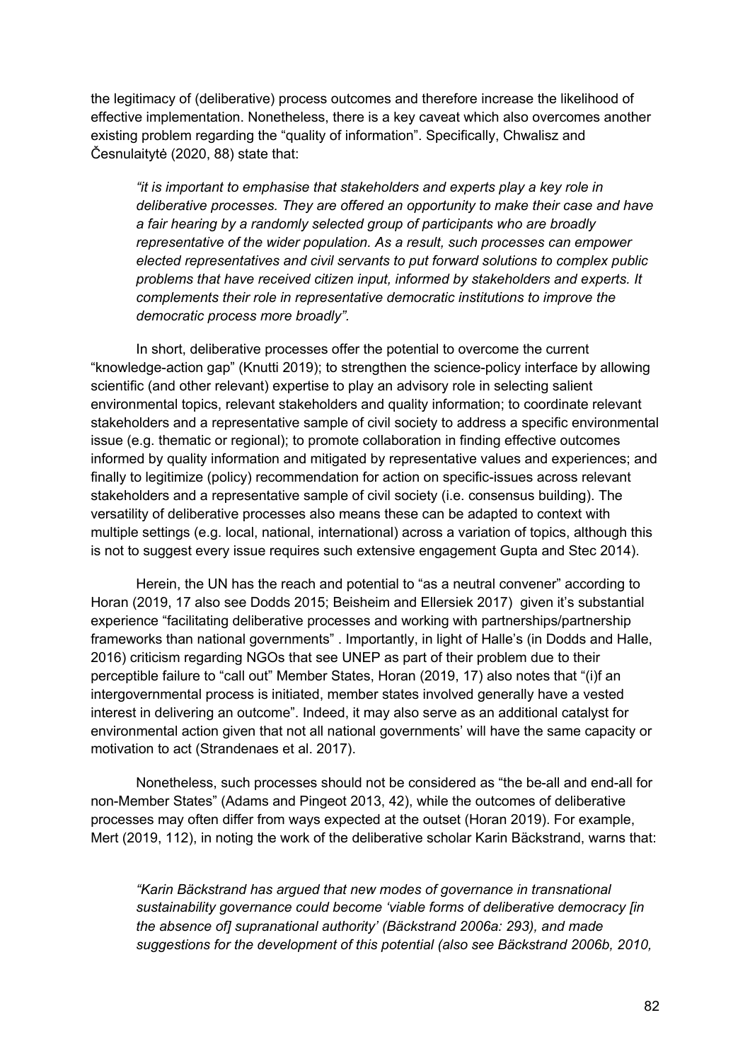the legitimacy of (deliberative) process outcomes and therefore increase the likelihood of effective implementation. Nonetheless, there is a key caveat which also overcomes another existing problem regarding the "quality of information". Specifically, Chwalisz and Česnulaitytė (2020, 88) state that:

> *"it is important to emphasise that stakeholders and experts play a key role in deliberative processes. They are offered an opportunity to make their case and have a fair hearing by a randomly selected group of participants who are broadly representative of the wider population. As a result, such processes can empower elected representatives and civil servants to put forward solutions to complex public problems that have received citizen input, informed by stakeholders and experts. It complements their role in representative democratic institutions to improve the democratic process more broadly".*

In short, deliberative processes offer the potential to overcome the current "knowledge-action gap" (Knutti 2019); to strengthen the science-policy interface by allowing scientific (and other relevant) expertise to play an advisory role in selecting salient environmental topics, relevant stakeholders and quality information; to coordinate relevant stakeholders and a representative sample of civil society to address a specific environmental issue (e.g. thematic or regional); to promote collaboration in finding effective outcomes informed by quality information and mitigated by representative values and experiences; and finally to legitimize (policy) recommendation for action on specific-issues across relevant stakeholders and a representative sample of civil society (i.e. consensus building). The versatility of deliberative processes also means these can be adapted to context with multiple settings (e.g. local, national, international) across a variation of topics, although this is not to suggest every issue requires such extensive engagement Gupta and Stec 2014).

Herein, the UN has the reach and potential to "as a neutral convener" according to Horan (2019, 17 also see Dodds 2015; Beisheim and Ellersiek 2017) given it's substantial experience "facilitating deliberative processes and working with partnerships/partnership frameworks than national governments" . Importantly, in light of Halle's (in Dodds and Halle, 2016) criticism regarding NGOs that see UNEP as part of their problem due to their perceptible failure to "call out" Member States, Horan (2019, 17) also notes that "(i)f an intergovernmental process is initiated, member states involved generally have a vested interest in delivering an outcome". Indeed, it may also serve as an additional catalyst for environmental action given that not all national governments' will have the same capacity or motivation to act (Strandenaes et al. 2017).

Nonetheless, such processes should not be considered as "the be-all and end-all for non-Member States" (Adams and Pingeot 2013, 42), while the outcomes of deliberative processes may often differ from ways expected at the outset (Horan 2019). For example, Mert (2019, 112), in noting the work of the deliberative scholar Karin Bäckstrand, warns that:

> *"Karin Bäckstrand has argued that new modes of governance in transnational sustainability governance could become 'viable forms of deliberative democracy [in the absence of] supranational authority' (Bäckstrand 2006a: 293), and made suggestions for the development of this potential (also see Bäckstrand 2006b, 2010,*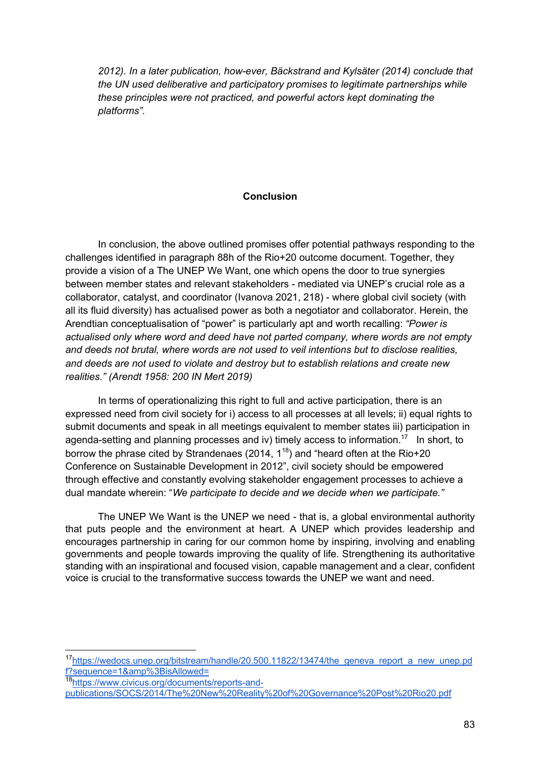*2012). In a later publication, how-ever, Bäckstrand and Kylsäter (2014) conclude that the UN used deliberative and participatory promises to legitimate partnerships while these principles were not practiced, and powerful actors kept dominating the platforms".*

## Conclusion

In conclusion, the above outlined promises offer potential pathways responding to the challenges identified in paragraph 88h of the Rio+20 outcome document. Together, they provide a vision of a The UNEP We Want, one which opens the door to true synergies between member states and relevant stakeholders - mediated via UNEP's crucial role as a collaborator, catalyst, and coordinator (Ivanova 2021, 218) - where global civil society (with all its fluid diversity) has actualised power as both a negotiator and collaborator. Herein, the Arendtian conceptualisation of "power" is particularly apt and worth recalling: *"Power is actualised only where word and deed have not parted company, where words are not empty and deeds not brutal, where words are not used to veil intentions but to disclose realities, and deeds are not used to violate and destroy but to establish relations and create new realities." (Arendt 1958: 200 IN Mert 2019)*

In terms of operationalizing this right to full and active participation, there is an expressed need from civil society for i) access to all processes at all levels; ii) equal rights to submit documents and speak in all meetings equivalent to member states iii) participation in agenda-setting and planning processes and iv) timely access to information.[17] In short, to borrow the phrase cited by Strandenaes (2014, 1[18]) and "heard often at the Rio+20 Conference on Sustainable Development in 2012", civil society should be empowered through effective and constantly evolving stakeholder engagement processes to achieve a dual mandate wherein: "*We participate to decide and we decide when we participate."*

The UNEP We Want is the UNEP we need - that is, a global environmental authority that puts people and the environment at heart. A UNEP which provides leadership and encourages partnership in caring for our common home by inspiring, involving and enabling governments and people towards improving the quality of life. Strengthening its authoritative standing with an inspirational and focused vision, capable management and a clear, confident voice is crucial to the transformative success towards the UNEP we want and need.

---

[17] https://wedocs.unep.org/bitstream/handle/20.500.11822/13474/the_geneva_report_a_new_unep.pdf?sequence=1&amp%3BisAllowed=

[18] https://www.civicus.org/documents/reports-and-publications/SOCS/2014/The%20New%20Reality%20of%20Governance%20Post%20Rio20.pdf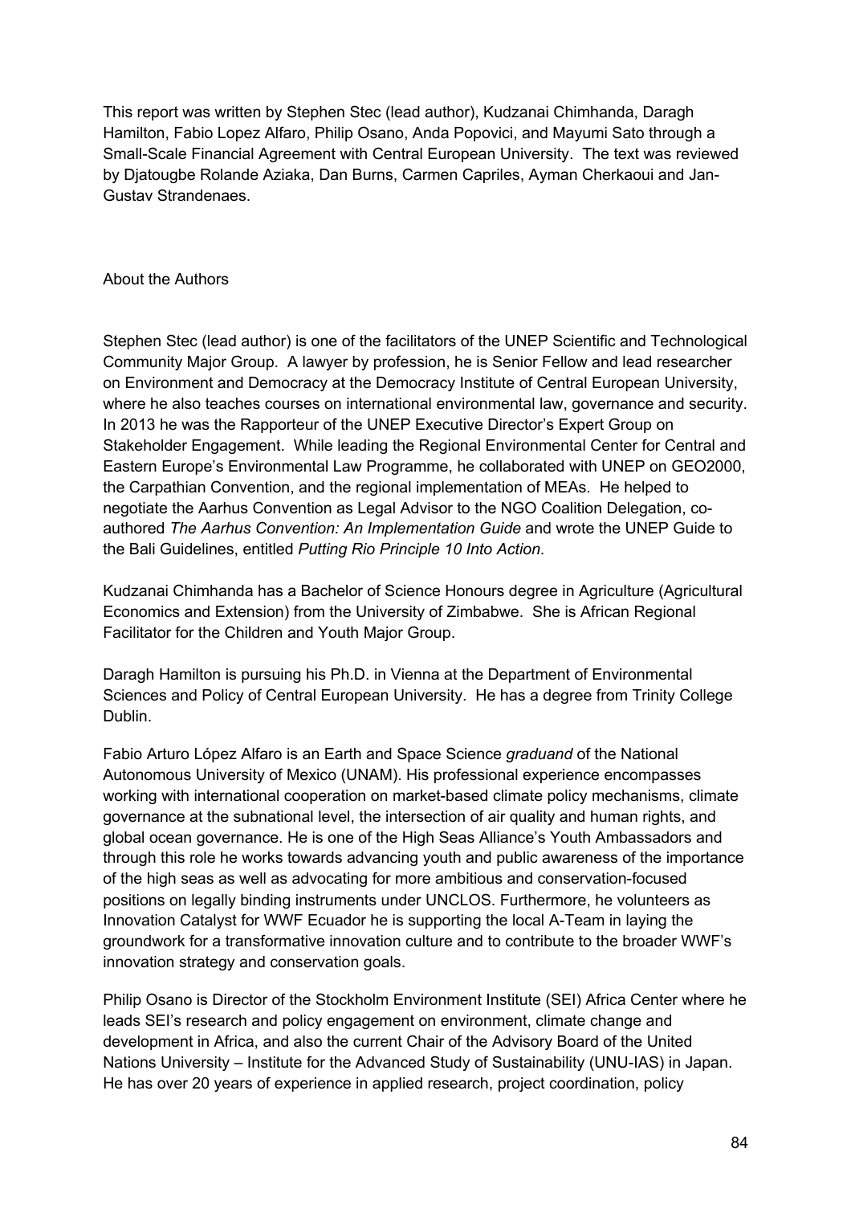This report was written by Stephen Stec (lead author), Kudzanai Chimhanda, Daragh Hamilton, Fabio Lopez Alfaro, Philip Osano, Anda Popovici, and Mayumi Sato through a Small-Scale Financial Agreement with Central European University. The text was reviewed by Djatougbe Rolande Aziaka, Dan Burns, Carmen Capriles, Ayman Cherkaoui and Jan-Gustav Strandenaes.

About the Authors

Stephen Stec (lead author) is one of the facilitators of the UNEP Scientific and Technological Community Major Group. A lawyer by profession, he is Senior Fellow and lead researcher on Environment and Democracy at the Democracy Institute of Central European University, where he also teaches courses on international environmental law, governance and security. In 2013 he was the Rapporteur of the UNEP Executive Director's Expert Group on Stakeholder Engagement. While leading the Regional Environmental Center for Central and Eastern Europe's Environmental Law Programme, he collaborated with UNEP on GEO2000, the Carpathian Convention, and the regional implementation of MEAs. He helped to negotiate the Aarhus Convention as Legal Advisor to the NGO Coalition Delegation, co-authored *The Aarhus Convention: An Implementation Guide* and wrote the UNEP Guide to the Bali Guidelines, entitled *Putting Rio Principle 10 Into Action*.

Kudzanai Chimhanda has a Bachelor of Science Honours degree in Agriculture (Agricultural Economics and Extension) from the University of Zimbabwe. She is African Regional Facilitator for the Children and Youth Major Group.

Daragh Hamilton is pursuing his Ph.D. in Vienna at the Department of Environmental Sciences and Policy of Central European University. He has a degree from Trinity College Dublin.

Fabio Arturo López Alfaro is an Earth and Space Science *graduand* of the National Autonomous University of Mexico (UNAM). His professional experience encompasses working with international cooperation on market-based climate policy mechanisms, climate governance at the subnational level, the intersection of air quality and human rights, and global ocean governance. He is one of the High Seas Alliance's Youth Ambassadors and through this role he works towards advancing youth and public awareness of the importance of the high seas as well as advocating for more ambitious and conservation-focused positions on legally binding instruments under UNCLOS. Furthermore, he volunteers as Innovation Catalyst for WWF Ecuador he is supporting the local A-Team in laying the groundwork for a transformative innovation culture and to contribute to the broader WWF's innovation strategy and conservation goals.

Philip Osano is Director of the Stockholm Environment Institute (SEI) Africa Center where he leads SEI's research and policy engagement on environment, climate change and development in Africa, and also the current Chair of the Advisory Board of the United Nations University – Institute for the Advanced Study of Sustainability (UNU-IAS) in Japan. He has over 20 years of experience in applied research, project coordination, policy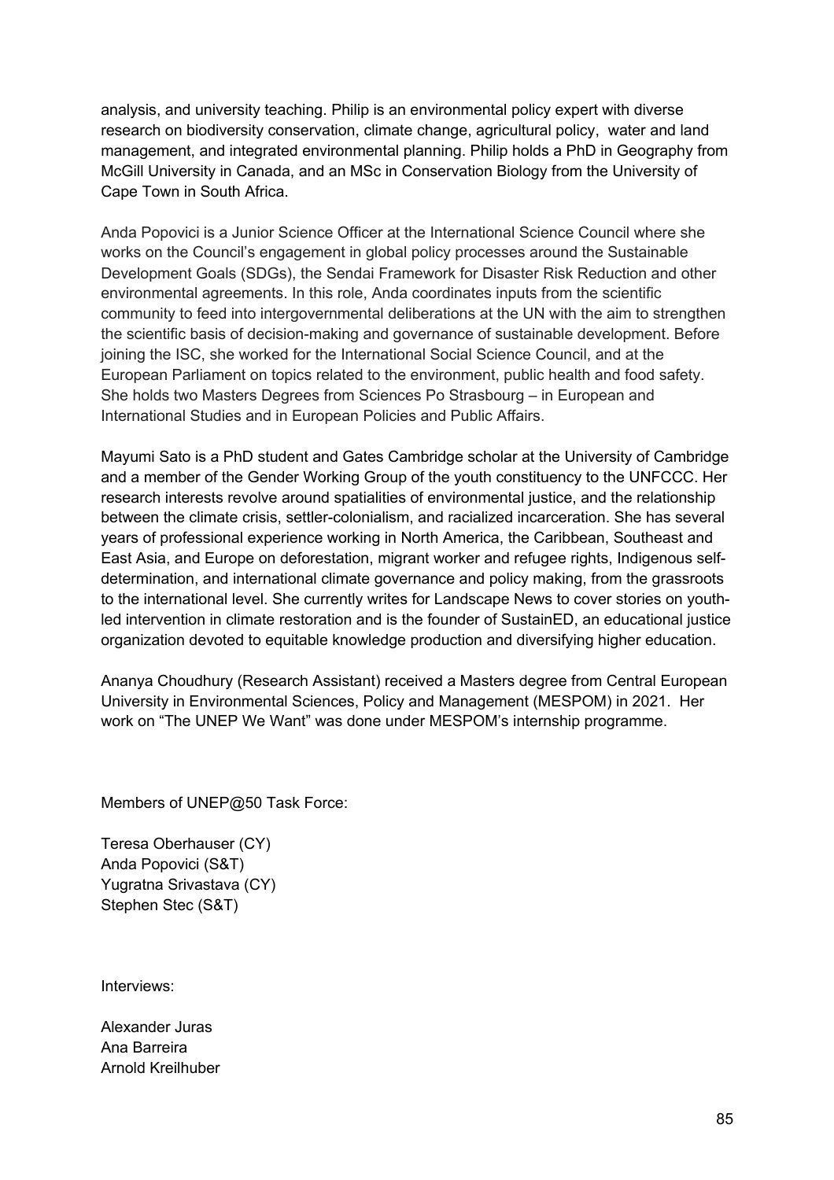analysis, and university teaching. Philip is an environmental policy expert with diverse research on biodiversity conservation, climate change, agricultural policy, water and land management, and integrated environmental planning. Philip holds a PhD in Geography from McGill University in Canada, and an MSc in Conservation Biology from the University of Cape Town in South Africa.

Anda Popovici is a Junior Science Officer at the International Science Council where she works on the Council's engagement in global policy processes around the Sustainable Development Goals (SDGs), the Sendai Framework for Disaster Risk Reduction and other environmental agreements. In this role, Anda coordinates inputs from the scientific community to feed into intergovernmental deliberations at the UN with the aim to strengthen the scientific basis of decision-making and governance of sustainable development. Before joining the ISC, she worked for the International Social Science Council, and at the European Parliament on topics related to the environment, public health and food safety. She holds two Masters Degrees from Sciences Po Strasbourg – in European and International Studies and in European Policies and Public Affairs.

Mayumi Sato is a PhD student and Gates Cambridge scholar at the University of Cambridge and a member of the Gender Working Group of the youth constituency to the UNFCCC. Her research interests revolve around spatialities of environmental justice, and the relationship between the climate crisis, settler-colonialism, and racialized incarceration. She has several years of professional experience working in North America, the Caribbean, Southeast and East Asia, and Europe on deforestation, migrant worker and refugee rights, Indigenous self-determination, and international climate governance and policy making, from the grassroots to the international level. She currently writes for Landscape News to cover stories on youth-led intervention in climate restoration and is the founder of SustainED, an educational justice organization devoted to equitable knowledge production and diversifying higher education.

Ananya Choudhury (Research Assistant) received a Masters degree from Central European University in Environmental Sciences, Policy and Management (MESPOM) in 2021. Her work on "The UNEP We Want" was done under MESPOM's internship programme.

Members of UNEP@50 Task Force:

Teresa Oberhauser (CY)
Anda Popovici (S&T)
Yugratna Srivastava (CY)
Stephen Stec (S&T)

Interviews:

Alexander Juras
Ana Barreira
Arnold Kreilhuber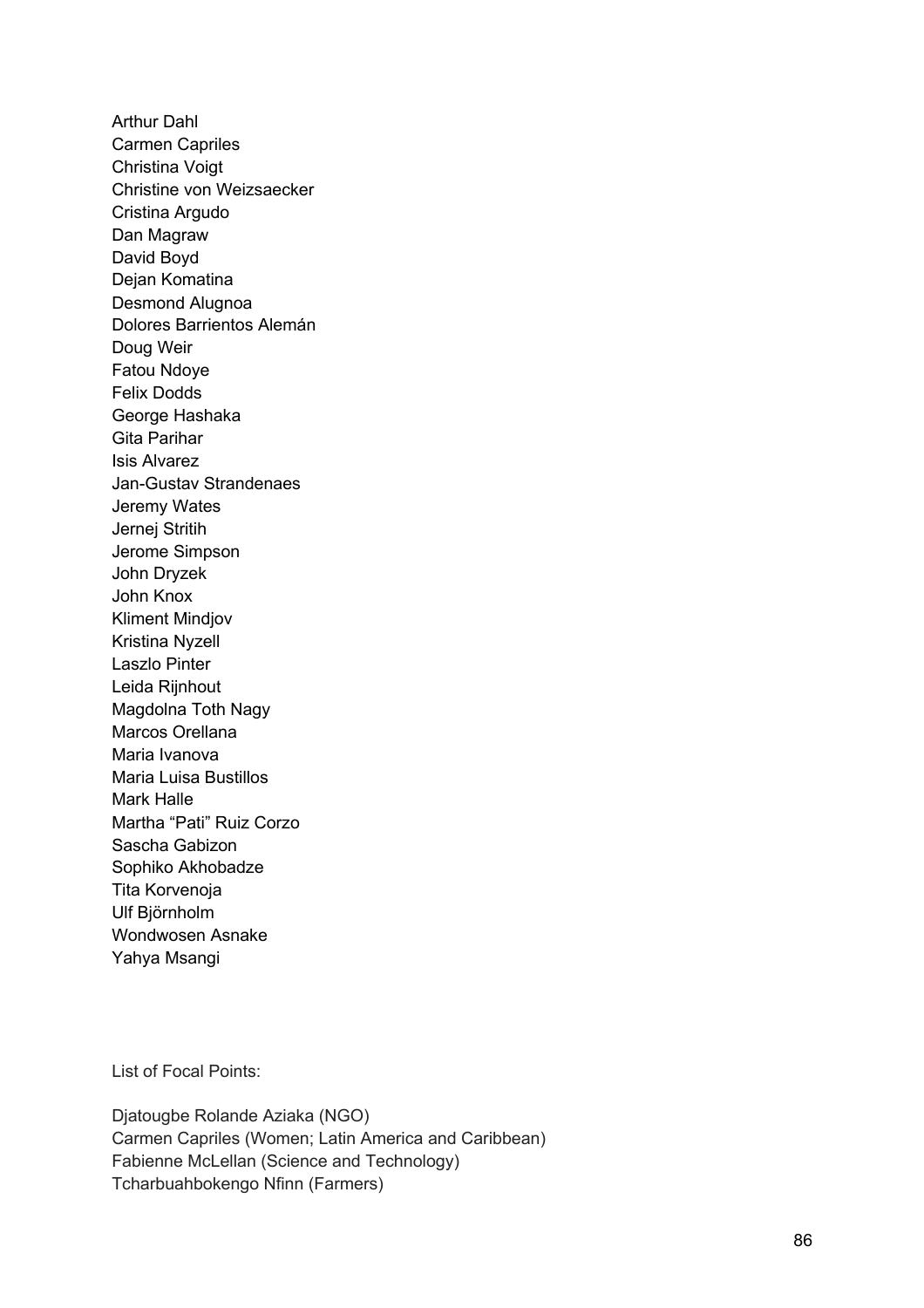Arthur Dahl
Carmen Capriles
Christina Voigt
Christine von Weizsaecker
Cristina Argudo
Dan Magraw
David Boyd
Dejan Komatina
Desmond Alugnoa
Dolores Barrientos Alemán
Doug Weir
Fatou Ndoye
Felix Dodds
George Hashaka
Gita Parihar
Isis Alvarez
Jan-Gustav Strandenaes
Jeremy Wates
Jernej Stritih
Jerome Simpson
John Dryzek
John Knox
Kliment Mindjov
Kristina Nyzell
Laszlo Pinter
Leida Rijnhout
Magdolna Toth Nagy
Marcos Orellana
Maria Ivanova
Maria Luisa Bustillos
Mark Halle
Martha “Pati” Ruiz Corzo
Sascha Gabizon
Sophiko Akhobadze
Tita Korvenoja
Ulf Björnholm
Wondwosen Asnake
Yahya Msangi

List of Focal Points:

Djatougbe Rolande Aziaka (NGO)
Carmen Capriles (Women; Latin America and Caribbean)
Fabienne McLellan (Science and Technology)
Tcharbuahbokengo Nfinn (Farmers)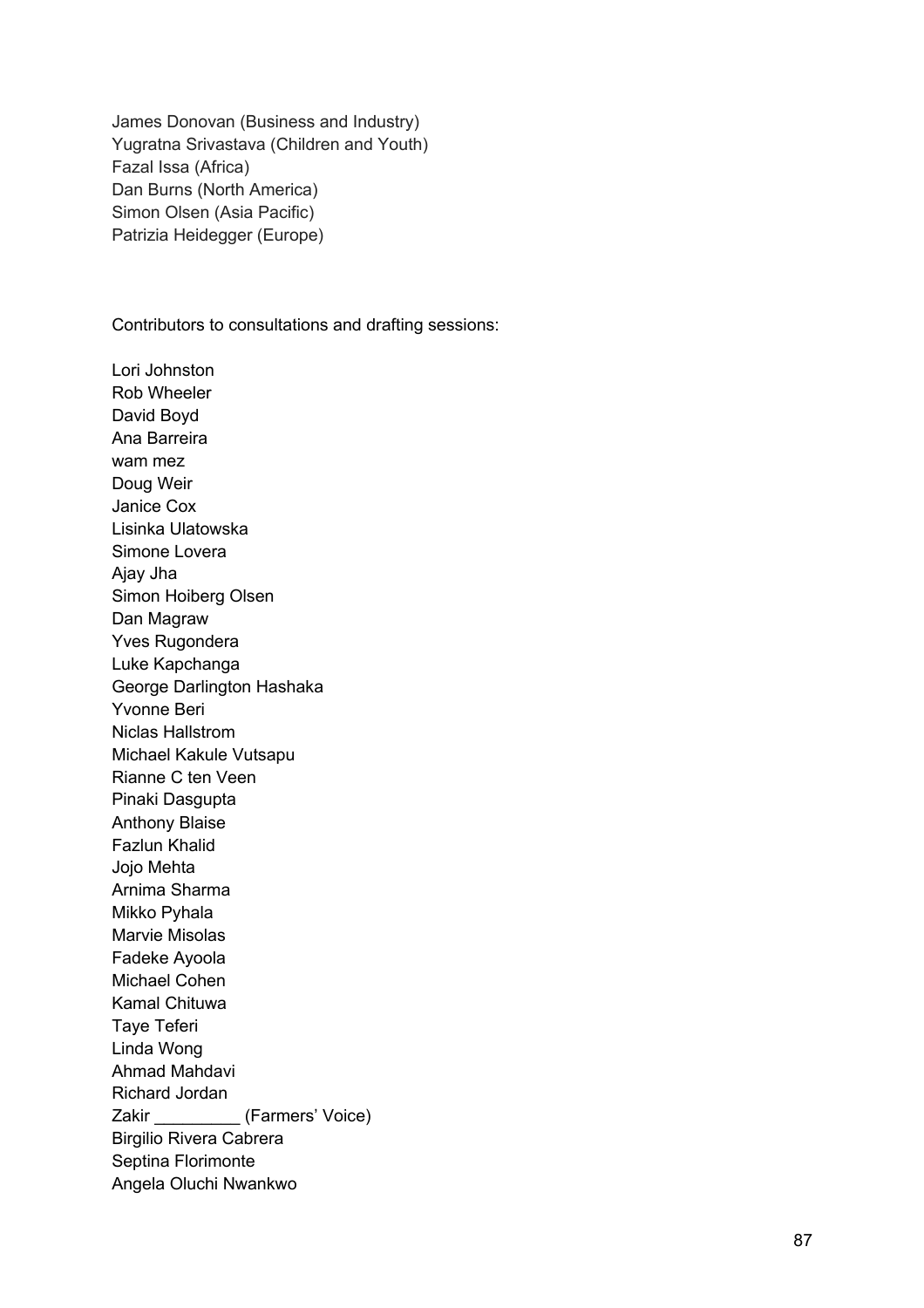James Donovan (Business and Industry)
Yugratna Srivastava (Children and Youth)
Fazal Issa (Africa)
Dan Burns (North America)
Simon Olsen (Asia Pacific)
Patrizia Heidegger (Europe)

Contributors to consultations and drafting sessions:

Lori Johnston
Rob Wheeler
David Boyd
Ana Barreira
wam mez
Doug Weir
Janice Cox
Lisinka Ulatowska
Simone Lovera
Ajay Jha
Simon Hoiberg Olsen
Dan Magraw
Yves Rugondera
Luke Kapchanga
George Darlington Hashaka
Yvonne Beri
Niclas Hallstrom
Michael Kakule Vutsapu
Rianne C ten Veen
Pinaki Dasgupta
Anthony Blaise
Fazlun Khalid
Jojo Mehta
Arnima Sharma
Mikko Pyhala
Marvie Misolas
Fadeke Ayoola
Michael Cohen
Kamal Chituwa
Taye Teferi
Linda Wong
Ahmad Mahdavi
Richard Jordan
Zakir _________ (Farmers' Voice)
Birgilio Rivera Cabrera
Septina Florimonte
Angela Oluchi Nwankwo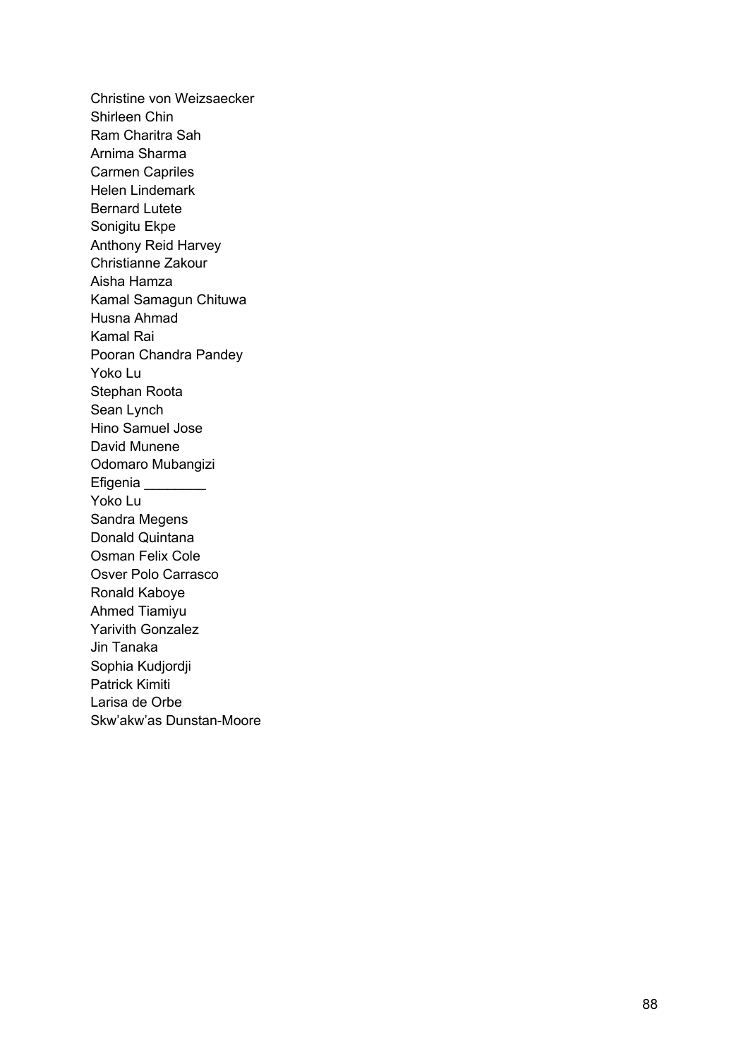Christine von Weizsaecker
Shirleen Chin
Ram Charitra Sah
Arnima Sharma
Carmen Capriles
Helen Lindemark
Bernard Lutete
Sonigitu Ekpe
Anthony Reid Harvey
Christianne Zakour
Aisha Hamza
Kamal Samagun Chituwa
Husna Ahmad
Kamal Rai
Pooran Chandra Pandey
Yoko Lu
Stephan Roota
Sean Lynch
Hino Samuel Jose
David Munene
Odomaro Mubangizi
Efigenia ________
Yoko Lu
Sandra Megens
Donald Quintana
Osman Felix Cole
Osver Polo Carrasco
Ronald Kaboye
Ahmed Tiamiyu
Yarivith Gonzalez
Jin Tanaka
Sophia Kudjordji
Patrick Kimiti
Larisa de Orbe
Skw'akw'as Dunstan-Moore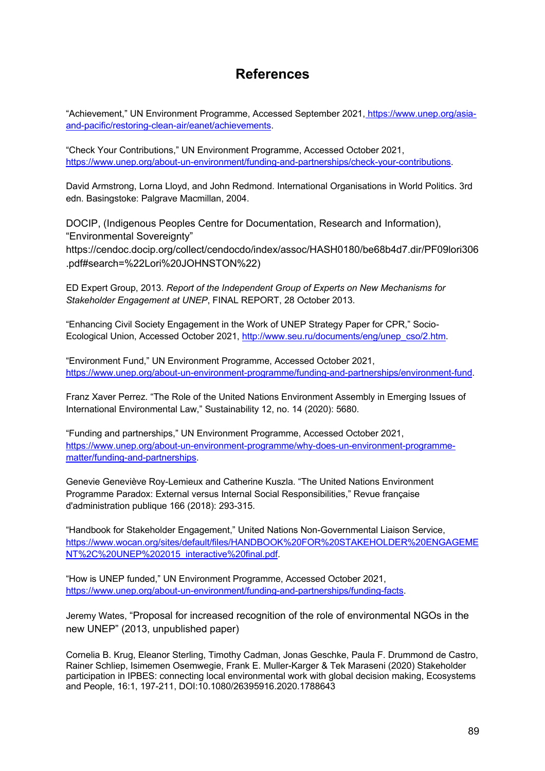# References

"Achievement," UN Environment Programme, Accessed September 2021, https://www.unep.org/asia-and-pacific/restoring-clean-air/eanet/achievements.

"Check Your Contributions," UN Environment Programme, Accessed October 2021, https://www.unep.org/about-un-environment/funding-and-partnerships/check-your-contributions.

David Armstrong, Lorna Lloyd, and John Redmond. International Organisations in World Politics. 3rd edn. Basingstoke: Palgrave Macmillan, 2004.

DOCIP, (Indigenous Peoples Centre for Documentation, Research and Information), "Environmental Sovereignty" https://cendoc.docip.org/collect/cendocdo/index/assoc/HASH0180/be68b4d7.dir/PF09lori306.pdf#search=%22Lori%20JOHNSTON%22)

ED Expert Group, 2013. *Report of the Independent Group of Experts on New Mechanisms for Stakeholder Engagement at UNEP*, FINAL REPORT, 28 October 2013.

"Enhancing Civil Society Engagement in the Work of UNEP Strategy Paper for CPR," Socio-Ecological Union, Accessed October 2021, http://www.seu.ru/documents/eng/unep_cso/2.htm.

"Environment Fund," UN Environment Programme, Accessed October 2021, https://www.unep.org/about-un-environment-programme/funding-and-partnerships/environment-fund.

Franz Xaver Perrez. "The Role of the United Nations Environment Assembly in Emerging Issues of International Environmental Law," Sustainability 12, no. 14 (2020): 5680.

"Funding and partnerships," UN Environment Programme, Accessed October 2021, https://www.unep.org/about-un-environment-programme/why-does-un-environment-programme-matter/funding-and-partnerships.

Genevie Geneviève Roy-Lemieux and Catherine Kuszla. "The United Nations Environment Programme Paradox: External versus Internal Social Responsibilities," Revue française d'administration publique 166 (2018): 293-315.

"Handbook for Stakeholder Engagement," United Nations Non-Governmental Liaison Service, https://www.wocan.org/sites/default/files/HANDBOOK%20FOR%20STAKEHOLDER%20ENGAGEMENT%2C%20UNEP%202015_interactive%20final.pdf.

"How is UNEP funded," UN Environment Programme, Accessed October 2021, https://www.unep.org/about-un-environment/funding-and-partnerships/funding-facts.

Jeremy Wates, "Proposal for increased recognition of the role of environmental NGOs in the new UNEP" (2013, unpublished paper)

Cornelia B. Krug, Eleanor Sterling, Timothy Cadman, Jonas Geschke, Paula F. Drummond de Castro, Rainer Schliep, Isimemen Osemwegie, Frank E. Muller-Karger & Tek Maraseni (2020) Stakeholder participation in IPBES: connecting local environmental work with global decision making, Ecosystems and People, 16:1, 197-211, DOI:10.1080/26395916.2020.1788643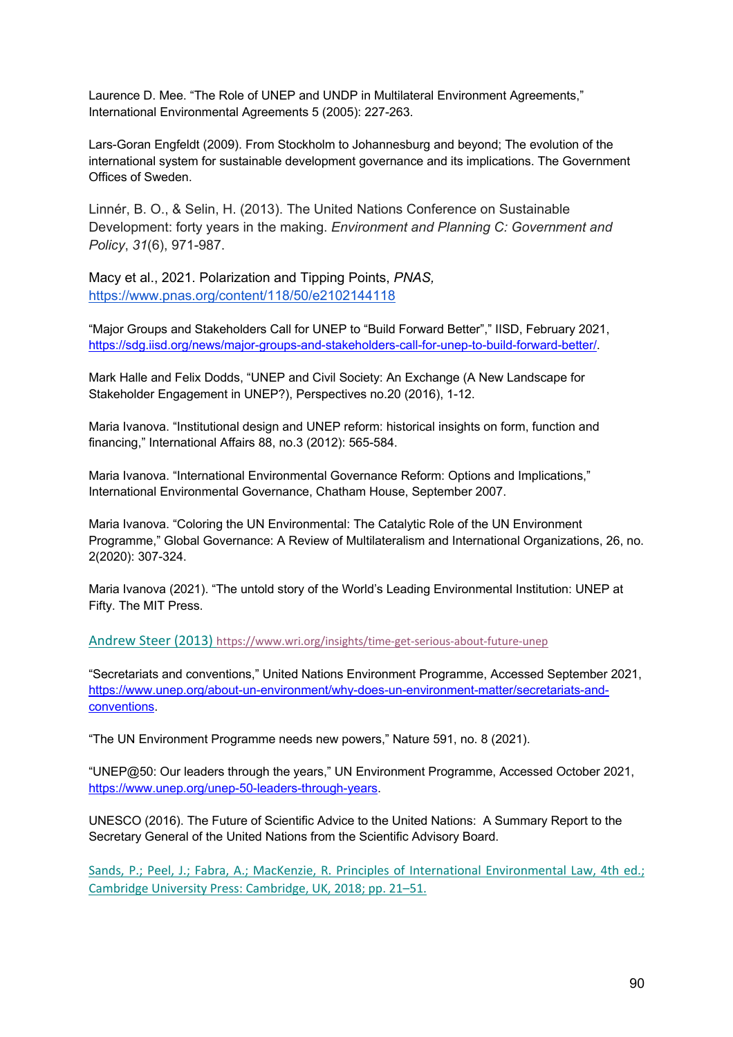Laurence D. Mee. “The Role of UNEP and UNDP in Multilateral Environment Agreements,” International Environmental Agreements 5 (2005): 227-263.

Lars-Goran Engfeldt (2009). From Stockholm to Johannesburg and beyond; The evolution of the international system for sustainable development governance and its implications. The Government Offices of Sweden.

Linnér, B. O., & Selin, H. (2013). The United Nations Conference on Sustainable Development: forty years in the making. *Environment and Planning C: Government and Policy*, *31*(6), 971-987.

Macy et al., 2021. Polarization and Tipping Points, *PNAS,* https://www.pnas.org/content/118/50/e2102144118

“Major Groups and Stakeholders Call for UNEP to “Build Forward Better”,” IISD, February 2021, https://sdg.iisd.org/news/major-groups-and-stakeholders-call-for-unep-to-build-forward-better/.

Mark Halle and Felix Dodds, “UNEP and Civil Society: An Exchange (A New Landscape for Stakeholder Engagement in UNEP?), Perspectives no.20 (2016), 1-12.

Maria Ivanova. “Institutional design and UNEP reform: historical insights on form, function and financing,” International Affairs 88, no.3 (2012): 565-584.

Maria Ivanova. “International Environmental Governance Reform: Options and Implications,” International Environmental Governance, Chatham House, September 2007.

Maria Ivanova. “Coloring the UN Environmental: The Catalytic Role of the UN Environment Programme,” Global Governance: A Review of Multilateralism and International Organizations, 26, no. 2(2020): 307-324.

Maria Ivanova (2021). “The untold story of the World’s Leading Environmental Institution: UNEP at Fifty. The MIT Press.

Andrew Steer (2013) https://www.wri.org/insights/time-get-serious-about-future-unep

“Secretariats and conventions,” United Nations Environment Programme, Accessed September 2021, https://www.unep.org/about-un-environment/why-does-un-environment-matter/secretariats-and-conventions.

“The UN Environment Programme needs new powers,” Nature 591, no. 8 (2021).

“UNEP@50: Our leaders through the years,” UN Environment Programme, Accessed October 2021, https://www.unep.org/unep-50-leaders-through-years.

UNESCO (2016). The Future of Scientific Advice to the United Nations: A Summary Report to the Secretary General of the United Nations from the Scientific Advisory Board.

Sands, P.; Peel, J.; Fabra, A.; MacKenzie, R. Principles of International Environmental Law, 4th ed.; Cambridge University Press: Cambridge, UK, 2018; pp. 21–51.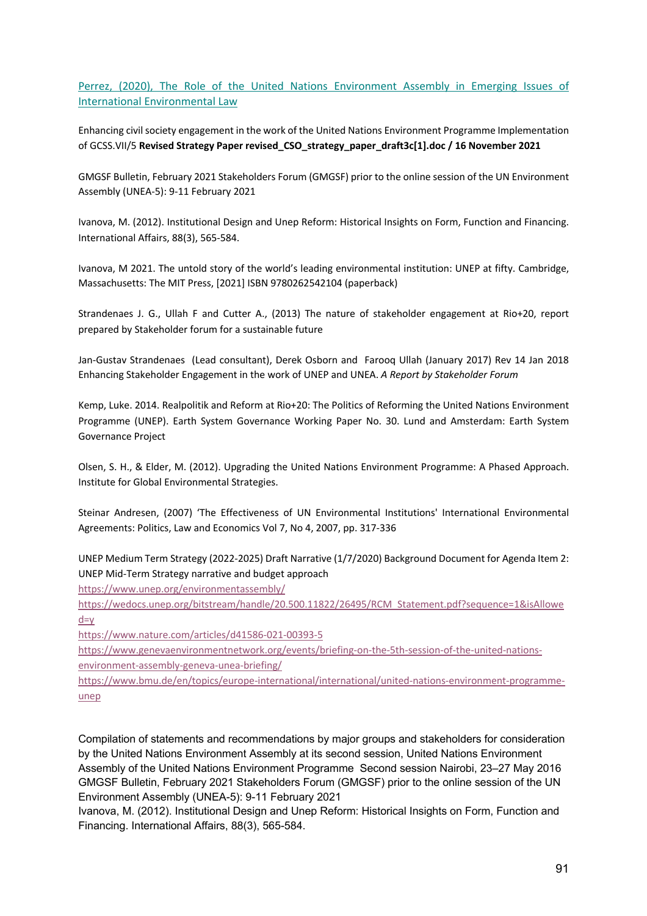[Perrez, (2020), The Role of the United Nations Environment Assembly in Emerging Issues of International Environmental Law]

Enhancing civil society engagement in the work of the United Nations Environment Programme Implementation of GCSS.VII/5 **Revised Strategy Paper revised_CSO_strategy_paper_draft3c[1].doc / 16 November 2021**

GMGSF Bulletin, February 2021 Stakeholders Forum (GMGSF) prior to the online session of the UN Environment Assembly (UNEA-5): 9-11 February 2021

Ivanova, M. (2012). Institutional Design and Unep Reform: Historical Insights on Form, Function and Financing. International Affairs, 88(3), 565-584.

Ivanova, M 2021. The untold story of the world's leading environmental institution: UNEP at fifty. Cambridge, Massachusetts: The MIT Press, [2021] ISBN 9780262542104 (paperback)

Strandenaes J. G., Ullah F and Cutter A., (2013) The nature of stakeholder engagement at Rio+20, report prepared by Stakeholder forum for a sustainable future

Jan-Gustav Strandenaes (Lead consultant), Derek Osborn and Farooq Ullah (January 2017) Rev 14 Jan 2018 Enhancing Stakeholder Engagement in the work of UNEP and UNEA. *A Report by Stakeholder Forum*

Kemp, Luke. 2014. Realpolitik and Reform at Rio+20: The Politics of Reforming the United Nations Environment Programme (UNEP). Earth System Governance Working Paper No. 30. Lund and Amsterdam: Earth System Governance Project

Olsen, S. H., & Elder, M. (2012). Upgrading the United Nations Environment Programme: A Phased Approach. Institute for Global Environmental Strategies.

Steinar Andresen, (2007) 'The Effectiveness of UN Environmental Institutions' International Environmental Agreements: Politics, Law and Economics Vol 7, No 4, 2007, pp. 317-336

UNEP Medium Term Strategy (2022-2025) Draft Narrative (1/7/2020) Background Document for Agenda Item 2: UNEP Mid-Term Strategy narrative and budget approach
https://www.unep.org/environmentassembly/
https://wedocs.unep.org/bitstream/handle/20.500.11822/26495/RCM_Statement.pdf?sequence=1&isAllowed=y
https://www.nature.com/articles/d41586-021-00393-5
https://www.genevaenvironmentnetwork.org/events/briefing-on-the-5th-session-of-the-united-nations-environment-assembly-geneva-unea-briefing/
https://www.bmu.de/en/topics/europe-international/international/united-nations-environment-programme-unep

Compilation of statements and recommendations by major groups and stakeholders for consideration by the United Nations Environment Assembly at its second session, United Nations Environment Assembly of the United Nations Environment Programme Second session Nairobi, 23–27 May 2016
GMGSF Bulletin, February 2021 Stakeholders Forum (GMGSF) prior to the online session of the UN Environment Assembly (UNEA-5): 9-11 February 2021
Ivanova, M. (2012). Institutional Design and Unep Reform: Historical Insights on Form, Function and Financing. International Affairs, 88(3), 565-584.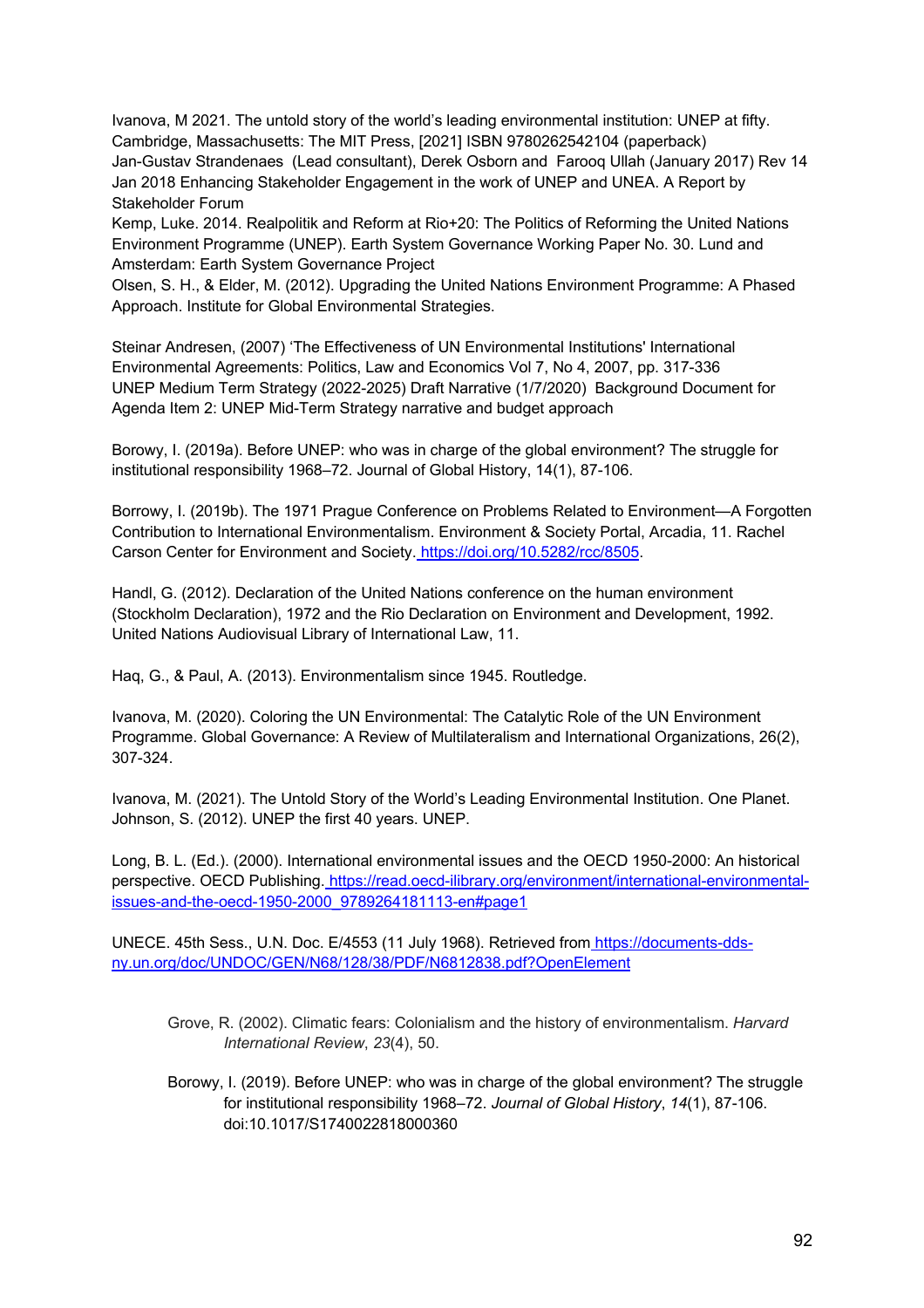Ivanova, M 2021. The untold story of the world's leading environmental institution: UNEP at fifty. Cambridge, Massachusetts: The MIT Press, [2021] ISBN 9780262542104 (paperback)
Jan-Gustav Strandenaes (Lead consultant), Derek Osborn and Farooq Ullah (January 2017) Rev 14 Jan 2018 Enhancing Stakeholder Engagement in the work of UNEP and UNEA. A Report by Stakeholder Forum
Kemp, Luke. 2014. Realpolitik and Reform at Rio+20: The Politics of Reforming the United Nations Environment Programme (UNEP). Earth System Governance Working Paper No. 30. Lund and Amsterdam: Earth System Governance Project
Olsen, S. H., & Elder, M. (2012). Upgrading the United Nations Environment Programme: A Phased Approach. Institute for Global Environmental Strategies.

Steinar Andresen, (2007) 'The Effectiveness of UN Environmental Institutions' International Environmental Agreements: Politics, Law and Economics Vol 7, No 4, 2007, pp. 317-336
UNEP Medium Term Strategy (2022-2025) Draft Narrative (1/7/2020) Background Document for Agenda Item 2: UNEP Mid-Term Strategy narrative and budget approach

Borowy, I. (2019a). Before UNEP: who was in charge of the global environment? The struggle for institutional responsibility 1968–72. Journal of Global History, 14(1), 87-106.

Borrowy, I. (2019b). The 1971 Prague Conference on Problems Related to Environment—A Forgotten Contribution to International Environmentalism. Environment & Society Portal, Arcadia, 11. Rachel Carson Center for Environment and Society. https://doi.org/10.5282/rcc/8505.

Handl, G. (2012). Declaration of the United Nations conference on the human environment (Stockholm Declaration), 1972 and the Rio Declaration on Environment and Development, 1992. United Nations Audiovisual Library of International Law, 11.

Haq, G., & Paul, A. (2013). Environmentalism since 1945. Routledge.

Ivanova, M. (2020). Coloring the UN Environmental: The Catalytic Role of the UN Environment Programme. Global Governance: A Review of Multilateralism and International Organizations, 26(2), 307-324.

Ivanova, M. (2021). The Untold Story of the World's Leading Environmental Institution. One Planet.
Johnson, S. (2012). UNEP the first 40 years. UNEP.

Long, B. L. (Ed.). (2000). International environmental issues and the OECD 1950-2000: An historical perspective. OECD Publishing. https://read.oecd-ilibrary.org/environment/international-environmental-issues-and-the-oecd-1950-2000_9789264181113-en#page1

UNECE. 45th Sess., U.N. Doc. E/4553 (11 July 1968). Retrieved from https://documents-dds-ny.un.org/doc/UNDOC/GEN/N68/128/38/PDF/N6812838.pdf?OpenElement

Grove, R. (2002). Climatic fears: Colonialism and the history of environmentalism. *Harvard International Review*, *23*(4), 50.

Borowy, I. (2019). Before UNEP: who was in charge of the global environment? The struggle for institutional responsibility 1968–72. *Journal of Global History*, *14*(1), 87-106. doi:10.1017/S1740022818000360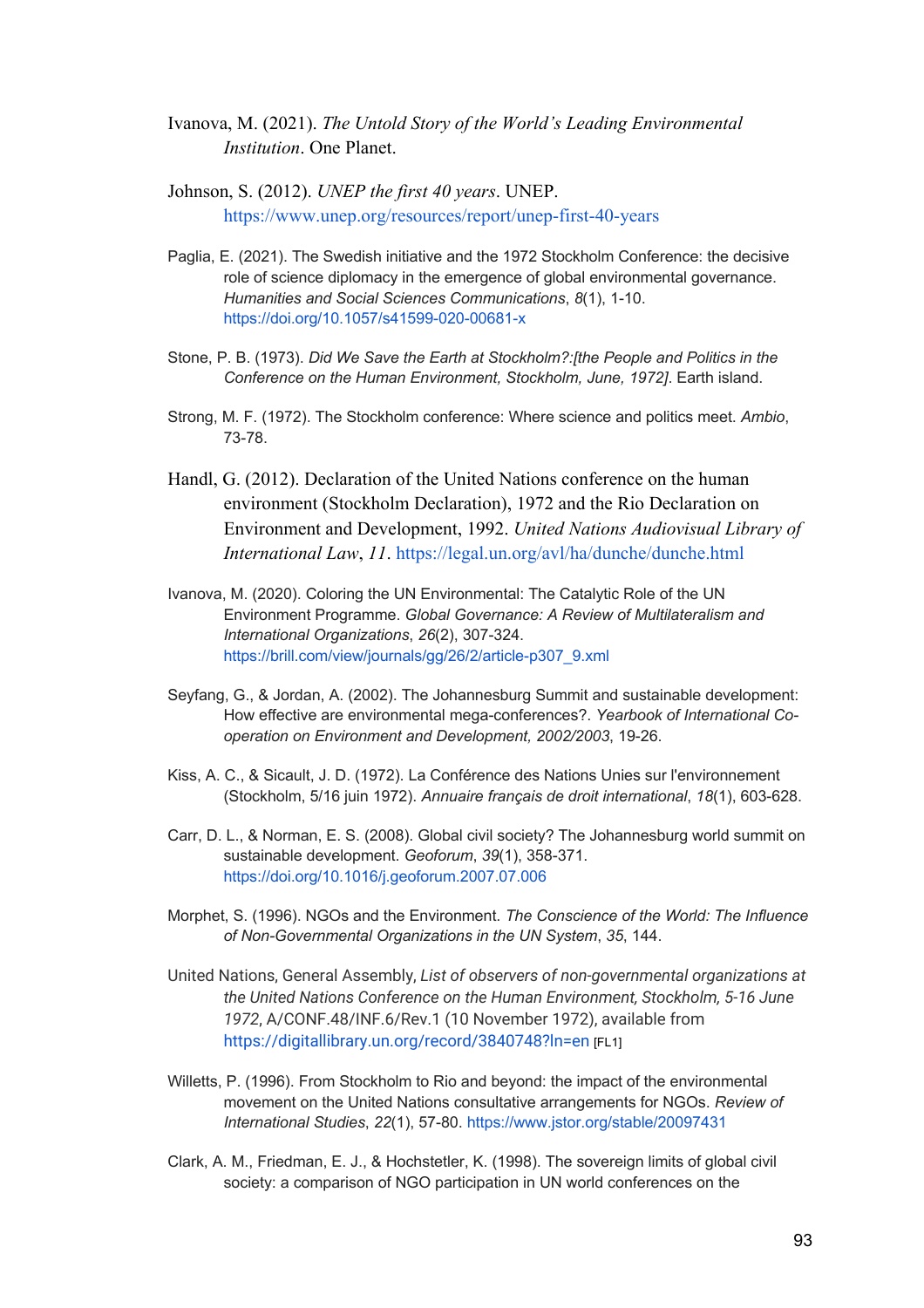Ivanova, M. (2021). *The Untold Story of the World's Leading Environmental Institution*. One Planet.

Johnson, S. (2012). *UNEP the first 40 years*. UNEP. https://www.unep.org/resources/report/unep-first-40-years

Paglia, E. (2021). The Swedish initiative and the 1972 Stockholm Conference: the decisive role of science diplomacy in the emergence of global environmental governance. *Humanities and Social Sciences Communications*, *8*(1), 1-10. https://doi.org/10.1057/s41599-020-00681-x

Stone, P. B. (1973). *Did We Save the Earth at Stockholm?:[the People and Politics in the Conference on the Human Environment, Stockholm, June, 1972]*. Earth island.

Strong, M. F. (1972). The Stockholm conference: Where science and politics meet. *Ambio*, 73-78.

Handl, G. (2012). Declaration of the United Nations conference on the human environment (Stockholm Declaration), 1972 and the Rio Declaration on Environment and Development, 1992. *United Nations Audiovisual Library of International Law*, *11*. https://legal.un.org/avl/ha/dunche/dunche.html

Ivanova, M. (2020). Coloring the UN Environmental: The Catalytic Role of the UN Environment Programme. *Global Governance: A Review of Multilateralism and International Organizations*, *26*(2), 307-324. https://brill.com/view/journals/gg/26/2/article-p307_9.xml

Seyfang, G., & Jordan, A. (2002). The Johannesburg Summit and sustainable development: How effective are environmental mega-conferences?. *Yearbook of International Co-operation on Environment and Development, 2002/2003*, 19-26.

Kiss, A. C., & Sicault, J. D. (1972). La Conférence des Nations Unies sur l'environnement (Stockholm, 5/16 juin 1972). *Annuaire français de droit international*, *18*(1), 603-628.

Carr, D. L., & Norman, E. S. (2008). Global civil society? The Johannesburg world summit on sustainable development. *Geoforum*, *39*(1), 358-371. https://doi.org/10.1016/j.geoforum.2007.07.006

Morphet, S. (1996). NGOs and the Environment. *The Conscience of the World: The Influence of Non-Governmental Organizations in the UN System*, *35*, 144.

United Nations, General Assembly, *List of observers of non-governmental organizations at the United Nations Conference on the Human Environment, Stockholm, 5-16 June 1972*, A/CONF.48/INF.6/Rev.1 (10 November 1972), available from https://digitallibrary.un.org/record/3840748?ln=en [FL1]

Willetts, P. (1996). From Stockholm to Rio and beyond: the impact of the environmental movement on the United Nations consultative arrangements for NGOs. *Review of International Studies*, *22*(1), 57-80. https://www.jstor.org/stable/20097431

Clark, A. M., Friedman, E. J., & Hochstetler, K. (1998). The sovereign limits of global civil society: a comparison of NGO participation in UN world conferences on the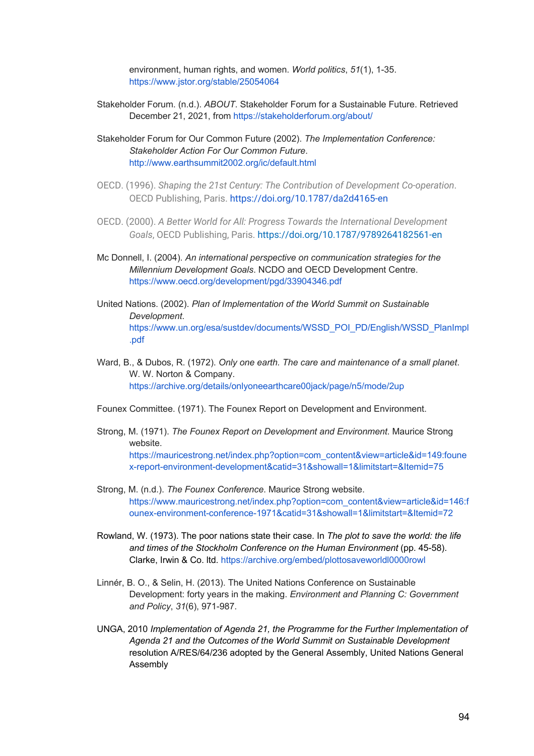environment, human rights, and women. *World politics*, *51*(1), 1-35. https://www.jstor.org/stable/25054064

Stakeholder Forum. (n.d.). *ABOUT*. Stakeholder Forum for a Sustainable Future. Retrieved December 21, 2021, from https://stakeholderforum.org/about/

Stakeholder Forum for Our Common Future (2002). *The Implementation Conference: Stakeholder Action For Our Common Future*. http://www.earthsummit2002.org/ic/default.html

OECD. (1996). *Shaping the 21st Century: The Contribution of Development Co-operation*. OECD Publishing, Paris. https://doi.org/10.1787/da2d4165-en

OECD. (2000). *A Better World for All: Progress Towards the International Development Goals*, OECD Publishing, Paris. https://doi.org/10.1787/9789264182561-en

Mc Donnell, I. (2004). *An international perspective on communication strategies for the Millennium Development Goals*. NCDO and OECD Development Centre. https://www.oecd.org/development/pgd/33904346.pdf

United Nations. (2002). *Plan of Implementation of the World Summit on Sustainable Development*. https://www.un.org/esa/sustdev/documents/WSSD_POI_PD/English/WSSD_PlanImpl.pdf

Ward, B., & Dubos, R. (1972). *Only one earth. The care and maintenance of a small planet*. W. W. Norton & Company. https://archive.org/details/onlyoneearthcare00jack/page/n5/mode/2up

Founex Committee. (1971). The Founex Report on Development and Environment.

Strong, M. (1971). *The Founex Report on Development and Environment*. Maurice Strong website. https://mauricestrong.net/index.php?option=com_content&view=article&id=149:founex-report-environment-development&catid=31&showall=1&limitstart=&Itemid=75

Strong, M. (n.d.). *The Founex Conference*. Maurice Strong website. https://www.mauricestrong.net/index.php?option=com_content&view=article&id=146:founex-environment-conference-1971&catid=31&showall=1&limitstart=&Itemid=72

Rowland, W. (1973). The poor nations state their case. In *The plot to save the world: the life and times of the Stockholm Conference on the Human Environment* (pp. 45-58). Clarke, Irwin & Co. ltd. https://archive.org/embed/plottosaveworldl0000rowl

Linnér, B. O., & Selin, H. (2013). The United Nations Conference on Sustainable Development: forty years in the making. *Environment and Planning C: Government and Policy*, *31*(6), 971-987.

UNGA, 2010 *Implementation of Agenda 21, the Programme for the Further Implementation of Agenda 21 and the Outcomes of the World Summit on Sustainable Development* resolution A/RES/64/236 adopted by the General Assembly, United Nations General Assembly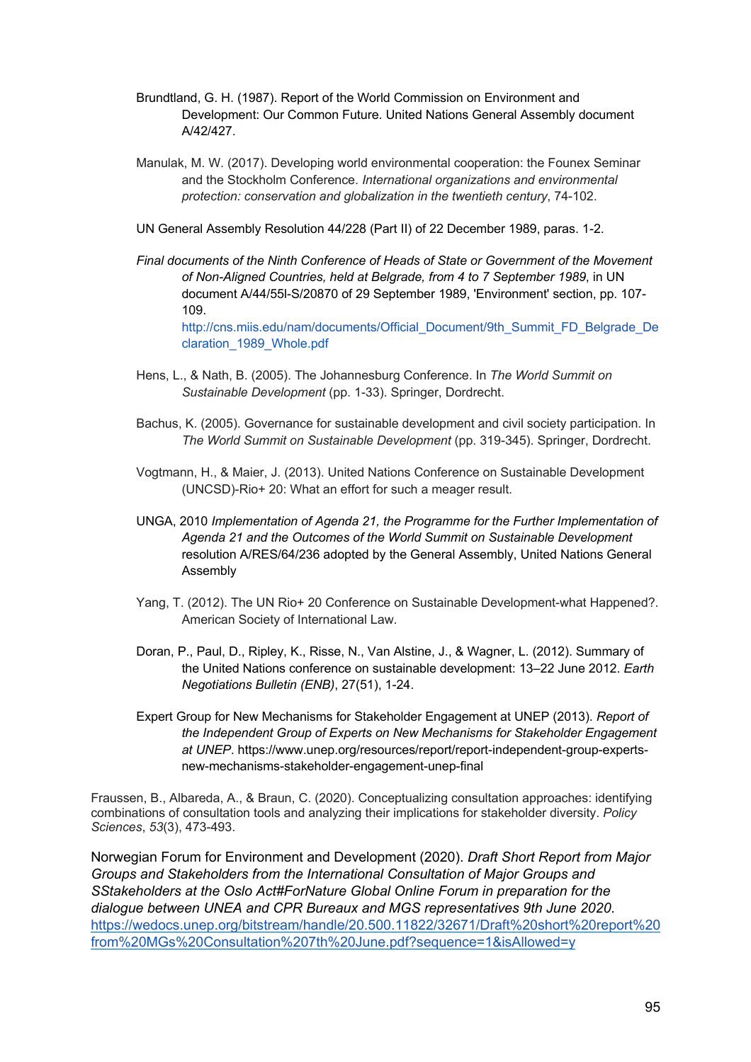Brundtland, G. H. (1987). Report of the World Commission on Environment and Development: Our Common Future. United Nations General Assembly document A/42/427.

Manulak, M. W. (2017). Developing world environmental cooperation: the Founex Seminar and the Stockholm Conference. *International organizations and environmental protection: conservation and globalization in the twentieth century*, 74-102.

UN General Assembly Resolution 44/228 (Part II) of 22 December 1989, paras. 1-2.

*Final documents of the Ninth Conference of Heads of State or Government of the Movement of Non-Aligned Countries, held at Belgrade, from 4 to 7 September 1989*, in UN document A/44/55l-S/20870 of 29 September 1989, 'Environment' section, pp. 107-109. http://cns.miis.edu/nam/documents/Official_Document/9th_Summit_FD_Belgrade_Declaration_1989_Whole.pdf

Hens, L., & Nath, B. (2005). The Johannesburg Conference. In *The World Summit on Sustainable Development* (pp. 1-33). Springer, Dordrecht.

Bachus, K. (2005). Governance for sustainable development and civil society participation. In *The World Summit on Sustainable Development* (pp. 319-345). Springer, Dordrecht.

Vogtmann, H., & Maier, J. (2013). United Nations Conference on Sustainable Development (UNCSD)-Rio+ 20: What an effort for such a meager result.

UNGA, 2010 *Implementation of Agenda 21, the Programme for the Further Implementation of Agenda 21 and the Outcomes of the World Summit on Sustainable Development* resolution A/RES/64/236 adopted by the General Assembly, United Nations General Assembly

Yang, T. (2012). The UN Rio+ 20 Conference on Sustainable Development-what Happened?. American Society of International Law.

Doran, P., Paul, D., Ripley, K., Risse, N., Van Alstine, J., & Wagner, L. (2012). Summary of the United Nations conference on sustainable development: 13–22 June 2012. *Earth Negotiations Bulletin (ENB)*, 27(51), 1-24.

Expert Group for New Mechanisms for Stakeholder Engagement at UNEP (2013). *Report of the Independent Group of Experts on New Mechanisms for Stakeholder Engagement at UNEP*. https://www.unep.org/resources/report/report-independent-group-experts-new-mechanisms-stakeholder-engagement-unep-final

Fraussen, B., Albareda, A., & Braun, C. (2020). Conceptualizing consultation approaches: identifying combinations of consultation tools and analyzing their implications for stakeholder diversity. *Policy Sciences*, *53*(3), 473-493.

Norwegian Forum for Environment and Development (2020). *Draft Short Report from Major Groups and Stakeholders from the International Consultation of Major Groups and SStakeholders at the Oslo Act#ForNature Global Online Forum in preparation for the dialogue between UNEA and CPR Bureaux and MGS representatives 9th June 2020*. https://wedocs.unep.org/bitstream/handle/20.500.11822/32671/Draft%20short%20report%20from%20MGs%20Consultation%207th%20June.pdf?sequence=1&isAllowed=y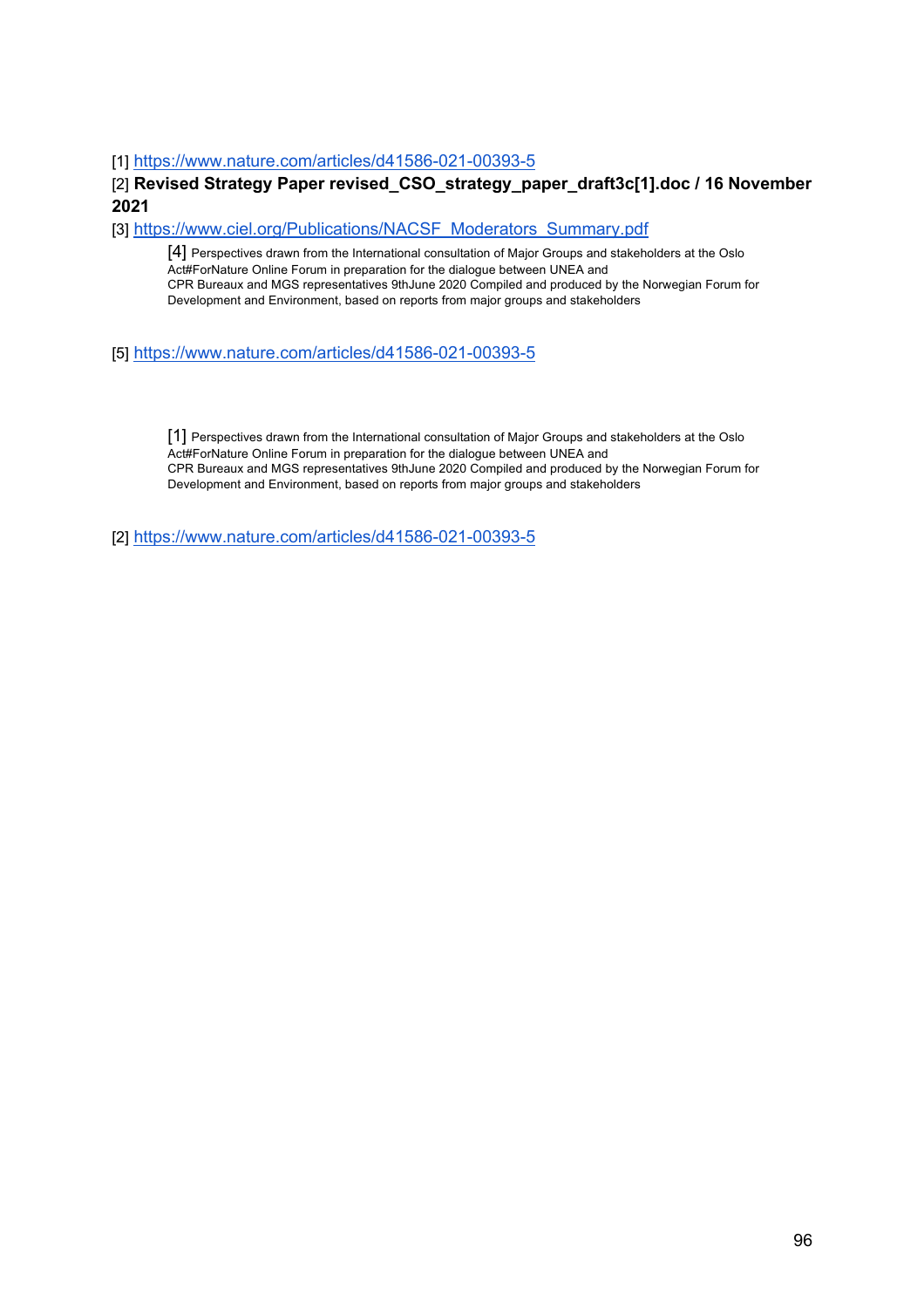[1] https://www.nature.com/articles/d41586-021-00393-5

[2] **Revised Strategy Paper revised_CSO_strategy_paper_draft3c[1].doc / 16 November 2021**

[3] https://www.ciel.org/Publications/NACSF_Moderators_Summary.pdf

[4] Perspectives drawn from the International consultation of Major Groups and stakeholders at the Oslo Act#ForNature Online Forum in preparation for the dialogue between UNEA and CPR Bureaux and MGS representatives 9thJune 2020 Compiled and produced by the Norwegian Forum for Development and Environment, based on reports from major groups and stakeholders

[5] https://www.nature.com/articles/d41586-021-00393-5

[1] Perspectives drawn from the International consultation of Major Groups and stakeholders at the Oslo Act#ForNature Online Forum in preparation for the dialogue between UNEA and CPR Bureaux and MGS representatives 9thJune 2020 Compiled and produced by the Norwegian Forum for Development and Environment, based on reports from major groups and stakeholders

[2] https://www.nature.com/articles/d41586-021-00393-5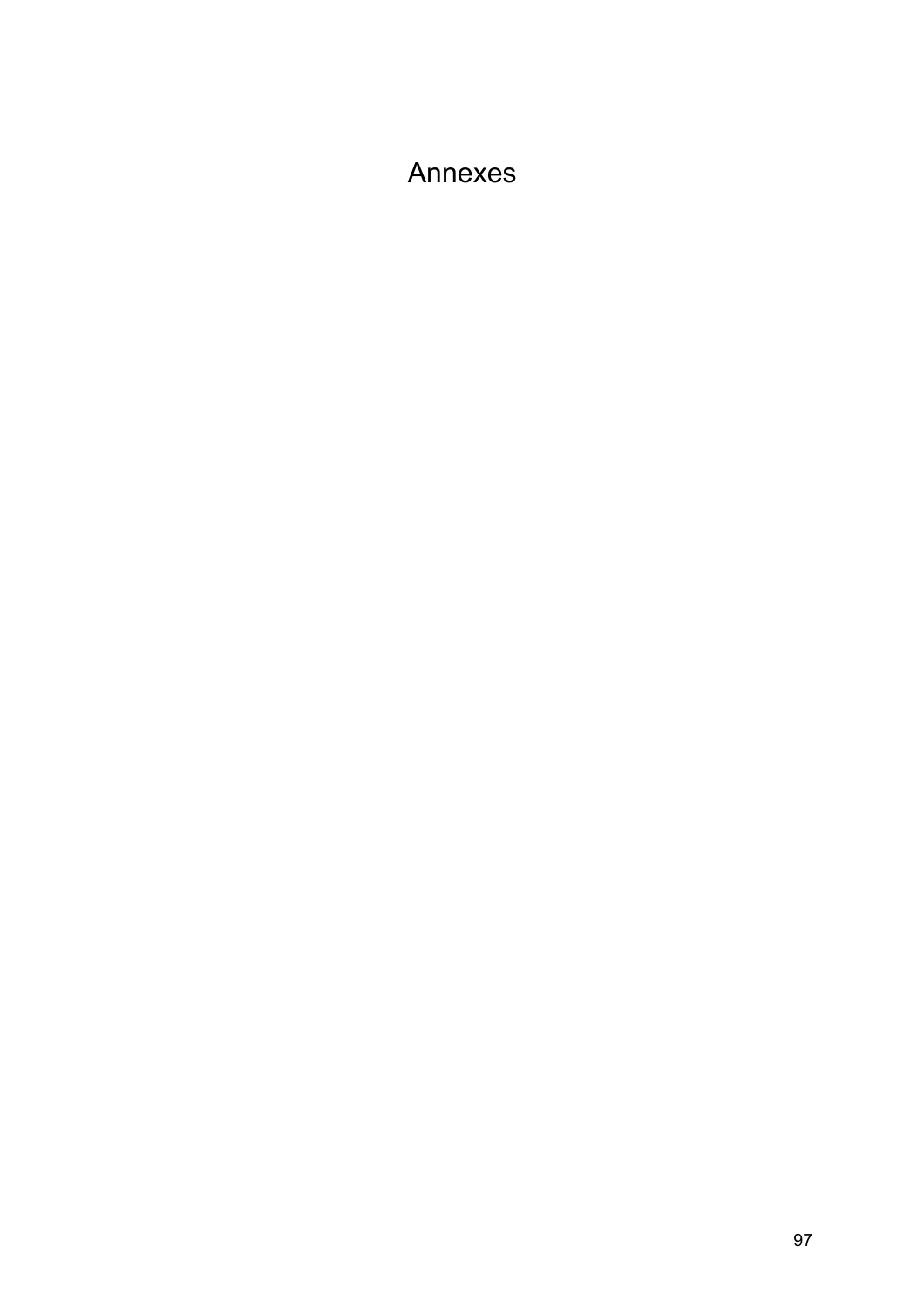# Annexes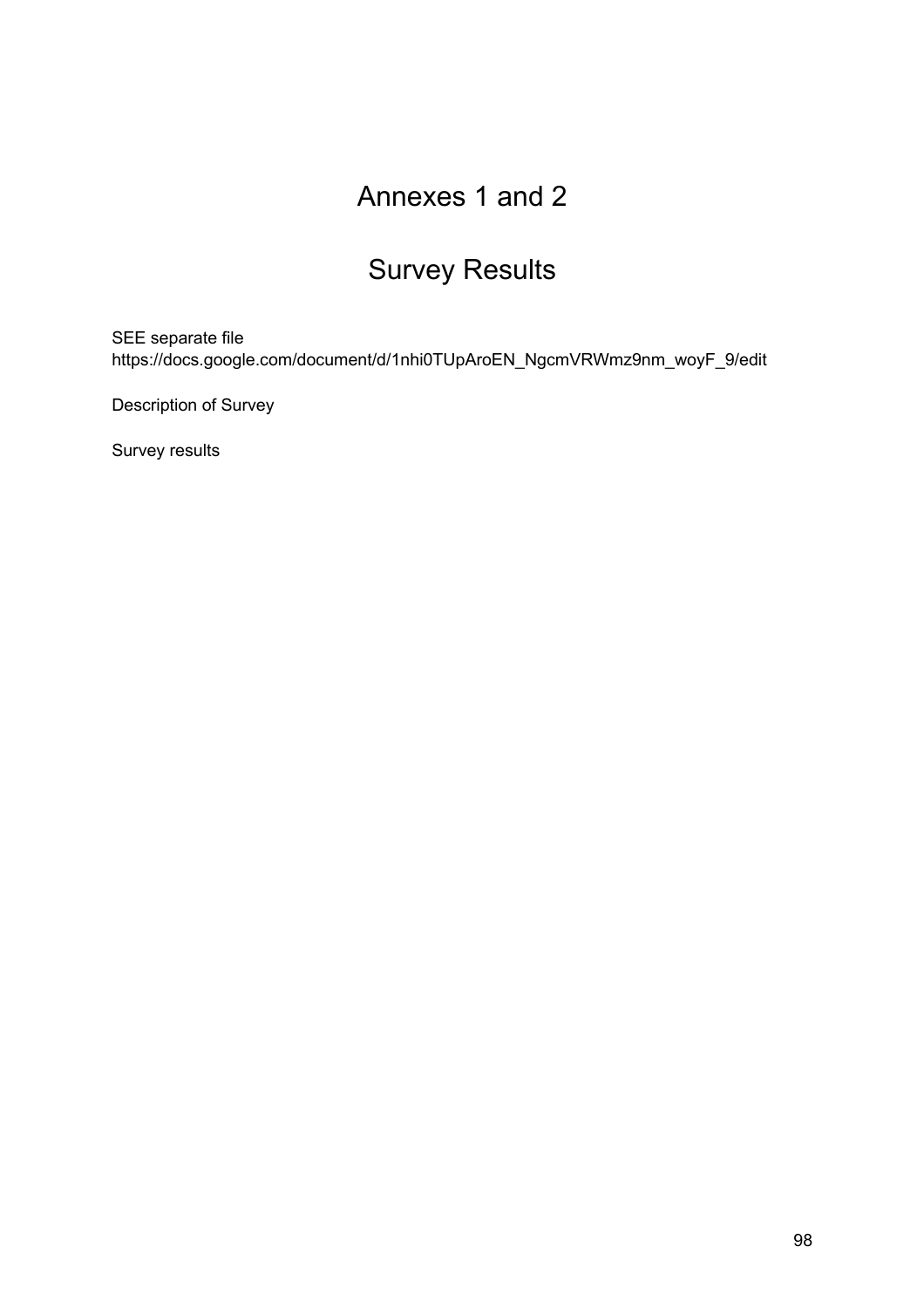# Annexes 1 and 2

# Survey Results

SEE separate file
https://docs.google.com/document/d/1nhi0TUpAroEN_NgcmVRWmz9nm_woyF_9/edit

Description of Survey

Survey results